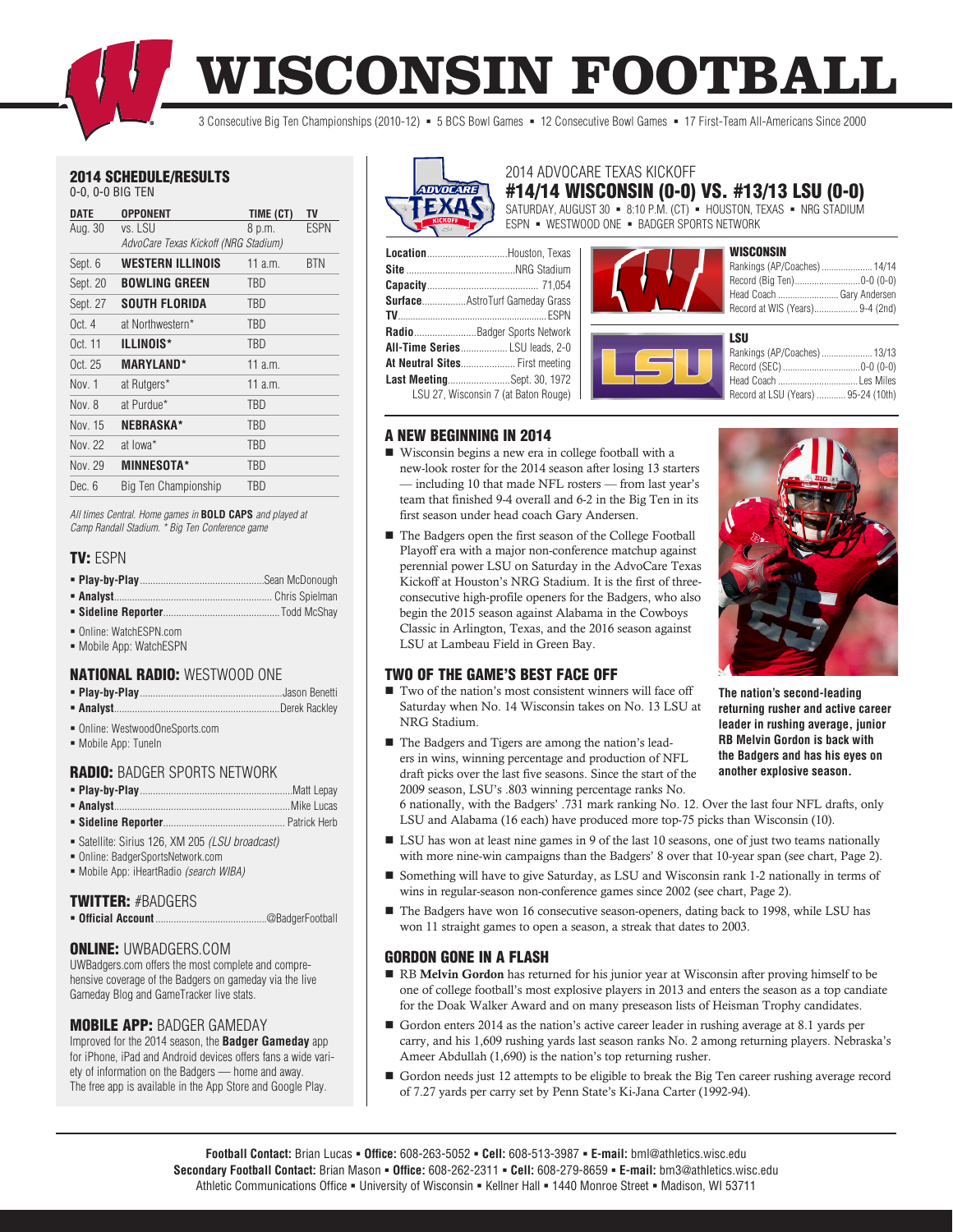# WISCONSIN FOOTBALL

3 Consecutive Big Ten Championships (2010-12) ▪ 5 BCS Bowl Games ▪ 12 Consecutive Bowl Games ▪ 17 First-Team All-Americans Since 2000

## 2014 SCHEDULE/RESULTS

0-0, 0-0 BIG TEN

| DATE | OPPONENT | TIME (CT) | TV |
|---|---|---|---|
| Aug. 30 | vs. LSU<br>*AdvoCare Texas Kickoff (NRG Stadium)* | 8 p.m. | ESPN |
| Sept. 6 | **WESTERN ILLINOIS** | 11 a.m. | BTN |
| Sept. 20 | **BOWLING GREEN** | TBD | |
| Sept. 27 | **SOUTH FLORIDA** | TBD | |
| Oct. 4 | at Northwestern* | TBD | |
| Oct. 11 | **ILLINOIS*** | TBD | |
| Oct. 25 | **MARYLAND*** | 11 a.m. | |
| Nov. 1 | at Rutgers* | 11 a.m. | |
| Nov. 8 | at Purdue* | TBD | |
| Nov. 15 | **NEBRASKA*** | TBD | |
| Nov. 22 | at Iowa* | TBD | |
| Nov. 29 | **MINNESOTA*** | TBD | |
| Dec. 6 | Big Ten Championship | TBD | |

*All times Central. Home games in* **BOLD CAPS** *and played at Camp Randall Stadium. * Big Ten Conference game*

### TV: ESPN

- **Play-by-Play**............Sean McDonough
- **Analyst**............Chris Spielman
- **Sideline Reporter**............Todd McShay
- Online: WatchESPN.com
- Mobile App: WatchESPN

### NATIONAL RADIO: WESTWOOD ONE

- **Play-by-Play**............Jason Benetti
- **Analyst**............Derek Rackley
- Online: WestwoodOneSports.com
- Mobile App: TuneIn

### RADIO: BADGER SPORTS NETWORK

- **Play-by-Play**............Matt Lepay
- **Analyst**............Mike Lucas
- **Sideline Reporter**............Patrick Herb
- Satellite: Sirius 126, XM 205 *(LSU broadcast)*
- Online: BadgerSportsNetwork.com
- Mobile App: iHeartRadio *(search WIBA)*

### TWITTER: #BADGERS

- **Official Account**............@BadgerFootball

### ONLINE: UWBADGERS.COM

UWBadgers.com offers the most complete and comprehensive coverage of the Badgers on gameday via the live Gameday Blog and GameTracker live stats.

### MOBILE APP: BADGER GAMEDAY

Improved for the 2014 season, the **Badger Gameday** app for iPhone, iPad and Android devices offers a wide variety of information on the Badgers — home and away. The free app is available in the App Store and Google Play.

---

2014 ADVOCARE TEXAS KICKOFF

## #14/14 WISCONSIN (0-0) VS. #13/13 LSU (0-0)

SATURDAY, AUGUST 30 ▪ 8:10 P.M. (CT) ▪ HOUSTON, TEXAS ▪ NRG STADIUM
ESPN ▪ WESTWOOD ONE ▪ BADGER SPORTS NETWORK

- **Location**............Houston, Texas
- **Site**............NRG Stadium
- **Capacity**............71,054
- **Surface**............AstroTurf Gameday Grass
- **TV**............ESPN
- **Radio**............Badger Sports Network
- **All-Time Series**............LSU leads, 2-0
- **At Neutral Sites**............First meeting
- **Last Meeting**............Sept. 30, 1972
  LSU 27, Wisconsin 7 (at Baton Rouge)

**WISCONSIN**
- Rankings (AP/Coaches)............14/14
- Record (Big Ten)............0-0 (0-0)
- Head Coach............Gary Andersen
- Record at WIS (Years)............9-4 (2nd)

**LSU**
- Rankings (AP/Coaches)............13/13
- Record (SEC)............0-0 (0-0)
- Head Coach............Les Miles
- Record at LSU (Years)............95-24 (10th)

### A NEW BEGINNING IN 2014

- Wisconsin begins a new era in college football with a new-look roster for the 2014 season after losing 13 starters — including 10 that made NFL rosters — from last year's team that finished 9-4 overall and 6-2 in the Big Ten in its first season under head coach Gary Andersen.
- The Badgers open the first season of the College Football Playoff era with a major non-conference matchup against perennial power LSU on Saturday in the AdvoCare Texas Kickoff at Houston's NRG Stadium. It is the first of three-consecutive high-profile openers for the Badgers, who also begin the 2015 season against Alabama in the Cowboys Classic in Arlington, Texas, and the 2016 season against LSU at Lambeau Field in Green Bay.

**The nation's second-leading returning rusher and active career leader in rushing average, junior RB Melvin Gordon is back with the Badgers and has his eyes on another explosive season.**

### TWO OF THE GAME'S BEST FACE OFF

- Two of the nation's most consistent winners will face off Saturday when No. 14 Wisconsin takes on No. 13 LSU at NRG Stadium.
- The Badgers and Tigers are among the nation's leaders in wins, winning percentage and production of NFL draft picks over the last five seasons. Since the start of the 2009 season, LSU's .803 winning percentage ranks No. 6 nationally, with the Badgers' .731 mark ranking No. 12. Over the last four NFL drafts, only LSU and Alabama (16 each) have produced more top-75 picks than Wisconsin (10).
- LSU has won at least nine games in 9 of the last 10 seasons, one of just two teams nationally with more nine-win campaigns than the Badgers' 8 over that 10-year span (see chart, Page 2).
- Something will have to give Saturday, as LSU and Wisconsin rank 1-2 nationally in terms of wins in regular-season non-conference games since 2002 (see chart, Page 2).
- The Badgers have won 16 consecutive season-openers, dating back to 1998, while LSU has won 11 straight games to open a season, a streak that dates to 2003.

### GORDON GONE IN A FLASH

- RB **Melvin Gordon** has returned for his junior year at Wisconsin after proving himself to be one of college football's most explosive players in 2013 and enters the season as a top candiate for the Doak Walker Award and on many preseason lists of Heisman Trophy candidates.
- Gordon enters 2014 as the nation's active career leader in rushing average at 8.1 yards per carry, and his 1,609 rushing yards last season ranks No. 2 among returning players. Nebraska's Ameer Abdullah (1,690) is the nation's top returning rusher.
- Gordon needs just 12 attempts to be eligible to break the Big Ten career rushing average record of 7.27 yards per carry set by Penn State's Ki-Jana Carter (1992-94).

---

**Football Contact:** Brian Lucas ▪ **Office:** 608-263-5052 ▪ **Cell:** 608-513-3987 ▪ **E-mail:** bml@athletics.wisc.edu
**Secondary Football Contact:** Brian Mason ▪ **Office:** 608-262-2311 ▪ **Cell:** 608-279-8659 ▪ **E-mail:** bm3@athletics.wisc.edu
Athletic Communications Office ▪ University of Wisconsin ▪ Kellner Hall ▪ 1440 Monroe Street ▪ Madison, WI 53711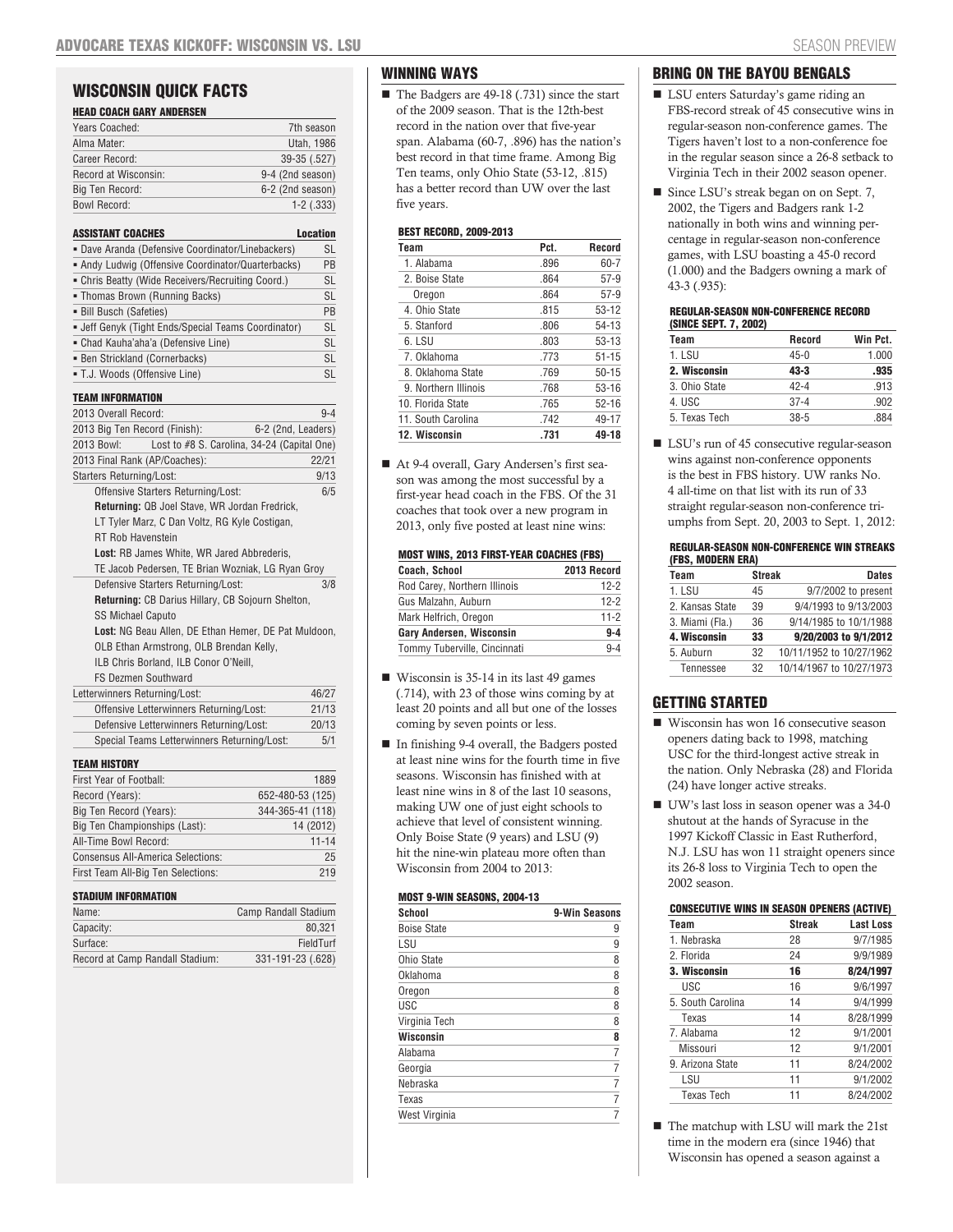# WISCONSIN QUICK FACTS

### HEAD COACH GARY ANDERSEN

| | |
|---|---|
| Years Coached: | 7th season |
| Alma Mater: | Utah, 1986 |
| Career Record: | 39-35 (.527) |
| Record at Wisconsin: | 9-4 (2nd season) |
| Big Ten Record: | 6-2 (2nd season) |
| Bowl Record: | 1-2 (.333) |

| ASSISTANT COACHES | Location |
|---|---|
| ▪ Dave Aranda (Defensive Coordinator/Linebackers) | SL |
| ▪ Andy Ludwig (Offensive Coordinator/Quarterbacks) | PB |
| ▪ Chris Beatty (Wide Receivers/Recruiting Coord.) | SL |
| ▪ Thomas Brown (Running Backs) | SL |
| ▪ Bill Busch (Safeties) | PB |
| ▪ Jeff Genyk (Tight Ends/Special Teams Coordinator) | SL |
| ▪ Chad Kauha'aha'a (Defensive Line) | SL |
| ▪ Ben Strickland (Cornerbacks) | SL |
| ▪ T.J. Woods (Offensive Line) | SL |

### TEAM INFORMATION

| | |
|---|---|
| 2013 Overall Record: | 9-4 |
| 2013 Big Ten Record (Finish): | 6-2 (2nd, Leaders) |
| 2013 Bowl: | Lost to #8 S. Carolina, 34-24 (Capital One) |
| 2013 Final Rank (AP/Coaches): | 22/21 |
| Starters Returning/Lost: | 9/13 |
| Offensive Starters Returning/Lost: | 6/5 |

**Returning:** QB Joel Stave, WR Jordan Fredrick, LT Tyler Marz, C Dan Voltz, RG Kyle Costigan, RT Rob Havenstein

**Lost:** RB James White, WR Jared Abbrederis, TE Jacob Pedersen, TE Brian Wozniak, LG Ryan Groy

| | |
|---|---|
| Defensive Starters Returning/Lost: | 3/8 |

**Returning:** CB Darius Hillary, CB Sojourn Shelton, SS Michael Caputo

**Lost:** NG Beau Allen, DE Ethan Hemer, DE Pat Muldoon, OLB Ethan Armstrong, OLB Brendan Kelly, ILB Chris Borland, ILB Conor O'Neill, FS Dezmen Southward

| | |
|---|---|
| Letterwinners Returning/Lost: | 46/27 |
| Offensive Letterwinners Returning/Lost: | 21/13 |
| Defensive Letterwinners Returning/Lost: | 20/13 |
| Special Teams Letterwinners Returning/Lost: | 5/1 |

### TEAM HISTORY

| | |
|---|---|
| First Year of Football: | 1889 |
| Record (Years): | 652-480-53 (125) |
| Big Ten Record (Years): | 344-365-41 (118) |
| Big Ten Championships (Last): | 14 (2012) |
| All-Time Bowl Record: | 11-14 |
| Consensus All-America Selections: | 25 |
| First Team All-Big Ten Selections: | 219 |

### STADIUM INFORMATION

| | |
|---|---|
| Name: | Camp Randall Stadium |
| Capacity: | 80,321 |
| Surface: | FieldTurf |
| Record at Camp Randall Stadium: | 331-191-23 (.628) |

## WINNING WAYS

- The Badgers are 49-18 (.731) since the start of the 2009 season. That is the 12th-best record in the nation over that five-year span. Alabama (60-7, .896) has the nation's best record in that time frame. Among Big Ten teams, only Ohio State (53-12, .815) has a better record than UW over the last five years.

**BEST RECORD, 2009-2013**

| Team | Pct. | Record |
|---|---|---|
| 1. Alabama | .896 | 60-7 |
| 2. Boise State | .864 | 57-9 |
| Oregon | .864 | 57-9 |
| 4. Ohio State | .815 | 53-12 |
| 5. Stanford | .806 | 54-13 |
| 6. LSU | .803 | 53-13 |
| 7. Oklahoma | .773 | 51-15 |
| 8. Oklahoma State | .769 | 50-15 |
| 9. Northern Illinois | .768 | 53-16 |
| 10. Florida State | .765 | 52-16 |
| 11. South Carolina | .742 | 49-17 |
| **12. Wisconsin** | **.731** | **49-18** |

- At 9-4 overall, Gary Andersen's first season was among the most successful by a first-year head coach in the FBS. Of the 31 coaches that took over a new program in 2013, only five posted at least nine wins:

**MOST WINS, 2013 FIRST-YEAR COACHES (FBS)**

| Coach, School | 2013 Record |
|---|---|
| Rod Carey, Northern Illinois | 12-2 |
| Gus Malzahn, Auburn | 12-2 |
| Mark Helfrich, Oregon | 11-2 |
| **Gary Andersen, Wisconsin** | **9-4** |
| Tommy Tuberville, Cincinnati | 9-4 |

- Wisconsin is 35-14 in its last 49 games (.714), with 23 of those wins coming by at least 20 points and all but one of the losses coming by seven points or less.
- In finishing 9-4 overall, the Badgers posted at least nine wins for the fourth time in five seasons. Wisconsin has finished with at least nine wins in 8 of the last 10 seasons, making UW one of just eight schools to achieve that level of consistent winning. Only Boise State (9 years) and LSU (9) hit the nine-win plateau more often than Wisconsin from 2004 to 2013:

**MOST 9-WIN SEASONS, 2004-13**

| School | 9-Win Seasons |
|---|---|
| Boise State | 9 |
| LSU | 9 |
| Ohio State | 8 |
| Oklahoma | 8 |
| Oregon | 8 |
| USC | 8 |
| Virginia Tech | 8 |
| **Wisconsin** | **8** |
| Alabama | 7 |
| Georgia | 7 |
| Nebraska | 7 |
| Texas | 7 |
| West Virginia | 7 |

## BRING ON THE BAYOU BENGALS

- LSU enters Saturday's game riding an FBS-record streak of 45 consecutive wins in regular-season non-conference games. The Tigers haven't lost to a non-conference foe in the regular season since a 26-8 setback to Virginia Tech in their 2002 season opener.
- Since LSU's streak began on on Sept. 7, 2002, the Tigers and Badgers rank 1-2 nationally in both wins and winning percentage in regular-season non-conference games, with LSU boasting a 45-0 record (1.000) and the Badgers owning a mark of 43-3 (.935):

**REGULAR-SEASON NON-CONFERENCE RECORD (SINCE SEPT. 7, 2002)**

| Team | Record | Win Pct. |
|---|---|---|
| 1. LSU | 45-0 | 1.000 |
| **2. Wisconsin** | **43-3** | **.935** |
| 3. Ohio State | 42-4 | .913 |
| 4. USC | 37-4 | .902 |
| 5. Texas Tech | 38-5 | .884 |

- LSU's run of 45 consecutive regular-season wins against non-conference opponents is the best in FBS history. UW ranks No. 4 all-time on that list with its run of 33 straight regular-season non-conference triumphs from Sept. 20, 2003 to Sept. 1, 2012:

**REGULAR-SEASON NON-CONFERENCE WIN STREAKS (FBS, MODERN ERA)**

| Team | Streak | Dates |
|---|---|---|
| 1. LSU | 45 | 9/7/2002 to present |
| 2. Kansas State | 39 | 9/4/1993 to 9/13/2003 |
| 3. Miami (Fla.) | 36 | 9/14/1985 to 10/1/1988 |
| **4. Wisconsin** | **33** | **9/20/2003 to 9/1/2012** |
| 5. Auburn | 32 | 10/11/1952 to 10/27/1962 |
| Tennessee | 32 | 10/14/1967 to 10/27/1973 |

## GETTING STARTED

- Wisconsin has won 16 consecutive season openers dating back to 1998, matching USC for the third-longest active streak in the nation. Only Nebraska (28) and Florida (24) have longer active streaks.
- UW's last loss in season opener was a 34-0 shutout at the hands of Syracuse in the 1997 Kickoff Classic in East Rutherford, N.J. LSU has won 11 straight openers since its 26-8 loss to Virginia Tech to open the 2002 season.

**CONSECUTIVE WINS IN SEASON OPENERS (ACTIVE)**

| Team | Streak | Last Loss |
|---|---|---|
| 1. Nebraska | 28 | 9/7/1985 |
| 2. Florida | 24 | 9/9/1989 |
| **3. Wisconsin** | **16** | **8/24/1997** |
| USC | 16 | 9/6/1997 |
| 5. South Carolina | 14 | 9/4/1999 |
| Texas | 14 | 8/28/1999 |
| 7. Alabama | 12 | 9/1/2001 |
| Missouri | 12 | 9/1/2001 |
| 9. Arizona State | 11 | 8/24/2002 |
| LSU | 11 | 9/1/2002 |
| Texas Tech | 11 | 8/24/2002 |

- The matchup with LSU will mark the 21st time in the modern era (since 1946) that Wisconsin has opened a season against a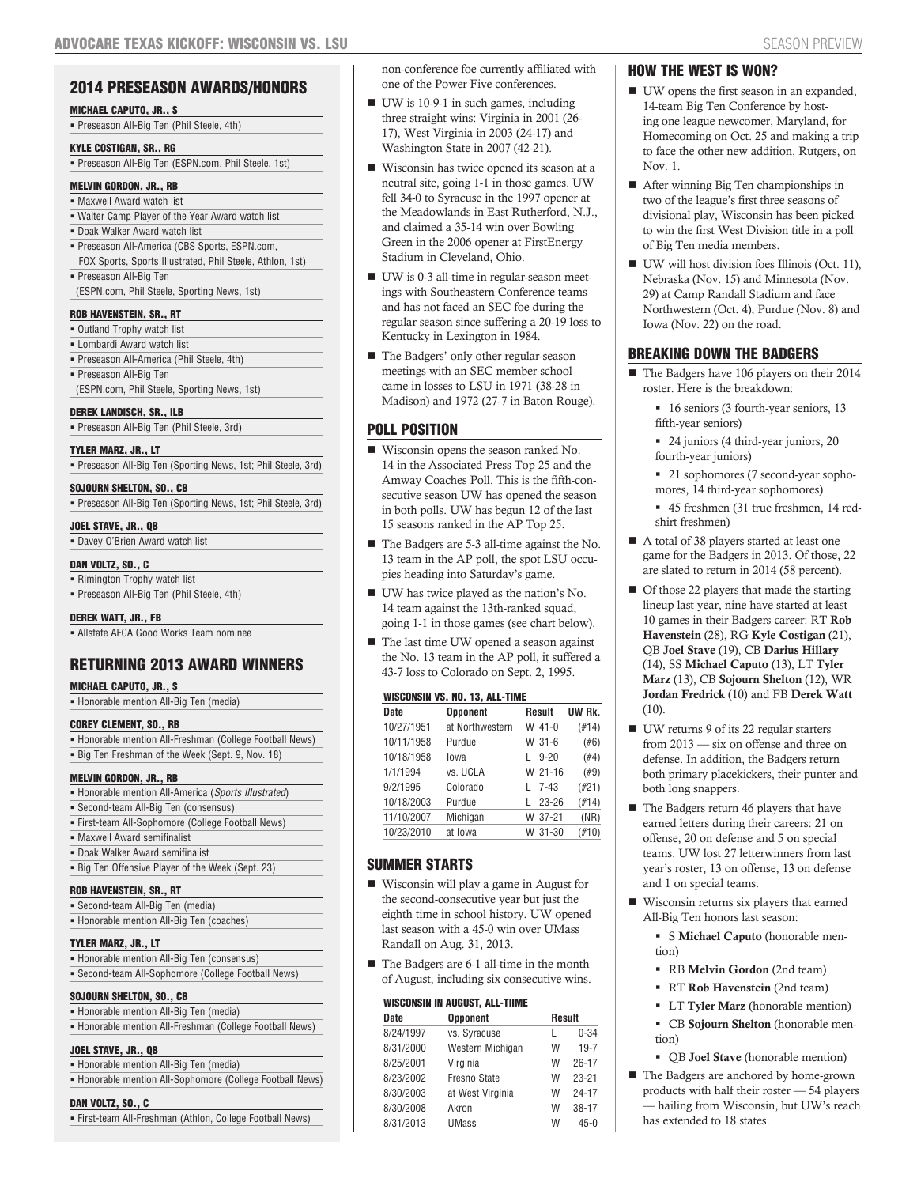## 2014 PRESEASON AWARDS/HONORS

**MICHAEL CAPUTO, JR., S**
- Preseason All-Big Ten (Phil Steele, 4th)

**KYLE COSTIGAN, SR., RG**
- Preseason All-Big Ten (ESPN.com, Phil Steele, 1st)

**MELVIN GORDON, JR., RB**
- Maxwell Award watch list
- Walter Camp Player of the Year Award watch list
- Doak Walker Award watch list
- Preseason All-America (CBS Sports, ESPN.com, FOX Sports, Sports Illustrated, Phil Steele, Athlon, 1st)
- Preseason All-Big Ten (ESPN.com, Phil Steele, Sporting News, 1st)

**ROB HAVENSTEIN, SR., RT**
- Outland Trophy watch list
- Lombardi Award watch list
- Preseason All-America (Phil Steele, 4th)
- Preseason All-Big Ten (ESPN.com, Phil Steele, Sporting News, 1st)

**DEREK LANDISCH, SR., ILB**
- Preseason All-Big Ten (Phil Steele, 3rd)

**TYLER MARZ, JR., LT**
- Preseason All-Big Ten (Sporting News, 1st; Phil Steele, 3rd)

**SOJOURN SHELTON, SO., CB**
- Preseason All-Big Ten (Sporting News, 1st; Phil Steele, 3rd)

**JOEL STAVE, JR., QB**
- Davey O'Brien Award watch list

**DAN VOLTZ, SO., C**
- Rimington Trophy watch list
- Preseason All-Big Ten (Phil Steele, 4th)

**DEREK WATT, JR., FB**
- Allstate AFCA Good Works Team nominee

## RETURNING 2013 AWARD WINNERS

**MICHAEL CAPUTO, JR., S**
- Honorable mention All-Big Ten (media)

**COREY CLEMENT, SO., RB**
- Honorable mention All-Freshman (College Football News)
- Big Ten Freshman of the Week (Sept. 9, Nov. 18)

**MELVIN GORDON, JR., RB**
- Honorable mention All-America (*Sports Illustrated*)
- Second-team All-Big Ten (consensus)
- First-team All-Sophomore (College Football News)
- Maxwell Award semifinalist
- Doak Walker Award semifinalist
- Big Ten Offensive Player of the Week (Sept. 23)

**ROB HAVENSTEIN, SR., RT**
- Second-team All-Big Ten (media)
- Honorable mention All-Big Ten (coaches)

**TYLER MARZ, JR., LT**
- Honorable mention All-Big Ten (consensus)
- Second-team All-Sophomore (College Football News)

**SOJOURN SHELTON, SO., CB**
- Honorable mention All-Big Ten (media)
- Honorable mention All-Freshman (College Football News)

**JOEL STAVE, JR., QB**
- Honorable mention All-Big Ten (media)
- Honorable mention All-Sophomore (College Football News)

**DAN VOLTZ, SO., C**
- First-team All-Freshman (Athlon, College Football News)

non-conference foe currently affiliated with one of the Power Five conferences.

- UW is 10-9-1 in such games, including three straight wins: Virginia in 2001 (26-17), West Virginia in 2003 (24-17) and Washington State in 2007 (42-21).
- Wisconsin has twice opened its season at a neutral site, going 1-1 in those games. UW fell 34-0 to Syracuse in the 1997 opener at the Meadowlands in East Rutherford, N.J., and claimed a 35-14 win over Bowling Green in the 2006 opener at FirstEnergy Stadium in Cleveland, Ohio.
- UW is 0-3 all-time in regular-season meetings with Southeastern Conference teams and has not faced an SEC foe during the regular season since suffering a 20-19 loss to Kentucky in Lexington in 1984.
- The Badgers' only other regular-season meetings with an SEC member school came in losses to LSU in 1971 (38-28 in Madison) and 1972 (27-7 in Baton Rouge).

## POLL POSITION

- Wisconsin opens the season ranked No. 14 in the Associated Press Top 25 and the Amway Coaches Poll. This is the fifth-consecutive season UW has opened the season in both polls. UW has begun 12 of the last 15 seasons ranked in the AP Top 25.
- The Badgers are 5-3 all-time against the No. 13 team in the AP poll, the spot LSU occupies heading into Saturday's game.
- UW has twice played as the nation's No. 14 team against the 13th-ranked squad, going 1-1 in those games (see chart below).
- The last time UW opened a season against the No. 13 team in the AP poll, it suffered a 43-7 loss to Colorado on Sept. 2, 1995.

**WISCONSIN VS. NO. 13, ALL-TIME**

| Date | Opponent | Result | UW Rk. |
|---|---|---|---|
| 10/27/1951 | at Northwestern | W 41-0 | (#14) |
| 10/11/1958 | Purdue | W 31-6 | (#6) |
| 10/18/1958 | Iowa | L 9-20 | (#4) |
| 1/1/1994 | vs. UCLA | W 21-16 | (#9) |
| 9/2/1995 | Colorado | L 7-43 | (#21) |
| 10/18/2003 | Purdue | L 23-26 | (#14) |
| 11/10/2007 | Michigan | W 37-21 | (NR) |
| 10/23/2010 | at Iowa | W 31-30 | (#10) |

## SUMMER STARTS

- Wisconsin will play a game in August for the second-consecutive year but just the eighth time in school history. UW opened last season with a 45-0 win over UMass Randall on Aug. 31, 2013.
- The Badgers are 6-1 all-time in the month of August, including six consecutive wins.

**WISCONSIN IN AUGUST, ALL-TIIME**

| Date | Opponent | Result | |
|---|---|---|---|
| 8/24/1997 | vs. Syracuse | L | 0-34 |
| 8/31/2000 | Western Michigan | W | 19-7 |
| 8/25/2001 | Virginia | W | 26-17 |
| 8/23/2002 | Fresno State | W | 23-21 |
| 8/30/2003 | at West Virginia | W | 24-17 |
| 8/30/2008 | Akron | W | 38-17 |
| 8/31/2013 | UMass | W | 45-0 |

## HOW THE WEST IS WON?

- UW opens the first season in an expanded, 14-team Big Ten Conference by hosting one league newcomer, Maryland, for Homecoming on Oct. 25 and making a trip to face the other new addition, Rutgers, on Nov. 1.
- After winning Big Ten championships in two of the league's first three seasons of divisional play, Wisconsin has been picked to win the first West Division title in a poll of Big Ten media members.
- UW will host division foes Illinois (Oct. 11), Nebraska (Nov. 15) and Minnesota (Nov. 29) at Camp Randall Stadium and face Northwestern (Oct. 4), Purdue (Nov. 8) and Iowa (Nov. 22) on the road.

## BREAKING DOWN THE BADGERS

- The Badgers have 106 players on their 2014 roster. Here is the breakdown:
  - 16 seniors (3 fourth-year seniors, 13 fifth-year seniors)
  - 24 juniors (4 third-year juniors, 20 fourth-year juniors)
  - 21 sophomores (7 second-year sophomores, 14 third-year sophomores)
  - 45 freshmen (31 true freshmen, 14 redshirt freshmen)
- A total of 38 players started at least one game for the Badgers in 2013. Of those, 22 are slated to return in 2014 (58 percent).
- Of those 22 players that made the starting lineup last year, nine have started at least 10 games in their Badgers career: RT **Rob Havenstein** (28), RG **Kyle Costigan** (21), QB **Joel Stave** (19), CB **Darius Hillary** (14), SS **Michael Caputo** (13), LT **Tyler Marz** (13), CB **Sojourn Shelton** (12), WR **Jordan Fredrick** (10) and FB **Derek Watt** (10).
- UW returns 9 of its 22 regular starters from 2013 — six on offense and three on defense. In addition, the Badgers return both primary placekickers, their punter and both long snappers.
- The Badgers return 46 players that have earned letters during their careers: 21 on offense, 20 on defense and 5 on special teams. UW lost 27 letterwinners from last year's roster, 13 on offense, 13 on defense and 1 on special teams.
- Wisconsin returns six players that earned All-Big Ten honors last season:
  - S **Michael Caputo** (honorable mention)
  - RB **Melvin Gordon** (2nd team)
  - RT **Rob Havenstein** (2nd team)
  - LT **Tyler Marz** (honorable mention)
  - CB **Sojourn Shelton** (honorable mention)
  - QB **Joel Stave** (honorable mention)
- The Badgers are anchored by home-grown products with half their roster — 54 players — hailing from Wisconsin, but UW's reach has extended to 18 states.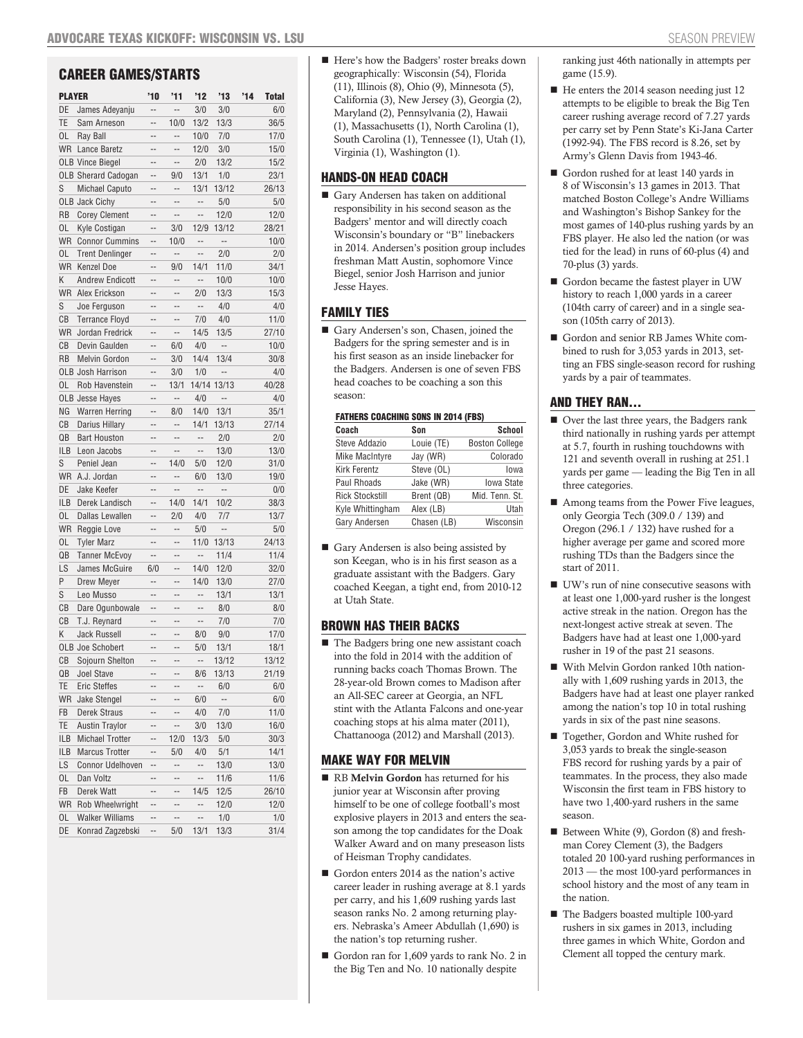## CAREER GAMES/STARTS

| PLAYER | | '10 | '11 | '12 | '13 | '14 | Total |
|---|---|---|---|---|---|---|---|
| DE | James Adeyanju | -- | -- | 3/0 | 3/0 | | 6/0 |
| TE | Sam Arneson | -- | 10/0 | 13/2 | 13/3 | | 36/5 |
| OL | Ray Ball | -- | -- | 10/0 | 7/0 | | 17/0 |
| WR | Lance Baretz | -- | -- | 12/0 | 3/0 | | 15/0 |
| OLB | Vince Biegel | -- | -- | 2/0 | 13/2 | | 15/2 |
| OLB | Sherard Cadogan | -- | 9/0 | 13/1 | 1/0 | | 23/1 |
| S | Michael Caputo | -- | -- | 13/1 | 13/12 | | 26/13 |
| OLB | Jack Cichy | -- | -- | -- | 5/0 | | 5/0 |
| RB | Corey Clement | -- | -- | -- | 12/0 | | 12/0 |
| OL | Kyle Costigan | -- | 3/0 | 12/9 | 13/12 | | 28/21 |
| WR | Connor Cummins | -- | 10/0 | -- | -- | | 10/0 |
| OL | Trent Denlinger | -- | -- | -- | 2/0 | | 2/0 |
| WR | Kenzel Doe | -- | 9/0 | 14/1 | 11/0 | | 34/1 |
| K | Andrew Endicott | -- | -- | -- | 10/0 | | 10/0 |
| WR | Alex Erickson | -- | -- | 2/0 | 13/3 | | 15/3 |
| S | Joe Ferguson | -- | -- | -- | 4/0 | | 4/0 |
| CB | Terrance Floyd | -- | -- | 7/0 | 4/0 | | 11/0 |
| WR | Jordan Fredrick | -- | -- | 14/5 | 13/5 | | 27/10 |
| CB | Devin Gaulden | -- | 6/0 | 4/0 | -- | | 10/0 |
| RB | Melvin Gordon | -- | 3/0 | 14/4 | 13/4 | | 30/8 |
| OLB | Josh Harrison | -- | 3/0 | 1/0 | -- | | 4/0 |
| OL | Rob Havenstein | -- | 13/1 | 14/14 | 13/13 | | 40/28 |
| OLB | Jesse Hayes | -- | -- | 4/0 | -- | | 4/0 |
| NG | Warren Herring | -- | 8/0 | 14/0 | 13/1 | | 35/1 |
| CB | Darius Hillary | -- | -- | 14/1 | 13/13 | | 27/14 |
| QB | Bart Houston | -- | -- | -- | 2/0 | | 2/0 |
| ILB | Leon Jacobs | -- | -- | -- | 13/0 | | 13/0 |
| S | Peniel Jean | -- | 14/0 | 5/0 | 12/0 | | 31/0 |
| WR | A.J. Jordan | -- | -- | 6/0 | 13/0 | | 19/0 |
| DE | Jake Keefer | -- | -- | -- | -- | | 0/0 |
| ILB | Derek Landisch | -- | 14/0 | 14/1 | 10/2 | | 38/3 |
| OL | Dallas Lewallen | -- | 2/0 | 4/0 | 7/7 | | 13/7 |
| WR | Reggie Love | -- | -- | 5/0 | -- | | 5/0 |
| OL | Tyler Marz | -- | -- | 11/0 | 13/13 | | 24/13 |
| QB | Tanner McEvoy | -- | -- | -- | 11/4 | | 11/4 |
| LS | James McGuire | 6/0 | -- | 14/0 | 12/0 | | 32/0 |
| P | Drew Meyer | -- | -- | 14/0 | 13/0 | | 27/0 |
| S | Leo Musso | -- | -- | -- | 13/1 | | 13/1 |
| CB | Dare Ogunbowale | -- | -- | -- | 8/0 | | 8/0 |
| CB | T.J. Reynard | -- | -- | -- | 7/0 | | 7/0 |
| K | Jack Russell | -- | -- | 8/0 | 9/0 | | 17/0 |
| OLB | Joe Schobert | -- | -- | 5/0 | 13/1 | | 18/1 |
| CB | Sojourn Shelton | -- | -- | -- | 13/12 | | 13/12 |
| QB | Joel Stave | -- | -- | 8/6 | 13/13 | | 21/19 |
| TE | Eric Steffes | -- | -- | -- | 6/0 | | 6/0 |
| WR | Jake Stengel | -- | -- | 6/0 | -- | | 6/0 |
| FB | Derek Straus | -- | -- | 4/0 | 7/0 | | 11/0 |
| TE | Austin Traylor | -- | -- | 3/0 | 13/0 | | 16/0 |
| ILB | Michael Trotter | -- | 12/0 | 13/3 | 5/0 | | 30/3 |
| ILB | Marcus Trotter | -- | 5/0 | 4/0 | 5/1 | | 14/1 |
| LS | Connor Udelhoven | -- | -- | -- | 13/0 | | 13/0 |
| OL | Dan Voltz | -- | -- | -- | 11/6 | | 11/6 |
| FB | Derek Watt | -- | -- | 14/5 | 12/5 | | 26/10 |
| WR | Rob Wheelwright | -- | -- | -- | 12/0 | | 12/0 |
| OL | Walker Williams | -- | -- | -- | 1/0 | | 1/0 |
| DE | Konrad Zagzebski | -- | 5/0 | 13/1 | 13/3 | | 31/4 |

- Here's how the Badgers' roster breaks down geographically: Wisconsin (54), Florida (11), Illinois (8), Ohio (9), Minnesota (5), California (3), New Jersey (3), Georgia (2), Maryland (2), Pennsylvania (2), Hawaii (1), Massachusetts (1), North Carolina (1), South Carolina (1), Tennessee (1), Utah (1), Virginia (1), Washington (1).

## HANDS-ON HEAD COACH

- Gary Andersen has taken on additional responsibility in his second season as the Badgers' mentor and will directly coach Wisconsin's boundary or "B" linebackers in 2014. Andersen's position group includes freshman Matt Austin, sophomore Vince Biegel, senior Josh Harrison and junior Jesse Hayes.

## FAMILY TIES

- Gary Andersen's son, Chasen, joined the Badgers for the spring semester and is in his first season as an inside linebacker for the Badgers. Andersen is one of seven FBS head coaches to be coaching a son this season:

**FATHERS COACHING SONS IN 2014 (FBS)**

| Coach | Son | School |
|---|---|---|
| Steve Addazio | Louie (TE) | Boston College |
| Mike MacIntyre | Jay (WR) | Colorado |
| Kirk Ferentz | Steve (OL) | Iowa |
| Paul Rhoads | Jake (WR) | Iowa State |
| Rick Stockstill | Brent (QB) | Mid. Tenn. St. |
| Kyle Whittingham | Alex (LB) | Utah |
| Gary Andersen | Chasen (LB) | Wisconsin |

- Gary Andersen is also being assisted by son Keegan, who is in his first season as a graduate assistant with the Badgers. Gary coached Keegan, a tight end, from 2010-12 at Utah State.

## BROWN HAS THEIR BACKS

- The Badgers bring one new assistant coach into the fold in 2014 with the addition of running backs coach Thomas Brown. The 28-year-old Brown comes to Madison after an All-SEC career at Georgia, an NFL stint with the Atlanta Falcons and one-year coaching stops at his alma mater (2011), Chattanooga (2012) and Marshall (2013).

## MAKE WAY FOR MELVIN

- RB **Melvin Gordon** has returned for his junior year at Wisconsin after proving himself to be one of college football's most explosive players in 2013 and enters the season among the top candidates for the Doak Walker Award and on many preseason lists of Heisman Trophy candidates.
- Gordon enters 2014 as the nation's active career leader in rushing average at 8.1 yards per carry, and his 1,609 rushing yards last season ranks No. 2 among returning players. Nebraska's Ameer Abdullah (1,690) is the nation's top returning rusher.
- Gordon ran for 1,609 yards to rank No. 2 in the Big Ten and No. 10 nationally despite ranking just 46th nationally in attempts per game (15.9).
- He enters the 2014 season needing just 12 attempts to be eligible to break the Big Ten career rushing average record of 7.27 yards per carry set by Penn State's Ki-Jana Carter (1992-94). The FBS record is 8.26, set by Army's Glenn Davis from 1943-46.
- Gordon rushed for at least 140 yards in 8 of Wisconsin's 13 games in 2013. That matched Boston College's Andre Williams and Washington's Bishop Sankey for the most games of 140-plus rushing yards by an FBS player. He also led the nation (or was tied for the lead) in runs of 60-plus (4) and 70-plus (3) yards.
- Gordon became the fastest player in UW history to reach 1,000 yards in a career (104th carry of career) and in a single season (105th carry of 2013).
- Gordon and senior RB James White combined to rush for 3,053 yards in 2013, setting an FBS single-season record for rushing yards by a pair of teammates.

## AND THEY RAN...

- Over the last three years, the Badgers rank third nationally in rushing yards per attempt at 5.7, fourth in rushing touchdowns with 121 and seventh overall in rushing at 251.1 yards per game — leading the Big Ten in all three categories.
- Among teams from the Power Five leagues, only Georgia Tech (309.0 / 139) and Oregon (296.1 / 132) have rushed for a higher average per game and scored more rushing TDs than the Badgers since the start of 2011.
- UW's run of nine consecutive seasons with at least one 1,000-yard rusher is the longest active streak in the nation. Oregon has the next-longest active streak at seven. The Badgers have had at least one 1,000-yard rusher in 19 of the past 21 seasons.
- With Melvin Gordon ranked 10th nationally with 1,609 rushing yards in 2013, the Badgers have had at least one player ranked among the nation's top 10 in total rushing yards in six of the past nine seasons.
- Together, Gordon and White rushed for 3,053 yards to break the single-season FBS record for rushing yards by a pair of teammates. In the process, they also made Wisconsin the first team in FBS history to have two 1,400-yard rushers in the same season.
- Between White (9), Gordon (8) and freshman Corey Clement (3), the Badgers totaled 20 100-yard rushing performances in 2013 — the most 100-yard performances in school history and the most of any team in the nation.
- The Badgers boasted multiple 100-yard rushers in six games in 2013, including three games in which White, Gordon and Clement all topped the century mark.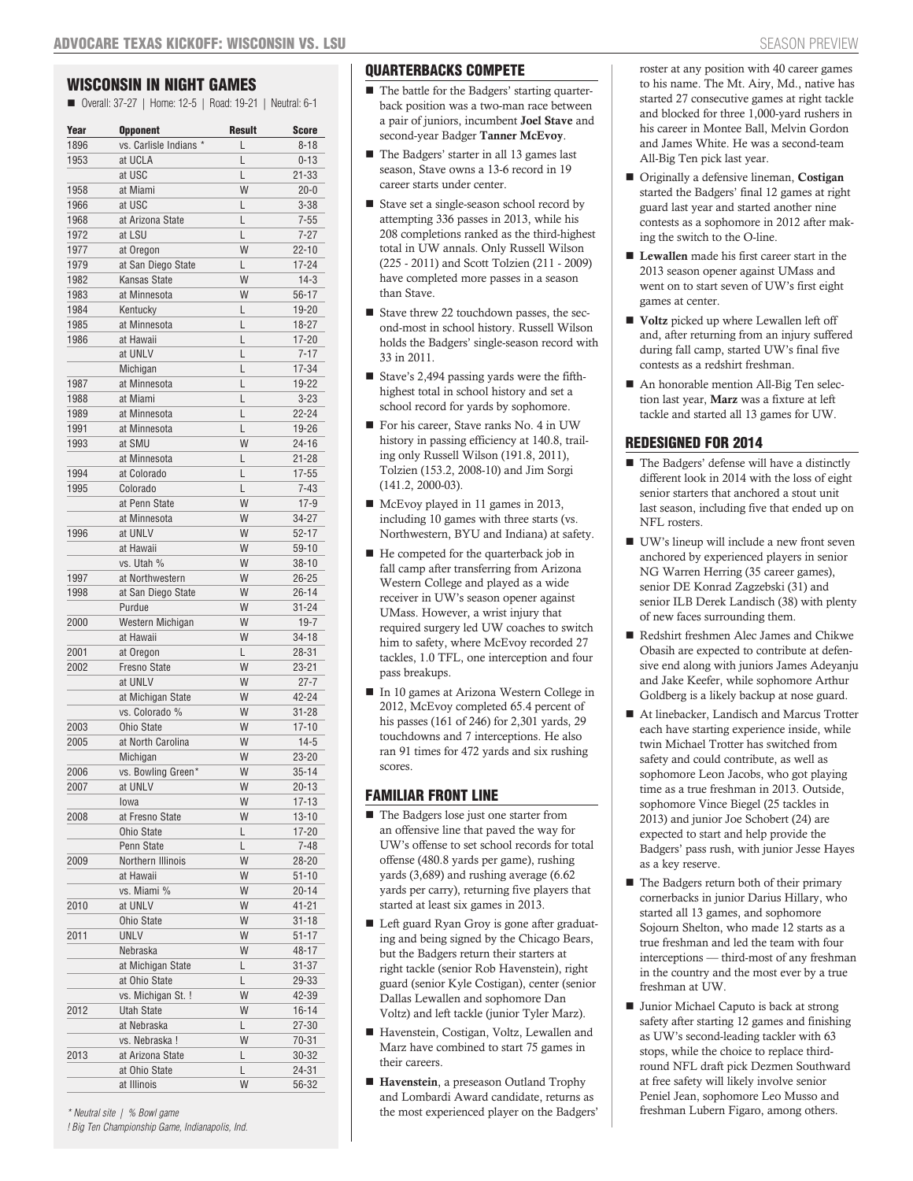## WISCONSIN IN NIGHT GAMES

■ Overall: 37-27 | Home: 12-5 | Road: 19-21 | Neutral: 6-1

| Year | Opponent | Result | Score |
|---|---|---|---|
| 1896 | vs. Carlisle Indians * | L | 8-18 |
| 1953 | at UCLA | L | 0-13 |
| | at USC | L | 21-33 |
| 1958 | at Miami | W | 20-0 |
| 1966 | at USC | L | 3-38 |
| 1968 | at Arizona State | L | 7-55 |
| 1972 | at LSU | L | 7-27 |
| 1977 | at Oregon | W | 22-10 |
| 1979 | at San Diego State | L | 17-24 |
| 1982 | Kansas State | W | 14-3 |
| 1983 | at Minnesota | W | 56-17 |
| 1984 | Kentucky | L | 19-20 |
| 1985 | at Minnesota | L | 18-27 |
| 1986 | at Hawaii | L | 17-20 |
| | at UNLV | L | 7-17 |
| | Michigan | L | 17-34 |
| 1987 | at Minnesota | L | 19-22 |
| 1988 | at Miami | L | 3-23 |
| 1989 | at Minnesota | L | 22-24 |
| 1991 | at Minnesota | L | 19-26 |
| 1993 | at SMU | W | 24-16 |
| | at Minnesota | L | 21-28 |
| 1994 | at Colorado | L | 17-55 |
| 1995 | Colorado | L | 7-43 |
| | at Penn State | W | 17-9 |
| | at Minnesota | W | 34-27 |
| 1996 | at UNLV | W | 52-17 |
| | at Hawaii | W | 59-10 |
| | vs. Utah % | W | 38-10 |
| 1997 | at Northwestern | W | 26-25 |
| 1998 | at San Diego State | W | 26-14 |
| | Purdue | W | 31-24 |
| 2000 | Western Michigan | W | 19-7 |
| | at Hawaii | W | 34-18 |
| 2001 | at Oregon | L | 28-31 |
| 2002 | Fresno State | W | 23-21 |
| | at UNLV | W | 27-7 |
| | at Michigan State | W | 42-24 |
| | vs. Colorado % | W | 31-28 |
| 2003 | Ohio State | W | 17-10 |
| 2005 | at North Carolina | W | 14-5 |
| | Michigan | W | 23-20 |
| 2006 | vs. Bowling Green* | W | 35-14 |
| 2007 | at UNLV | W | 20-13 |
| | Iowa | W | 17-13 |
| 2008 | at Fresno State | W | 13-10 |
| | Ohio State | L | 17-20 |
| | Penn State | L | 7-48 |
| 2009 | Northern Illinois | W | 28-20 |
| | at Hawaii | W | 51-10 |
| | vs. Miami % | W | 20-14 |
| 2010 | at UNLV | W | 41-21 |
| | Ohio State | W | 31-18 |
| 2011 | UNLV | W | 51-17 |
| | Nebraska | W | 48-17 |
| | at Michigan State | L | 31-37 |
| | at Ohio State | L | 29-33 |
| | vs. Michigan St. ! | W | 42-39 |
| 2012 | Utah State | W | 16-14 |
| | at Nebraska | L | 27-30 |
| | vs. Nebraska ! | W | 70-31 |
| 2013 | at Arizona State | L | 30-32 |
| | at Ohio State | L | 24-31 |
| | at Illinois | W | 56-32 |

*\* Neutral site | % Bowl game*

*! Big Ten Championship Game, Indianapolis, Ind.*

## QUARTERBACKS COMPETE

- The battle for the Badgers' starting quarterback position was a two-man race between a pair of juniors, incumbent **Joel Stave** and second-year Badger **Tanner McEvoy**.
- The Badgers' starter in all 13 games last season, Stave owns a 13-6 record in 19 career starts under center.
- Stave set a single-season school record by attempting 336 passes in 2013, while his 208 completions ranked as the third-highest total in UW annals. Only Russell Wilson (225 - 2011) and Scott Tolzien (211 - 2009) have completed more passes in a season than Stave.
- Stave threw 22 touchdown passes, the second-most in school history. Russell Wilson holds the Badgers' single-season record with 33 in 2011.
- Stave's 2,494 passing yards were the fifth-highest total in school history and set a school record for yards by sophomore.
- For his career, Stave ranks No. 4 in UW history in passing efficiency at 140.8, trailing only Russell Wilson (191.8, 2011), Tolzien (153.2, 2008-10) and Jim Sorgi (141.2, 2000-03).
- McEvoy played in 11 games in 2013, including 10 games with three starts (vs. Northwestern, BYU and Indiana) at safety.
- He competed for the quarterback job in fall camp after transferring from Arizona Western College and played as a wide receiver in UW's season opener against UMass. However, a wrist injury that required surgery led UW coaches to switch him to safety, where McEvoy recorded 27 tackles, 1.0 TFL, one interception and four pass breakups.
- In 10 games at Arizona Western College in 2012, McEvoy completed 65.4 percent of his passes (161 of 246) for 2,301 yards, 29 touchdowns and 7 interceptions. He also ran 91 times for 472 yards and six rushing scores.

## FAMILIAR FRONT LINE

- The Badgers lose just one starter from an offensive line that paved the way for UW's offense to set school records for total offense (480.8 yards per game), rushing yards (3,689) and rushing average (6.62 yards per carry), returning five players that started at least six games in 2013.
- Left guard Ryan Groy is gone after graduating and being signed by the Chicago Bears, but the Badgers return their starters at right tackle (senior Rob Havenstein), right guard (senior Kyle Costigan), center (senior Dallas Lewallen and sophomore Dan Voltz) and left tackle (junior Tyler Marz).
- Havenstein, Costigan, Voltz, Lewallen and Marz have combined to start 75 games in their careers.
- **Havenstein**, a preseason Outland Trophy and Lombardi Award candidate, returns as the most experienced player on the Badgers' roster at any position with 40 career games to his name. The Mt. Airy, Md., native has started 27 consecutive games at right tackle and blocked for three 1,000-yard rushers in his career in Montee Ball, Melvin Gordon and James White. He was a second-team All-Big Ten pick last year.
- Originally a defensive lineman, **Costigan** started the Badgers' final 12 games at right guard last year and started another nine contests as a sophomore in 2012 after making the switch to the O-line.
- **Lewallen** made his first career start in the 2013 season opener against UMass and went on to start seven of UW's first eight games at center.
- **Voltz** picked up where Lewallen left off and, after returning from an injury suffered during fall camp, started UW's final five contests as a redshirt freshman.
- An honorable mention All-Big Ten selection last year, **Marz** was a fixture at left tackle and started all 13 games for UW.

## REDESIGNED FOR 2014

- The Badgers' defense will have a distinctly different look in 2014 with the loss of eight senior starters that anchored a stout unit last season, including five that ended up on NFL rosters.
- UW's lineup will include a new front seven anchored by experienced players in senior NG Warren Herring (35 career games), senior DE Konrad Zagzebski (31) and senior ILB Derek Landisch (38) with plenty of new faces surrounding them.
- Redshirt freshmen Alec James and Chikwe Obasih are expected to contribute at defensive end along with juniors James Adeyanju and Jake Keefer, while sophomore Arthur Goldberg is a likely backup at nose guard.
- At linebacker, Landisch and Marcus Trotter each have starting experience inside, while twin Michael Trotter has switched from safety and could contribute, as well as sophomore Leon Jacobs, who got playing time as a true freshman in 2013. Outside, sophomore Vince Biegel (25 tackles in 2013) and junior Joe Schobert (24) are expected to start and help provide the Badgers' pass rush, with junior Jesse Hayes as a key reserve.
- The Badgers return both of their primary cornerbacks in junior Darius Hillary, who started all 13 games, and sophomore Sojourn Shelton, who made 12 starts as a true freshman and led the team with four interceptions — third-most of any freshman in the country and the most ever by a true freshman at UW.
- Junior Michael Caputo is back at strong safety after starting 12 games and finishing as UW's second-leading tackler with 63 stops, while the choice to replace third-round NFL draft pick Dezmen Southward at free safety will likely involve senior Peniel Jean, sophomore Leo Musso and freshman Lubern Figaro, among others.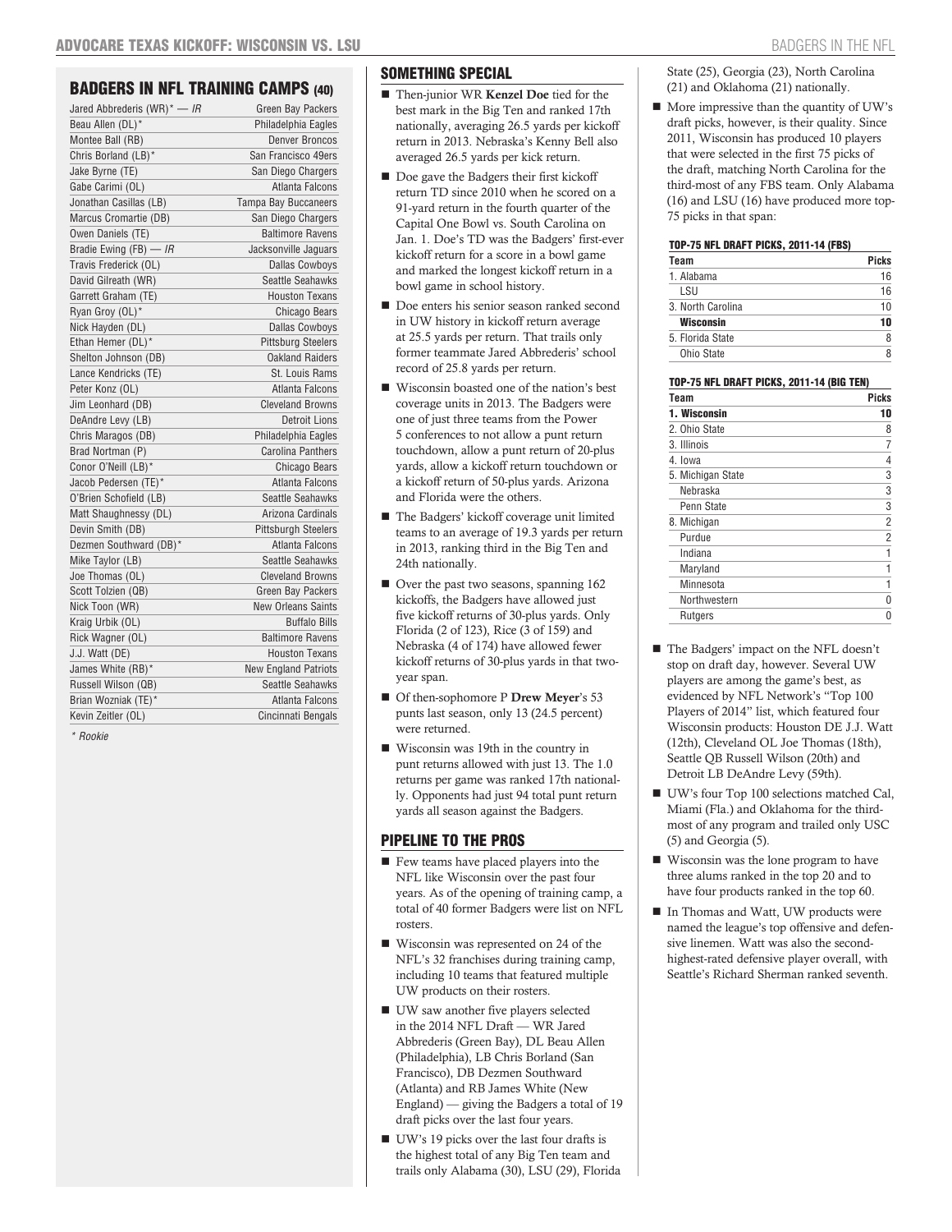## BADGERS IN NFL TRAINING CAMPS (40)

| Player | Team |
|---|---|
| Jared Abbrederis (WR)* — *IR* | Green Bay Packers |
| Beau Allen (DL)* | Philadelphia Eagles |
| Montee Ball (RB) | Denver Broncos |
| Chris Borland (LB)* | San Francisco 49ers |
| Jake Byrne (TE) | San Diego Chargers |
| Gabe Carimi (OL) | Atlanta Falcons |
| Jonathan Casillas (LB) | Tampa Bay Buccaneers |
| Marcus Cromartie (DB) | San Diego Chargers |
| Owen Daniels (TE) | Baltimore Ravens |
| Bradie Ewing (FB) — *IR* | Jacksonville Jaguars |
| Travis Frederick (OL) | Dallas Cowboys |
| David Gilreath (WR) | Seattle Seahawks |
| Garrett Graham (TE) | Houston Texans |
| Ryan Groy (OL)* | Chicago Bears |
| Nick Hayden (DL) | Dallas Cowboys |
| Ethan Hemer (DL)* | Pittsburg Steelers |
| Shelton Johnson (DB) | Oakland Raiders |
| Lance Kendricks (TE) | St. Louis Rams |
| Peter Konz (OL) | Atlanta Falcons |
| Jim Leonhard (DB) | Cleveland Browns |
| DeAndre Levy (LB) | Detroit Lions |
| Chris Maragos (DB) | Philadelphia Eagles |
| Brad Nortman (P) | Carolina Panthers |
| Conor O'Neill (LB)* | Chicago Bears |
| Jacob Pedersen (TE)* | Atlanta Falcons |
| O'Brien Schofield (LB) | Seattle Seahawks |
| Matt Shaughnessy (DL) | Arizona Cardinals |
| Devin Smith (DB) | Pittsburgh Steelers |
| Dezmen Southward (DB)* | Atlanta Falcons |
| Mike Taylor (LB) | Seattle Seahawks |
| Joe Thomas (OL) | Cleveland Browns |
| Scott Tolzien (QB) | Green Bay Packers |
| Nick Toon (WR) | New Orleans Saints |
| Kraig Urbik (OL) | Buffalo Bills |
| Rick Wagner (OL) | Baltimore Ravens |
| J.J. Watt (DE) | Houston Texans |
| James White (RB)* | New England Patriots |
| Russell Wilson (QB) | Seattle Seahawks |
| Brian Wozniak (TE)* | Atlanta Falcons |
| Kevin Zeitler (OL) | Cincinnati Bengals |

*\* Rookie*

## SOMETHING SPECIAL

- Then-junior WR **Kenzel Doe** tied for the best mark in the Big Ten and ranked 17th nationally, averaging 26.5 yards per kickoff return in 2013. Nebraska's Kenny Bell also averaged 26.5 yards per kick return.
- Doe gave the Badgers their first kickoff return TD since 2010 when he scored on a 91-yard return in the fourth quarter of the Capital One Bowl vs. South Carolina on Jan. 1. Doe's TD was the Badgers' first-ever kickoff return for a score in a bowl game and marked the longest kickoff return in a bowl game in school history.
- Doe enters his senior season ranked second in UW history in kickoff return average at 25.5 yards per return. That trails only former teammate Jared Abbrederis' school record of 25.8 yards per return.
- Wisconsin boasted one of the nation's best coverage units in 2013. The Badgers were one of just three teams from the Power 5 conferences to not allow a punt return touchdown, allow a punt return of 20-plus yards, allow a kickoff return touchdown or a kickoff return of 50-plus yards. Arizona and Florida were the others.
- The Badgers' kickoff coverage unit limited teams to an average of 19.3 yards per return in 2013, ranking third in the Big Ten and 24th nationally.
- Over the past two seasons, spanning 162 kickoffs, the Badgers have allowed just five kickoff returns of 30-plus yards. Only Florida (2 of 123), Rice (3 of 159) and Nebraska (4 of 174) have allowed fewer kickoff returns of 30-plus yards in that two-year span.
- Of then-sophomore P **Drew Meyer**'s 53 punts last season, only 13 (24.5 percent) were returned.
- Wisconsin was 19th in the country in punt returns allowed with just 13. The 1.0 returns per game was ranked 17th nationally. Opponents had just 94 total punt return yards all season against the Badgers.

## PIPELINE TO THE PROS

- Few teams have placed players into the NFL like Wisconsin over the past four years. As of the opening of training camp, a total of 40 former Badgers were list on NFL rosters.
- Wisconsin was represented on 24 of the NFL's 32 franchises during training camp, including 10 teams that featured multiple UW products on their rosters.
- UW saw another five players selected in the 2014 NFL Draft — WR Jared Abbrederis (Green Bay), DL Beau Allen (Philadelphia), LB Chris Borland (San Francisco), DB Dezmen Southward (Atlanta) and RB James White (New England) — giving the Badgers a total of 19 draft picks over the last four years.
- UW's 19 picks over the last four drafts is the highest total of any Big Ten team and trails only Alabama (30), LSU (29), Florida State (25), Georgia (23), North Carolina (21) and Oklahoma (21) nationally.
- More impressive than the quantity of UW's draft picks, however, is their quality. Since 2011, Wisconsin has produced 10 players that were selected in the first 75 picks of the draft, matching North Carolina for the third-most of any FBS team. Only Alabama (16) and LSU (16) have produced more top-75 picks in that span:

**TOP-75 NFL DRAFT PICKS, 2011-14 (FBS)**

| Team | Picks |
|---|---|
| 1. Alabama | 16 |
| LSU | 16 |
| 3. North Carolina | 10 |
| **Wisconsin** | **10** |
| 5. Florida State | 8 |
| Ohio State | 8 |

**TOP-75 NFL DRAFT PICKS, 2011-14 (BIG TEN)**

| Team | Picks |
|---|---|
| **1. Wisconsin** | **10** |
| 2. Ohio State | 8 |
| 3. Illinois | 7 |
| 4. Iowa | 4 |
| 5. Michigan State | 3 |
| Nebraska | 3 |
| Penn State | 3 |
| 8. Michigan | 2 |
| Purdue | 2 |
| Indiana | 1 |
| Maryland | 1 |
| Minnesota | 1 |
| Northwestern | 0 |
| Rutgers | 0 |

- The Badgers' impact on the NFL doesn't stop on draft day, however. Several UW players are among the game's best, as evidenced by NFL Network's "Top 100 Players of 2014" list, which featured four Wisconsin products: Houston DE J.J. Watt (12th), Cleveland OL Joe Thomas (18th), Seattle QB Russell Wilson (20th) and Detroit LB DeAndre Levy (59th).
- UW's four Top 100 selections matched Cal, Miami (Fla.) and Oklahoma for the third-most of any program and trailed only USC (5) and Georgia (5).
- Wisconsin was the lone program to have three alums ranked in the top 20 and to have four products ranked in the top 60.
- In Thomas and Watt, UW products were named the league's top offensive and defensive linemen. Watt was also the second-highest-rated defensive player overall, with Seattle's Richard Sherman ranked seventh.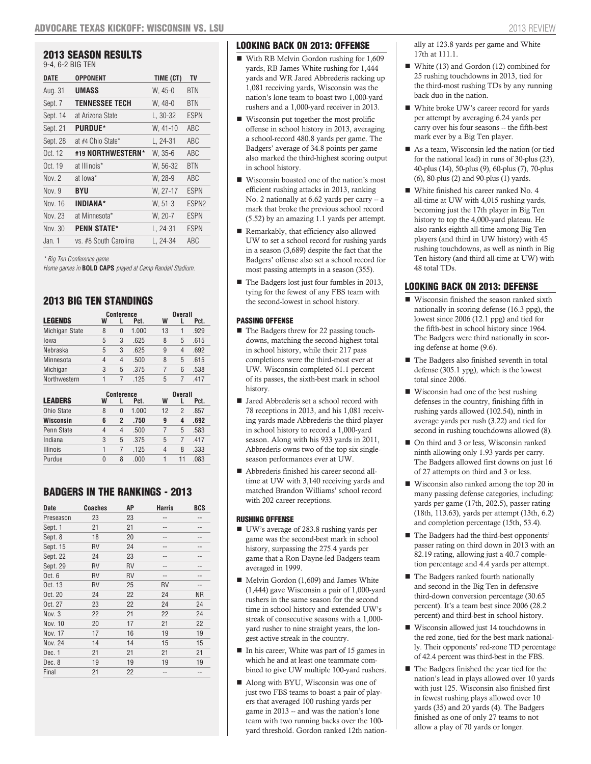## 2013 SEASON RESULTS

9-4, 6-2 BIG TEN

| DATE | OPPONENT | TIME (CT) | TV |
|---|---|---|---|
| Aug. 31 | **UMASS** | W, 45-0 | BTN |
| Sept. 7 | **TENNESSEE TECH** | W, 48-0 | BTN |
| Sept. 14 | at Arizona State | L, 30-32 | ESPN |
| Sept. 21 | **PURDUE*** | W, 41-10 | ABC |
| Sept. 28 | at #4 Ohio State* | L, 24-31 | ABC |
| Oct. 12 | **#19 NORTHWESTERN*** | W, 35-6 | ABC |
| Oct. 19 | at Illinois* | W, 56-32 | BTN |
| Nov. 2 | at Iowa* | W, 28-9 | ABC |
| Nov. 9 | **BYU** | W, 27-17 | ESPN |
| Nov. 16 | **INDIANA*** | W, 51-3 | ESPN2 |
| Nov. 23 | at Minnesota* | W, 20-7 | ESPN |
| Nov. 30 | **PENN STATE*** | L, 24-31 | ESPN |
| Jan. 1 | vs. #8 South Carolina | L, 24-34 | ABC |

*\* Big Ten Conference game*

*Home games in **BOLD CAPS** played at Camp Randall Stadium.*

## 2013 BIG TEN STANDINGS

| | Conference | | | Overall | | |
|---|---|---|---|---|---|---|
| **LEGENDS** | W | L | Pct. | W | L | Pct. |
| Michigan State | 8 | 0 | 1.000 | 13 | 1 | .929 |
| Iowa | 5 | 3 | .625 | 8 | 5 | .615 |
| Nebraska | 5 | 3 | .625 | 9 | 4 | .692 |
| Minnesota | 4 | 4 | .500 | 8 | 5 | .615 |
| Michigan | 3 | 5 | .375 | 7 | 6 | .538 |
| Northwestern | 1 | 7 | .125 | 5 | 7 | .417 |

| | Conference | | | Overall | | |
|---|---|---|---|---|---|---|
| **LEADERS** | W | L | Pct. | W | L | Pct. |
| Ohio State | 8 | 0 | 1.000 | 12 | 2 | .857 |
| **Wisconsin** | **6** | **2** | **.750** | **9** | **4** | **.692** |
| Penn State | 4 | 4 | .500 | 7 | 5 | .583 |
| Indiana | 3 | 5 | .375 | 5 | 7 | .417 |
| Illinois | 1 | 7 | .125 | 4 | 8 | .333 |
| Purdue | 0 | 8 | .000 | 1 | 11 | .083 |

## BADGERS IN THE RANKINGS - 2013

| Date | Coaches | AP | Harris | BCS |
|---|---|---|---|---|
| Preseason | 23 | 23 | -- | -- |
| Sept. 1 | 21 | 21 | -- | -- |
| Sept. 8 | 18 | 20 | -- | -- |
| Sept. 15 | RV | 24 | -- | -- |
| Sept. 22 | 24 | 23 | -- | -- |
| Sept. 29 | RV | RV | -- | -- |
| Oct. 6 | RV | RV | -- | -- |
| Oct. 13 | RV | 25 | RV | -- |
| Oct. 20 | 24 | 22 | 24 | NR |
| Oct. 27 | 23 | 22 | 24 | 24 |
| Nov. 3 | 22 | 21 | 22 | 24 |
| Nov. 10 | 20 | 17 | 21 | 22 |
| Nov. 17 | 17 | 16 | 19 | 19 |
| Nov. 24 | 14 | 14 | 15 | 15 |
| Dec. 1 | 21 | 21 | 21 | 21 |
| Dec. 8 | 19 | 19 | 19 | 19 |
| Final | 21 | 22 | -- | -- |

## LOOKING BACK ON 2013: OFFENSE

- With RB Melvin Gordon rushing for 1,609 yards, RB James White rushing for 1,444 yards and WR Jared Abbrederis racking up 1,081 receiving yards, Wisconsin was the nation's lone team to boast two 1,000-yard rushers and a 1,000-yard receiver in 2013.
- Wisconsin put together the most prolific offense in school history in 2013, averaging a school-record 480.8 yards per game. The Badgers' average of 34.8 points per game also marked the third-highest scoring output in school history.
- Wisconsin boasted one of the nation's most efficient rushing attacks in 2013, ranking No. 2 nationally at 6.62 yards per carry -- a mark that broke the previous school record (5.52) by an amazing 1.1 yards per attempt.
- Remarkably, that efficiency also allowed UW to set a school record for rushing yards in a season (3,689) despite the fact that the Badgers' offense also set a school record for most passing attempts in a season (355).
- The Badgers lost just four fumbles in 2013, tying for the fewest of any FBS team with the second-lowest in school history.

### PASSING OFFENSE

- The Badgers threw for 22 passing touchdowns, matching the second-highest total in school history, while their 217 pass completions were the third-most ever at UW. Wisconsin completed 61.1 percent of its passes, the sixth-best mark in school history.
- Jared Abbrederis set a school record with 78 receptions in 2013, and his 1,081 receiving yards made Abbrederis the third player in school history to record a 1,000-yard season. Along with his 933 yards in 2011, Abbrederis owns two of the top six single-season performances ever at UW.
- Abbrederis finished his career second all-time at UW with 3,140 receiving yards and matched Brandon Williams' school record with 202 career receptions.

### RUSHING OFFENSE

- UW's average of 283.8 rushing yards per game was the second-best mark in school history, surpassing the 275.4 yards per game that a Ron Dayne-led Badgers team averaged in 1999.
- Melvin Gordon (1,609) and James White (1,444) gave Wisconsin a pair of 1,000-yard rushers in the same season for the second time in school history and extended UW's streak of consecutive seasons with a 1,000-yard rusher to nine straight years, the longest active streak in the country.
- In his career, White was part of 15 games in which he and at least one teammate combined to give UW multiple 100-yard rushers.
- Along with BYU, Wisconsin was one of just two FBS teams to boast a pair of players that averaged 100 rushing yards per game in 2013 -- and was the nation's lone team with two running backs over the 100-yard threshold. Gordon ranked 12th nationally at 123.8 yards per game and White 17th at 111.1.
- White (13) and Gordon (12) combined for 25 rushing touchdowns in 2013, tied for the third-most rushing TDs by any running back duo in the nation.
- White broke UW's career record for yards per attempt by averaging 6.24 yards per carry over his four seasons -- the fifth-best mark ever by a Big Ten player.
- As a team, Wisconsin led the nation (or tied for the national lead) in runs of 30-plus (23), 40-plus (14), 50-plus (9), 60-plus (7), 70-plus (6), 80-plus (2) and 90-plus (1) yards.
- White finished his career ranked No. 4 all-time at UW with 4,015 rushing yards, becoming just the 17th player in Big Ten history to top the 4,000-yard plateau. He also ranks eighth all-time among Big Ten players (and third in UW history) with 45 rushing touchdowns, as well as ninth in Big Ten history (and third all-time at UW) with 48 total TDs.

## LOOKING BACK ON 2013: DEFENSE

- Wisconsin finished the season ranked sixth nationally in scoring defense (16.3 ppg), the lowest since 2006 (12.1 ppg) and tied for the fifth-best in school history since 1964. The Badgers were third nationally in scoring defense at home (9.6).
- The Badgers also finished seventh in total defense (305.1 ypg), which is the lowest total since 2006.
- Wisconsin had one of the best rushing defenses in the country, finishing fifth in rushing yards allowed (102.54), ninth in average yards per rush (3.22) and tied for second in rushing touchdowns allowed (8).
- On third and 3 or less, Wisconsin ranked ninth allowing only 1.93 yards per carry. The Badgers allowed first downs on just 16 of 27 attempts on third and 3 or less.
- Wisconsin also ranked among the top 20 in many passing defense categories, including: yards per game (17th, 202.5), passer rating (18th, 113.63), yards per attempt (13th, 6.2) and completion percentage (15th, 53.4).
- The Badgers had the third-best opponents' passer rating on third down in 2013 with an 82.19 rating, allowing just a 40.7 completion percentage and 4.4 yards per attempt.
- The Badgers ranked fourth nationally and second in the Big Ten in defensive third-down conversion percentage (30.65 percent). It's a team best since 2006 (28.2 percent) and third-best in school history.
- Wisconsin allowed just 14 touchdowns in the red zone, tied for the best mark nationally. Their opponents' red-zone TD percentage of 42.4 percent was third-best in the FBS.
- The Badgers finished the year tied for the nation's lead in plays allowed over 10 yards with just 125. Wisconsin also finished first in fewest rushing plays allowed over 10 yards (35) and 20 yards (4). The Badgers finished as one of only 27 teams to not allow a play of 70 yards or longer.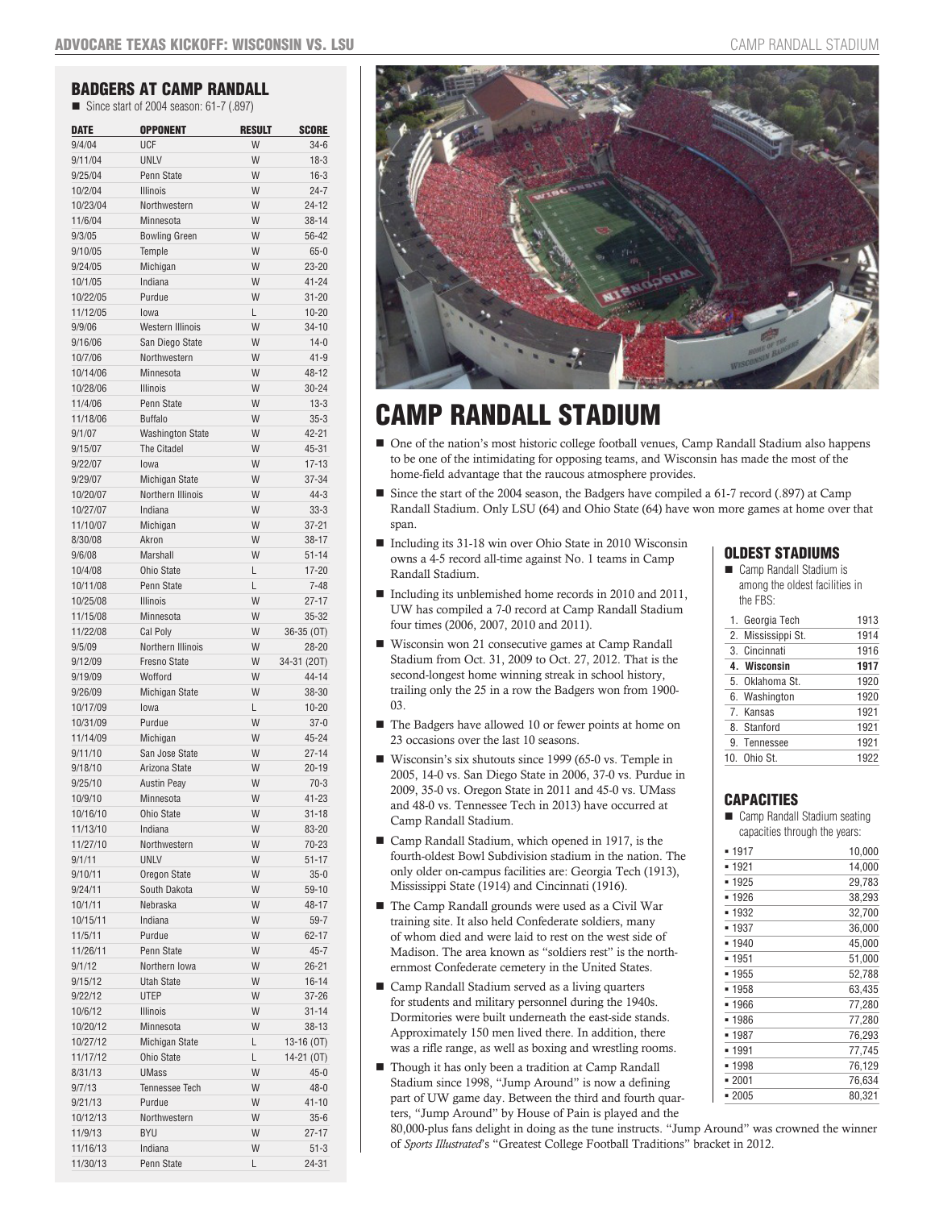## BADGERS AT CAMP RANDALL

- Since start of 2004 season: 61-7 (.897)

| DATE | OPPONENT | RESULT | SCORE |
|---|---|---|---|
| 9/4/04 | UCF | W | 34-6 |
| 9/11/04 | UNLV | W | 18-3 |
| 9/25/04 | Penn State | W | 16-3 |
| 10/2/04 | Illinois | W | 24-7 |
| 10/23/04 | Northwestern | W | 24-12 |
| 11/6/04 | Minnesota | W | 38-14 |
| 9/3/05 | Bowling Green | W | 56-42 |
| 9/10/05 | Temple | W | 65-0 |
| 9/24/05 | Michigan | W | 23-20 |
| 10/1/05 | Indiana | W | 41-24 |
| 10/22/05 | Purdue | W | 31-20 |
| 11/12/05 | Iowa | L | 10-20 |
| 9/9/06 | Western Illinois | W | 34-10 |
| 9/16/06 | San Diego State | W | 14-0 |
| 10/7/06 | Northwestern | W | 41-9 |
| 10/14/06 | Minnesota | W | 48-12 |
| 10/28/06 | Illinois | W | 30-24 |
| 11/4/06 | Penn State | W | 13-3 |
| 11/18/06 | Buffalo | W | 35-3 |
| 9/1/07 | Washington State | W | 42-21 |
| 9/15/07 | The Citadel | W | 45-31 |
| 9/22/07 | Iowa | W | 17-13 |
| 9/29/07 | Michigan State | W | 37-34 |
| 10/20/07 | Northern Illinois | W | 44-3 |
| 10/27/07 | Indiana | W | 33-3 |
| 11/10/07 | Michigan | W | 37-21 |
| 8/30/08 | Akron | W | 38-17 |
| 9/6/08 | Marshall | W | 51-14 |
| 10/4/08 | Ohio State | L | 17-20 |
| 10/11/08 | Penn State | L | 7-48 |
| 10/25/08 | Illinois | W | 27-17 |
| 11/15/08 | Minnesota | W | 35-32 |
| 11/22/08 | Cal Poly | W | 36-35 (OT) |
| 9/5/09 | Northern Illinois | W | 28-20 |
| 9/12/09 | Fresno State | W | 34-31 (2OT) |
| 9/19/09 | Wofford | W | 44-14 |
| 9/26/09 | Michigan State | W | 38-30 |
| 10/17/09 | Iowa | L | 10-20 |
| 10/31/09 | Purdue | W | 37-0 |
| 11/14/09 | Michigan | W | 45-24 |
| 9/11/10 | San Jose State | W | 27-14 |
| 9/18/10 | Arizona State | W | 20-19 |
| 9/25/10 | Austin Peay | W | 70-3 |
| 10/9/10 | Minnesota | W | 41-23 |
| 10/16/10 | Ohio State | W | 31-18 |
| 11/13/10 | Indiana | W | 83-20 |
| 11/27/10 | Northwestern | W | 70-23 |
| 9/1/11 | UNLV | W | 51-17 |
| 9/10/11 | Oregon State | W | 35-0 |
| 9/24/11 | South Dakota | W | 59-10 |
| 10/1/11 | Nebraska | W | 48-17 |
| 10/15/11 | Indiana | W | 59-7 |
| 11/5/11 | Purdue | W | 62-17 |
| 11/26/11 | Penn State | W | 45-7 |
| 9/1/12 | Northern Iowa | W | 26-21 |
| 9/15/12 | Utah State | W | 16-14 |
| 9/22/12 | UTEP | W | 37-26 |
| 10/6/12 | Illinois | W | 31-14 |
| 10/20/12 | Minnesota | W | 38-13 |
| 10/27/12 | Michigan State | L | 13-16 (OT) |
| 11/17/12 | Ohio State | L | 14-21 (OT) |
| 8/31/13 | UMass | W | 45-0 |
| 9/7/13 | Tennessee Tech | W | 48-0 |
| 9/21/13 | Purdue | W | 41-10 |
| 10/12/13 | Northwestern | W | 35-6 |
| 11/9/13 | BYU | W | 27-17 |
| 11/16/13 | Indiana | W | 51-3 |
| 11/30/13 | Penn State | L | 24-31 |

# CAMP RANDALL STADIUM

- One of the nation's most historic college football venues, Camp Randall Stadium also happens to be one of the intimidating for opposing teams, and Wisconsin has made the most of the home-field advantage that the raucous atmosphere provides.
- Since the start of the 2004 season, the Badgers have compiled a 61-7 record (.897) at Camp Randall Stadium. Only LSU (64) and Ohio State (64) have won more games at home over that span.
- Including its 31-18 win over Ohio State in 2010 Wisconsin owns a 4-5 record all-time against No. 1 teams in Camp Randall Stadium.
- Including its unblemished home records in 2010 and 2011, UW has compiled a 7-0 record at Camp Randall Stadium four times (2006, 2007, 2010 and 2011).
- Wisconsin won 21 consecutive games at Camp Randall Stadium from Oct. 31, 2009 to Oct. 27, 2012. That is the second-longest home winning streak in school history, trailing only the 25 in a row the Badgers won from 1900-03.
- The Badgers have allowed 10 or fewer points at home on 23 occasions over the last 10 seasons.
- Wisconsin's six shutouts since 1999 (65-0 vs. Temple in 2005, 14-0 vs. San Diego State in 2006, 37-0 vs. Purdue in 2009, 35-0 vs. Oregon State in 2011 and 45-0 vs. UMass and 48-0 vs. Tennessee Tech in 2013) have occurred at Camp Randall Stadium.
- Camp Randall Stadium, which opened in 1917, is the fourth-oldest Bowl Subdivision stadium in the nation. The only older on-campus facilities are: Georgia Tech (1913), Mississippi State (1914) and Cincinnati (1916).
- The Camp Randall grounds were used as a Civil War training site. It also held Confederate soldiers, many of whom died and were laid to rest on the west side of Madison. The area known as "soldiers rest" is the northernmost Confederate cemetery in the United States.
- Camp Randall Stadium served as a living quarters for students and military personnel during the 1940s. Dormitories were built underneath the east-side stands. Approximately 150 men lived there. In addition, there was a rifle range, as well as boxing and wrestling rooms.
- Though it has only been a tradition at Camp Randall Stadium since 1998, "Jump Around" is now a defining part of UW game day. Between the third and fourth quarters, "Jump Around" by House of Pain is played and the 80,000-plus fans delight in doing as the tune instructs. "Jump Around" was crowned the winner of *Sports Illustrated*'s "Greatest College Football Traditions" bracket in 2012.

### OLDEST STADIUMS

- Camp Randall Stadium is among the oldest facilities in the FBS:

| | |
|---|---|
| 1. Georgia Tech | 1913 |
| 2. Mississippi St. | 1914 |
| 3. Cincinnati | 1916 |
| **4. Wisconsin** | **1917** |
| 5. Oklahoma St. | 1920 |
| 6. Washington | 1920 |
| 7. Kansas | 1921 |
| 8. Stanford | 1921 |
| 9. Tennessee | 1921 |
| 10. Ohio St. | 1922 |

### CAPACITIES

- Camp Randall Stadium seating capacities through the years:

| | |
|---|---|
| 1917 | 10,000 |
| 1921 | 14,000 |
| 1925 | 29,783 |
| 1926 | 38,293 |
| 1932 | 32,700 |
| 1937 | 36,000 |
| 1940 | 45,000 |
| 1951 | 51,000 |
| 1955 | 52,788 |
| 1958 | 63,435 |
| 1966 | 77,280 |
| 1986 | 77,280 |
| 1987 | 76,293 |
| 1991 | 77,745 |
| 1998 | 76,129 |
| 2001 | 76,634 |
| 2005 | 80,321 |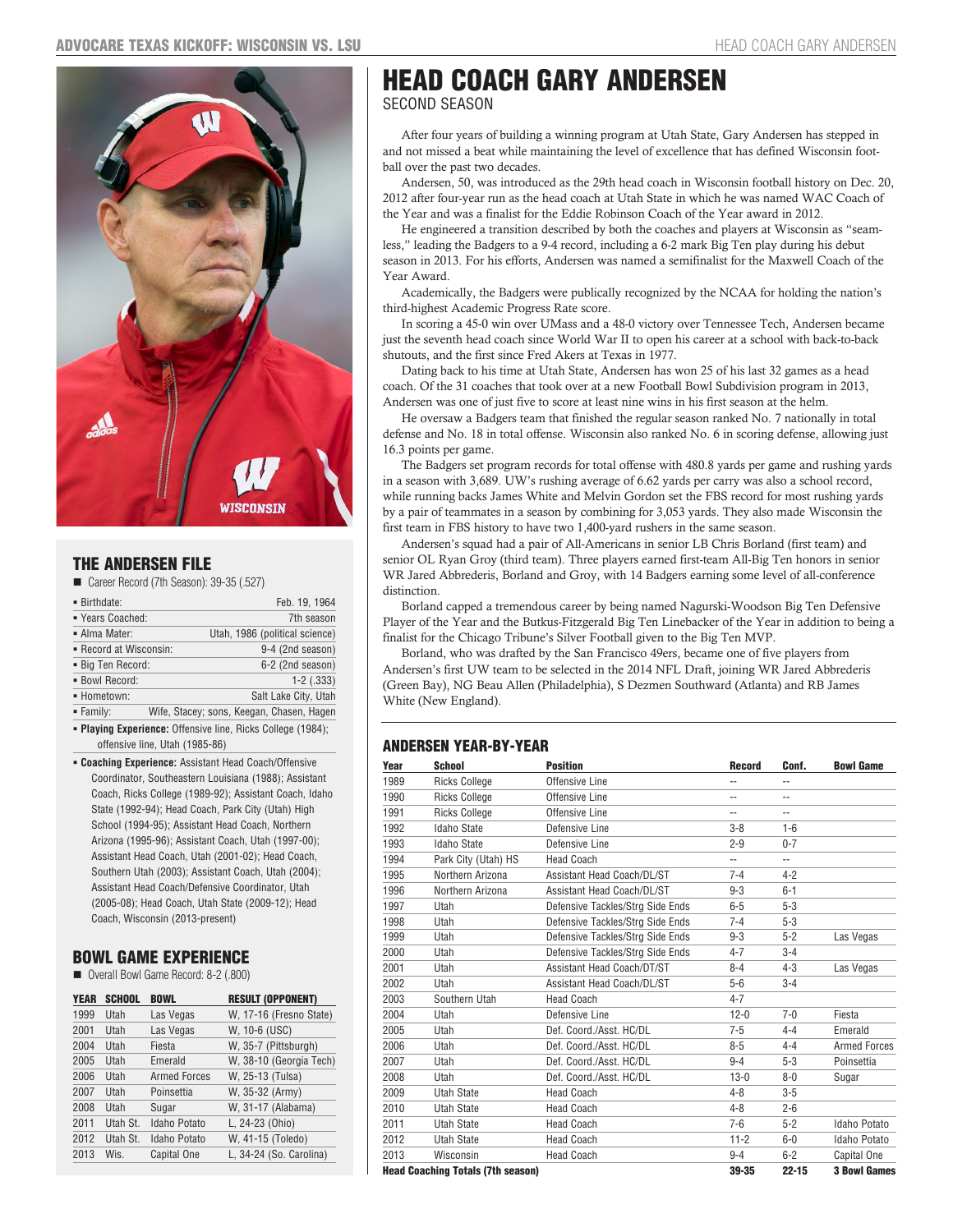# HEAD COACH GARY ANDERSEN

SECOND SEASON

After four years of building a winning program at Utah State, Gary Andersen has stepped in and not missed a beat while maintaining the level of excellence that has defined Wisconsin football over the past two decades.

Andersen, 50, was introduced as the 29th head coach in Wisconsin football history on Dec. 20, 2012 after four-year run as the head coach at Utah State in which he was named WAC Coach of the Year and was a finalist for the Eddie Robinson Coach of the Year award in 2012.

He engineered a transition described by both the coaches and players at Wisconsin as "seamless," leading the Badgers to a 9-4 record, including a 6-2 mark Big Ten play during his debut season in 2013. For his efforts, Andersen was named a semifinalist for the Maxwell Coach of the Year Award.

Academically, the Badgers were publically recognized by the NCAA for holding the nation's third-highest Academic Progress Rate score.

In scoring a 45-0 win over UMass and a 48-0 victory over Tennessee Tech, Andersen became just the seventh head coach since World War II to open his career at a school with back-to-back shutouts, and the first since Fred Akers at Texas in 1977.

Dating back to his time at Utah State, Andersen has won 25 of his last 32 games as a head coach. Of the 31 coaches that took over at a new Football Bowl Subdivision program in 2013, Andersen was one of just five to score at least nine wins in his first season at the helm.

He oversaw a Badgers team that finished the regular season ranked No. 7 nationally in total defense and No. 18 in total offense. Wisconsin also ranked No. 6 in scoring defense, allowing just 16.3 points per game.

The Badgers set program records for total offense with 480.8 yards per game and rushing yards in a season with 3,689. UW's rushing average of 6.62 yards per carry was also a school record, while running backs James White and Melvin Gordon set the FBS record for most rushing yards by a pair of teammates in a season by combining for 3,053 yards. They also made Wisconsin the first team in FBS history to have two 1,400-yard rushers in the same season.

Andersen's squad had a pair of All-Americans in senior LB Chris Borland (first team) and senior OL Ryan Groy (third team). Three players earned first-team All-Big Ten honors in senior WR Jared Abbrederis, Borland and Groy, with 14 Badgers earning some level of all-conference distinction.

Borland capped a tremendous career by being named Nagurski-Woodson Big Ten Defensive Player of the Year and the Butkus-Fitzgerald Big Ten Linebacker of the Year in addition to being a finalist for the Chicago Tribune's Silver Football given to the Big Ten MVP.

Borland, who was drafted by the San Francisco 49ers, became one of five players from Andersen's first UW team to be selected in the 2014 NFL Draft, joining WR Jared Abbrederis (Green Bay), NG Beau Allen (Philadelphia), S Dezmen Southward (Atlanta) and RB James White (New England).

## THE ANDERSEN FILE

- Career Record (7th Season): 39-35 (.527)

| | |
|---|---|
| Birthdate: | Feb. 19, 1964 |
| Years Coached: | 7th season |
| Alma Mater: | Utah, 1986 (political science) |
| Record at Wisconsin: | 9-4 (2nd season) |
| Big Ten Record: | 6-2 (2nd season) |
| Bowl Record: | 1-2 (.333) |
| Hometown: | Salt Lake City, Utah |
| Family: | Wife, Stacey; sons, Keegan, Chasen, Hagen |

- **Playing Experience:** Offensive line, Ricks College (1984); offensive line, Utah (1985-86)
- **Coaching Experience:** Assistant Head Coach/Offensive Coordinator, Southeastern Louisiana (1988); Assistant Coach, Ricks College (1989-92); Assistant Coach, Idaho State (1992-94); Head Coach, Park City (Utah) High School (1994-95); Assistant Head Coach, Northern Arizona (1995-96); Assistant Coach, Utah (1997-00); Assistant Head Coach, Utah (2001-02); Head Coach, Southern Utah (2003); Assistant Coach, Utah (2004); Assistant Head Coach/Defensive Coordinator, Utah (2005-08); Head Coach, Utah State (2009-12); Head Coach, Wisconsin (2013-present)

## BOWL GAME EXPERIENCE

- Overall Bowl Game Record: 8-2 (.800)

| YEAR | SCHOOL | BOWL | RESULT (OPPONENT) |
|---|---|---|---|
| 1999 | Utah | Las Vegas | W, 17-16 (Fresno State) |
| 2001 | Utah | Las Vegas | W, 10-6 (USC) |
| 2004 | Utah | Fiesta | W, 35-7 (Pittsburgh) |
| 2005 | Utah | Emerald | W, 38-10 (Georgia Tech) |
| 2006 | Utah | Armed Forces | W, 25-13 (Tulsa) |
| 2007 | Utah | Poinsettia | W, 35-32 (Army) |
| 2008 | Utah | Sugar | W, 31-17 (Alabama) |
| 2011 | Utah St. | Idaho Potato | L, 24-23 (Ohio) |
| 2012 | Utah St. | Idaho Potato | W, 41-15 (Toledo) |
| 2013 | Wis. | Capital One | L, 34-24 (So. Carolina) |

## ANDERSEN YEAR-BY-YEAR

| Year | School | Position | Record | Conf. | Bowl Game |
|---|---|---|---|---|---|
| 1989 | Ricks College | Offensive Line | -- | -- | |
| 1990 | Ricks College | Offensive Line | -- | -- | |
| 1991 | Ricks College | Offensive Line | -- | -- | |
| 1992 | Idaho State | Defensive Line | 3-8 | 1-6 | |
| 1993 | Idaho State | Defensive Line | 2-9 | 0-7 | |
| 1994 | Park City (Utah) HS | Head Coach | -- | -- | |
| 1995 | Northern Arizona | Assistant Head Coach/DL/ST | 7-4 | 4-2 | |
| 1996 | Northern Arizona | Assistant Head Coach/DL/ST | 9-3 | 6-1 | |
| 1997 | Utah | Defensive Tackles/Strg Side Ends | 6-5 | 5-3 | |
| 1998 | Utah | Defensive Tackles/Strg Side Ends | 7-4 | 5-3 | |
| 1999 | Utah | Defensive Tackles/Strg Side Ends | 9-3 | 5-2 | Las Vegas |
| 2000 | Utah | Defensive Tackles/Strg Side Ends | 4-7 | 3-4 | |
| 2001 | Utah | Assistant Head Coach/DT/ST | 8-4 | 4-3 | Las Vegas |
| 2002 | Utah | Assistant Head Coach/DL/ST | 5-6 | 3-4 | |
| 2003 | Southern Utah | Head Coach | 4-7 | | |
| 2004 | Utah | Defensive Line | 12-0 | 7-0 | Fiesta |
| 2005 | Utah | Def. Coord./Asst. HC/DL | 7-5 | 4-4 | Emerald |
| 2006 | Utah | Def. Coord./Asst. HC/DL | 8-5 | 4-4 | Armed Forces |
| 2007 | Utah | Def. Coord./Asst. HC/DL | 9-4 | 5-3 | Poinsettia |
| 2008 | Utah | Def. Coord./Asst. HC/DL | 13-0 | 8-0 | Sugar |
| 2009 | Utah State | Head Coach | 4-8 | 3-5 | |
| 2010 | Utah State | Head Coach | 4-8 | 2-6 | |
| 2011 | Utah State | Head Coach | 7-6 | 5-2 | Idaho Potato |
| 2012 | Utah State | Head Coach | 11-2 | 6-0 | Idaho Potato |
| 2013 | Wisconsin | Head Coach | 9-4 | 6-2 | Capital One |
| **Head Coaching Totals (7th season)** | | | **39-35** | **22-15** | **3 Bowl Games** |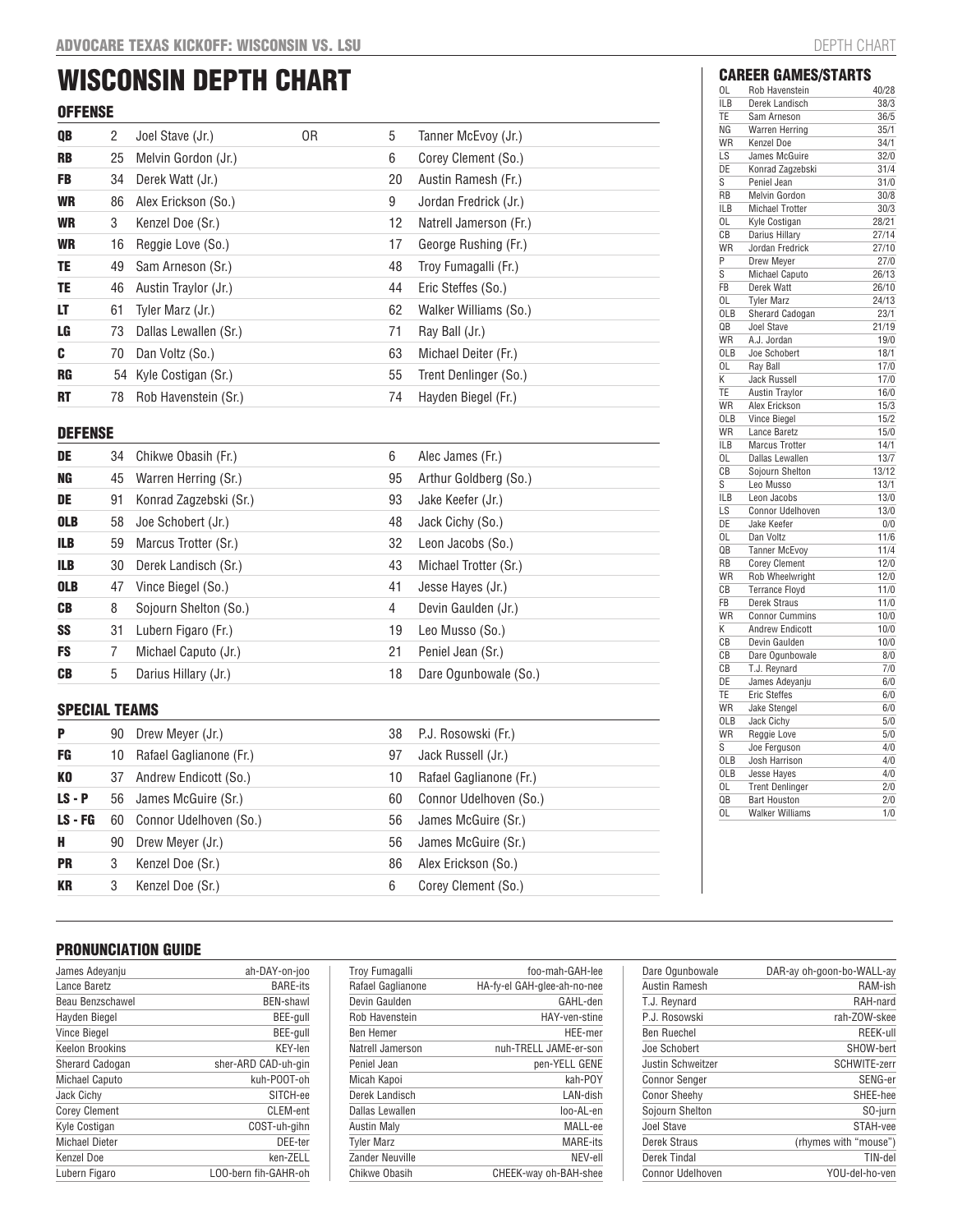# WISCONSIN DEPTH CHART

## OFFENSE

| Pos | No. | Player | | No. | Player |
|---|---|---|---|---|---|
| QB | 2 | Joel Stave (Jr.) | OR | 5 | Tanner McEvoy (Jr.) |
| RB | 25 | Melvin Gordon (Jr.) | | 6 | Corey Clement (So.) |
| FB | 34 | Derek Watt (Jr.) | | 20 | Austin Ramesh (Fr.) |
| WR | 86 | Alex Erickson (So.) | | 9 | Jordan Fredrick (Jr.) |
| WR | 3 | Kenzel Doe (Sr.) | | 12 | Natrell Jamerson (Fr.) |
| WR | 16 | Reggie Love (So.) | | 17 | George Rushing (Fr.) |
| TE | 49 | Sam Arneson (Sr.) | | 48 | Troy Fumagalli (Fr.) |
| TE | 46 | Austin Traylor (Jr.) | | 44 | Eric Steffes (So.) |
| LT | 61 | Tyler Marz (Jr.) | | 62 | Walker Williams (So.) |
| LG | 73 | Dallas Lewallen (Sr.) | | 71 | Ray Ball (Jr.) |
| C | 70 | Dan Voltz (So.) | | 63 | Michael Deiter (Fr.) |
| RG | 54 | Kyle Costigan (Sr.) | | 55 | Trent Denlinger (So.) |
| RT | 78 | Rob Havenstein (Sr.) | | 74 | Hayden Biegel (Fr.) |

## DEFENSE

| Pos | No. | Player | No. | Player |
|---|---|---|---|---|
| DE | 34 | Chikwe Obasih (Fr.) | 6 | Alec James (Fr.) |
| NG | 45 | Warren Herring (Sr.) | 95 | Arthur Goldberg (So.) |
| DE | 91 | Konrad Zagzebski (Sr.) | 93 | Jake Keefer (Jr.) |
| OLB | 58 | Joe Schobert (Jr.) | 48 | Jack Cichy (So.) |
| ILB | 59 | Marcus Trotter (Sr.) | 32 | Leon Jacobs (So.) |
| ILB | 30 | Derek Landisch (Sr.) | 43 | Michael Trotter (Sr.) |
| OLB | 47 | Vince Biegel (So.) | 41 | Jesse Hayes (Jr.) |
| CB | 8 | Sojourn Shelton (So.) | 4 | Devin Gaulden (Jr.) |
| SS | 31 | Lubern Figaro (Fr.) | 19 | Leo Musso (So.) |
| FS | 7 | Michael Caputo (Jr.) | 21 | Peniel Jean (Sr.) |
| CB | 5 | Darius Hillary (Jr.) | 18 | Dare Ogunbowale (So.) |

## SPECIAL TEAMS

| Pos | No. | Player | No. | Player |
|---|---|---|---|---|
| P | 90 | Drew Meyer (Jr.) | 38 | P.J. Rosowski (Fr.) |
| FG | 10 | Rafael Gaglianone (Fr.) | 97 | Jack Russell (Jr.) |
| KO | 37 | Andrew Endicott (So.) | 10 | Rafael Gaglianone (Fr.) |
| LS - P | 56 | James McGuire (Sr.) | 60 | Connor Udelhoven (So.) |
| LS - FG | 60 | Connor Udelhoven (So.) | 56 | James McGuire (Sr.) |
| H | 90 | Drew Meyer (Jr.) | 56 | James McGuire (Sr.) |
| PR | 3 | Kenzel Doe (Sr.) | 86 | Alex Erickson (So.) |
| KR | 3 | Kenzel Doe (Sr.) | 6 | Corey Clement (So.) |

## CAREER GAMES/STARTS

| Pos | Player | G/S |
|---|---|---|
| OL | Rob Havenstein | 40/28 |
| ILB | Derek Landisch | 38/3 |
| TE | Sam Arneson | 36/5 |
| NG | Warren Herring | 35/1 |
| WR | Kenzel Doe | 34/1 |
| LS | James McGuire | 32/0 |
| DE | Konrad Zagzebski | 31/4 |
| S | Peniel Jean | 31/0 |
| RB | Melvin Gordon | 30/8 |
| ILB | Michael Trotter | 30/3 |
| OL | Kyle Costigan | 28/21 |
| CB | Darius Hillary | 27/14 |
| WR | Jordan Fredrick | 27/10 |
| P | Drew Meyer | 27/0 |
| S | Michael Caputo | 26/13 |
| FB | Derek Watt | 26/10 |
| OL | Tyler Marz | 24/13 |
| OLB | Sherard Cadogan | 23/1 |
| QB | Joel Stave | 21/19 |
| WR | A.J. Jordan | 19/0 |
| OLB | Joe Schobert | 18/1 |
| OL | Ray Ball | 17/0 |
| K | Jack Russell | 17/0 |
| TE | Austin Traylor | 16/0 |
| WR | Alex Erickson | 15/3 |
| OLB | Vince Biegel | 15/2 |
| WR | Lance Baretz | 15/0 |
| ILB | Marcus Trotter | 14/1 |
| OL | Dallas Lewallen | 13/7 |
| CB | Sojourn Shelton | 13/12 |
| S | Leo Musso | 13/1 |
| ILB | Leon Jacobs | 13/0 |
| LS | Connor Udelhoven | 13/0 |
| DE | Jake Keefer | 0/0 |
| OL | Dan Voltz | 11/6 |
| QB | Tanner McEvoy | 11/4 |
| RB | Corey Clement | 12/0 |
| WR | Rob Wheelwright | 12/0 |
| CB | Terrance Floyd | 11/0 |
| FB | Derek Straus | 11/0 |
| WR | Connor Cummins | 10/0 |
| K | Andrew Endicott | 10/0 |
| CB | Devin Gaulden | 10/0 |
| CB | Dare Ogunbowale | 8/0 |
| CB | T.J. Reynard | 7/0 |
| DE | James Adeyanju | 6/0 |
| TE | Eric Steffes | 6/0 |
| WR | Jake Stengel | 6/0 |
| OLB | Jack Cichy | 5/0 |
| WR | Reggie Love | 5/0 |
| S | Joe Ferguson | 4/0 |
| OLB | Josh Harrison | 4/0 |
| OLB | Jesse Hayes | 4/0 |
| OL | Trent Denlinger | 2/0 |
| QB | Bart Houston | 2/0 |
| OL | Walker Williams | 1/0 |

## PRONUNCIATION GUIDE

| Name | Pronunciation |
|---|---|
| James Adeyanju | ah-DAY-on-joo |
| Lance Baretz | BARE-its |
| Beau Benzschawel | BEN-shawl |
| Hayden Biegel | BEE-gull |
| Vince Biegel | BEE-gull |
| Keelon Brookins | KEY-len |
| Sherard Cadogan | sher-ARD CAD-uh-gin |
| Michael Caputo | kuh-POOT-oh |
| Jack Cichy | SITCH-ee |
| Corey Clement | CLEM-ent |
| Kyle Costigan | COST-uh-gihn |
| Michael Dieter | DEE-ter |
| Kenzel Doe | ken-ZELL |
| Lubern Figaro | LOO-bern fih-GAHR-oh |
| Troy Fumagalli | foo-mah-GAH-lee |
| Rafael Gaglianone | HA-fy-el GAH-glee-ah-no-nee |
| Devin Gaulden | GAHL-den |
| Rob Havenstein | HAY-ven-stine |
| Ben Hemer | HEE-mer |
| Natrell Jamerson | nuh-TRELL JAME-er-son |
| Peniel Jean | pen-YELL GENE |
| Micah Kapoi | kah-POY |
| Derek Landisch | LAN-dish |
| Dallas Lewallen | loo-AL-en |
| Austin Maly | MALL-ee |
| Tyler Marz | MARE-its |
| Zander Neuville | NEV-ell |
| Chikwe Obasih | CHEEK-way oh-BAH-shee |
| Dare Ogunbowale | DAR-ay oh-goon-bo-WALL-ay |
| Austin Ramesh | RAM-ish |
| T.J. Reynard | RAH-nard |
| P.J. Rosowski | rah-ZOW-skee |
| Ben Ruechel | REEK-ull |
| Joe Schobert | SHOW-bert |
| Justin Schweitzer | SCHWITE-zerr |
| Connor Senger | SENG-er |
| Conor Sheehy | SHEE-hee |
| Sojourn Shelton | SO-jurn |
| Joel Stave | STAH-vee |
| Derek Straus | (rhymes with "mouse") |
| Derek Tindal | TIN-del |
| Connor Udelhoven | YOU-del-ho-ven |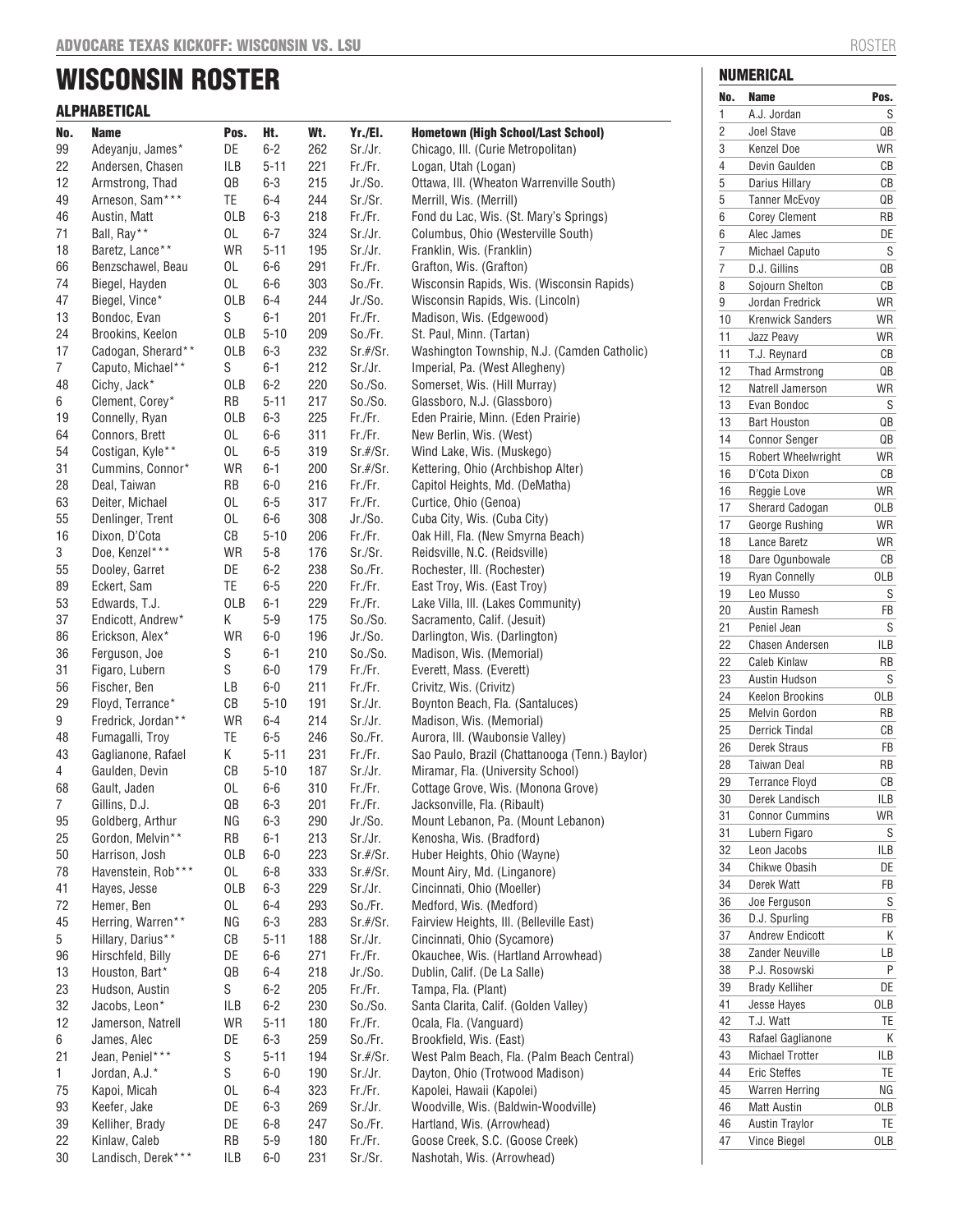# WISCONSIN ROSTER

## ALPHABETICAL

| No. | Name | Pos. | Ht. | Wt. | Yr./El. | Hometown (High School/Last School) |
|---|---|---|---|---|---|---|
| 99 | Adeyanju, James* | DE | 6-2 | 262 | Sr./Jr. | Chicago, Ill. (Curie Metropolitan) |
| 22 | Andersen, Chasen | ILB | 5-11 | 221 | Fr./Fr. | Logan, Utah (Logan) |
| 12 | Armstrong, Thad | QB | 6-3 | 215 | Jr./So. | Ottawa, Ill. (Wheaton Warrenville South) |
| 49 | Arneson, Sam*** | TE | 6-4 | 244 | Sr./Sr. | Merrill, Wis. (Merrill) |
| 46 | Austin, Matt | OLB | 6-3 | 218 | Fr./Fr. | Fond du Lac, Wis. (St. Mary's Springs) |
| 71 | Ball, Ray** | OL | 6-7 | 324 | Sr./Jr. | Columbus, Ohio (Westerville South) |
| 18 | Baretz, Lance** | WR | 5-11 | 195 | Sr./Jr. | Franklin, Wis. (Franklin) |
| 66 | Benzschawel, Beau | OL | 6-6 | 291 | Fr./Fr. | Grafton, Wis. (Grafton) |
| 74 | Biegel, Hayden | OL | 6-6 | 303 | So./Fr. | Wisconsin Rapids, Wis. (Wisconsin Rapids) |
| 47 | Biegel, Vince* | OLB | 6-4 | 244 | Jr./So. | Wisconsin Rapids, Wis. (Lincoln) |
| 13 | Bondoc, Evan | S | 6-1 | 201 | Fr./Fr. | Madison, Wis. (Edgewood) |
| 24 | Brookins, Keelon | OLB | 5-10 | 209 | So./Fr. | St. Paul, Minn. (Tartan) |
| 17 | Cadogan, Sherard** | OLB | 6-3 | 232 | Sr.#/Sr. | Washington Township, N.J. (Camden Catholic) |
| 7 | Caputo, Michael** | S | 6-1 | 212 | Sr./Jr. | Imperial, Pa. (West Allegheny) |
| 48 | Cichy, Jack* | OLB | 6-2 | 220 | So./So. | Somerset, Wis. (Hill Murray) |
| 6 | Clement, Corey* | RB | 5-11 | 217 | So./So. | Glassboro, N.J. (Glassboro) |
| 19 | Connelly, Ryan | OLB | 6-3 | 225 | Fr./Fr. | Eden Prairie, Minn. (Eden Prairie) |
| 64 | Connors, Brett | OL | 6-6 | 311 | Fr./Fr. | New Berlin, Wis. (West) |
| 54 | Costigan, Kyle** | OL | 6-5 | 319 | Sr.#/Sr. | Wind Lake, Wis. (Muskego) |
| 31 | Cummins, Connor* | WR | 6-1 | 200 | Sr.#/Sr. | Kettering, Ohio (Archbishop Alter) |
| 28 | Deal, Taiwan | RB | 6-0 | 216 | Fr./Fr. | Capitol Heights, Md. (DeMatha) |
| 63 | Deiter, Michael | OL | 6-5 | 317 | Fr./Fr. | Curtice, Ohio (Genoa) |
| 55 | Denlinger, Trent | OL | 6-6 | 308 | Jr./So. | Cuba City, Wis. (Cuba City) |
| 16 | Dixon, D'Cota | CB | 5-10 | 206 | Fr./Fr. | Oak Hill, Fla. (New Smyrna Beach) |
| 3 | Doe, Kenzel*** | WR | 5-8 | 176 | Sr./Sr. | Reidsville, N.C. (Reidsville) |
| 55 | Dooley, Garret | DE | 6-2 | 238 | So./Fr. | Rochester, Ill. (Rochester) |
| 89 | Eckert, Sam | TE | 6-5 | 220 | Fr./Fr. | East Troy, Wis. (East Troy) |
| 53 | Edwards, T.J. | OLB | 6-1 | 229 | Fr./Fr. | Lake Villa, Ill. (Lakes Community) |
| 37 | Endicott, Andrew* | K | 5-9 | 175 | So./So. | Sacramento, Calif. (Jesuit) |
| 86 | Erickson, Alex* | WR | 6-0 | 196 | Jr./So. | Darlington, Wis. (Darlington) |
| 36 | Ferguson, Joe | S | 6-1 | 210 | So./So. | Madison, Wis. (Memorial) |
| 31 | Figaro, Lubern | S | 6-0 | 179 | Fr./Fr. | Everett, Mass. (Everett) |
| 56 | Fischer, Ben | LB | 6-0 | 211 | Fr./Fr. | Crivitz, Wis. (Crivitz) |
| 29 | Floyd, Terrance* | CB | 5-10 | 191 | Sr./Jr. | Boynton Beach, Fla. (Santaluces) |
| 9 | Fredrick, Jordan** | WR | 6-4 | 214 | Sr./Jr. | Madison, Wis. (Memorial) |
| 48 | Fumagalli, Troy | TE | 6-5 | 246 | So./Fr. | Aurora, Ill. (Waubonsie Valley) |
| 43 | Gaglianone, Rafael | K | 5-11 | 231 | Fr./Fr. | Sao Paulo, Brazil (Chattanooga (Tenn.) Baylor) |
| 4 | Gaulden, Devin | CB | 5-10 | 187 | Sr./Jr. | Miramar, Fla. (University School) |
| 68 | Gault, Jaden | OL | 6-6 | 310 | Fr./Fr. | Cottage Grove, Wis. (Monona Grove) |
| 7 | Gillins, D.J. | QB | 6-3 | 201 | Fr./Fr. | Jacksonville, Fla. (Ribault) |
| 95 | Goldberg, Arthur | NG | 6-3 | 290 | Jr./So. | Mount Lebanon, Pa. (Mount Lebanon) |
| 25 | Gordon, Melvin** | RB | 6-1 | 213 | Sr./Jr. | Kenosha, Wis. (Bradford) |
| 50 | Harrison, Josh | OLB | 6-0 | 223 | Sr.#/Sr. | Huber Heights, Ohio (Wayne) |
| 78 | Havenstein, Rob*** | OL | 6-8 | 333 | Sr.#/Sr. | Mount Airy, Md. (Linganore) |
| 41 | Hayes, Jesse | OLB | 6-3 | 229 | Sr./Jr. | Cincinnati, Ohio (Moeller) |
| 72 | Hemer, Ben | OL | 6-4 | 293 | So./Fr. | Medford, Wis. (Medford) |
| 45 | Herring, Warren** | NG | 6-3 | 283 | Sr.#/Sr. | Fairview Heights, Ill. (Belleville East) |
| 5 | Hillary, Darius** | CB | 5-11 | 188 | Sr./Jr. | Cincinnati, Ohio (Sycamore) |
| 96 | Hirschfeld, Billy | DE | 6-6 | 271 | Fr./Fr. | Okauchee, Wis. (Hartland Arrowhead) |
| 13 | Houston, Bart* | QB | 6-4 | 218 | Jr./So. | Dublin, Calif. (De La Salle) |
| 23 | Hudson, Austin | S | 6-2 | 205 | Fr./Fr. | Tampa, Fla. (Plant) |
| 32 | Jacobs, Leon* | ILB | 6-2 | 230 | So./So. | Santa Clarita, Calif. (Golden Valley) |
| 12 | Jamerson, Natrell | WR | 5-11 | 180 | Fr./Fr. | Ocala, Fla. (Vanguard) |
| 6 | James, Alec | DE | 6-3 | 259 | So./Fr. | Brookfield, Wis. (East) |
| 21 | Jean, Peniel*** | S | 5-11 | 194 | Sr.#/Sr. | West Palm Beach, Fla. (Palm Beach Central) |
| 1 | Jordan, A.J.* | S | 6-0 | 190 | Sr./Jr. | Dayton, Ohio (Trotwood Madison) |
| 75 | Kapoi, Micah | OL | 6-4 | 323 | Fr./Fr. | Kapolei, Hawaii (Kapolei) |
| 93 | Keefer, Jake | DE | 6-3 | 269 | Sr./Jr. | Woodville, Wis. (Baldwin-Woodville) |
| 39 | Kelliher, Brady | DE | 6-8 | 247 | So./Fr. | Hartland, Wis. (Arrowhead) |
| 22 | Kinlaw, Caleb | RB | 5-9 | 180 | Fr./Fr. | Goose Creek, S.C. (Goose Creek) |
| 30 | Landisch, Derek*** | ILB | 6-0 | 231 | Sr./Sr. | Nashotah, Wis. (Arrowhead) |

## NUMERICAL

| No. | Name | Pos. |
|---|---|---|
| 1 | A.J. Jordan | S |
| 2 | Joel Stave | QB |
| 3 | Kenzel Doe | WR |
| 4 | Devin Gaulden | CB |
| 5 | Darius Hillary | CB |
| 5 | Tanner McEvoy | QB |
| 6 | Corey Clement | RB |
| 6 | Alec James | DE |
| 7 | Michael Caputo | S |
| 7 | D.J. Gillins | QB |
| 8 | Sojourn Shelton | CB |
| 9 | Jordan Fredrick | WR |
| 10 | Krenwick Sanders | WR |
| 11 | Jazz Peavy | WR |
| 11 | T.J. Reynard | CB |
| 12 | Thad Armstrong | QB |
| 12 | Natrell Jamerson | WR |
| 13 | Evan Bondoc | S |
| 13 | Bart Houston | QB |
| 14 | Connor Senger | QB |
| 15 | Robert Wheelwright | WR |
| 16 | D'Cota Dixon | CB |
| 16 | Reggie Love | WR |
| 17 | Sherard Cadogan | OLB |
| 17 | George Rushing | WR |
| 18 | Lance Baretz | WR |
| 18 | Dare Ogunbowale | CB |
| 19 | Ryan Connelly | OLB |
| 19 | Leo Musso | S |
| 20 | Austin Ramesh | FB |
| 21 | Peniel Jean | S |
| 22 | Chasen Andersen | ILB |
| 22 | Caleb Kinlaw | RB |
| 23 | Austin Hudson | S |
| 24 | Keelon Brookins | OLB |
| 25 | Melvin Gordon | RB |
| 25 | Derrick Tindal | CB |
| 26 | Derek Straus | FB |
| 28 | Taiwan Deal | RB |
| 29 | Terrance Floyd | CB |
| 30 | Derek Landisch | ILB |
| 31 | Connor Cummins | WR |
| 31 | Lubern Figaro | S |
| 32 | Leon Jacobs | ILB |
| 34 | Chikwe Obasih | DE |
| 34 | Derek Watt | FB |
| 36 | Joe Ferguson | S |
| 36 | D.J. Spurling | FB |
| 37 | Andrew Endicott | K |
| 38 | Zander Neuville | LB |
| 38 | P.J. Rosowski | P |
| 39 | Brady Kelliher | DE |
| 41 | Jesse Hayes | OLB |
| 42 | T.J. Watt | TE |
| 43 | Rafael Gaglianone | K |
| 43 | Michael Trotter | ILB |
| 44 | Eric Steffes | TE |
| 45 | Warren Herring | NG |
| 46 | Matt Austin | OLB |
| 46 | Austin Traylor | TE |
| 47 | Vince Biegel | OLB |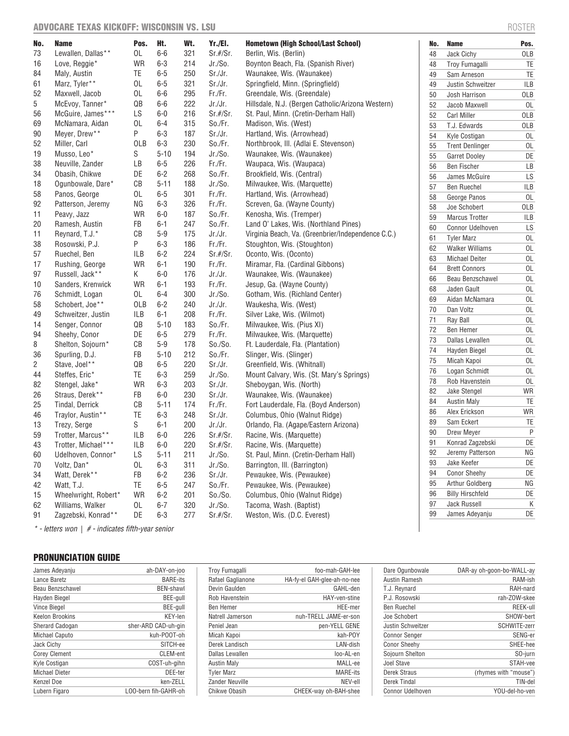## ADVOCARE TEXAS KICKOFF: WISCONSIN VS. LSU

ROSTER

| No. | Name | Pos. | Ht. | Wt. | Yr./El. | Hometown (High School/Last School) |
|---|---|---|---|---|---|---|
| 73 | Lewallen, Dallas** | OL | 6-6 | 321 | Sr.#/Sr. | Berlin, Wis. (Berlin) |
| 16 | Love, Reggie* | WR | 6-3 | 214 | Jr./So. | Boynton Beach, Fla. (Spanish River) |
| 84 | Maly, Austin | TE | 6-5 | 250 | Sr./Jr. | Waunakee, Wis. (Waunakee) |
| 61 | Marz, Tyler** | OL | 6-5 | 321 | Sr./Jr. | Springfield, Minn. (Springfield) |
| 52 | Maxwell, Jacob | OL | 6-6 | 295 | Fr./Fr. | Greendale, Wis. (Greendale) |
| 5 | McEvoy, Tanner* | QB | 6-6 | 222 | Jr./Jr. | Hillsdale, N.J. (Bergen Catholic/Arizona Western) |
| 56 | McGuire, James*** | LS | 6-0 | 216 | Sr.#/Sr. | St. Paul, Minn. (Cretin-Derham Hall) |
| 69 | McNamara, Aidan | OL | 6-4 | 315 | So./Fr. | Madison, Wis. (West) |
| 90 | Meyer, Drew** | P | 6-3 | 187 | Sr./Jr. | Hartland, Wis. (Arrowhead) |
| 52 | Miller, Carl | OLB | 6-3 | 230 | So./Fr. | Northbrook, Ill. (Adlai E. Stevenson) |
| 19 | Musso, Leo* | S | 5-10 | 194 | Jr./So. | Waunakee, Wis. (Waunakee) |
| 38 | Neuville, Zander | LB | 6-5 | 226 | Fr./Fr. | Waupaca, Wis. (Waupaca) |
| 34 | Obasih, Chikwe | DE | 6-2 | 268 | So./Fr. | Brookfield, Wis. (Central) |
| 18 | Ogunbowale, Dare* | CB | 5-11 | 188 | Jr./So. | Milwaukee, Wis. (Marquette) |
| 58 | Panos, George | OL | 6-5 | 301 | Fr./Fr. | Hartland, Wis. (Arrowhead) |
| 92 | Patterson, Jeremy | NG | 6-3 | 326 | Fr./Fr. | Screven, Ga. (Wayne County) |
| 11 | Peavy, Jazz | WR | 6-0 | 187 | So./Fr. | Kenosha, Wis. (Tremper) |
| 20 | Ramesh, Austin | FB | 6-1 | 247 | So./Fr. | Land O' Lakes, Wis. (Northland Pines) |
| 11 | Reynard, T.J.* | CB | 5-9 | 175 | Jr./Jr. | Virginia Beach, Va. (Greenbrier/Independence C.C.) |
| 38 | Rosowski, P.J. | P | 6-3 | 186 | Fr./Fr. | Stoughton, Wis. (Stoughton) |
| 57 | Ruechel, Ben | ILB | 6-2 | 224 | Sr.#/Sr. | Oconto, Wis. (Oconto) |
| 17 | Rushing, George | WR | 6-1 | 190 | Fr./Fr. | Miramar, Fla. (Cardinal Gibbons) |
| 97 | Russell, Jack** | K | 6-0 | 176 | Jr./Jr. | Waunakee, Wis. (Waunakee) |
| 10 | Sanders, Krenwick | WR | 6-1 | 193 | Fr./Fr. | Jesup, Ga. (Wayne County) |
| 76 | Schmidt, Logan | OL | 6-4 | 300 | Jr./So. | Gotham, Wis. (Richland Center) |
| 58 | Schobert, Joe** | OLB | 6-2 | 240 | Jr./Jr. | Waukesha, Wis. (West) |
| 49 | Schweitzer, Justin | ILB | 6-1 | 208 | Fr./Fr. | Silver Lake, Wis. (Wilmot) |
| 14 | Senger, Connor | QB | 5-10 | 183 | So./Fr. | Milwaukee, Wis. (Pius XI) |
| 94 | Sheehy, Conor | DE | 6-5 | 279 | Fr./Fr. | Milwaukee, Wis. (Marquette) |
| 8 | Shelton, Sojourn* | CB | 5-9 | 178 | So./So. | Ft. Lauderdale, Fla. (Plantation) |
| 36 | Spurling, D.J. | FB | 5-10 | 212 | So./Fr. | Slinger, Wis. (Slinger) |
| 2 | Stave, Joel** | QB | 6-5 | 220 | Sr./Jr. | Greenfield, Wis. (Whitnall) |
| 44 | Steffes, Eric* | TE | 6-3 | 259 | Jr./So. | Mount Calvary, Wis. (St. Mary's Springs) |
| 82 | Stengel, Jake* | WR | 6-3 | 203 | Sr./Jr. | Sheboygan, Wis. (North) |
| 26 | Straus, Derek** | FB | 6-0 | 230 | Sr./Jr. | Waunakee, Wis. (Waunakee) |
| 25 | Tindal, Derrick | CB | 5-11 | 174 | Fr./Fr. | Fort Lauderdale, Fla. (Boyd Anderson) |
| 46 | Traylor, Austin** | TE | 6-3 | 248 | Sr./Jr. | Columbus, Ohio (Walnut Ridge) |
| 13 | Trezy, Serge | S | 6-1 | 200 | Jr./Jr. | Orlando, Fla. (Agape/Eastern Arizona) |
| 59 | Trotter, Marcus** | ILB | 6-0 | 226 | Sr.#/Sr. | Racine, Wis. (Marquette) |
| 43 | Trotter, Michael*** | ILB | 6-0 | 220 | Sr.#/Sr. | Racine, Wis. (Marquette) |
| 60 | Udelhoven, Connor* | LS | 5-11 | 211 | Jr./So. | St. Paul, Minn. (Cretin-Derham Hall) |
| 70 | Voltz, Dan* | OL | 6-3 | 311 | Jr./So. | Barrington, Ill. (Barrington) |
| 34 | Watt, Derek** | FB | 6-2 | 236 | Sr./Jr. | Pewaukee, Wis. (Pewaukee) |
| 42 | Watt, T.J. | TE | 6-5 | 247 | So./Fr. | Pewaukee, Wis. (Pewaukee) |
| 15 | Wheelwright, Robert* | WR | 6-2 | 201 | So./So. | Columbus, Ohio (Walnut Ridge) |
| 62 | Williams, Walker | OL | 6-7 | 320 | Jr./So. | Tacoma, Wash. (Baptist) |
| 91 | Zagzebski, Konrad** | DE | 6-3 | 277 | Sr.#/Sr. | Weston, Wis. (D.C. Everest) |

*\* - letters won | # - indicates fifth-year senior*

| No. | Name | Pos. |
|---|---|---|
| 48 | Jack Cichy | OLB |
| 48 | Troy Fumagalli | TE |
| 49 | Sam Arneson | TE |
| 49 | Justin Schweitzer | ILB |
| 50 | Josh Harrison | OLB |
| 52 | Jacob Maxwell | OL |
| 52 | Carl Miller | OLB |
| 53 | T.J. Edwards | OLB |
| 54 | Kyle Costigan | OL |
| 55 | Trent Denlinger | OL |
| 55 | Garret Dooley | DE |
| 56 | Ben Fischer | LB |
| 56 | James McGuire | LS |
| 57 | Ben Ruechel | ILB |
| 58 | George Panos | OL |
| 58 | Joe Schobert | OLB |
| 59 | Marcus Trotter | ILB |
| 60 | Connor Udelhoven | LS |
| 61 | Tyler Marz | OL |
| 62 | Walker Williams | OL |
| 63 | Michael Deiter | OL |
| 64 | Brett Connors | OL |
| 66 | Beau Benzschawel | OL |
| 68 | Jaden Gault | OL |
| 69 | Aidan McNamara | OL |
| 70 | Dan Voltz | OL |
| 71 | Ray Ball | OL |
| 72 | Ben Hemer | OL |
| 73 | Dallas Lewallen | OL |
| 74 | Hayden Biegel | OL |
| 75 | Micah Kapoi | OL |
| 76 | Logan Schmidt | OL |
| 78 | Rob Havenstein | OL |
| 82 | Jake Stengel | WR |
| 84 | Austin Maly | TE |
| 86 | Alex Erickson | WR |
| 89 | Sam Eckert | TE |
| 90 | Drew Meyer | P |
| 91 | Konrad Zagzebski | DE |
| 92 | Jeremy Patterson | NG |
| 93 | Jake Keefer | DE |
| 94 | Conor Sheehy | DE |
| 95 | Arthur Goldberg | NG |
| 96 | Billy Hirschfeld | DE |
| 97 | Jack Russell | K |
| 99 | James Adeyanju | DE |

## PRONUNCIATION GUIDE

| Name | Pronunciation |
|---|---|
| James Adeyanju | ah-DAY-on-joo |
| Lance Baretz | BARE-its |
| Beau Benzschawel | BEN-shawl |
| Hayden Biegel | BEE-gull |
| Vince Biegel | BEE-gull |
| Keelon Brookins | KEY-len |
| Sherard Cadogan | sher-ARD CAD-uh-gin |
| Michael Caputo | kuh-POOT-oh |
| Jack Cichy | SITCH-ee |
| Corey Clement | CLEM-ent |
| Kyle Costigan | COST-uh-gihn |
| Michael Dieter | DEE-ter |
| Kenzel Doe | ken-ZELL |
| Lubern Figaro | LOO-bern fih-GAHR-oh |
| Troy Fumagalli | foo-mah-GAH-lee |
| Rafael Gaglianone | HA-fy-el GAH-glee-ah-no-nee |
| Devin Gaulden | GAHL-den |
| Rob Havenstein | HAY-ven-stine |
| Ben Hemer | HEE-mer |
| Natrell Jamerson | nuh-TRELL JAME-er-son |
| Peniel Jean | pen-YELL GENE |
| Micah Kapoi | kah-POY |
| Derek Landisch | LAN-dish |
| Dallas Lewallen | loo-AL-en |
| Austin Maly | MALL-ee |
| Tyler Marz | MARE-its |
| Zander Neuville | NEV-ell |
| Chikwe Obasih | CHEEK-way oh-BAH-shee |
| Dare Ogunbowale | DAR-ay oh-goon-bo-WALL-ay |
| Austin Ramesh | RAM-ish |
| T.J. Reynard | RAH-nard |
| P.J. Rosowski | rah-ZOW-skee |
| Ben Ruechel | REEK-ull |
| Joe Schobert | SHOW-bert |
| Justin Schweitzer | SCHWITE-zerr |
| Connor Senger | SENG-er |
| Conor Sheehy | SHEE-hee |
| Sojourn Shelton | SO-jurn |
| Joel Stave | STAH-vee |
| Derek Straus | (rhymes with "mouse") |
| Derek Tindal | TIN-del |
| Connor Udelhoven | YOU-del-ho-ven |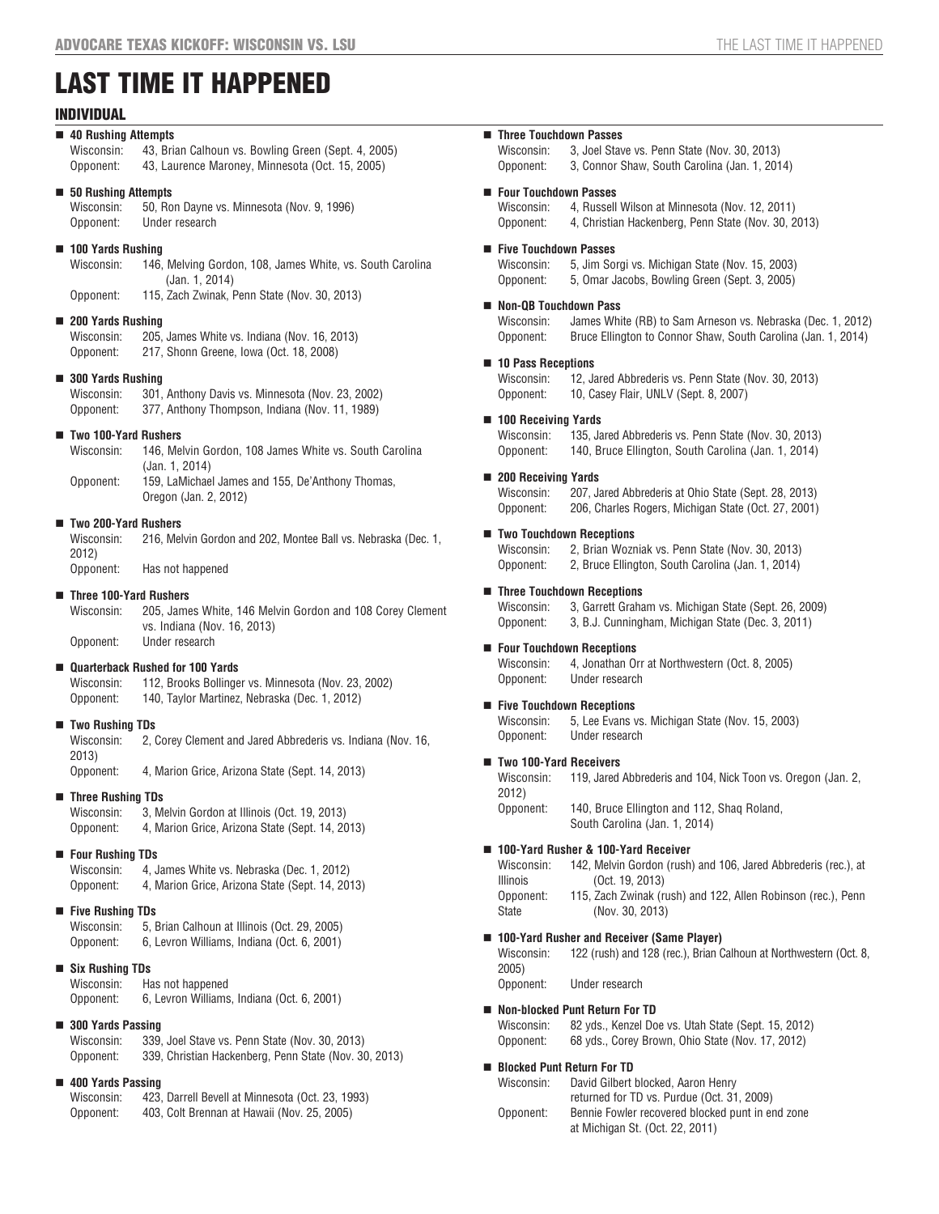# LAST TIME IT HAPPENED

## INDIVIDUAL

**■ 40 Rushing Attempts**
Wisconsin: 43, Brian Calhoun vs. Bowling Green (Sept. 4, 2005)
Opponent: 43, Laurence Maroney, Minnesota (Oct. 15, 2005)

**■ 50 Rushing Attempts**
Wisconsin: 50, Ron Dayne vs. Minnesota (Nov. 9, 1996)
Opponent: Under research

**■ 100 Yards Rushing**
Wisconsin: 146, Melving Gordon, 108, James White, vs. South Carolina (Jan. 1, 2014)
Opponent: 115, Zach Zwinak, Penn State (Nov. 30, 2013)

**■ 200 Yards Rushing**
Wisconsin: 205, James White vs. Indiana (Nov. 16, 2013)
Opponent: 217, Shonn Greene, Iowa (Oct. 18, 2008)

**■ 300 Yards Rushing**
Wisconsin: 301, Anthony Davis vs. Minnesota (Nov. 23, 2002)
Opponent: 377, Anthony Thompson, Indiana (Nov. 11, 1989)

**■ Two 100-Yard Rushers**
Wisconsin: 146, Melvin Gordon, 108 James White vs. South Carolina (Jan. 1, 2014)
Opponent: 159, LaMichael James and 155, De'Anthony Thomas, Oregon (Jan. 2, 2012)

**■ Two 200-Yard Rushers**
Wisconsin: 216, Melvin Gordon and 202, Montee Ball vs. Nebraska (Dec. 1, 2012)
Opponent: Has not happened

**■ Three 100-Yard Rushers**
Wisconsin: 205, James White, 146 Melvin Gordon and 108 Corey Clement vs. Indiana (Nov. 16, 2013)
Opponent: Under research

**■ Quarterback Rushed for 100 Yards**
Wisconsin: 112, Brooks Bollinger vs. Minnesota (Nov. 23, 2002)
Opponent: 140, Taylor Martinez, Nebraska (Dec. 1, 2012)

**■ Two Rushing TDs**
Wisconsin: 2, Corey Clement and Jared Abbrederis vs. Indiana (Nov. 16, 2013)
Opponent: 4, Marion Grice, Arizona State (Sept. 14, 2013)

**■ Three Rushing TDs**
Wisconsin: 3, Melvin Gordon at Illinois (Oct. 19, 2013)
Opponent: 4, Marion Grice, Arizona State (Sept. 14, 2013)

**■ Four Rushing TDs**
Wisconsin: 4, James White vs. Nebraska (Dec. 1, 2012)
Opponent: 4, Marion Grice, Arizona State (Sept. 14, 2013)

**■ Five Rushing TDs**
Wisconsin: 5, Brian Calhoun at Illinois (Oct. 29, 2005)
Opponent: 6, Levron Williams, Indiana (Oct. 6, 2001)

**■ Six Rushing TDs**
Wisconsin: Has not happened
Opponent: 6, Levron Williams, Indiana (Oct. 6, 2001)

**■ 300 Yards Passing**
Wisconsin: 339, Joel Stave vs. Penn State (Nov. 30, 2013)
Opponent: 339, Christian Hackenberg, Penn State (Nov. 30, 2013)

**■ 400 Yards Passing**
Wisconsin: 423, Darrell Bevell at Minnesota (Oct. 23, 1993)
Opponent: 403, Colt Brennan at Hawaii (Nov. 25, 2005)

**■ Three Touchdown Passes**
Wisconsin: 3, Joel Stave vs. Penn State (Nov. 30, 2013)
Opponent: 3, Connor Shaw, South Carolina (Jan. 1, 2014)

**■ Four Touchdown Passes**
Wisconsin: 4, Russell Wilson at Minnesota (Nov. 12, 2011)
Opponent: 4, Christian Hackenberg, Penn State (Nov. 30, 2013)

**■ Five Touchdown Passes**
Wisconsin: 5, Jim Sorgi vs. Michigan State (Nov. 15, 2003)
Opponent: 5, Omar Jacobs, Bowling Green (Sept. 3, 2005)

**■ Non-QB Touchdown Pass**
Wisconsin: James White (RB) to Sam Arneson vs. Nebraska (Dec. 1, 2012)
Opponent: Bruce Ellington to Connor Shaw, South Carolina (Jan. 1, 2014)

**■ 10 Pass Receptions**
Wisconsin: 12, Jared Abbrederis vs. Penn State (Nov. 30, 2013)
Opponent: 10, Casey Flair, UNLV (Sept. 8, 2007)

**■ 100 Receiving Yards**
Wisconsin: 135, Jared Abbrederis vs. Penn State (Nov. 30, 2013)
Opponent: 140, Bruce Ellington, South Carolina (Jan. 1, 2014)

**■ 200 Receiving Yards**
Wisconsin: 207, Jared Abbrederis at Ohio State (Sept. 28, 2013)
Opponent: 206, Charles Rogers, Michigan State (Oct. 27, 2001)

**■ Two Touchdown Receptions**
Wisconsin: 2, Brian Wozniak vs. Penn State (Nov. 30, 2013)
Opponent: 2, Bruce Ellington, South Carolina (Jan. 1, 2014)

**■ Three Touchdown Receptions**
Wisconsin: 3, Garrett Graham vs. Michigan State (Sept. 26, 2009)
Opponent: 3, B.J. Cunningham, Michigan State (Dec. 3, 2011)

**■ Four Touchdown Receptions**
Wisconsin: 4, Jonathan Orr at Northwestern (Oct. 8, 2005)
Opponent: Under research

**■ Five Touchdown Receptions**
Wisconsin: 5, Lee Evans vs. Michigan State (Nov. 15, 2003)
Opponent: Under research

**■ Two 100-Yard Receivers**
Wisconsin: 119, Jared Abbrederis and 104, Nick Toon vs. Oregon (Jan. 2, 2012)
Opponent: 140, Bruce Ellington and 112, Shaq Roland, South Carolina (Jan. 1, 2014)

**■ 100-Yard Rusher & 100-Yard Receiver**
Wisconsin: 142, Melvin Gordon (rush) and 106, Jared Abbrederis (rec.), at Illinois (Oct. 19, 2013)
Opponent: 115, Zach Zwinak (rush) and 122, Allen Robinson (rec.), Penn State (Nov. 30, 2013)

**■ 100-Yard Rusher and Receiver (Same Player)**
Wisconsin: 122 (rush) and 128 (rec.), Brian Calhoun at Northwestern (Oct. 8, 2005)
Opponent: Under research

**■ Non-blocked Punt Return For TD**
Wisconsin: 82 yds., Kenzel Doe vs. Utah State (Sept. 15, 2012)
Opponent: 68 yds., Corey Brown, Ohio State (Nov. 17, 2012)

**■ Blocked Punt Return For TD**
Wisconsin: David Gilbert blocked, Aaron Henry returned for TD vs. Purdue (Oct. 31, 2009)
Opponent: Bennie Fowler recovered blocked punt in end zone at Michigan St. (Oct. 22, 2011)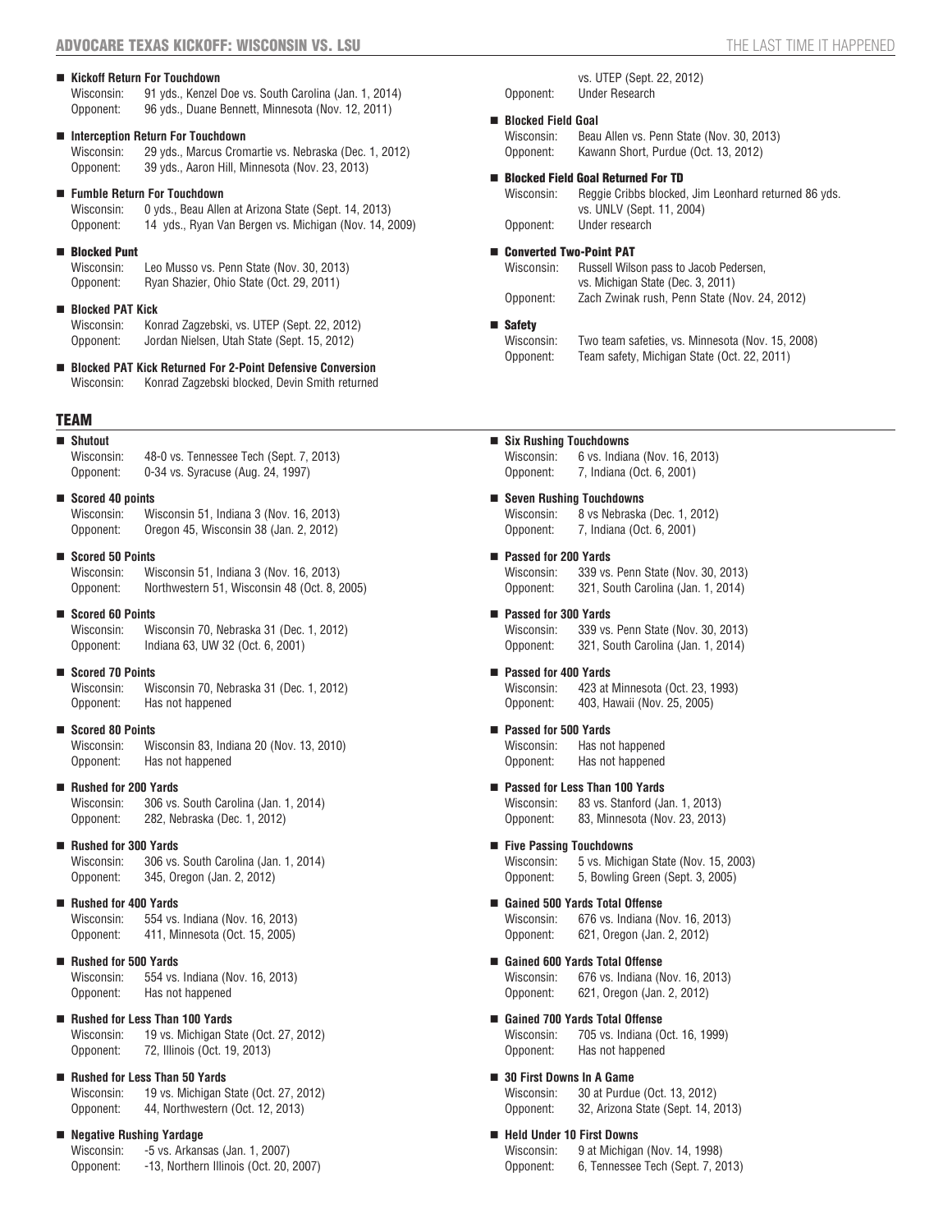- **Kickoff Return For Touchdown**
  Wisconsin: 91 yds., Kenzel Doe vs. South Carolina (Jan. 1, 2014)
  Opponent: 96 yds., Duane Bennett, Minnesota (Nov. 12, 2011)

- **Interception Return For Touchdown**
  Wisconsin: 29 yds., Marcus Cromartie vs. Nebraska (Dec. 1, 2012)
  Opponent: 39 yds., Aaron Hill, Minnesota (Nov. 23, 2013)

- **Fumble Return For Touchdown**
  Wisconsin: 0 yds., Beau Allen at Arizona State (Sept. 14, 2013)
  Opponent: 14 yds., Ryan Van Bergen vs. Michigan (Nov. 14, 2009)

- **Blocked Punt**
  Wisconsin: Leo Musso vs. Penn State (Nov. 30, 2013)
  Opponent: Ryan Shazier, Ohio State (Oct. 29, 2011)

- **Blocked PAT Kick**
  Wisconsin: Konrad Zagzebski, vs. UTEP (Sept. 22, 2012)
  Opponent: Jordan Nielsen, Utah State (Sept. 15, 2012)

- **Blocked PAT Kick Returned For 2-Point Defensive Conversion**
  Wisconsin: Konrad Zagzebski blocked, Devin Smith returned vs. UTEP (Sept. 22, 2012)
  Opponent: Under Research

- **Blocked Field Goal**
  Wisconsin: Beau Allen vs. Penn State (Nov. 30, 2013)
  Opponent: Kawann Short, Purdue (Oct. 13, 2012)

- **Blocked Field Goal Returned For TD**
  Wisconsin: Reggie Cribbs blocked, Jim Leonhard returned 86 yds. vs. UNLV (Sept. 11, 2004)
  Opponent: Under research

- **Converted Two-Point PAT**
  Wisconsin: Russell Wilson pass to Jacob Pedersen, vs. Michigan State (Dec. 3, 2011)
  Opponent: Zach Zwinak rush, Penn State (Nov. 24, 2012)

- **Safety**
  Wisconsin: Two team safeties, vs. Minnesota (Nov. 15, 2008)
  Opponent: Team safety, Michigan State (Oct. 22, 2011)

## TEAM

- **Shutout**
  Wisconsin: 48-0 vs. Tennessee Tech (Sept. 7, 2013)
  Opponent: 0-34 vs. Syracuse (Aug. 24, 1997)

- **Scored 40 points**
  Wisconsin: Wisconsin 51, Indiana 3 (Nov. 16, 2013)
  Opponent: Oregon 45, Wisconsin 38 (Jan. 2, 2012)

- **Scored 50 Points**
  Wisconsin: Wisconsin 51, Indiana 3 (Nov. 16, 2013)
  Opponent: Northwestern 51, Wisconsin 48 (Oct. 8, 2005)

- **Scored 60 Points**
  Wisconsin: Wisconsin 70, Nebraska 31 (Dec. 1, 2012)
  Opponent: Indiana 63, UW 32 (Oct. 6, 2001)

- **Scored 70 Points**
  Wisconsin: Wisconsin 70, Nebraska 31 (Dec. 1, 2012)
  Opponent: Has not happened

- **Scored 80 Points**
  Wisconsin: Wisconsin 83, Indiana 20 (Nov. 13, 2010)
  Opponent: Has not happened

- **Rushed for 200 Yards**
  Wisconsin: 306 vs. South Carolina (Jan. 1, 2014)
  Opponent: 282, Nebraska (Dec. 1, 2012)

- **Rushed for 300 Yards**
  Wisconsin: 306 vs. South Carolina (Jan. 1, 2014)
  Opponent: 345, Oregon (Jan. 2, 2012)

- **Rushed for 400 Yards**
  Wisconsin: 554 vs. Indiana (Nov. 16, 2013)
  Opponent: 411, Minnesota (Oct. 15, 2005)

- **Rushed for 500 Yards**
  Wisconsin: 554 vs. Indiana (Nov. 16, 2013)
  Opponent: Has not happened

- **Rushed for Less Than 100 Yards**
  Wisconsin: 19 vs. Michigan State (Oct. 27, 2012)
  Opponent: 72, Illinois (Oct. 19, 2013)

- **Rushed for Less Than 50 Yards**
  Wisconsin: 19 vs. Michigan State (Oct. 27, 2012)
  Opponent: 44, Northwestern (Oct. 12, 2013)

- **Negative Rushing Yardage**
  Wisconsin: -5 vs. Arkansas (Jan. 1, 2007)
  Opponent: -13, Northern Illinois (Oct. 20, 2007)

- **Six Rushing Touchdowns**
  Wisconsin: 6 vs. Indiana (Nov. 16, 2013)
  Opponent: 7, Indiana (Oct. 6, 2001)

- **Seven Rushing Touchdowns**
  Wisconsin: 8 vs Nebraska (Dec. 1, 2012)
  Opponent: 7, Indiana (Oct. 6, 2001)

- **Passed for 200 Yards**
  Wisconsin: 339 vs. Penn State (Nov. 30, 2013)
  Opponent: 321, South Carolina (Jan. 1, 2014)

- **Passed for 300 Yards**
  Wisconsin: 339 vs. Penn State (Nov. 30, 2013)
  Opponent: 321, South Carolina (Jan. 1, 2014)

- **Passed for 400 Yards**
  Wisconsin: 423 at Minnesota (Oct. 23, 1993)
  Opponent: 403, Hawaii (Nov. 25, 2005)

- **Passed for 500 Yards**
  Wisconsin: Has not happened
  Opponent: Has not happened

- **Passed for Less Than 100 Yards**
  Wisconsin: 83 vs. Stanford (Jan. 1, 2013)
  Opponent: 83, Minnesota (Nov. 23, 2013)

- **Five Passing Touchdowns**
  Wisconsin: 5 vs. Michigan State (Nov. 15, 2003)
  Opponent: 5, Bowling Green (Sept. 3, 2005)

- **Gained 500 Yards Total Offense**
  Wisconsin: 676 vs. Indiana (Nov. 16, 2013)
  Opponent: 621, Oregon (Jan. 2, 2012)

- **Gained 600 Yards Total Offense**
  Wisconsin: 676 vs. Indiana (Nov. 16, 2013)
  Opponent: 621, Oregon (Jan. 2, 2012)

- **Gained 700 Yards Total Offense**
  Wisconsin: 705 vs. Indiana (Oct. 16, 1999)
  Opponent: Has not happened

- **30 First Downs In A Game**
  Wisconsin: 30 at Purdue (Oct. 13, 2012)
  Opponent: 32, Arizona State (Sept. 14, 2013)

- **Held Under 10 First Downs**
  Wisconsin: 9 at Michigan (Nov. 14, 1998)
  Opponent: 6, Tennessee Tech (Sept. 7, 2013)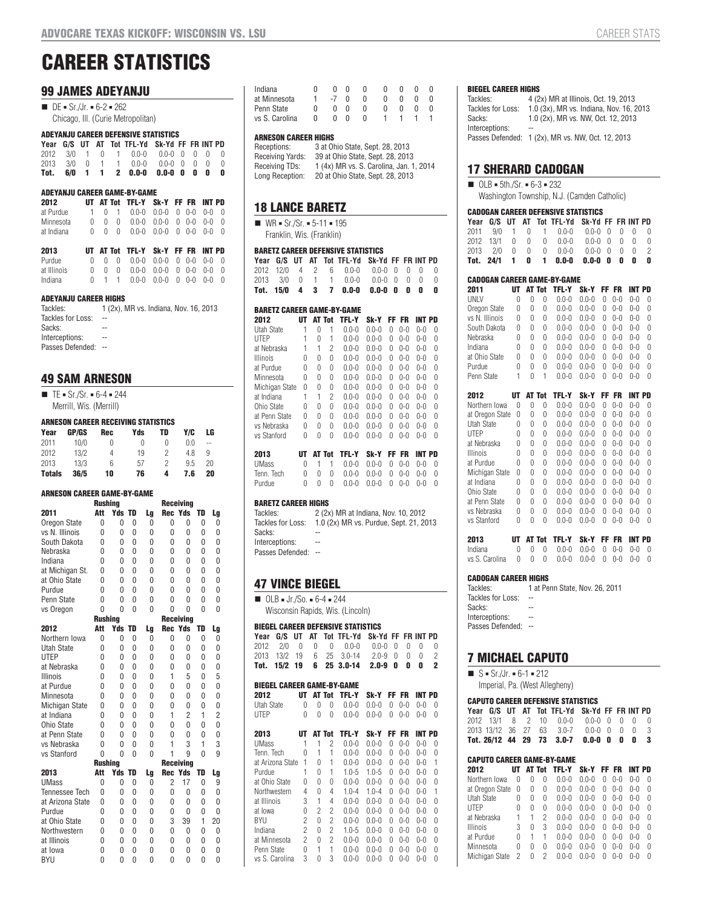# CAREER STATISTICS

## 99 JAMES ADEYANJU

■ DE ■ Sr./Jr. ■ 6-2 ■ 262
Chicago, Ill. (Curie Metropolitan)

### ADEYANJU CAREER DEFENSIVE STATISTICS

| Year | G/S | UT | AT | Tot | TFL-Yd | Sk-Yd | FF | FR | INT | PD |
|---|---|---|---|---|---|---|---|---|---|---|
| 2012 | 3/0 | 1 | 0 | 1 | 0.0-0 | 0.0-0 | 0 | 0 | 0 | 0 |
| 2013 | 3/0 | 0 | 1 | 1 | 0.0-0 | 0.0-0 | 0 | 0 | 0 | 0 |
| **Tot.** | **6/0** | **1** | **1** | **2** | **0.0-0** | **0.0-0** | **0** | **0** | **0** | **0** |

### ADEYANJU CAREER GAME-BY-GAME

| 2012 | UT | AT | Tot | TFL-Y | Sk-Y | FF | FR | INT | PD |
|---|---|---|---|---|---|---|---|---|---|
| at Purdue | 1 | 0 | 1 | 0.0-0 | 0.0-0 | 0 | 0-0 | 0-0 | 0 |
| Minnesota | 0 | 0 | 0 | 0.0-0 | 0.0-0 | 0 | 0-0 | 0-0 | 0 |
| at Indiana | 0 | 0 | 0 | 0.0-0 | 0.0-0 | 0 | 0-0 | 0-0 | 0 |

| 2013 | UT | AT | Tot | TFL-Y | Sk-Y | FF | FR | INT | PD |
|---|---|---|---|---|---|---|---|---|---|
| Purdue | 0 | 0 | 0 | 0.0-0 | 0.0-0 | 0 | 0-0 | 0-0 | 0 |
| at Illinois | 0 | 0 | 0 | 0.0-0 | 0.0-0 | 0 | 0-0 | 0-0 | 0 |
| Indiana | 0 | 1 | 1 | 0.0-0 | 0.0-0 | 0 | 0-0 | 0-0 | 0 |

### ADEYANJU CAREER HIGHS

Tackles: 1 (2x), MR vs. Indiana, Nov. 16, 2013
Tackles for Loss: --
Sacks: --
Interceptions: --
Passes Defended: --

## 49 SAM ARNESON

■ TE ■ Sr./Sr. ■ 6-4 ■ 244
Merrill, Wis. (Merrill)

### ARNESON CAREER RECEIVING STATISTICS

| Year | GP/GS | Rec | Yds | TD | Y/C | LG |
|---|---|---|---|---|---|---|
| 2011 | 10/0 | 0 | 0 | 0 | 0.0 | -- |
| 2012 | 13/2 | 4 | 19 | 2 | 4.8 | 9 |
| 2013 | 13/3 | 6 | 57 | 2 | 9.5 | 20 |
| **Totals** | **36/5** | **10** | **76** | **4** | **7.6** | **20** |

### ARNESON CAREER GAME-BY-GAME

| | Rushing | | | | Receiving | | | |
|---|---|---|---|---|---|---|---|---|
| 2011 | Att | Yds | TD | Lg | Rec | Yds | TD | Lg |
| Oregon State | 0 | 0 | 0 | 0 | 0 | 0 | 0 | 0 |
| vs N. Illinois | 0 | 0 | 0 | 0 | 0 | 0 | 0 | 0 |
| South Dakota | 0 | 0 | 0 | 0 | 0 | 0 | 0 | 0 |
| Nebraska | 0 | 0 | 0 | 0 | 0 | 0 | 0 | 0 |
| Indiana | 0 | 0 | 0 | 0 | 0 | 0 | 0 | 0 |
| at Michigan St. | 0 | 0 | 0 | 0 | 0 | 0 | 0 | 0 |
| at Ohio State | 0 | 0 | 0 | 0 | 0 | 0 | 0 | 0 |
| Purdue | 0 | 0 | 0 | 0 | 0 | 0 | 0 | 0 |
| Penn State | 0 | 0 | 0 | 0 | 0 | 0 | 0 | 0 |
| vs Oregon | 0 | 0 | 0 | 0 | 0 | 0 | 0 | 0 |

| | Rushing | | | | Receiving | | | |
|---|---|---|---|---|---|---|---|---|
| 2012 | Att | Yds | TD | Lg | Rec | Yds | TD | Lg |
| Northern Iowa | 0 | 0 | 0 | 0 | 0 | 0 | 0 | 0 |
| Utah State | 0 | 0 | 0 | 0 | 0 | 0 | 0 | 0 |
| UTEP | 0 | 0 | 0 | 0 | 0 | 0 | 0 | 0 |
| at Nebraska | 0 | 0 | 0 | 0 | 0 | 0 | 0 | 0 |
| Illinois | 0 | 0 | 0 | 0 | 0 | 0 | 0 | 0 |
| at Purdue | 0 | 0 | 0 | 0 | 1 | 5 | 0 | 5 |
| Minnesota | 0 | 0 | 0 | 0 | 0 | 0 | 0 | 0 |
| Michigan State | 0 | 0 | 0 | 0 | 0 | 0 | 0 | 0 |
| at Indiana | 0 | 0 | 0 | 0 | 1 | 2 | 1 | 2 |
| Ohio State | 0 | 0 | 0 | 0 | 0 | 0 | 0 | 0 |
| at Penn State | 0 | 0 | 0 | 0 | 0 | 0 | 0 | 0 |
| vs Nebraska | 0 | 0 | 0 | 0 | 1 | 3 | 1 | 3 |
| vs Stanford | 0 | 0 | 0 | 0 | 1 | 9 | 0 | 9 |

| | Rushing | | | | Receiving | | | |
|---|---|---|---|---|---|---|---|---|
| 2013 | Att | Yds | TD | Lg | Rec | Yds | TD | Lg |
| UMass | 0 | 0 | 0 | 0 | 2 | 17 | 0 | 9 |
| Tennessee Tech | 0 | 0 | 0 | 0 | 0 | 0 | 0 | 0 |
| at Arizona State | 0 | 0 | 0 | 0 | 0 | 0 | 0 | 0 |
| Purdue | 0 | 0 | 0 | 0 | 0 | 0 | 0 | 0 |
| at Ohio State | 0 | 0 | 0 | 0 | 3 | 39 | 1 | 20 |
| Northwestern | 0 | 0 | 0 | 0 | 0 | 0 | 0 | 0 |
| at Illinois | 0 | 0 | 0 | 0 | 0 | 0 | 0 | 0 |
| at Iowa | 0 | 0 | 0 | 0 | 0 | 0 | 0 | 0 |
| BYU | 0 | 0 | 0 | 0 | 0 | 0 | 0 | 0 |
| Indiana | 0 | 0 | 0 | 0 | 0 | 0 | 0 | 0 |
| at Minnesota | 1 | -7 | 0 | 0 | 0 | 0 | 0 | 0 |
| Penn State | 0 | 0 | 0 | 0 | 0 | 0 | 0 | 0 |
| vs S. Carolina | 0 | 0 | 0 | 0 | 1 | 1 | 1 | 1 |

### ARNESON CAREER HIGHS

Receptions: 3 at Ohio State, Sept. 28, 2013
Receiving Yards: 39 at Ohio State, Sept. 28, 2013
Receiving TDs: 1 (4x) MR vs. S. Carolina, Jan. 1, 2014
Long Reception: 20 at Ohio State, Sept. 28, 2013

## 18 LANCE BARETZ

■ WR ■ Sr./Sr. ■ 5-11 ■ 195
Franklin, Wis. (Franklin)

### BARETZ CAREER DEFENSIVE STATISTICS

| Year | G/S | UT | AT | Tot | TFL-Yd | Sk-Yd | FF | FR | INT | PD |
|---|---|---|---|---|---|---|---|---|---|---|
| 2012 | 12/0 | 4 | 2 | 6 | 0.0-0 | 0.0-0 | 0 | 0 | 0 | 0 |
| 2013 | 3/0 | 0 | 1 | 1 | 0.0-0 | 0.0-0 | 0 | 0 | 0 | 0 |
| **Tot.** | **15/0** | **4** | **3** | **7** | **0.0-0** | **0.0-0** | **0** | **0** | **0** | **0** |

### BARETZ CAREER GAME-BY-GAME

| 2012 | UT | AT | Tot | TFL-Y | Sk-Y | FF | FR | INT | PD |
|---|---|---|---|---|---|---|---|---|---|
| Utah State | 1 | 0 | 1 | 0.0-0 | 0.0-0 | 0 | 0-0 | 0-0 | 0 |
| UTEP | 1 | 0 | 1 | 0.0-0 | 0.0-0 | 0 | 0-0 | 0-0 | 0 |
| at Nebraska | 1 | 1 | 2 | 0.0-0 | 0.0-0 | 0 | 0-0 | 0-0 | 0 |
| Illinois | 0 | 0 | 0 | 0.0-0 | 0.0-0 | 0 | 0-0 | 0-0 | 0 |
| at Purdue | 0 | 0 | 0 | 0.0-0 | 0.0-0 | 0 | 0-0 | 0-0 | 0 |
| Minnesota | 0 | 0 | 0 | 0.0-0 | 0.0-0 | 0 | 0-0 | 0-0 | 0 |
| Michigan State | 0 | 0 | 0 | 0.0-0 | 0.0-0 | 0 | 0-0 | 0-0 | 0 |
| at Indiana | 1 | 1 | 2 | 0.0-0 | 0.0-0 | 0 | 0-0 | 0-0 | 0 |
| Ohio State | 0 | 0 | 0 | 0.0-0 | 0.0-0 | 0 | 0-0 | 0-0 | 0 |
| at Penn State | 0 | 0 | 0 | 0.0-0 | 0.0-0 | 0 | 0-0 | 0-0 | 0 |
| vs Nebraska | 0 | 0 | 0 | 0.0-0 | 0.0-0 | 0 | 0-0 | 0-0 | 0 |
| vs Stanford | 0 | 0 | 0 | 0.0-0 | 0.0-0 | 0 | 0-0 | 0-0 | 0 |

| 2013 | UT | AT | Tot | TFL-Y | Sk-Y | FF | FR | INT | PD |
|---|---|---|---|---|---|---|---|---|---|
| UMass | 0 | 1 | 1 | 0.0-0 | 0.0-0 | 0 | 0-0 | 0-0 | 0 |
| Tenn. Tech | 0 | 0 | 0 | 0.0-0 | 0.0-0 | 0 | 0-0 | 0-0 | 0 |
| Purdue | 0 | 0 | 0 | 0.0-0 | 0.0-0 | 0 | 0-0 | 0-0 | 0 |

### BARETZ CAREER HIGHS

Tackles: 2 (2x) MR at Indiana, Nov. 10, 2012
Tackles for Loss: 1.0 (2x) MR vs. Purdue, Sept. 21, 2013
Sacks: --
Interceptions: --
Passes Defended: --

## 47 VINCE BIEGEL

■ OLB ■ Jr./So. ■ 6-4 ■ 244
Wisconsin Rapids, Wis. (Lincoln)

### BIEGEL CAREER DEFENSIVE STATISTICS

| Year | G/S | UT | AT | Tot | TFL-Yd | Sk-Yd | FF | FR | INT | PD |
|---|---|---|---|---|---|---|---|---|---|---|
| 2012 | 2/0 | 0 | 0 | 0 | 0.0-0 | 0.0-0 | 0 | 0 | 0 | 0 |
| 2013 | 13/2 | 19 | 6 | 25 | 3.0-14 | 2.0-9 | 0 | 0 | 0 | 2 |
| **Tot.** | **15/2** | **19** | **6** | **25** | **3.0-14** | **2.0-9** | **0** | **0** | **0** | **2** |

### BIEGEL CAREER GAME-BY-GAME

| 2012 | UT | AT | Tot | TFL-Y | Sk-Y | FF | FR | INT | PD |
|---|---|---|---|---|---|---|---|---|---|
| Utah State | 0 | 0 | 0 | 0.0-0 | 0.0-0 | 0 | 0-0 | 0-0 | 0 |
| UTEP | 0 | 0 | 0 | 0.0-0 | 0.0-0 | 0 | 0-0 | 0-0 | 0 |

| 2013 | UT | AT | Tot | TFL-Y | Sk-Y | FF | FR | INT | PD |
|---|---|---|---|---|---|---|---|---|---|
| UMass | 1 | 1 | 2 | 0.0-0 | 0.0-0 | 0 | 0-0 | 0-0 | 0 |
| Tenn. Tech | 0 | 1 | 1 | 0.0-0 | 0.0-0 | 0 | 0-0 | 0-0 | 0 |
| at Arizona State | 1 | 0 | 1 | 0.0-0 | 0.0-0 | 0 | 0-0 | 0-0 | 1 |
| Purdue | 1 | 0 | 1 | 1.0-5 | 1.0-5 | 0 | 0-0 | 0-0 | 0 |
| at Ohio State | 0 | 0 | 0 | 0.0-0 | 0.0-0 | 0 | 0-0 | 0-0 | 0 |
| Northwestern | 4 | 0 | 4 | 1.0-4 | 1.0-4 | 0 | 0-0 | 0-0 | 1 |
| at Illinois | 3 | 1 | 4 | 0.0-0 | 0.0-0 | 0 | 0-0 | 0-0 | 0 |
| at Iowa | 0 | 2 | 2 | 0.0-0 | 0.0-0 | 0 | 0-0 | 0-0 | 0 |
| BYU | 2 | 0 | 2 | 0.0-0 | 0.0-0 | 0 | 0-0 | 0-0 | 0 |
| Indiana | 2 | 0 | 2 | 1.0-5 | 0.0-0 | 0 | 0-0 | 0-0 | 0 |
| at Minnesota | 2 | 0 | 2 | 0.0-0 | 0.0-0 | 0 | 0-0 | 0-0 | 0 |
| Penn State | 0 | 1 | 1 | 0.0-0 | 0.0-0 | 0 | 0-0 | 0-0 | 0 |
| vs S. Carolina | 3 | 0 | 3 | 0.0-0 | 0.0-0 | 0 | 0-0 | 0-0 | 0 |

### BIEGEL CAREER HIGHS

Tackles: 4 (2x) MR at Illinois, Oct. 19, 2013
Tackles for Loss: 1.0 (3x), MR vs. Indiana, Nov. 16, 2013
Sacks: 1.0 (2x), MR vs. NW, Oct. 12, 2013
Interceptions: --
Passes Defended: 1 (2x), MR vs. NW, Oct. 12, 2013

## 17 SHERARD CADOGAN

■ OLB ■ 5th./Sr. ■ 6-3 ■ 232
Washington Township, N.J. (Camden Catholic)

### CADOGAN CAREER DEFENSIVE STATISTICS

| Year | G/S | UT | AT | Tot | TFL-Yd | Sk-Yd | FF | FR | INT | PD |
|---|---|---|---|---|---|---|---|---|---|---|
| 2011 | 9/0 | 1 | 0 | 1 | 0.0-0 | 0.0-0 | 0 | 0 | 0 | 0 |
| 2012 | 13/1 | 0 | 0 | 0 | 0.0-0 | 0.0-0 | 0 | 0 | 0 | 0 |
| 2013 | 2/0 | 0 | 0 | 0 | 0.0-0 | 0.0-0 | 0 | 0 | 0 | 2 |
| **Tot.** | **24/1** | **1** | **0** | **1** | **0.0-0** | **0.0-0** | **0** | **0** | **0** | **0** |

### CADOGAN CAREER GAME-BY-GAME

| 2011 | UT | AT | Tot | TFL-Y | Sk-Y | FF | FR | INT | PD |
|---|---|---|---|---|---|---|---|---|---|
| UNLV | 0 | 0 | 0 | 0.0-0 | 0.0-0 | 0 | 0-0 | 0-0 | 0 |
| Oregon State | 0 | 0 | 0 | 0.0-0 | 0.0-0 | 0 | 0-0 | 0-0 | 0 |
| vs N. Illinois | 0 | 0 | 0 | 0.0-0 | 0.0-0 | 0 | 0-0 | 0-0 | 0 |
| South Dakota | 0 | 0 | 0 | 0.0-0 | 0.0-0 | 0 | 0-0 | 0-0 | 0 |
| Nebraska | 0 | 0 | 0 | 0.0-0 | 0.0-0 | 0 | 0-0 | 0-0 | 0 |
| Indiana | 0 | 0 | 0 | 0.0-0 | 0.0-0 | 0 | 0-0 | 0-0 | 0 |
| at Ohio State | 0 | 0 | 0 | 0.0-0 | 0.0-0 | 0 | 0-0 | 0-0 | 0 |
| Purdue | 0 | 0 | 0 | 0.0-0 | 0.0-0 | 0 | 0-0 | 0-0 | 0 |
| Penn State | 1 | 0 | 1 | 0.0-0 | 0.0-0 | 0 | 0-0 | 0-0 | 0 |

| 2012 | UT | AT | Tot | TFL-Y | Sk-Y | FF | FR | INT | PD |
|---|---|---|---|---|---|---|---|---|---|
| Northern Iowa | 0 | 0 | 0 | 0.0-0 | 0.0-0 | 0 | 0-0 | 0-0 | 0 |
| at Oregon State | 0 | 0 | 0 | 0.0-0 | 0.0-0 | 0 | 0-0 | 0-0 | 0 |
| Utah State | 0 | 0 | 0 | 0.0-0 | 0.0-0 | 0 | 0-0 | 0-0 | 0 |
| UTEP | 0 | 0 | 0 | 0.0-0 | 0.0-0 | 0 | 0-0 | 0-0 | 0 |
| at Nebraska | 0 | 0 | 0 | 0.0-0 | 0.0-0 | 0 | 0-0 | 0-0 | 0 |
| Illinois | 0 | 0 | 0 | 0.0-0 | 0.0-0 | 0 | 0-0 | 0-0 | 0 |
| at Purdue | 0 | 0 | 0 | 0.0-0 | 0.0-0 | 0 | 0-0 | 0-0 | 0 |
| Michigan State | 0 | 0 | 0 | 0.0-0 | 0.0-0 | 0 | 0-0 | 0-0 | 0 |
| at Indiana | 0 | 0 | 0 | 0.0-0 | 0.0-0 | 0 | 0-0 | 0-0 | 0 |
| Ohio State | 0 | 0 | 0 | 0.0-0 | 0.0-0 | 0 | 0-0 | 0-0 | 0 |
| at Penn State | 0 | 0 | 0 | 0.0-0 | 0.0-0 | 0 | 0-0 | 0-0 | 0 |
| vs Nebraska | 0 | 0 | 0 | 0.0-0 | 0.0-0 | 0 | 0-0 | 0-0 | 0 |
| vs Stanford | 0 | 0 | 0 | 0.0-0 | 0.0-0 | 0 | 0-0 | 0-0 | 0 |

| 2013 | UT | AT | Tot | TFL-Y | Sk-Y | FF | FR | INT | PD |
|---|---|---|---|---|---|---|---|---|---|
| Indiana | 0 | 0 | 0 | 0.0-0 | 0.0-0 | 0 | 0-0 | 0-0 | 0 |
| vs S. Carolina | 0 | 0 | 0 | 0.0-0 | 0.0-0 | 0 | 0-0 | 0-0 | 0 |

### CADOGAN CAREER HIGHS

Tackles: 1 at Penn State, Nov. 26, 2011
Tackles for Loss: --
Sacks: --
Interceptions: --
Passes Defended: --

## 7 MICHAEL CAPUTO

■ S ■ Sr./Jr. ■ 6-1 ■ 212
Imperial, Pa. (West Allegheny)

### CAPUTO CAREER DEFENSIVE STATISTICS

| Year | G/S | UT | AT | Tot | TFL-Yd | Sk-Yd | FF | FR | INT | PD |
|---|---|---|---|---|---|---|---|---|---|---|
| 2012 | 13/1 | 8 | 2 | 10 | 0.0-0 | 0.0-0 | 0 | 0 | 0 | 0 |
| 2013 | 13/12 | 36 | 27 | 63 | 3.0-7 | 0.0-0 | 0 | 0 | 0 | 3 |
| **Tot.** | **26/12** | **44** | **29** | **73** | **3.0-7** | **0.0-0** | **0** | **0** | **0** | **3** |

### CAPUTO CAREER GAME-BY-GAME

| 2012 | UT | AT | Tot | TFL-Y | Sk-Y | FF | FR | INT | PD |
|---|---|---|---|---|---|---|---|---|---|
| Northern Iowa | 0 | 0 | 0 | 0.0-0 | 0.0-0 | 0 | 0-0 | 0-0 | 0 |
| at Oregon State | 0 | 0 | 0 | 0.0-0 | 0.0-0 | 0 | 0-0 | 0-0 | 0 |
| Utah State | 0 | 0 | 0 | 0.0-0 | 0.0-0 | 0 | 0-0 | 0-0 | 0 |
| UTEP | 0 | 0 | 0 | 0.0-0 | 0.0-0 | 0 | 0-0 | 0-0 | 0 |
| at Nebraska | 1 | 1 | 2 | 0.0-0 | 0.0-0 | 0 | 0-0 | 0-0 | 0 |
| Illinois | 3 | 0 | 3 | 0.0-0 | 0.0-0 | 0 | 0-0 | 0-0 | 0 |
| at Purdue | 0 | 1 | 1 | 0.0-0 | 0.0-0 | 0 | 0-0 | 0-0 | 0 |
| Minnesota | 0 | 0 | 0 | 0.0-0 | 0.0-0 | 0 | 0-0 | 0-0 | 0 |
| Michigan State | 2 | 0 | 2 | 0.0-0 | 0.0-0 | 0 | 0-0 | 0-0 | 0 |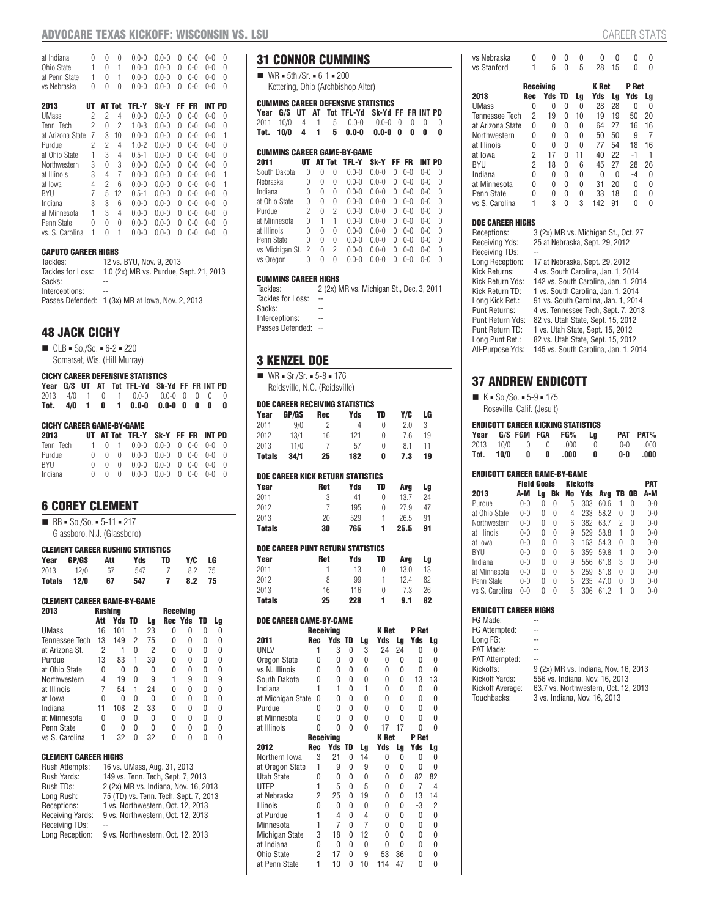| | UT | AT | Tot | TFL-Y | Sk-Y | FF | FR | INT | PD |
|---|---|---|---|---|---|---|---|---|---|
| at Indiana | 0 | 0 | 0 | 0.0-0 | 0.0-0 | 0 | 0-0 | 0-0 | 0 |
| Ohio State | 1 | 0 | 1 | 0.0-0 | 0.0-0 | 0 | 0-0 | 0-0 | 0 |
| at Penn State | 1 | 0 | 1 | 0.0-0 | 0.0-0 | 0 | 0-0 | 0-0 | 0 |
| vs Nebraska | 0 | 0 | 0 | 0.0-0 | 0.0-0 | 0 | 0-0 | 0-0 | 0 |

| 2013 | UT | AT | Tot | TFL-Y | Sk-Y | FF | FR | INT | PD |
|---|---|---|---|---|---|---|---|---|---|
| UMass | 2 | 2 | 4 | 0.0-0 | 0.0-0 | 0 | 0-0 | 0-0 | 0 |
| Tenn. Tech | 2 | 0 | 2 | 1.0-3 | 0.0-0 | 0 | 0-0 | 0-0 | 0 |
| at Arizona State | 7 | 3 | 10 | 0.0-0 | 0.0-0 | 0 | 0-0 | 0-0 | 1 |
| Purdue | 2 | 2 | 4 | 1.0-2 | 0.0-0 | 0 | 0-0 | 0-0 | 0 |
| at Ohio State | 1 | 3 | 4 | 0.5-1 | 0.0-0 | 0 | 0-0 | 0-0 | 0 |
| Northwestern | 3 | 0 | 3 | 0.0-0 | 0.0-0 | 0 | 0-0 | 0-0 | 0 |
| at Illinois | 3 | 4 | 7 | 0.0-0 | 0.0-0 | 0 | 0-0 | 0-0 | 1 |
| at Iowa | 4 | 2 | 6 | 0.0-0 | 0.0-0 | 0 | 0-0 | 0-0 | 1 |
| BYU | 7 | 5 | 12 | 0.5-1 | 0.0-0 | 0 | 0-0 | 0-0 | 0 |
| Indiana | 3 | 3 | 6 | 0.0-0 | 0.0-0 | 0 | 0-0 | 0-0 | 0 |
| at Minnesota | 1 | 3 | 4 | 0.0-0 | 0.0-0 | 0 | 0-0 | 0-0 | 0 |
| Penn State | 0 | 0 | 0 | 0.0-0 | 0.0-0 | 0 | 0-0 | 0-0 | 0 |
| vs. S. Carolina | 1 | 0 | 1 | 0.0-0 | 0.0-0 | 0 | 0-0 | 0-0 | 0 |

### CAPUTO CAREER HIGHS

| | |
|---|---|
| Tackles: | 12 vs. BYU, Nov. 9, 2013 |
| Tackles for Loss: | 1.0 (2x) MR vs. Purdue, Sept. 21, 2013 |
| Sacks: | -- |
| Interceptions: | -- |
| Passes Defended: | 1 (3x) MR at Iowa, Nov. 2, 2013 |

## 48 JACK CICHY

- OLB • So./So. • 6-2 • 220
  Somerset, Wis. (Hill Murray)

### CICHY CAREER DEFENSIVE STATISTICS

| Year | G/S | UT | AT | Tot | TFL-Yd | Sk-Yd | FF | FR | INT | PD |
|---|---|---|---|---|---|---|---|---|---|---|
| 2013 | 4/0 | 1 | 0 | 1 | 0.0-0 | 0.0-0 | 0 | 0 | 0 | 0 |
| **Tot.** | **4/0** | **1** | **0** | **1** | **0.0-0** | **0.0-0** | **0** | **0** | **0** | **0** |

### CICHY CAREER GAME-BY-GAME

| 2013 | UT | AT | Tot | TFL-Y | Sk-Y | FF | FR | INT | PD |
|---|---|---|---|---|---|---|---|---|---|
| Tenn. Tech | 1 | 0 | 1 | 0.0-0 | 0.0-0 | 0 | 0-0 | 0-0 | 0 |
| Purdue | 0 | 0 | 0 | 0.0-0 | 0.0-0 | 0 | 0-0 | 0-0 | 0 |
| BYU | 0 | 0 | 0 | 0.0-0 | 0.0-0 | 0 | 0-0 | 0-0 | 0 |
| Indiana | 0 | 0 | 0 | 0.0-0 | 0.0-0 | 0 | 0-0 | 0-0 | 0 |

## 6 COREY CLEMENT

- RB • So./So. • 5-11 • 217
  Glassboro, N.J. (Glassboro)

### CLEMENT CAREER RUSHING STATISTICS

| Year | GP/GS | Att | Yds | TD | Y/C | LG |
|---|---|---|---|---|---|---|
| 2013 | 12/0 | 67 | 547 | 7 | 8.2 | 75 |
| **Totals** | **12/0** | **67** | **547** | **7** | **8.2** | **75** |

### CLEMENT CAREER GAME-BY-GAME

| | Rushing | | | | Receiving | | | |
|---|---|---|---|---|---|---|---|---|
| 2013 | Att | Yds | TD | Lg | Rec | Yds | TD | Lg |
| UMass | 16 | 101 | 1 | 23 | 0 | 0 | 0 | 0 |
| Tennessee Tech | 13 | 149 | 2 | 75 | 0 | 0 | 0 | 0 |
| at Arizona St. | 2 | 1 | 0 | 2 | 0 | 0 | 0 | 0 |
| Purdue | 13 | 83 | 1 | 39 | 0 | 0 | 0 | 0 |
| at Ohio State | 0 | 0 | 0 | 0 | 0 | 0 | 0 | 0 |
| Northwestern | 4 | 19 | 0 | 9 | 1 | 9 | 0 | 9 |
| at Illinois | 7 | 54 | 1 | 24 | 0 | 0 | 0 | 0 |
| at Iowa | 0 | 0 | 0 | 0 | 0 | 0 | 0 | 0 |
| Indiana | 11 | 108 | 2 | 33 | 0 | 0 | 0 | 0 |
| at Minnesota | 0 | 0 | 0 | 0 | 0 | 0 | 0 | 0 |
| Penn State | 0 | 0 | 0 | 0 | 0 | 0 | 0 | 0 |
| vs S. Carolina | 1 | 32 | 0 | 32 | 0 | 0 | 0 | 0 |

### CLEMENT CAREER HIGHS

| | |
|---|---|
| Rush Attempts: | 16 vs. UMass, Aug. 31, 2013 |
| Rush Yards: | 149 vs. Tenn. Tech, Sept. 7, 2013 |
| Rush TDs: | 2 (2x) MR vs. Indiana, Nov. 16, 2013 |
| Long Rush: | 75 (TD) vs. Tenn. Tech, Sept. 7, 2013 |
| Receptions: | 1 vs. Northwestern, Oct. 12, 2013 |
| Receiving Yards: | 9 vs. Northwestern, Oct. 12, 2013 |
| Receiving TDs: | -- |
| Long Reception: | 9 vs. Northwestern, Oct. 12, 2013 |

## 31 CONNOR CUMMINS

- WR • 5th./Sr. • 6-1 • 200
  Kettering, Ohio (Archbishop Alter)

### CUMMINS CAREER DEFENSIVE STATISTICS

| Year | G/S | UT | AT | Tot | TFL-Yd | Sk-Yd | FF | FR | INT | PD |
|---|---|---|---|---|---|---|---|---|---|---|
| 2011 | 10/0 | 4 | 1 | 5 | 0.0-0 | 0.0-0 | 0 | 0 | 0 | 0 |
| **Tot.** | **10/0** | **4** | **1** | **5** | **0.0-0** | **0.0-0** | **0** | **0** | **0** | **0** |

### CUMMINS CAREER GAME-BY-GAME

| 2011 | UT | AT | Tot | TFL-Y | Sk-Y | FF | FR | INT | PD |
|---|---|---|---|---|---|---|---|---|---|
| South Dakota | 0 | 0 | 0 | 0.0-0 | 0.0-0 | 0 | 0-0 | 0-0 | 0 |
| Nebraska | 0 | 0 | 0 | 0.0-0 | 0.0-0 | 0 | 0-0 | 0-0 | 0 |
| Indiana | 0 | 0 | 0 | 0.0-0 | 0.0-0 | 0 | 0-0 | 0-0 | 0 |
| at Ohio State | 0 | 0 | 0 | 0.0-0 | 0.0-0 | 0 | 0-0 | 0-0 | 0 |
| Purdue | 2 | 0 | 2 | 0.0-0 | 0.0-0 | 0 | 0-0 | 0-0 | 0 |
| at Minnesota | 0 | 1 | 1 | 0.0-0 | 0.0-0 | 0 | 0-0 | 0-0 | 0 |
| at Illinois | 0 | 0 | 0 | 0.0-0 | 0.0-0 | 0 | 0-0 | 0-0 | 0 |
| Penn State | 0 | 0 | 0 | 0.0-0 | 0.0-0 | 0 | 0-0 | 0-0 | 0 |
| vs Michigan St. | 2 | 0 | 2 | 0.0-0 | 0.0-0 | 0 | 0-0 | 0-0 | 0 |
| vs Oregon | 0 | 0 | 0 | 0.0-0 | 0.0-0 | 0 | 0-0 | 0-0 | 0 |

### CUMMINS CAREER HIGHS

| | |
|---|---|
| Tackles: | 2 (2x) MR vs. Michigan St., Dec. 3, 2011 |
| Tackles for Loss: | -- |
| Sacks: | -- |
| Interceptions: | -- |
| Passes Defended: | -- |

## 3 KENZEL DOE

- WR • Sr./Sr. • 5-8 • 176
  Reidsville, N.C. (Reidsville)

### DOE CAREER RECEIVING STATISTICS

| Year | GP/GS | Rec | Yds | TD | Y/C | LG |
|---|---|---|---|---|---|---|
| 2011 | 9/0 | 2 | 4 | 0 | 2.0 | 3 |
| 2012 | 13/1 | 16 | 121 | 0 | 7.6 | 19 |
| 2013 | 11/0 | 7 | 57 | 0 | 8.1 | 11 |
| **Totals** | **34/1** | **25** | **182** | **0** | **7.3** | **19** |

### DOE CAREER KICK RETURN STATISTICS

| Year | Ret | Yds | TD | Avg | Lg |
|---|---|---|---|---|---|
| 2011 | 3 | 41 | 0 | 13.7 | 24 |
| 2012 | 7 | 195 | 0 | 27.9 | 47 |
| 2013 | 20 | 529 | 1 | 26.5 | 91 |
| **Totals** | **30** | **765** | **1** | **25.5** | **91** |

### DOE CAREER PUNT RETURN STATISTICS

| Year | Ret | Yds | TD | Avg | Lg |
|---|---|---|---|---|---|
| 2011 | 1 | 13 | 0 | 13.0 | 13 |
| 2012 | 8 | 99 | 1 | 12.4 | 82 |
| 2013 | 16 | 116 | 0 | 7.3 | 26 |
| **Totals** | **25** | **228** | **1** | **9.1** | **82** |

### DOE CAREER GAME-BY-GAME

| | Receiving | | | | K Ret | | P Ret | |
|---|---|---|---|---|---|---|---|---|
| 2011 | Rec | Yds | TD | Lg | Yds | Lg | Yds | Lg |
| UNLV | 1 | 3 | 0 | 3 | 24 | 24 | 0 | 0 |
| Oregon State | 0 | 0 | 0 | 0 | 0 | 0 | 0 | 0 |
| vs N. Illinois | 0 | 0 | 0 | 0 | 0 | 0 | 0 | 0 |
| South Dakota | 0 | 0 | 0 | 0 | 0 | 0 | 13 | 13 |
| Indiana | 1 | 1 | 0 | 1 | 0 | 0 | 0 | 0 |
| at Michigan State | 0 | 0 | 0 | 0 | 0 | 0 | 0 | 0 |
| Purdue | 0 | 0 | 0 | 0 | 0 | 0 | 0 | 0 |
| at Minnesota | 0 | 0 | 0 | 0 | 0 | 0 | 0 | 0 |
| at Illinois | 0 | 0 | 0 | 0 | 17 | 17 | 0 | 0 |
| | **Receiving** | | | | **K Ret** | | **P Ret** | |
| **2012** | **Rec** | **Yds** | **TD** | **Lg** | **Yds** | **Lg** | **Yds** | **Lg** |
| Northern Iowa | 3 | 21 | 0 | 14 | 0 | 0 | 0 | 0 |
| at Oregon State | 1 | 9 | 0 | 9 | 0 | 0 | 0 | 0 |
| Utah State | 0 | 0 | 0 | 0 | 0 | 0 | 82 | 82 |
| UTEP | 1 | 5 | 0 | 5 | 0 | 0 | 7 | 4 |
| at Nebraska | 2 | 25 | 0 | 19 | 0 | 0 | 13 | 14 |
| Illinois | 0 | 0 | 0 | 0 | 0 | 0 | -3 | 2 |
| at Purdue | 1 | 4 | 0 | 4 | 0 | 0 | 0 | 0 |
| Minnesota | 1 | 7 | 0 | 7 | 0 | 0 | 0 | 0 |
| Michigan State | 3 | 18 | 0 | 12 | 0 | 0 | 0 | 0 |
| at Indiana | 0 | 0 | 0 | 0 | 0 | 0 | 0 | 0 |
| Ohio State | 2 | 17 | 0 | 9 | 53 | 36 | 0 | 0 |
| at Penn State | 1 | 10 | 0 | 10 | 114 | 47 | 0 | 0 |
| vs Nebraska | 0 | 0 | 0 | 0 | 0 | 0 | 0 | 0 |
| vs Stanford | 1 | 5 | 0 | 5 | 28 | 15 | 0 | 0 |
| | **Receiving** | | | | **K Ret** | | **P Ret** | |
| **2013** | **Rec** | **Yds** | **TD** | **Lg** | **Yds** | **Lg** | **Yds** | **Lg** |
| UMass | 0 | 0 | 0 | 0 | 28 | 28 | 0 | 0 |
| Tennessee Tech | 2 | 19 | 0 | 10 | 19 | 19 | 50 | 20 |
| at Arizona State | 0 | 0 | 0 | 0 | 64 | 27 | 16 | 16 |
| Northwestern | 0 | 0 | 0 | 0 | 50 | 50 | 9 | 7 |
| at Illinois | 0 | 0 | 0 | 0 | 77 | 54 | 18 | 16 |
| at Iowa | 2 | 17 | 0 | 11 | 40 | 22 | -1 | 1 |
| BYU | 2 | 18 | 0 | 6 | 45 | 27 | 28 | 26 |
| Indiana | 0 | 0 | 0 | 0 | 0 | 0 | -4 | 0 |
| at Minnesota | 0 | 0 | 0 | 0 | 31 | 20 | 0 | 0 |
| Penn State | 0 | 0 | 0 | 0 | 33 | 18 | 0 | 0 |
| vs S. Carolina | 1 | 3 | 0 | 3 | 142 | 91 | 0 | 0 |

### DOE CAREER HIGHS

| | |
|---|---|
| Receptions: | 3 (2x) MR vs. Michigan St., Oct. 27 |
| Receiving Yds: | 25 at Nebraska, Sept. 29, 2012 |
| Receiving TDs: | -- |
| Long Reception: | 17 at Nebraska, Sept. 29, 2012 |
| Kick Returns: | 4 vs. South Carolina, Jan. 1, 2014 |
| Kick Return Yds: | 142 vs. South Carolina, Jan. 1, 2014 |
| Kick Return TD: | 1 vs. South Carolina, Jan. 1, 2014 |
| Long Kick Ret.: | 91 vs. South Carolina, Jan. 1, 2014 |
| Punt Returns: | 4 vs. Tennessee Tech, Sept. 7, 2013 |
| Punt Return Yds: | 82 vs. Utah State, Sept. 15, 2012 |
| Punt Return TD: | 1 vs. Utah State, Sept. 15, 2012 |
| Long Punt Ret.: | 82 vs. Utah State, Sept. 15, 2012 |
| All-Purpose Yds: | 145 vs. South Carolina, Jan. 1, 2014 |

## 37 ANDREW ENDICOTT

- K • So./So. • 5-9 • 175
  Roseville, Calif. (Jesuit)

### ENDICOTT CAREER KICKING STATISTICS

| Year | G/S | FGM | FGA | FG% | Lg | PAT | PAT% |
|---|---|---|---|---|---|---|---|
| 2013 | 10/0 | 0 | 0 | .000 | 0 | 0-0 | .000 |
| **Tot.** | **10/0** | **0** | **0** | **.000** | **0** | **0-0** | **.000** |

### ENDICOTT CAREER GAME-BY-GAME

| | Field Goals | | | Kickoffs | | | | | PAT |
|---|---|---|---|---|---|---|---|---|---|
| 2013 | A-M | Lg | Bk | No | Yds | Avg | TB | OB | A-M |
| Purdue | 0-0 | 0 | 0 | 5 | 303 | 60.6 | 1 | 0 | 0-0 |
| at Ohio State | 0-0 | 0 | 0 | 4 | 233 | 58.2 | 0 | 0 | 0-0 |
| Northwestern | 0-0 | 0 | 0 | 6 | 382 | 63.7 | 2 | 0 | 0-0 |
| at Illinois | 0-0 | 0 | 0 | 9 | 529 | 58.8 | 1 | 0 | 0-0 |
| at Iowa | 0-0 | 0 | 0 | 3 | 163 | 54.3 | 0 | 0 | 0-0 |
| BYU | 0-0 | 0 | 0 | 6 | 359 | 59.8 | 1 | 0 | 0-0 |
| Indiana | 0-0 | 0 | 0 | 9 | 556 | 61.8 | 3 | 0 | 0-0 |
| at Minnesota | 0-0 | 0 | 0 | 5 | 259 | 51.8 | 0 | 0 | 0-0 |
| Penn State | 0-0 | 0 | 0 | 5 | 235 | 47.0 | 0 | 0 | 0-0 |
| vs S. Carolina | 0-0 | 0 | 0 | 5 | 306 | 61.2 | 1 | 0 | 0-0 |

### ENDICOTT CAREER HIGHS

| | |
|---|---|
| FG Made: | -- |
| FG Attempted: | -- |
| Long FG: | -- |
| PAT Made: | -- |
| PAT Attempted: | -- |
| Kickoffs: | 9 (2x) MR vs. Indiana, Nov. 16, 2013 |
| Kickoff Yards: | 556 vs. Indiana, Nov. 16, 2013 |
| Kickoff Average: | 63.7 vs. Northwestern, Oct. 12, 2013 |
| Touchbacks: | 3 vs. Indiana, Nov. 16, 2013 |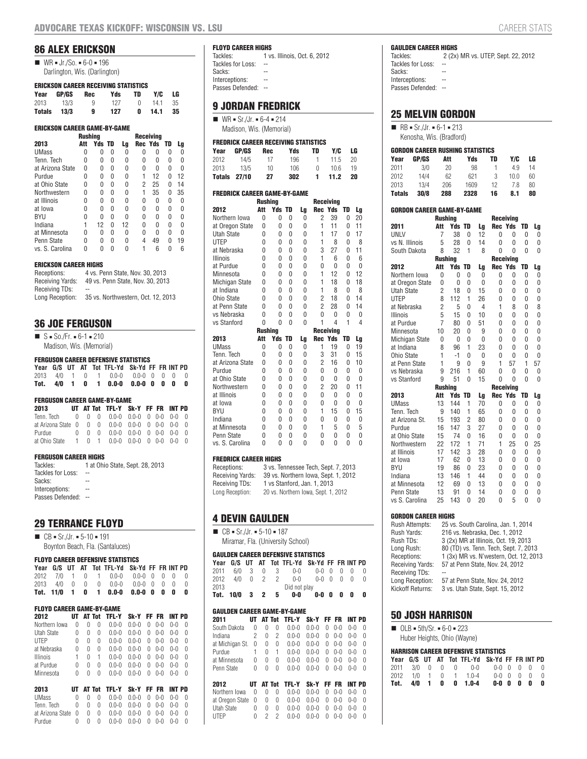## 86 ALEX ERICKSON

- WR • Jr./So. • 6-0 • 196
  Darlington, Wis. (Darlington)

### ERICKSON CAREER RECEIVING STATISTICS

| Year | GP/GS | Rec | Yds | TD | Y/C | LG |
|---|---|---|---|---|---|---|
| 2013 | 13/3 | 9 | 127 | 0 | 14.1 | 35 |
| **Totals** | **13/3** | **9** | **127** | **0** | **14.1** | **35** |

### ERICKSON CAREER GAME-BY-GAME

| | Rushing | | | | Receiving | | | |
|---|---|---|---|---|---|---|---|---|
| 2013 | Att | Yds | TD | Lg | Rec | Yds | TD | Lg |
| UMass | 0 | 0 | 0 | 0 | 0 | 0 | 0 | 0 |
| Tenn. Tech | 0 | 0 | 0 | 0 | 0 | 0 | 0 | 0 |
| at Arizona State | 0 | 0 | 0 | 0 | 0 | 0 | 0 | 0 |
| Purdue | 0 | 0 | 0 | 0 | 1 | 12 | 0 | 12 |
| at Ohio State | 0 | 0 | 0 | 0 | 2 | 25 | 0 | 14 |
| Northwestern | 0 | 0 | 0 | 0 | 1 | 35 | 0 | 35 |
| at Illinois | 0 | 0 | 0 | 0 | 0 | 0 | 0 | 0 |
| at Iowa | 0 | 0 | 0 | 0 | 0 | 0 | 0 | 0 |
| BYU | 0 | 0 | 0 | 0 | 0 | 0 | 0 | 0 |
| Indiana | 1 | 12 | 0 | 12 | 0 | 0 | 0 | 0 |
| at Minnesota | 0 | 0 | 0 | 0 | 0 | 0 | 0 | 0 |
| Penn State | 0 | 0 | 0 | 0 | 4 | 49 | 0 | 19 |
| vs. S. Carolina | 0 | 0 | 0 | 0 | 1 | 6 | 0 | 6 |

### ERICKSON CAREER HIGHS

| | |
|---|---|
| Receptions: | 4 vs. Penn State, Nov. 30, 2013 |
| Receiving Yards: | 49 vs. Penn State, Nov. 30, 2013 |
| Receiving TDs: | -- |
| Long Reception: | 35 vs. Northwestern, Oct. 12, 2013 |

## 36 JOE FERGUSON

- S • So./Fr. • 6-1 • 210
  Madison, Wis. (Memorial)

### FERGUSON CAREER DEFENSIVE STATISTICS

| Year | G/S | UT | AT | Tot | TFL-Yd | Sk-Yd | FF | FR | INT | PD |
|---|---|---|---|---|---|---|---|---|---|---|
| 2013 | 4/0 | 1 | 0 | 1 | 0.0-0 | 0.0-0 | 0 | 0 | 0 | 0 |
| **Tot.** | **4/0** | **1** | **0** | **1** | **0.0-0** | **0.0-0** | **0** | **0** | **0** | **0** |

### FERGUSON CAREER GAME-BY-GAME

| 2013 | UT | AT | Tot | TFL-Y | Sk-Y | FF | FR | INT | PD |
|---|---|---|---|---|---|---|---|---|---|
| Tenn. Tech | 0 | 0 | 0 | 0.0-0 | 0.0-0 | 0 | 0-0 | 0-0 | 0 |
| at Arizona State | 0 | 0 | 0 | 0.0-0 | 0.0-0 | 0 | 0-0 | 0-0 | 0 |
| Purdue | 0 | 0 | 0 | 0.0-0 | 0.0-0 | 0 | 0-0 | 0-0 | 0 |
| at Ohio State | 1 | 0 | 1 | 0.0-0 | 0.0-0 | 0 | 0-0 | 0-0 | 0 |

### FERGUSON CAREER HIGHS

| | |
|---|---|
| Tackles: | 1 at Ohio State, Sept. 28, 2013 |
| Tackles for Loss: | -- |
| Sacks: | -- |
| Interceptions: | -- |
| Passes Defended: | -- |

## 29 TERRANCE FLOYD

- CB • Sr./Jr. • 5-10 • 191
  Boynton Beach, Fla. (Santaluces)

### FLOYD CAREER DEFENSIVE STATISTICS

| Year | G/S | UT | AT | Tot | TFL-Yd | Sk-Yd | FF | FR | INT | PD |
|---|---|---|---|---|---|---|---|---|---|---|
| 2012 | 7/0 | 1 | 0 | 1 | 0.0-0 | 0.0-0 | 0 | 0 | 0 | 0 |
| 2013 | 4/0 | 0 | 0 | 0 | 0.0-0 | 0.0-0 | 0 | 0 | 0 | 0 |
| **Tot.** | **11/0** | **1** | **0** | **1** | **0.0-0** | **0.0-0** | **0** | **0** | **0** | **0** |

### FLOYD CAREER GAME-BY-GAME

| 2012 | UT | AT | Tot | TFL-Y | Sk-Y | FF | FR | INT | PD |
|---|---|---|---|---|---|---|---|---|---|
| Northern Iowa | 0 | 0 | 0 | 0.0-0 | 0.0-0 | 0 | 0-0 | 0-0 | 0 |
| Utah State | 0 | 0 | 0 | 0.0-0 | 0.0-0 | 0 | 0-0 | 0-0 | 0 |
| UTEP | 0 | 0 | 0 | 0.0-0 | 0.0-0 | 0 | 0-0 | 0-0 | 0 |
| at Nebraska | 0 | 0 | 0 | 0.0-0 | 0.0-0 | 0 | 0-0 | 0-0 | 0 |
| Illinois | 1 | 0 | 1 | 0.0-0 | 0.0-0 | 0 | 0-0 | 0-0 | 0 |
| at Purdue | 0 | 0 | 0 | 0.0-0 | 0.0-0 | 0 | 0-0 | 0-0 | 0 |
| Minnesota | 0 | 0 | 0 | 0.0-0 | 0.0-0 | 0 | 0-0 | 0-0 | 0 |
| **2013** | **UT** | **AT** | **Tot** | **TFL-Y** | **Sk-Y** | **FF** | **FR** | **INT** | **PD** |
| UMass | 0 | 0 | 0 | 0.0-0 | 0.0-0 | 0 | 0-0 | 0-0 | 0 |
| Tenn. Tech | 0 | 0 | 0 | 0.0-0 | 0.0-0 | 0 | 0-0 | 0-0 | 0 |
| at Arizona State | 0 | 0 | 0 | 0.0-0 | 0.0-0 | 0 | 0-0 | 0-0 | 0 |
| Purdue | 0 | 0 | 0 | 0.0-0 | 0.0-0 | 0 | 0-0 | 0-0 | 0 |

### FLOYD CAREER HIGHS

| | |
|---|---|
| Tackles: | 1 vs. Illinois, Oct. 6, 2012 |
| Tackles for Loss: | -- |
| Sacks: | -- |
| Interceptions: | -- |
| Passes Defended: | -- |

## 9 JORDAN FREDRICK

- WR • Sr./Jr. • 6-4 • 214
  Madison, Wis. (Memorial)

### FREDRICK CAREER RECEIVING STATISTICS

| Year | GP/GS | Rec | Yds | TD | Y/C | LG |
|---|---|---|---|---|---|---|
| 2012 | 14/5 | 17 | 196 | 1 | 11.5 | 20 |
| 2013 | 13/5 | 10 | 106 | 0 | 10.6 | 19 |
| **Totals** | **27/10** | **27** | **302** | **1** | **11.2** | **20** |

### FREDRICK CAREER GAME-BY-GAME

| | Rushing | | | | Receiving | | | |
|---|---|---|---|---|---|---|---|---|
| 2012 | Att | Yds | TD | Lg | Rec | Yds | TD | Lg |
| Northern Iowa | 0 | 0 | 0 | 0 | 2 | 39 | 0 | 20 |
| at Oregon State | 0 | 0 | 0 | 0 | 1 | 11 | 0 | 11 |
| Utah State | 0 | 0 | 0 | 0 | 1 | 17 | 0 | 17 |
| UTEP | 0 | 0 | 0 | 0 | 1 | 8 | 0 | 8 |
| at Nebraska | 0 | 0 | 0 | 0 | 3 | 27 | 0 | 11 |
| Illinois | 0 | 0 | 0 | 0 | 1 | 6 | 0 | 6 |
| at Purdue | 0 | 0 | 0 | 0 | 0 | 0 | 0 | 0 |
| Minnesota | 0 | 0 | 0 | 0 | 1 | 12 | 0 | 12 |
| Michigan State | 0 | 0 | 0 | 0 | 1 | 18 | 0 | 18 |
| at Indiana | 0 | 0 | 0 | 0 | 1 | 8 | 0 | 8 |
| Ohio State | 0 | 0 | 0 | 0 | 2 | 18 | 0 | 14 |
| at Penn State | 0 | 0 | 0 | 0 | 2 | 28 | 0 | 14 |
| vs Nebraska | 0 | 0 | 0 | 0 | 0 | 0 | 0 | 0 |
| vs Stanford | 0 | 0 | 0 | 0 | 1 | 4 | 1 | 4 |
| | **Rushing** | | | | **Receiving** | | | |
| **2013** | **Att** | **Yds** | **TD** | **Lg** | **Rec** | **Yds** | **TD** | **Lg** |
| UMass | 0 | 0 | 0 | 0 | 1 | 19 | 0 | 19 |
| Tenn. Tech | 0 | 0 | 0 | 0 | 3 | 31 | 0 | 15 |
| at Arizona State | 0 | 0 | 0 | 0 | 2 | 16 | 0 | 10 |
| Purdue | 0 | 0 | 0 | 0 | 0 | 0 | 0 | 0 |
| at Ohio State | 0 | 0 | 0 | 0 | 0 | 0 | 0 | 0 |
| Northwestern | 0 | 0 | 0 | 0 | 2 | 20 | 0 | 11 |
| at Illinois | 0 | 0 | 0 | 0 | 0 | 0 | 0 | 0 |
| at Iowa | 0 | 0 | 0 | 0 | 0 | 0 | 0 | 0 |
| BYU | 0 | 0 | 0 | 0 | 1 | 15 | 0 | 15 |
| Indiana | 0 | 0 | 0 | 0 | 0 | 0 | 0 | 0 |
| at Minnesota | 0 | 0 | 0 | 0 | 1 | 5 | 0 | 5 |
| Penn State | 0 | 0 | 0 | 0 | 0 | 0 | 0 | 0 |
| vs. S. Carolina | 0 | 0 | 0 | 0 | 0 | 0 | 0 | 0 |

### FREDRICK CAREER HIGHS

| | |
|---|---|
| Receptions: | 3 vs. Tennessee Tech, Sept. 7, 2013 |
| Receiving Yards: | 39 vs. Northern Iowa, Sept. 1, 2012 |
| Receiving TDs: | 1 vs Stanford, Jan. 1, 2013 |
| Long Reception: | 20 vs. Northern Iowa, Sept. 1, 2012 |

## 4 DEVIN GAULDEN

- CB • Sr./Jr. • 5-10 • 187
  Miramar, Fla. (University School)

### GAULDEN CAREER DEFENSIVE STATISTICS

| Year | G/S | UT | AT | Tot | TFL-Yd | Sk-Yd | FF | FR | INT | PD |
|---|---|---|---|---|---|---|---|---|---|---|
| 2011 | 6/0 | 3 | 0 | 3 | 0-0 | 0-0 | 0 | 0 | 0 | 0 |
| 2012 | 4/0 | 0 | 2 | 2 | 0-0 | 0-0 | 0 | 0 | 0 | 0 |
| 2013 | | | | | Did not play | | | | | |
| **Tot.** | **10/0** | **3** | **2** | **5** | **0-0** | **0-0** | **0** | **0** | **0** | **0** |

### GAULDEN CAREER GAME-BY-GAME

| 2011 | UT | AT | Tot | TFL-Y | Sk-Y | FF | FR | INT | PD |
|---|---|---|---|---|---|---|---|---|---|
| South Dakota | 0 | 0 | 0 | 0.0-0 | 0.0-0 | 0 | 0-0 | 0-0 | 0 |
| Indiana | 2 | 0 | 2 | 0.0-0 | 0.0-0 | 0 | 0-0 | 0-0 | 0 |
| at Michigan St. | 0 | 0 | 0 | 0.0-0 | 0.0-0 | 0 | 0-0 | 0-0 | 0 |
| Purdue | 1 | 0 | 1 | 0.0-0 | 0.0-0 | 0 | 0-0 | 0-0 | 0 |
| at Minnesota | 0 | 0 | 0 | 0.0-0 | 0.0-0 | 0 | 0-0 | 0-0 | 0 |
| Penn State | 0 | 0 | 0 | 0.0-0 | 0.0-0 | 0 | 0-0 | 0-0 | 0 |
| **2012** | **UT** | **AT** | **Tot** | **TFL-Y** | **Sk-Y** | **FF** | **FR** | **INT** | **PD** |
| Northern Iowa | 0 | 0 | 0 | 0.0-0 | 0.0-0 | 0 | 0-0 | 0-0 | 0 |
| at Oregon State | 0 | 0 | 0 | 0.0-0 | 0.0-0 | 0 | 0-0 | 0-0 | 0 |
| Utah State | 0 | 0 | 0 | 0.0-0 | 0.0-0 | 0 | 0-0 | 0-0 | 0 |
| UTEP | 0 | 2 | 2 | 0.0-0 | 0.0-0 | 0 | 0-0 | 0-0 | 0 |

### GAULDEN CAREER HIGHS

| | |
|---|---|
| Tackles: | 2 (2x) MR vs. UTEP, Sept. 22, 2012 |
| Tackles for Loss: | -- |
| Sacks: | -- |
| Interceptions: | -- |
| Passes Defended: | -- |

## 25 MELVIN GORDON

- RB • Sr./Jr. • 6-1 • 213
  Kenosha, Wis. (Bradford)

### GORDON CAREER RUSHING STATISTICS

| Year | GP/GS | Att | Yds | TD | Y/C | LG |
|---|---|---|---|---|---|---|
| 2011 | 3/0 | 20 | 98 | 1 | 4.9 | 14 |
| 2012 | 14/4 | 62 | 621 | 3 | 10.0 | 60 |
| 2013 | 13/4 | 206 | 1609 | 12 | 7.8 | 80 |
| **Totals** | **30/8** | **288** | **2328** | **16** | **8.1** | **80** |

### GORDON CAREER GAME-BY-GAME

| | Rushing | | | | Receiving | | | |
|---|---|---|---|---|---|---|---|---|
| 2011 | Att | Yds | TD | Lg | Rec | Yds | TD | Lg |
| UNLV | 7 | 38 | 0 | 12 | 0 | 0 | 0 | 0 |
| vs N. Illinois | 5 | 28 | 0 | 14 | 0 | 0 | 0 | 0 |
| South Dakota | 8 | 32 | 1 | 8 | 0 | 0 | 0 | 0 |
| | **Rushing** | | | | **Receiving** | | | |
| **2012** | **Att** | **Yds** | **TD** | **Lg** | **Rec** | **Yds** | **TD** | **Lg** |
| Northern Iowa | 0 | 0 | 0 | 0 | 0 | 0 | 0 | 0 |
| at Oregon State | 0 | 0 | 0 | 0 | 0 | 0 | 0 | 0 |
| Utah State | 2 | 18 | 0 | 15 | 0 | 0 | 0 | 0 |
| UTEP | 8 | 112 | 1 | 26 | 0 | 0 | 0 | 0 |
| at Nebraska | 2 | 5 | 0 | 4 | 1 | 8 | 0 | 8 |
| Illinois | 5 | 15 | 0 | 10 | 0 | 0 | 0 | 0 |
| at Purdue | 7 | 80 | 0 | 51 | 0 | 0 | 0 | 0 |
| Minnesota | 10 | 20 | 0 | 9 | 0 | 0 | 0 | 0 |
| Michigan State | 0 | 0 | 0 | 0 | 0 | 0 | 0 | 0 |
| at Indiana | 8 | 96 | 1 | 23 | 0 | 0 | 0 | 0 |
| Ohio State | 1 | -1 | 0 | 0 | 0 | 0 | 0 | 0 |
| at Penn State | 1 | 9 | 0 | 9 | 1 | 57 | 1 | 57 |
| vs Nebraska | 9 | 216 | 1 | 60 | 0 | 0 | 0 | 0 |
| vs Stanford | 9 | 51 | 0 | 15 | 0 | 0 | 0 | 0 |
| | **Rushing** | | | | **Receiving** | | | |
| **2013** | **Att** | **Yds** | **TD** | **Lg** | **Rec** | **Yds** | **TD** | **Lg** |
| UMass | 13 | 144 | 1 | 70 | 0 | 0 | 0 | 0 |
| Tenn. Tech | 9 | 140 | 1 | 65 | 0 | 0 | 0 | 0 |
| at Arizona St. | 15 | 193 | 2 | 80 | 0 | 0 | 0 | 0 |
| Purdue | 16 | 147 | 3 | 27 | 0 | 0 | 0 | 0 |
| at Ohio State | 15 | 74 | 0 | 16 | 0 | 0 | 0 | 0 |
| Northwestern | 22 | 172 | 1 | 71 | 1 | 25 | 0 | 25 |
| at Illinois | 17 | 142 | 3 | 28 | 0 | 0 | 0 | 0 |
| at Iowa | 17 | 62 | 0 | 13 | 0 | 0 | 0 | 0 |
| BYU | 19 | 86 | 0 | 23 | 0 | 0 | 0 | 0 |
| Indiana | 13 | 146 | 1 | 44 | 0 | 0 | 0 | 0 |
| at Minnesota | 12 | 69 | 0 | 13 | 0 | 0 | 0 | 0 |
| Penn State | 13 | 91 | 0 | 14 | 0 | 0 | 0 | 0 |
| vs S. Carolina | 25 | 143 | 0 | 20 | 0 | 5 | 0 | 0 |

### GORDON CAREER HIGHS

| | |
|---|---|
| Rush Attempts: | 25 vs. South Carolina, Jan. 1, 2014 |
| Rush Yards: | 216 vs. Nebraska, Dec. 1, 2012 |
| Rush TDs: | 3 (2x) MR at Illinois, Oct. 19, 2013 |
| Long Rush: | 80 (TD) vs. Tenn. Tech, Sept. 7, 2013 |
| Receptions: | 1 (3x) MR vs. N'western, Oct. 12, 2013 |
| Receiving Yards: | 57 at Penn State, Nov. 24, 2012 |
| Receiving TDs: | -- |
| Long Reception: | 57 at Penn State, Nov. 24, 2012 |
| Kickoff Returns: | 3 vs. Utah State, Sept. 15, 2012 |

## 50 JOSH HARRISON

- OLB • 5th/Sr. • 6-0 • 223
  Huber Heights, Ohio (Wayne)

### HARRISON CAREER DEFENSIVE STATISTICS

| Year | G/S | UT | AT | Tot | TFL-Yd | Sk-Yd | FF | FR | INT | PD |
|---|---|---|---|---|---|---|---|---|---|---|
| 2011 | 3/0 | 0 | 0 | 0 | 0-0 | 0-0 | 0 | 0 | 0 | 0 |
| 2012 | 1/0 | 1 | 0 | 1 | 1.0-4 | 0-0 | 0 | 0 | 0 | 0 |
| **Tot.** | **4/0** | **1** | **0** | **0** | **1.0-4** | **0-0** | **0** | **0** | **0** | **0** |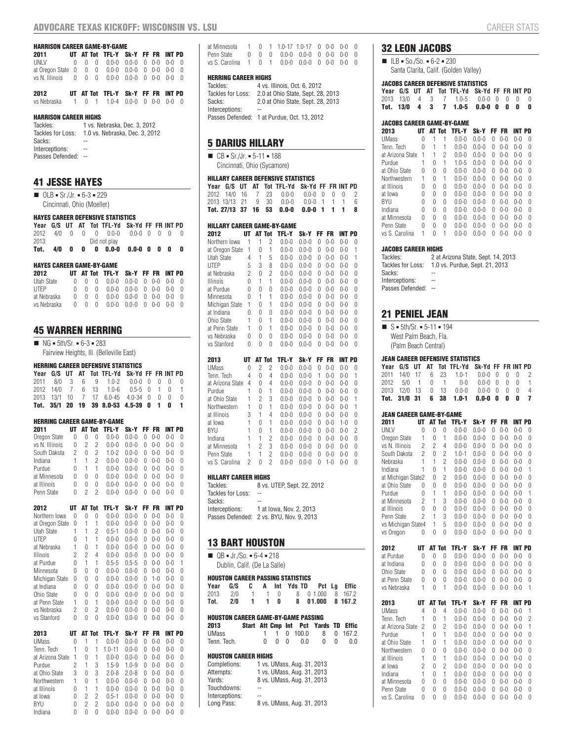#### HARRISON CAREER GAME-BY-GAME

| 2011 | UT | AT | Tot | TFL-Y | Sk-Y | FF | FR | INT | PD |
|---|---|---|---|---|---|---|---|---|---|
| UNLV | 0 | 0 | 0 | 0.0-0 | 0.0-0 | 0 | 0-0 | 0-0 | 0 |
| at Oregon State | 0 | 0 | 0 | 0.0-0 | 0.0-0 | 0 | 0-0 | 0-0 | 0 |
| vs N. Illinois | 0 | 0 | 0 | 0.0-0 | 0.0-0 | 0 | 0-0 | 0-0 | 0 |

| 2012 | UT | AT | Tot | TFL-Y | Sk-Y | FF | FR | INT | PD |
|---|---|---|---|---|---|---|---|---|---|
| vs Nebraska | 1 | 0 | 1 | 1.0-4 | 0.0-0 | 0 | 0-0 | 0-0 | 0 |

#### HARRISON CAREER HIGHS

Tackles: 1 vs. Nebraska, Dec. 3, 2012
Tackles for Loss: 1.0 vs. Nebraska, Dec. 3, 2012
Sacks: --
Interceptions: --
Passes Defended: --

## 41 JESSE HAYES

- OLB • Sr./Jr. • 6-3 • 229
  Cincinnati, Ohio (Moeller)

#### HAYES CAREER DEFENSIVE STATISTICS

| Year | G/S | UT | AT | Tot | TFL-Yd | Sk-Yd | FF | FR | INT | PD |
|---|---|---|---|---|---|---|---|---|---|---|
| 2012 | 4/0 | 0 | 0 | 0 | 0.0-0 | 0.0-0 | 0 | 0 | 0 | 0 |
| 2013 | | | | Did not play | | | | | | |
| **Tot.** | **4/0** | **0** | **0** | **0** | **0.0-0** | **0.0-0** | **0** | **0** | **0** | **0** |

#### HAYES CAREER GAME-BY-GAME

| 2012 | UT | AT | Tot | TFL-Y | Sk-Y | FF | FR | INT | PD |
|---|---|---|---|---|---|---|---|---|---|
| Utah State | 0 | 0 | 0 | 0.0-0 | 0.0-0 | 0 | 0-0 | 0-0 | 0 |
| UTEP | 0 | 0 | 0 | 0.0-0 | 0.0-0 | 0 | 0-0 | 0-0 | 0 |
| at Nebraska | 0 | 0 | 0 | 0.0-0 | 0.0-0 | 0 | 0-0 | 0-0 | 0 |
| vs Nebraska | 0 | 0 | 0 | 0.0-0 | 0.0-0 | 0 | 0-0 | 0-0 | 0 |

## 45 WARREN HERRING

- NG • 5th/Sr. • 6-3 • 283
  Fairview Heights, Ill. (Belleville East)

#### HERRING CAREER DEFENSIVE STATISTICS

| Year | G/S | UT | AT | Tot | TFL-Yd | Sk-Yd | FF | FR | INT | PD |
|---|---|---|---|---|---|---|---|---|---|---|
| 2011 | 8/0 | 3 | 6 | 9 | 1.0-2 | 0.0-0 | 0 | 0 | 0 | 0 |
| 2012 | 14/0 | 7 | 6 | 13 | 1.0-6 | 0.5-5 | 0 | 1 | 0 | 1 |
| 2013 | 13/1 | 10 | 7 | 17 | 6.0-45 | 4.0-34 | 0 | 0 | 0 | 0 |
| **Tot.** | **35/1** | **20** | **19** | **39** | **8.0-53** | **4.5-39** | **0** | **1** | **0** | **1** |

#### HERRING CAREER GAME-BY-GAME

| 2011 | UT | AT | Tot | TFL-Y | Sk-Y | FF | FR | INT | PD |
|---|---|---|---|---|---|---|---|---|---|
| Oregon State | 0 | 0 | 0 | 0.0-0 | 0.0-0 | 0 | 0-0 | 0-0 | 0 |
| vs N. Illinois | 0 | 2 | 2 | 0.0-0 | 0.0-0 | 0 | 0-0 | 0-0 | 0 |
| South Dakota | 2 | 0 | 2 | 1.0-2 | 0.0-0 | 0 | 0-0 | 0-0 | 0 |
| Indiana | 1 | 1 | 2 | 0.0-0 | 0.0-0 | 0 | 0-0 | 0-0 | 0 |
| Purdue | 0 | 1 | 1 | 0.0-0 | 0.0-0 | 0 | 0-0 | 0-0 | 0 |
| at Minnesota | 0 | 0 | 0 | 0.0-0 | 0.0-0 | 0 | 0-0 | 0-0 | 0 |
| at Illinois | 0 | 0 | 0 | 0.0-0 | 0.0-0 | 0 | 0-0 | 0-0 | 0 |
| Penn State | 0 | 2 | 2 | 0.0-0 | 0.0-0 | 0 | 0-0 | 0-0 | 0 |

| 2012 | UT | AT | Tot | TFL-Y | Sk-Y | FF | FR | INT | PD |
|---|---|---|---|---|---|---|---|---|---|
| Northern Iowa | 0 | 0 | 0 | 0.0-0 | 0.0-0 | 0 | 0-0 | 0-0 | 0 |
| at Oregon State | 0 | 1 | 1 | 0.0-0 | 0.0-0 | 0 | 0-0 | 0-0 | 0 |
| Utah State | 1 | 1 | 2 | 0.5-1 | 0.0-0 | 0 | 0-0 | 0-0 | 0 |
| UTEP | 0 | 1 | 1 | 0.0-0 | 0.0-0 | 0 | 0-0 | 0-0 | 0 |
| at Nebraska | 1 | 0 | 1 | 0.0-0 | 0.0-0 | 0 | 0-0 | 0-0 | 0 |
| Illinois | 2 | 2 | 4 | 0.0-0 | 0.0-0 | 0 | 0-0 | 0-0 | 0 |
| at Purdue | 0 | 1 | 1 | 0.5-5 | 0.5-5 | 0 | 0-0 | 0-0 | 1 |
| Minnesota | 0 | 0 | 0 | 0.0-0 | 0.0-0 | 0 | 0-0 | 0-0 | 0 |
| Michigan State | 0 | 0 | 0 | 0.0-0 | 0.0-0 | 0 | 1-0 | 0-0 | 0 |
| at Indiana | 0 | 0 | 0 | 0.0-0 | 0.0-0 | 0 | 0-0 | 0-0 | 0 |
| Ohio State | 0 | 0 | 0 | 0.0-0 | 0.0-0 | 0 | 0-0 | 0-0 | 0 |
| at Penn State | 1 | 0 | 1 | 0.0-0 | 0.0-0 | 0 | 0-0 | 0-0 | 0 |
| vs Nebraska | 2 | 0 | 2 | 0.0-0 | 0.0-0 | 0 | 0-0 | 0-0 | 0 |
| vs Stanford | 0 | 0 | 0 | 0.0-0 | 0.0-0 | 0 | 0-0 | 0-0 | 0 |

| 2013 | UT | AT | Tot | TFL-Y | Sk-Y | FF | FR | INT | PD |
|---|---|---|---|---|---|---|---|---|---|
| UMass | 0 | 1 | 1 | 0.0-0 | 0.0-0 | 0 | 0-0 | 0-0 | 0 |
| Tenn. Tech | 1 | 0 | 1 | 1.0-11 | 0.0-0 | 0 | 0-0 | 0-0 | 0 |
| at Arizona State | 1 | 0 | 1 | 0.0-0 | 0.0-0 | 0 | 0-0 | 0-0 | 0 |
| Purdue | 2 | 1 | 3 | 1.5-9 | 1.0-9 | 0 | 0-0 | 0-0 | 0 |
| at Ohio State | 3 | 0 | 3 | 2.0-8 | 2.0-8 | 0 | 0-0 | 0-0 | 0 |
| Northwestern | 1 | 0 | 1 | 0.0-0 | 0.0-0 | 0 | 0-0 | 0-0 | 0 |
| at Illinois | 0 | 1 | 1 | 0.0-0 | 0.0-0 | 0 | 0-0 | 0-0 | 0 |
| at Iowa | 0 | 2 | 2 | 0.5-1 | 0.0-0 | 0 | 0-0 | 0-0 | 0 |
| BYU | 0 | 2 | 2 | 0.0-0 | 0.0-0 | 0 | 0-0 | 0-0 | 0 |
| Indiana | 0 | 0 | 0 | 0.0-0 | 0.0-0 | 0 | 0-0 | 0-0 | 0 |
| at Minnesota | 1 | 0 | 1 | 1.0-17 | 1.0-17 | 0 | 0-0 | 0-0 | 0 |
| Penn State | 0 | 0 | 0 | 0.0-0 | 0.0-0 | 0 | 0-0 | 0-0 | 0 |
| vs S. Carolina | 1 | 0 | 1 | 0.0-0 | 0.0-0 | 0 | 0-0 | 0-0 | 0 |

#### HERRING CAREER HIGHS

Tackles: 4 vs. Illinois, Oct. 6, 2012
Tackles for Loss: 2.0 at Ohio State, Sept. 28, 2013
Sacks: 2.0 at Ohio State, Sept. 28, 2013
Interceptions: --
Passes Defended: 1 at Purdue, Oct. 13, 2012

## 5 DARIUS HILLARY

- CB • Sr./Jr. • 5-11 • 188
  Cincinnati, Ohio (Sycamore)

#### HILLARY CAREER DEFENSIVE STATISTICS

| Year | G/S | UT | AT | Tot | TFL-Yd | Sk-Yd | FF | FR | INT | PD |
|---|---|---|---|---|---|---|---|---|---|---|
| 2012 | 14/0 | 16 | 7 | 23 | 0.0-0 | 0.0-0 | 0 | 0 | 0 | 2 |
| 2013 | 13/13 | 21 | 9 | 30 | 0.0-0 | 0.0-0 | 1 | 1 | 1 | 6 |
| **Tot.** | **27/13** | **37** | **16** | **53** | **0.0-0** | **0.0-0** | **1** | **1** | **1** | **8** |

#### HILLARY CAREER GAME-BY-GAME

| 2012 | UT | AT | Tot | TFL-Y | Sk-Y | FF | FR | INT | PD |
|---|---|---|---|---|---|---|---|---|---|
| Northern Iowa | 1 | 1 | 2 | 0.0-0 | 0.0-0 | 0 | 0-0 | 0-0 | 0 |
| at Oregon State | 1 | 0 | 1 | 0.0-0 | 0.0-0 | 0 | 0-0 | 0-0 | 1 |
| Utah State | 4 | 1 | 5 | 0.0-0 | 0.0-0 | 0 | 0-0 | 0-0 | 1 |
| UTEP | 5 | 3 | 8 | 0.0-0 | 0.0-0 | 0 | 0-0 | 0-0 | 0 |
| at Nebraska | 2 | 0 | 2 | 0.0-0 | 0.0-0 | 0 | 0-0 | 0-0 | 0 |
| Illinois | 0 | 1 | 1 | 0.0-0 | 0.0-0 | 0 | 0-0 | 0-0 | 0 |
| at Purdue | 0 | 0 | 0 | 0.0-0 | 0.0-0 | 0 | 0-0 | 0-0 | 0 |
| Minnesota | 0 | 1 | 1 | 0.0-0 | 0.0-0 | 0 | 0-0 | 0-0 | 0 |
| Michigan State | 1 | 0 | 1 | 0.0-0 | 0.0-0 | 0 | 0-0 | 0-0 | 0 |
| at Indiana | 0 | 0 | 0 | 0.0-0 | 0.0-0 | 0 | 0-0 | 0-0 | 0 |
| Ohio State | 1 | 0 | 1 | 0.0-0 | 0.0-0 | 0 | 0-0 | 0-0 | 0 |
| at Penn State | 1 | 0 | 1 | 0.0-0 | 0.0-0 | 0 | 0-0 | 0-0 | 0 |
| vs Nebraska | 0 | 0 | 0 | 0.0-0 | 0.0-0 | 0 | 0-0 | 0-0 | 0 |
| vs Stanford | 0 | 0 | 0 | 0.0-0 | 0.0-0 | 0 | 0-0 | 0-0 | 0 |

| 2013 | UT | AT | Tot | TFL-Y | Sk-Y | FF | FR | INT | PD |
|---|---|---|---|---|---|---|---|---|---|
| UMass | 0 | 2 | 2 | 0.0-0 | 0.0-0 | 0 | 0-0 | 0-0 | 0 |
| Tenn. Tech | 4 | 0 | 4 | 0.0-0 | 0.0-0 | 1 | 0-0 | 0-0 | 1 |
| at Arizona State | 4 | 0 | 4 | 0.0-0 | 0.0-0 | 0 | 0-0 | 0-0 | 0 |
| Purdue | 1 | 0 | 1 | 0.0-0 | 0.0-0 | 0 | 0-0 | 0-0 | 0 |
| at Ohio State | 1 | 2 | 3 | 0.0-0 | 0.0-0 | 0 | 0-0 | 0-0 | 1 |
| Northwestern | 1 | 0 | 1 | 0.0-0 | 0.0-0 | 0 | 0-0 | 0-0 | 1 |
| at Illinois | 3 | 1 | 4 | 0.0-0 | 0.0-0 | 0 | 0-0 | 0-0 | 0 |
| at Iowa | 1 | 0 | 1 | 0.0-0 | 0.0-0 | 0 | 0-0 | 1-0 | 0 |
| BYU | 1 | 0 | 1 | 0.0-0 | 0.0-0 | 0 | 0-0 | 0-0 | 2 |
| Indiana | 1 | 1 | 2 | 0.0-0 | 0.0-0 | 0 | 0-0 | 0-0 | 0 |
| at Minnesota | 1 | 2 | 3 | 0.0-0 | 0.0-0 | 0 | 0-0 | 0-0 | 0 |
| Penn State | 1 | 1 | 2 | 0.0-0 | 0.0-0 | 0 | 0-0 | 0-0 | 0 |
| vs S. Carolina | 2 | 0 | 2 | 0.0-0 | 0.0-0 | 0 | 1-0 | 0-0 | 0 |

#### HILLARY CAREER HIGHS

Tackles: 8 vs. UTEP, Sept. 22, 2012
Tackles for Loss: --
Sacks: --
Interceptions: 1 at Iowa, Nov. 2, 2013
Passes Defended: 2 vs. BYU, Nov. 9, 2013

## 13 BART HOUSTON

- QB • Jr./So. • 6-4 • 218
  Dublin, Calif. (De La Salle)

#### HOUSTON CAREER PASSING STATISTICS

| Year | G/S | C | A | Int | Yds | TD | Pct | Lg | Effic |
|---|---|---|---|---|---|---|---|---|---|
| 2013 | 2/0 | 1 | 1 | 0 | 8 | 0 | 1.000 | 8 | 167.2 |
| **Tot.** | **2/0** | **1** | **1** | **0** | **8** | **0** | **1.000** | **8** | **167.2** |

#### HOUSTON CAREER GAME-BY-GAME PASSING

| 2013 | Start | Att | Cmp | Int | Pct | Yards | TD | Effic |
|---|---|---|---|---|---|---|---|---|
| UMass | | 1 | 1 | 0 | 100.0 | 8 | 0 | 167.2 |
| Tenn. Tech. | | 0 | 0 | 0 | 0.0 | 0 | 0 | 0.0 |

#### HOUSTON CAREER HIGHS

Completions: 1 vs. UMass, Aug. 31, 2013
Attempts: 1 vs. UMass, Aug. 31, 2013
Yards: 8 vs. UMass, Aug. 31, 2013
Touchdowns: --
Interceptions: --
Long Pass: 8 vs. UMass, Aug. 31, 2013

## 32 LEON JACOBS

- ILB • So./So. • 6-2 • 230
  Santa Clarita, Calif. (Golden Valley)

#### JACOBS CAREER DEFENSIVE STATISTICS

| Year | G/S | UT | AT | Tot | TFL-Yd | Sk-Yd | FF | FR | INT | PD |
|---|---|---|---|---|---|---|---|---|---|---|
| 2013 | 13/0 | 4 | 3 | 7 | 1.0-5 | 0.0-0 | 0 | 0 | 0 | 0 |
| **Tot.** | **13/0** | **4** | **3** | **7** | **1.0-5** | **0.0-0** | **0** | **0** | **0** | **0** |

#### JACOBS CAREER GAME-BY-GAME

| 2013 | UT | AT | Tot | TFL-Y | Sk-Y | FF | FR | INT | PD |
|---|---|---|---|---|---|---|---|---|---|
| UMass | 0 | 1 | 1 | 0.0-0 | 0.0-0 | 0 | 0-0 | 0-0 | 0 |
| Tenn. Tech | 0 | 1 | 1 | 0.0-0 | 0.0-0 | 0 | 0-0 | 0-0 | 0 |
| at Arizona State | 1 | 1 | 2 | 0.0-0 | 0.0-0 | 0 | 0-0 | 0-0 | 0 |
| Purdue | 1 | 0 | 1 | 1.0-5 | 0.0-0 | 0 | 0-0 | 0-0 | 0 |
| at Ohio State | 0 | 0 | 0 | 0.0-0 | 0.0-0 | 0 | 0-0 | 0-0 | 0 |
| Northwestern | 1 | 0 | 1 | 0.0-0 | 0.0-0 | 0 | 0-0 | 0-0 | 0 |
| at Illinois | 0 | 0 | 0 | 0.0-0 | 0.0-0 | 0 | 0-0 | 0-0 | 0 |
| at Iowa | 0 | 0 | 0 | 0.0-0 | 0.0-0 | 0 | 0-0 | 0-0 | 0 |
| BYU | 0 | 0 | 0 | 0.0-0 | 0.0-0 | 0 | 0-0 | 0-0 | 0 |
| Indiana | 0 | 0 | 0 | 0.0-0 | 0.0-0 | 0 | 0-0 | 0-0 | 0 |
| at Minnesota | 0 | 0 | 0 | 0.0-0 | 0.0-0 | 0 | 0-0 | 0-0 | 0 |
| Penn State | 0 | 0 | 0 | 0.0-0 | 0.0-0 | 0 | 0-0 | 0-0 | 0 |
| vs S. Carolina | 1 | 0 | 1 | 0.0-0 | 0.0-0 | 0 | 0-0 | 0-0 | 0 |

#### JACOBS CAREER HIGHS

Tackles: 2 at Arizona State, Sept. 14, 2013
Tackles for Loss: 1.0 vs. Purdue, Sept. 21, 2013
Sacks: --
Interceptions: --
Passes Defended: --

## 21 PENIEL JEAN

- S • 5th/Sr. • 5-11 • 194
  West Palm Beach, Fla.
  (Palm Beach Central)

#### JEAN CAREER DEFENSIVE STATISTICS

| Year | G/S | UT | AT | Tot | TFL-Yd | Sk-Yd | FF | FR | INT | PD |
|---|---|---|---|---|---|---|---|---|---|---|
| 2011 | 14/0 | 17 | 6 | 23 | 1.0-1 | 0.0-0 | 0 | 0 | 0 | 2 |
| 2012 | 5/0 | 1 | 0 | 1 | 0-0 | 0.0-0 | 0 | 0 | 0 | 1 |
| 2013 | 12/0 | 13 | 0 | 13 | 0.0-0 | 0.0-0 | 0 | 0 | 0 | 4 |
| **Tot.** | **31/0** | **31** | **6** | **38** | **1.0-1** | **0.0-0** | **0** | **0** | **0** | **7** |

#### JEAN CAREER GAME-BY-GAME

| 2011 | UT | AT | Tot | TFL-Y | Sk-Y | FF | FR | INT | PD |
|---|---|---|---|---|---|---|---|---|---|
| UNLV | 0 | 0 | 0 | 0.0-0 | 0.0-0 | 0 | 0-0 | 0-0 | 0 |
| Oregon State | 1 | 0 | 1 | 0.0-0 | 0.0-0 | 0 | 0-0 | 0-0 | 0 |
| vs N. Illinois | 2 | 2 | 4 | 0.0-0 | 0.0-0 | 0 | 0-0 | 0-0 | 0 |
| South Dakota | 2 | 0 | 2 | 1.0-1 | 0.0-0 | 0 | 0-0 | 0-0 | 0 |
| Nebraska | 1 | 1 | 2 | 0.0-0 | 0.0-0 | 0 | 0-0 | 0-0 | 0 |
| Indiana | 1 | 0 | 1 | 0.0-0 | 0.0-0 | 0 | 0-0 | 0-0 | 1 |
| at Michigan State | 2 | 0 | 2 | 0.0-0 | 0.0-0 | 0 | 0-0 | 0-0 | 0 |
| at Ohio State | 0 | 0 | 0 | 0.0-0 | 0.0-0 | 0 | 0-0 | 0-0 | 0 |
| Purdue | 0 | 1 | 1 | 0.0-0 | 0.0-0 | 0 | 0-0 | 0-0 | 1 |
| at Minnesota | 2 | 1 | 3 | 0.0-0 | 0.0-0 | 0 | 0-0 | 0-0 | 0 |
| at Illinois | 0 | 0 | 0 | 0.0-0 | 0.0-0 | 0 | 0-0 | 0-0 | 0 |
| Penn State | 2 | 1 | 3 | 0.0-0 | 0.0-0 | 0 | 0-0 | 0-0 | 0 |
| vs Michigan State | 4 | 1 | 5 | 0.0-0 | 0.0-0 | 0 | 0-0 | 0-0 | 0 |
| vs Oregon | 0 | 0 | 0 | 0.0-0 | 0.0-0 | 0 | 0-0 | 0-0 | 0 |

| 2012 | UT | AT | Tot | TFL-Y | Sk-Y | FF | FR | INT | PD |
|---|---|---|---|---|---|---|---|---|---|
| at Purdue | 0 | 0 | 0 | 0.0-0 | 0.0-0 | 0 | 0-0 | 0-0 | 0 |
| at Indiana | 0 | 0 | 0 | 0.0-0 | 0.0-0 | 0 | 0-0 | 0-0 | 0 |
| Ohio State | 0 | 0 | 0 | 0.0-0 | 0.0-0 | 0 | 0-0 | 0-0 | 0 |
| at Penn State | 0 | 0 | 0 | 0.0-0 | 0.0-0 | 0 | 0-0 | 0-0 | 0 |
| vs Nebraska | 1 | 0 | 1 | 0.0-0 | 0.0-0 | 0 | 0-0 | 0-0 | 1 |

| 2013 | UT | AT | Tot | TFL-Y | Sk-Y | FF | FR | INT | PD |
|---|---|---|---|---|---|---|---|---|---|
| UMass | 4 | 0 | 4 | 0.0-0 | 0.0-0 | 0 | 0-0 | 0-0 | 1 |
| Tenn. Tech | 1 | 0 | 1 | 0.0-0 | 0.0-0 | 0 | 0-0 | 0-0 | 2 |
| at Arizona State | 2 | 0 | 2 | 0.0-0 | 0.0-0 | 0 | 0-0 | 0-0 | 1 |
| Purdue | 1 | 0 | 1 | 0.0-0 | 0.0-0 | 0 | 0-0 | 0-0 | 0 |
| at Ohio State | 1 | 0 | 1 | 0.0-0 | 0.0-0 | 0 | 0-0 | 0-0 | 0 |
| Northwestern | 0 | 0 | 0 | 0.0-0 | 0.0-0 | 0 | 0-0 | 0-0 | 0 |
| at Illinois | 1 | 0 | 1 | 0.0-0 | 0.0-0 | 0 | 0-0 | 0-0 | 0 |
| at Iowa | 2 | 0 | 2 | 0.0-0 | 0.0-0 | 0 | 0-0 | 0-0 | 0 |
| Indiana | 1 | 0 | 1 | 0.0-0 | 0.0-0 | 0 | 0-0 | 0-0 | 0 |
| at Minnesota | 0 | 0 | 0 | 0.0-0 | 0.0-0 | 0 | 0-0 | 0-0 | 0 |
| Penn State | 0 | 0 | 0 | 0.0-0 | 0.0-0 | 0 | 0-0 | 0-0 | 0 |
| vs S. Carolina | 0 | 0 | 0 | 0.0-0 | 0.0-0 | 0 | 0-0 | 0-0 | 0 |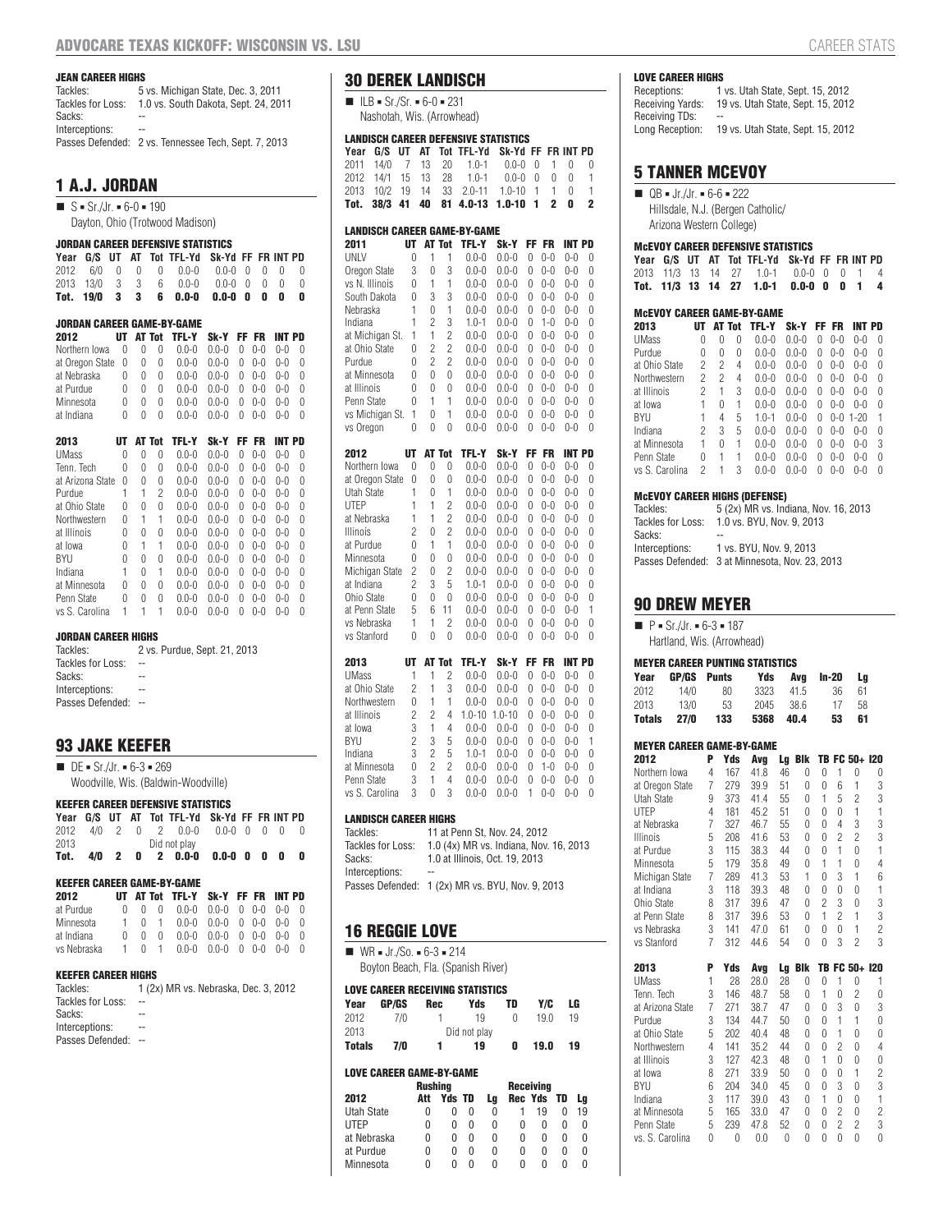#### JEAN CAREER HIGHS

Tackles: 5 vs. Michigan State, Dec. 3, 2011
Tackles for Loss: 1.0 vs. South Dakota, Sept. 24, 2011
Sacks: --
Interceptions: --
Passes Defended: 2 vs. Tennessee Tech, Sept. 7, 2013

## 1 A.J. JORDAN

- S ▪ Sr./Jr. ▪ 6-0 ▪ 190
  Dayton, Ohio (Trotwood Madison)

#### JORDAN CAREER DEFENSIVE STATISTICS

| Year | G/S | UT | AT | Tot | TFL-Yd | Sk-Yd | FF | FR | INT | PD |
|---|---|---|---|---|---|---|---|---|---|---|
| 2012 | 6/0 | 0 | 0 | 0 | 0.0-0 | 0.0-0 | 0 | 0 | 0 | 0 |
| 2013 | 13/0 | 3 | 3 | 6 | 0.0-0 | 0.0-0 | 0 | 0 | 0 | 0 |
| **Tot.** | **19/0** | **3** | **3** | **6** | **0.0-0** | **0.0-0** | **0** | **0** | **0** | **0** |

#### JORDAN CAREER GAME-BY-GAME

| 2012 | UT | AT | Tot | TFL-Y | Sk-Y | FF | FR | INT | PD |
|---|---|---|---|---|---|---|---|---|---|
| Northern Iowa | 0 | 0 | 0 | 0.0-0 | 0.0-0 | 0 | 0-0 | 0-0 | 0 |
| at Oregon State | 0 | 0 | 0 | 0.0-0 | 0.0-0 | 0 | 0-0 | 0-0 | 0 |
| at Nebraska | 0 | 0 | 0 | 0.0-0 | 0.0-0 | 0 | 0-0 | 0-0 | 0 |
| at Purdue | 0 | 0 | 0 | 0.0-0 | 0.0-0 | 0 | 0-0 | 0-0 | 0 |
| Minnesota | 0 | 0 | 0 | 0.0-0 | 0.0-0 | 0 | 0-0 | 0-0 | 0 |
| at Indiana | 0 | 0 | 0 | 0.0-0 | 0.0-0 | 0 | 0-0 | 0-0 | 0 |

| 2013 | UT | AT | Tot | TFL-Y | Sk-Y | FF | FR | INT | PD |
|---|---|---|---|---|---|---|---|---|---|
| UMass | 0 | 0 | 0 | 0.0-0 | 0.0-0 | 0 | 0-0 | 0-0 | 0 |
| Tenn. Tech | 0 | 0 | 0 | 0.0-0 | 0.0-0 | 0 | 0-0 | 0-0 | 0 |
| at Arizona State | 0 | 0 | 0 | 0.0-0 | 0.0-0 | 0 | 0-0 | 0-0 | 0 |
| Purdue | 1 | 1 | 2 | 0.0-0 | 0.0-0 | 0 | 0-0 | 0-0 | 0 |
| at Ohio State | 0 | 0 | 0 | 0.0-0 | 0.0-0 | 0 | 0-0 | 0-0 | 0 |
| Northwestern | 0 | 1 | 1 | 0.0-0 | 0.0-0 | 0 | 0-0 | 0-0 | 0 |
| at Illinois | 0 | 0 | 0 | 0.0-0 | 0.0-0 | 0 | 0-0 | 0-0 | 0 |
| at Iowa | 0 | 1 | 1 | 0.0-0 | 0.0-0 | 0 | 0-0 | 0-0 | 0 |
| BYU | 0 | 0 | 0 | 0.0-0 | 0.0-0 | 0 | 0-0 | 0-0 | 0 |
| Indiana | 1 | 0 | 1 | 0.0-0 | 0.0-0 | 0 | 0-0 | 0-0 | 0 |
| at Minnesota | 0 | 0 | 0 | 0.0-0 | 0.0-0 | 0 | 0-0 | 0-0 | 0 |
| Penn State | 0 | 0 | 0 | 0.0-0 | 0.0-0 | 0 | 0-0 | 0-0 | 0 |
| vs S. Carolina | 1 | 1 | 1 | 0.0-0 | 0.0-0 | 0 | 0-0 | 0-0 | 0 |

#### JORDAN CAREER HIGHS

Tackles: 2 vs. Purdue, Sept. 21, 2013
Tackles for Loss: --
Sacks: --
Interceptions: --
Passes Defended: --

## 93 JAKE KEEFER

- DE ▪ Sr./Jr. ▪ 6-3 ▪ 269
  Woodville, Wis. (Baldwin-Woodville)

#### KEEFER CAREER DEFENSIVE STATISTICS

| Year | G/S | UT | AT | Tot | TFL-Yd | Sk-Yd | FF | FR | INT | PD |
|---|---|---|---|---|---|---|---|---|---|---|
| 2012 | 4/0 | 2 | 0 | 2 | 0.0-0 | 0.0-0 | 0 | 0 | 0 | 0 |
| 2013 | Did not play | | | | | | | | | |
| **Tot.** | **4/0** | **2** | **0** | **2** | **0.0-0** | **0.0-0** | **0** | **0** | **0** | **0** |

#### KEEFER CAREER GAME-BY-GAME

| 2012 | UT | AT | Tot | TFL-Y | Sk-Y | FF | FR | INT | PD |
|---|---|---|---|---|---|---|---|---|---|
| at Purdue | 0 | 0 | 0 | 0.0-0 | 0.0-0 | 0 | 0-0 | 0-0 | 0 |
| Minnesota | 1 | 0 | 1 | 0.0-0 | 0.0-0 | 0 | 0-0 | 0-0 | 0 |
| at Indiana | 0 | 0 | 0 | 0.0-0 | 0.0-0 | 0 | 0-0 | 0-0 | 0 |
| vs Nebraska | 1 | 0 | 1 | 0.0-0 | 0.0-0 | 0 | 0-0 | 0-0 | 0 |

#### KEEFER CAREER HIGHS

Tackles: 1 (2x) MR vs. Nebraska, Dec. 3, 2012
Tackles for Loss: --
Sacks: --
Interceptions: --
Passes Defended: --

## 30 DEREK LANDISCH

- ILB ▪ Sr./Sr. ▪ 6-0 ▪ 231
  Nashotah, Wis. (Arrowhead)

#### LANDISCH CAREER DEFENSIVE STATISTICS

| Year | G/S | UT | AT | Tot | TFL-Yd | Sk-Yd | FF | FR | INT | PD |
|---|---|---|---|---|---|---|---|---|---|---|
| 2011 | 14/0 | 7 | 13 | 20 | 1.0-1 | 0.0-0 | 0 | 1 | 0 | 0 |
| 2012 | 14/1 | 15 | 13 | 28 | 1.0-1 | 0.0-0 | 0 | 0 | 0 | 1 |
| 2013 | 10/2 | 19 | 14 | 33 | 2.0-11 | 1.0-10 | 1 | 1 | 0 | 1 |
| **Tot.** | **38/3** | **41** | **40** | **81** | **4.0-13** | **1.0-10** | **1** | **2** | **0** | **2** |

#### LANDISCH CAREER GAME-BY-GAME

| 2011 | UT | AT | Tot | TFL-Y | Sk-Y | FF | FR | INT | PD |
|---|---|---|---|---|---|---|---|---|---|
| UNLV | 0 | 1 | 1 | 0.0-0 | 0.0-0 | 0 | 0-0 | 0-0 | 0 |
| Oregon State | 3 | 0 | 3 | 0.0-0 | 0.0-0 | 0 | 0-0 | 0-0 | 0 |
| vs N. Illinois | 0 | 1 | 1 | 0.0-0 | 0.0-0 | 0 | 0-0 | 0-0 | 0 |
| South Dakota | 0 | 3 | 3 | 0.0-0 | 0.0-0 | 0 | 0-0 | 0-0 | 0 |
| Nebraska | 1 | 0 | 1 | 0.0-0 | 0.0-0 | 0 | 0-0 | 0-0 | 0 |
| Indiana | 1 | 2 | 3 | 1.0-1 | 0.0-0 | 0 | 1-0 | 0-0 | 0 |
| at Michigan St. | 1 | 1 | 2 | 0.0-0 | 0.0-0 | 0 | 0-0 | 0-0 | 0 |
| at Ohio State | 0 | 2 | 2 | 0.0-0 | 0.0-0 | 0 | 0-0 | 0-0 | 0 |
| Purdue | 0 | 2 | 2 | 0.0-0 | 0.0-0 | 0 | 0-0 | 0-0 | 0 |
| at Minnesota | 0 | 0 | 0 | 0.0-0 | 0.0-0 | 0 | 0-0 | 0-0 | 0 |
| at Illinois | 0 | 0 | 0 | 0.0-0 | 0.0-0 | 0 | 0-0 | 0-0 | 0 |
| Penn State | 0 | 1 | 1 | 0.0-0 | 0.0-0 | 0 | 0-0 | 0-0 | 0 |
| vs Michigan St. | 1 | 0 | 1 | 0.0-0 | 0.0-0 | 0 | 0-0 | 0-0 | 0 |
| vs Oregon | 0 | 0 | 0 | 0.0-0 | 0.0-0 | 0 | 0-0 | 0-0 | 0 |

| 2012 | UT | AT | Tot | TFL-Y | Sk-Y | FF | FR | INT | PD |
|---|---|---|---|---|---|---|---|---|---|
| Northern Iowa | 0 | 0 | 0 | 0.0-0 | 0.0-0 | 0 | 0-0 | 0-0 | 0 |
| at Oregon State | 0 | 0 | 0 | 0.0-0 | 0.0-0 | 0 | 0-0 | 0-0 | 0 |
| Utah State | 1 | 0 | 1 | 0.0-0 | 0.0-0 | 0 | 0-0 | 0-0 | 0 |
| UTEP | 1 | 1 | 2 | 0.0-0 | 0.0-0 | 0 | 0-0 | 0-0 | 0 |
| at Nebraska | 1 | 1 | 2 | 0.0-0 | 0.0-0 | 0 | 0-0 | 0-0 | 0 |
| Illinois | 2 | 0 | 2 | 0.0-0 | 0.0-0 | 0 | 0-0 | 0-0 | 0 |
| at Purdue | 0 | 1 | 1 | 0.0-0 | 0.0-0 | 0 | 0-0 | 0-0 | 0 |
| Minnesota | 0 | 0 | 0 | 0.0-0 | 0.0-0 | 0 | 0-0 | 0-0 | 0 |
| Michigan State | 2 | 0 | 2 | 0.0-0 | 0.0-0 | 0 | 0-0 | 0-0 | 0 |
| at Indiana | 2 | 3 | 5 | 1.0-1 | 0.0-0 | 0 | 0-0 | 0-0 | 0 |
| Ohio State | 0 | 0 | 0 | 0.0-0 | 0.0-0 | 0 | 0-0 | 0-0 | 0 |
| at Penn State | 5 | 6 | 11 | 0.0-0 | 0.0-0 | 0 | 0-0 | 0-0 | 1 |
| vs Nebraska | 1 | 1 | 2 | 0.0-0 | 0.0-0 | 0 | 0-0 | 0-0 | 0 |
| vs Stanford | 0 | 0 | 0 | 0.0-0 | 0.0-0 | 0 | 0-0 | 0-0 | 0 |

| 2013 | UT | AT | Tot | TFL-Y | Sk-Y | FF | FR | INT | PD |
|---|---|---|---|---|---|---|---|---|---|
| UMass | 1 | 1 | 2 | 0.0-0 | 0.0-0 | 0 | 0-0 | 0-0 | 0 |
| at Ohio State | 2 | 1 | 3 | 0.0-0 | 0.0-0 | 0 | 0-0 | 0-0 | 0 |
| Northwestern | 0 | 1 | 1 | 0.0-0 | 0.0-0 | 0 | 0-0 | 0-0 | 0 |
| at Illinois | 2 | 2 | 4 | 1.0-10 | 1.0-10 | 0 | 0-0 | 0-0 | 0 |
| at Iowa | 3 | 1 | 4 | 0.0-0 | 0.0-0 | 0 | 0-0 | 0-0 | 0 |
| BYU | 2 | 3 | 5 | 0.0-0 | 0.0-0 | 0 | 0-0 | 0-0 | 1 |
| Indiana | 3 | 2 | 5 | 1.0-1 | 0.0-0 | 0 | 0-0 | 0-0 | 0 |
| at Minnesota | 0 | 2 | 2 | 0.0-0 | 0.0-0 | 0 | 1-0 | 0-0 | 0 |
| Penn State | 3 | 1 | 4 | 0.0-0 | 0.0-0 | 0 | 0-0 | 0-0 | 0 |
| vs S. Carolina | 3 | 0 | 3 | 0.0-0 | 0.0-0 | 1 | 0-0 | 0-0 | 0 |

#### LANDISCH CAREER HIGHS

Tackles: 11 at Penn St, Nov. 24, 2012
Tackles for Loss: 1.0 (4x) MR vs. Indiana, Nov. 16, 2013
Sacks: 1.0 at Illinois, Oct. 19, 2013
Interceptions: --
Passes Defended: 1 (2x) MR vs. BYU, Nov. 9, 2013

## 16 REGGIE LOVE

- WR ▪ Jr./So. ▪ 6-3 ▪ 214
  Boyton Beach, Fla. (Spanish River)

#### LOVE CAREER RECEIVING STATISTICS

| Year | GP/GS | Rec | Yds | TD | Y/C | LG |
|---|---|---|---|---|---|---|
| 2012 | 7/0 | 1 | 19 | 0 | 19.0 | 19 |
| 2013 | Did not play | | | | | |
| **Totals** | **7/0** | **1** | **19** | **0** | **19.0** | **19** |

#### LOVE CAREER GAME-BY-GAME

| | Rushing | | | | Receiving | | | |
|---|---|---|---|---|---|---|---|---|
| 2012 | Att | Yds | TD | Lg | Rec | Yds | TD | Lg |
| Utah State | 0 | 0 | 0 | 0 | 1 | 19 | 0 | 19 |
| UTEP | 0 | 0 | 0 | 0 | 0 | 0 | 0 | 0 |
| at Nebraska | 0 | 0 | 0 | 0 | 0 | 0 | 0 | 0 |
| at Purdue | 0 | 0 | 0 | 0 | 0 | 0 | 0 | 0 |
| Minnesota | 0 | 0 | 0 | 0 | 0 | 0 | 0 | 0 |

#### LOVE CAREER HIGHS

Receptions: 1 vs. Utah State, Sept. 15, 2012
Receiving Yards: 19 vs. Utah State, Sept. 15, 2012
Receiving TDs: --
Long Reception: 19 vs. Utah State, Sept. 15, 2012

## 5 TANNER MCEVOY

- QB ▪ Jr./Jr. ▪ 6-6 ▪ 222
  Hillsdale, N.J. (Bergen Catholic/ Arizona Western College)

#### McEVOY CAREER DEFENSIVE STATISTICS

| Year | G/S | UT | AT | Tot | TFL-Yd | Sk-Yd | FF | FR | INT | PD |
|---|---|---|---|---|---|---|---|---|---|---|
| 2013 | 11/3 | 13 | 14 | 27 | 1.0-1 | 0.0-0 | 0 | 0 | 1 | 4 |
| **Tot.** | **11/3** | **13** | **14** | **27** | **1.0-1** | **0.0-0** | **0** | **0** | **1** | **4** |

#### McEVOY CAREER GAME-BY-GAME

| 2013 | UT | AT | Tot | TFL-Y | Sk-Y | FF | FR | INT | PD |
|---|---|---|---|---|---|---|---|---|---|
| UMass | 0 | 0 | 0 | 0.0-0 | 0.0-0 | 0 | 0-0 | 0-0 | 0 |
| Purdue | 0 | 0 | 0 | 0.0-0 | 0.0-0 | 0 | 0-0 | 0-0 | 0 |
| at Ohio State | 2 | 2 | 4 | 0.0-0 | 0.0-0 | 0 | 0-0 | 0-0 | 0 |
| Northwestern | 2 | 2 | 4 | 0.0-0 | 0.0-0 | 0 | 0-0 | 0-0 | 0 |
| at Illinois | 2 | 1 | 3 | 0.0-0 | 0.0-0 | 0 | 0-0 | 0-0 | 0 |
| at Iowa | 1 | 0 | 1 | 0.0-0 | 0.0-0 | 0 | 0-0 | 0-0 | 0 |
| BYU | 1 | 4 | 5 | 1.0-1 | 0.0-0 | 0 | 0-0 | 1-20 | 1 |
| Indiana | 2 | 3 | 5 | 0.0-0 | 0.0-0 | 0 | 0-0 | 0-0 | 0 |
| at Minnesota | 1 | 0 | 1 | 0.0-0 | 0.0-0 | 0 | 0-0 | 0-0 | 3 |
| Penn State | 0 | 1 | 1 | 0.0-0 | 0.0-0 | 0 | 0-0 | 0-0 | 0 |
| vs S. Carolina | 2 | 1 | 3 | 0.0-0 | 0.0-0 | 0 | 0-0 | 0-0 | 0 |

#### McEVOY CAREER HIGHS (DEFENSE)

Tackles: 5 (2x) MR vs. Indiana, Nov. 16, 2013
Tackles for Loss: 1.0 vs. BYU, Nov. 9, 2013
Sacks: --
Interceptions: 1 vs. BYU, Nov. 9, 2013
Passes Defended: 3 at Minnesota, Nov. 23, 2013

## 90 DREW MEYER

- P ▪ Sr./Jr. ▪ 6-3 ▪ 187
  Hartland, Wis. (Arrowhead)

#### MEYER CAREER PUNTING STATISTICS

| Year | GP/GS | Punts | Yds | Avg | In-20 | Lg |
|---|---|---|---|---|---|---|
| 2012 | 14/0 | 80 | 3323 | 41.5 | 36 | 61 |
| 2013 | 13/0 | 53 | 2045 | 38.6 | 17 | 58 |
| **Totals** | **27/0** | **133** | **5368** | **40.4** | **53** | **61** |

#### MEYER CAREER GAME-BY-GAME

| 2012 | P | Yds | Avg | Lg | Blk | TB | FC | 50+ | I20 |
|---|---|---|---|---|---|---|---|---|---|
| Northern Iowa | 4 | 167 | 41.8 | 46 | 0 | 0 | 1 | 0 | 0 |
| at Oregon State | 7 | 279 | 39.9 | 51 | 0 | 0 | 6 | 1 | 3 |
| Utah State | 9 | 373 | 41.4 | 55 | 0 | 1 | 5 | 2 | 3 |
| UTEP | 4 | 181 | 45.2 | 51 | 0 | 0 | 0 | 1 | 1 |
| at Nebraska | 7 | 327 | 46.7 | 55 | 0 | 0 | 4 | 3 | 3 |
| Illinois | 5 | 208 | 41.6 | 53 | 0 | 0 | 2 | 2 | 3 |
| at Purdue | 3 | 115 | 38.3 | 44 | 0 | 0 | 1 | 0 | 1 |
| Minnesota | 5 | 179 | 35.8 | 49 | 0 | 1 | 1 | 0 | 4 |
| Michigan State | 7 | 289 | 41.3 | 53 | 1 | 0 | 3 | 1 | 6 |
| at Indiana | 3 | 118 | 39.3 | 48 | 0 | 0 | 0 | 0 | 1 |
| Ohio State | 8 | 317 | 39.6 | 47 | 0 | 2 | 3 | 0 | 3 |
| at Penn State | 8 | 317 | 39.6 | 53 | 0 | 1 | 2 | 1 | 3 |
| vs Nebraska | 3 | 141 | 47.0 | 61 | 0 | 0 | 0 | 1 | 2 |
| vs Stanford | 7 | 312 | 44.6 | 54 | 0 | 0 | 3 | 2 | 3 |

| 2013 | P | Yds | Avg | Lg | Blk | TB | FC | 50+ | I20 |
|---|---|---|---|---|---|---|---|---|---|
| UMass | 1 | 28 | 28.0 | 28 | 0 | 0 | 1 | 0 | 1 |
| Tenn. Tech | 3 | 146 | 48.7 | 58 | 0 | 1 | 0 | 2 | 0 |
| at Arizona State | 7 | 271 | 38.7 | 47 | 0 | 0 | 3 | 0 | 3 |
| Purdue | 3 | 134 | 44.7 | 50 | 0 | 0 | 1 | 1 | 0 |
| at Ohio State | 5 | 202 | 40.4 | 48 | 0 | 0 | 1 | 0 | 0 |
| Northwestern | 4 | 141 | 35.2 | 44 | 0 | 0 | 2 | 0 | 4 |
| at Illinois | 3 | 127 | 42.3 | 48 | 0 | 1 | 0 | 0 | 0 |
| at Iowa | 8 | 271 | 33.9 | 50 | 0 | 0 | 0 | 1 | 2 |
| BYU | 6 | 204 | 34.0 | 45 | 0 | 0 | 3 | 0 | 3 |
| Indiana | 3 | 117 | 39.0 | 43 | 0 | 1 | 0 | 0 | 1 |
| at Minnesota | 5 | 165 | 33.0 | 47 | 0 | 0 | 2 | 0 | 2 |
| Penn State | 5 | 239 | 47.8 | 52 | 0 | 0 | 2 | 2 | 3 |
| vs. S. Carolina | 0 | 0 | 0.0 | 0 | 0 | 0 | 0 | 0 | 0 |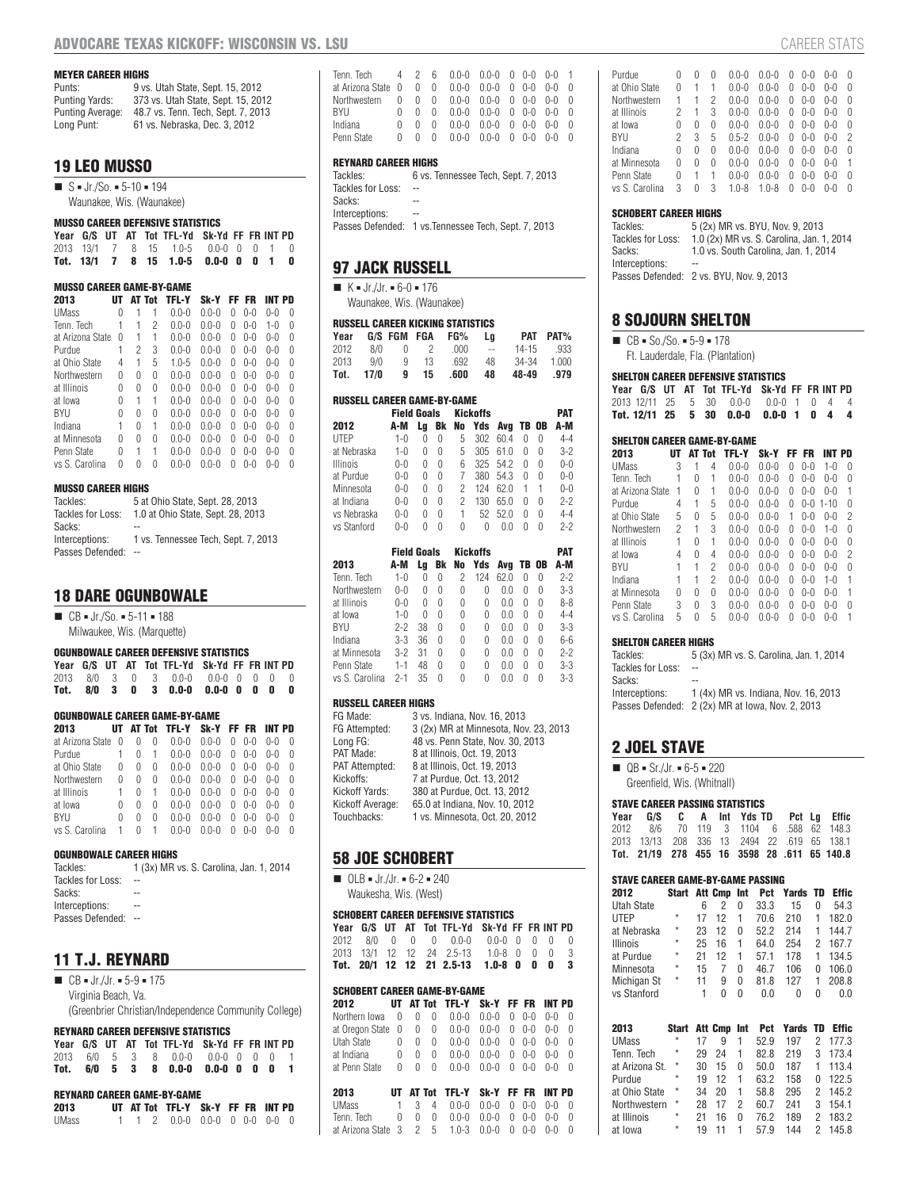#### MEYER CAREER HIGHS

| | |
|---|---|
| Punts: | 9 vs. Utah State, Sept. 15, 2012 |
| Punting Yards: | 373 vs. Utah State, Sept. 15, 2012 |
| Punting Average: | 48.7 vs. Tenn. Tech, Sept. 7, 2013 |
| Long Punt: | 61 vs. Nebraska, Dec. 3, 2012 |

## 19 LEO MUSSO

■ S ▪ Jr./So. ▪ 5-10 ▪ 194
Waunakee, Wis. (Waunakee)

#### MUSSO CAREER DEFENSIVE STATISTICS

| Year | G/S | UT | AT | Tot | TFL-Yd | Sk-Yd | FF | FR | INT | PD |
|---|---|---|---|---|---|---|---|---|---|---|
| 2013 | 13/1 | 7 | 8 | 15 | 1.0-5 | 0.0-0 | 0 | 0 | 1 | 0 |
| **Tot.** | **13/1** | **7** | **8** | **15** | **1.0-5** | **0.0-0** | **0** | **0** | **1** | **0** |

#### MUSSO CAREER GAME-BY-GAME

| 2013 | UT | AT | Tot | TFL-Y | Sk-Y | FF | FR | INT | PD |
|---|---|---|---|---|---|---|---|---|---|
| UMass | 0 | 1 | 1 | 0.0-0 | 0.0-0 | 0 | 0-0 | 0-0 | 0 |
| Tenn. Tech | 1 | 1 | 2 | 0.0-0 | 0.0-0 | 0 | 0-0 | 1-0 | 0 |
| at Arizona State | 0 | 1 | 1 | 0.0-0 | 0.0-0 | 0 | 0-0 | 0-0 | 0 |
| Purdue | 1 | 2 | 3 | 0.0-0 | 0.0-0 | 0 | 0-0 | 0-0 | 0 |
| at Ohio State | 4 | 1 | 5 | 1.0-5 | 0.0-0 | 0 | 0-0 | 0-0 | 0 |
| Northwestern | 0 | 0 | 0 | 0.0-0 | 0.0-0 | 0 | 0-0 | 0-0 | 0 |
| at Illinois | 0 | 0 | 0 | 0.0-0 | 0.0-0 | 0 | 0-0 | 0-0 | 0 |
| at Iowa | 0 | 1 | 1 | 0.0-0 | 0.0-0 | 0 | 0-0 | 0-0 | 0 |
| BYU | 0 | 0 | 0 | 0.0-0 | 0.0-0 | 0 | 0-0 | 0-0 | 0 |
| Indiana | 1 | 0 | 1 | 0.0-0 | 0.0-0 | 0 | 0-0 | 0-0 | 0 |
| at Minnesota | 0 | 0 | 0 | 0.0-0 | 0.0-0 | 0 | 0-0 | 0-0 | 0 |
| Penn State | 0 | 1 | 1 | 0.0-0 | 0.0-0 | 0 | 0-0 | 0-0 | 0 |
| vs S. Carolina | 0 | 0 | 0 | 0.0-0 | 0.0-0 | 0 | 0-0 | 0-0 | 0 |

#### MUSSO CAREER HIGHS

| | |
|---|---|
| Tackles: | 5 at Ohio State, Sept. 28, 2013 |
| Tackles for Loss: | 1.0 at Ohio State, Sept. 28, 2013 |
| Sacks: | -- |
| Interceptions: | 1 vs. Tennessee Tech, Sept. 7, 2013 |
| Passes Defended: | -- |

## 18 DARE OGUNBOWALE

■ CB ▪ Jr./So. ▪ 5-11 ▪ 188
Milwaukee, Wis. (Marquette)

#### OGUNBOWALE CAREER DEFENSIVE STATISTICS

| Year | G/S | UT | AT | Tot | TFL-Yd | Sk-Yd | FF | FR | INT | PD |
|---|---|---|---|---|---|---|---|---|---|---|
| 2013 | 8/0 | 3 | 0 | 3 | 0.0-0 | 0.0-0 | 0 | 0 | 0 | 0 |
| **Tot.** | **8/0** | **3** | **0** | **3** | **0.0-0** | **0.0-0** | **0** | **0** | **0** | **0** |

#### OGUNBOWALE CAREER GAME-BY-GAME

| 2013 | UT | AT | Tot | TFL-Y | Sk-Y | FF | FR | INT | PD |
|---|---|---|---|---|---|---|---|---|---|
| at Arizona State | 0 | 0 | 0 | 0.0-0 | 0.0-0 | 0 | 0-0 | 0-0 | 0 |
| Purdue | 1 | 0 | 1 | 0.0-0 | 0.0-0 | 0 | 0-0 | 0-0 | 0 |
| at Ohio State | 0 | 0 | 0 | 0.0-0 | 0.0-0 | 0 | 0-0 | 0-0 | 0 |
| Northwestern | 0 | 0 | 0 | 0.0-0 | 0.0-0 | 0 | 0-0 | 0-0 | 0 |
| at Illinois | 1 | 0 | 1 | 0.0-0 | 0.0-0 | 0 | 0-0 | 0-0 | 0 |
| at Iowa | 0 | 0 | 0 | 0.0-0 | 0.0-0 | 0 | 0-0 | 0-0 | 0 |
| BYU | 0 | 0 | 0 | 0.0-0 | 0.0-0 | 0 | 0-0 | 0-0 | 0 |
| vs S. Carolina | 1 | 0 | 1 | 0.0-0 | 0.0-0 | 0 | 0-0 | 0-0 | 0 |

#### OGUNBOWALE CAREER HIGHS

| | |
|---|---|
| Tackles: | 1 (3x) MR vs. S. Carolina, Jan. 1, 2014 |
| Tackles for Loss: | -- |
| Sacks: | -- |
| Interceptions: | -- |
| Passes Defended: | -- |

## 11 T.J. REYNARD

■ CB ▪ Jr./Jr. ▪ 5-9 ▪ 175
Virginia Beach, Va.
(Greenbrier Christian/Independence Community College)

#### REYNARD CAREER DEFENSIVE STATISTICS

| Year | G/S | UT | AT | Tot | TFL-Yd | Sk-Yd | FF | FR | INT | PD |
|---|---|---|---|---|---|---|---|---|---|---|
| 2013 | 6/0 | 5 | 3 | 8 | 0.0-0 | 0.0-0 | 0 | 0 | 0 | 1 |
| **Tot.** | **6/0** | **5** | **3** | **8** | **0.0-0** | **0.0-0** | **0** | **0** | **0** | **1** |

#### REYNARD CAREER GAME-BY-GAME

| 2013 | UT | AT | Tot | TFL-Y | Sk-Y | FF | FR | INT | PD |
|---|---|---|---|---|---|---|---|---|---|
| UMass | 1 | 1 | 2 | 0.0-0 | 0.0-0 | 0 | 0-0 | 0-0 | 0 |
| Tenn. Tech | 4 | 2 | 6 | 0.0-0 | 0.0-0 | 0 | 0-0 | 0-0 | 1 |
| at Arizona State | 0 | 0 | 0 | 0.0-0 | 0.0-0 | 0 | 0-0 | 0-0 | 0 |
| Northwestern | 0 | 0 | 0 | 0.0-0 | 0.0-0 | 0 | 0-0 | 0-0 | 0 |
| BYU | 0 | 0 | 0 | 0.0-0 | 0.0-0 | 0 | 0-0 | 0-0 | 0 |
| Indiana | 0 | 0 | 0 | 0.0-0 | 0.0-0 | 0 | 0-0 | 0-0 | 0 |
| Penn State | 0 | 0 | 0 | 0.0-0 | 0.0-0 | 0 | 0-0 | 0-0 | 0 |

#### REYNARD CAREER HIGHS

| | |
|---|---|
| Tackles: | 6 vs. Tennessee Tech, Sept. 7, 2013 |
| Tackles for Loss: | -- |
| Sacks: | -- |
| Interceptions: | -- |
| Passes Defended: | 1 vs.Tennessee Tech, Sept. 7, 2013 |

## 97 JACK RUSSELL

■ K ▪ Jr./Jr. ▪ 6-0 ▪ 176
Waunakee, Wis. (Waunakee)

#### RUSSELL CAREER KICKING STATISTICS

| Year | G/S | FGM | FGA | FG% | Lg | PAT | PAT% |
|---|---|---|---|---|---|---|---|
| 2012 | 8/0 | 0 | 2 | .000 | -- | 14-15 | .933 |
| 2013 | 9/0 | 9 | 13 | .692 | 48 | 34-34 | 1.000 |
| **Tot.** | **17/0** | **9** | **15** | **.600** | **48** | **48-49** | **.979** |

#### RUSSELL CAREER GAME-BY-GAME

| | Field Goals | | | Kickoffs | | | | | PAT |
|---|---|---|---|---|---|---|---|---|---|
| 2012 | A-M | Lg | Bk | No | Yds | Avg | TB | OB | A-M |
| UTEP | 1-0 | 0 | 0 | 5 | 302 | 60.4 | 0 | 0 | 4-4 |
| at Nebraska | 1-0 | 0 | 0 | 5 | 305 | 61.0 | 0 | 0 | 3-2 |
| Illinois | 0-0 | 0 | 0 | 6 | 325 | 54.2 | 0 | 0 | 0-0 |
| at Purdue | 0-0 | 0 | 0 | 7 | 380 | 54.3 | 0 | 0 | 0-0 |
| Minnesota | 0-0 | 0 | 0 | 2 | 124 | 62.0 | 1 | 1 | 0-0 |
| at Indiana | 0-0 | 0 | 0 | 2 | 130 | 65.0 | 0 | 0 | 2-2 |
| vs Nebraska | 0-0 | 0 | 0 | 1 | 52 | 52.0 | 0 | 0 | 4-4 |
| vs Stanford | 0-0 | 0 | 0 | 0 | 0 | 0.0 | 0 | 0 | 2-2 |

| | Field Goals | | | Kickoffs | | | | | PAT |
|---|---|---|---|---|---|---|---|---|---|
| 2013 | A-M | Lg | Bk | No | Yds | Avg | TB | OB | A-M |
| Tenn. Tech | 1-0 | 0 | 0 | 2 | 124 | 62.0 | 0 | 0 | 2-2 |
| Northwestern | 0-0 | 0 | 0 | 0 | 0 | 0.0 | 0 | 0 | 3-3 |
| at Illinois | 0-0 | 0 | 0 | 0 | 0 | 0.0 | 0 | 0 | 8-8 |
| at Iowa | 1-0 | 0 | 0 | 0 | 0 | 0.0 | 0 | 0 | 4-4 |
| BYU | 2-2 | 38 | 0 | 0 | 0 | 0.0 | 0 | 0 | 3-3 |
| Indiana | 3-3 | 36 | 0 | 0 | 0 | 0.0 | 0 | 0 | 6-6 |
| at Minnesota | 3-2 | 31 | 0 | 0 | 0 | 0.0 | 0 | 0 | 2-2 |
| Penn State | 1-1 | 48 | 0 | 0 | 0 | 0.0 | 0 | 0 | 3-3 |
| vs S. Carolina | 2-1 | 35 | 0 | 0 | 0 | 0.0 | 0 | 0 | 3-3 |

#### RUSSELL CAREER HIGHS

| | |
|---|---|
| FG Made: | 3 vs. Indiana, Nov. 16, 2013 |
| FG Attempted: | 3 (2x) MR at Minnesota, Nov. 23, 2013 |
| Long FG: | 48 vs. Penn State, Nov. 30, 2013 |
| PAT Made: | 8 at Illinois, Oct. 19, 2013 |
| PAT Attempted: | 8 at Illinois, Oct. 19, 2013 |
| Kickoffs: | 7 at Purdue, Oct. 13, 2012 |
| Kickoff Yards: | 380 at Purdue, Oct. 13, 2012 |
| Kickoff Average: | 65.0 at Indiana, Nov. 10, 2012 |
| Touchbacks: | 1 vs. Minnesota, Oct. 20, 2012 |

## 58 JOE SCHOBERT

■ OLB ▪ Jr./Jr. ▪ 6-2 ▪ 240
Waukesha, Wis. (West)

#### SCHOBERT CAREER DEFENSIVE STATISTICS

| Year | G/S | UT | AT | Tot | TFL-Yd | Sk-Yd | FF | FR | INT | PD |
|---|---|---|---|---|---|---|---|---|---|---|
| 2012 | 8/0 | 0 | 0 | 0 | 0.0-0 | 0.0-0 | 0 | 0 | 0 | 0 |
| 2013 | 13/1 | 12 | 12 | 24 | 2.5-13 | 1.0-8 | 0 | 0 | 0 | 3 |
| **Tot.** | **20/1** | **12** | **12** | **21** | **2.5-13** | **1.0-8** | **0** | **0** | **0** | **3** |

#### SCHOBERT CAREER GAME-BY-GAME

| 2012 | UT | AT | Tot | TFL-Y | Sk-Y | FF | FR | INT | PD |
|---|---|---|---|---|---|---|---|---|---|
| Northern Iowa | 0 | 0 | 0 | 0.0-0 | 0.0-0 | 0 | 0-0 | 0-0 | 0 |
| at Oregon State | 0 | 0 | 0 | 0.0-0 | 0.0-0 | 0 | 0-0 | 0-0 | 0 |
| Utah State | 0 | 0 | 0 | 0.0-0 | 0.0-0 | 0 | 0-0 | 0-0 | 0 |
| at Indiana | 0 | 0 | 0 | 0.0-0 | 0.0-0 | 0 | 0-0 | 0-0 | 0 |
| at Penn State | 0 | 0 | 0 | 0.0-0 | 0.0-0 | 0 | 0-0 | 0-0 | 0 |

| 2013 | UT | AT | Tot | TFL-Y | Sk-Y | FF | FR | INT | PD |
|---|---|---|---|---|---|---|---|---|---|
| UMass | 1 | 3 | 4 | 0.0-0 | 0.0-0 | 0 | 0-0 | 0-0 | 0 |
| Tenn. Tech | 0 | 0 | 0 | 0.0-0 | 0.0-0 | 0 | 0-0 | 0-0 | 0 |
| at Arizona State | 3 | 2 | 5 | 1.0-3 | 0.0-0 | 0 | 0-0 | 0-0 | 0 |
| Purdue | 0 | 0 | 0 | 0.0-0 | 0.0-0 | 0 | 0-0 | 0-0 | 0 |
| at Ohio State | 0 | 1 | 1 | 0.0-0 | 0.0-0 | 0 | 0-0 | 0-0 | 0 |
| Northwestern | 1 | 1 | 2 | 0.0-0 | 0.0-0 | 0 | 0-0 | 0-0 | 0 |
| at Illinois | 2 | 1 | 3 | 0.0-0 | 0.0-0 | 0 | 0-0 | 0-0 | 0 |
| at Iowa | 0 | 0 | 0 | 0.0-0 | 0.0-0 | 0 | 0-0 | 0-0 | 0 |
| BYU | 2 | 3 | 5 | 0.5-2 | 0.0-0 | 0 | 0-0 | 0-0 | 2 |
| Indiana | 0 | 0 | 0 | 0.0-0 | 0.0-0 | 0 | 0-0 | 0-0 | 0 |
| at Minnesota | 0 | 0 | 0 | 0.0-0 | 0.0-0 | 0 | 0-0 | 0-0 | 1 |
| Penn State | 0 | 1 | 1 | 0.0-0 | 0.0-0 | 0 | 0-0 | 0-0 | 0 |
| vs S. Carolina | 3 | 0 | 3 | 1.0-8 | 1.0-8 | 0 | 0-0 | 0-0 | 0 |

#### SCHOBERT CAREER HIGHS

| | |
|---|---|
| Tackles: | 5 (2x) MR vs. BYU, Nov. 9, 2013 |
| Tackles for Loss: | 1.0 (2x) MR vs. S. Carolina, Jan. 1, 2014 |
| Sacks: | 1.0 vs. South Carolina, Jan. 1, 2014 |
| Interceptions: | -- |
| Passes Defended: | 2 vs. BYU, Nov. 9, 2013 |

## 8 SOJOURN SHELTON

■ CB ▪ So./So. ▪ 5-9 ▪ 178
Ft. Lauderdale, Fla. (Plantation)

#### SHELTON CAREER DEFENSIVE STATISTICS

| Year | G/S | UT | AT | Tot | TFL-Yd | Sk-Yd | FF | FR | INT | PD |
|---|---|---|---|---|---|---|---|---|---|---|
| 2013 | 12/11 | 25 | 5 | 30 | 0.0-0 | 0.0-0 | 1 | 0 | 4 | 4 |
| **Tot.** | **12/11** | **25** | **5** | **30** | **0.0-0** | **0.0-0** | **1** | **0** | **4** | **4** |

#### SHELTON CAREER GAME-BY-GAME

| 2013 | UT | AT | Tot | TFL-Y | Sk-Y | FF | FR | INT | PD |
|---|---|---|---|---|---|---|---|---|---|
| UMass | 3 | 1 | 4 | 0.0-0 | 0.0-0 | 0 | 0-0 | 1-0 | 0 |
| Tenn. Tech | 1 | 0 | 1 | 0.0-0 | 0.0-0 | 0 | 0-0 | 0-0 | 0 |
| at Arizona State | 1 | 0 | 1 | 0.0-0 | 0.0-0 | 0 | 0-0 | 0-0 | 1 |
| Purdue | 4 | 1 | 5 | 0.0-0 | 0.0-0 | 0 | 0-0 | 1-10 | 0 |
| at Ohio State | 5 | 0 | 5 | 0.0-0 | 0.0-0 | 1 | 0-0 | 0-0 | 2 |
| Northwestern | 2 | 1 | 3 | 0.0-0 | 0.0-0 | 0 | 0-0 | 1-0 | 0 |
| at Illinois | 1 | 0 | 1 | 0.0-0 | 0.0-0 | 0 | 0-0 | 0-0 | 0 |
| at Iowa | 4 | 0 | 4 | 0.0-0 | 0.0-0 | 0 | 0-0 | 0-0 | 2 |
| BYU | 1 | 1 | 2 | 0.0-0 | 0.0-0 | 0 | 0-0 | 0-0 | 0 |
| Indiana | 1 | 1 | 2 | 0.0-0 | 0.0-0 | 0 | 0-0 | 1-0 | 1 |
| at Minnesota | 0 | 0 | 0 | 0.0-0 | 0.0-0 | 0 | 0-0 | 0-0 | 1 |
| Penn State | 3 | 0 | 3 | 0.0-0 | 0.0-0 | 0 | 0-0 | 0-0 | 0 |
| vs S. Carolina | 5 | 0 | 5 | 0.0-0 | 0.0-0 | 0 | 0-0 | 0-0 | 1 |

#### SHELTON CAREER HIGHS

| | |
|---|---|
| Tackles: | 5 (3x) MR vs. S. Carolina, Jan. 1, 2014 |
| Tackles for Loss: | -- |
| Sacks: | -- |
| Interceptions: | 1 (4x) MR vs. Indiana, Nov. 16, 2013 |
| Passes Defended: | 2 (2x) MR at Iowa, Nov. 2, 2013 |

## 2 JOEL STAVE

■ QB ▪ Sr./Jr. ▪ 6-5 ▪ 220
Greenfield, Wis. (Whitnall)

#### STAVE CAREER PASSING STATISTICS

| Year | G/S | C | A | Int | Yds | TD | Pct | Lg | Effic |
|---|---|---|---|---|---|---|---|---|---|
| 2012 | 8/6 | 70 | 119 | 3 | 1104 | 6 | .588 | 62 | 148.3 |
| 2013 | 13/13 | 208 | 336 | 13 | 2494 | 22 | .619 | 65 | 138.1 |
| **Tot.** | **21/19** | **278** | **455** | **16** | **3598** | **28** | **.611** | **65** | **140.8** |

#### STAVE CAREER GAME-BY-GAME PASSING

| 2012 | Start | Att | Cmp | Int | Pct | Yards | TD | Effic |
|---|---|---|---|---|---|---|---|---|
| Utah State | | 6 | 2 | 0 | 33.3 | 15 | 0 | 54.3 |
| UTEP | * | 17 | 12 | 1 | 70.6 | 210 | 1 | 182.0 |
| at Nebraska | * | 23 | 12 | 0 | 52.2 | 214 | 1 | 144.7 |
| Illinois | * | 25 | 16 | 1 | 64.0 | 254 | 2 | 167.7 |
| at Purdue | * | 21 | 12 | 1 | 57.1 | 178 | 1 | 134.5 |
| Minnesota | * | 15 | 7 | 0 | 46.7 | 106 | 0 | 106.0 |
| Michigan St | * | 11 | 9 | 0 | 81.8 | 127 | 1 | 208.8 |
| vs Stanford | | 1 | 0 | 0 | 0.0 | 0 | 0 | 0.0 |

| 2013 | Start | Att | Cmp | Int | Pct | Yards | TD | Effic |
|---|---|---|---|---|---|---|---|---|
| UMass | * | 17 | 9 | 1 | 52.9 | 197 | 2 | 177.3 |
| Tenn. Tech | * | 29 | 24 | 1 | 82.8 | 219 | 3 | 173.4 |
| at Arizona St. | * | 30 | 15 | 0 | 50.0 | 187 | 1 | 113.4 |
| Purdue | * | 19 | 12 | 1 | 63.2 | 158 | 0 | 122.5 |
| at Ohio State | * | 34 | 20 | 1 | 58.8 | 295 | 2 | 145.2 |
| Northwestern | * | 28 | 17 | 2 | 60.7 | 241 | 3 | 154.1 |
| at Illinois | * | 21 | 16 | 0 | 76.2 | 189 | 2 | 183.2 |
| at Iowa | * | 19 | 11 | 1 | 57.9 | 144 | 2 | 145.8 |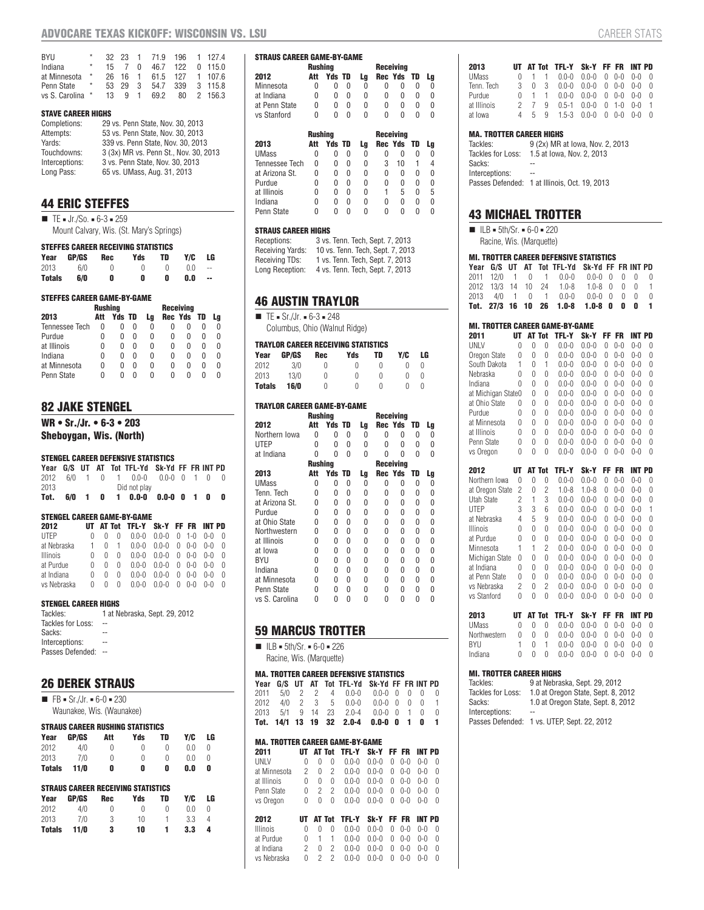| | | | | | | | | |
|---|---|---|---|---|---|---|---|---|
| BYU | * | 32 | 23 | 1 | 71.9 | 196 | 1 | 127.4 |
| Indiana | * | 15 | 7 | 0 | 46.7 | 122 | 0 | 115.0 |
| at Minnesota | * | 26 | 16 | 1 | 61.5 | 127 | 1 | 107.6 |
| Penn State | * | 53 | 29 | 3 | 54.7 | 339 | 3 | 115.8 |
| vs S. Carolina | * | 13 | 9 | 1 | 69.2 | 80 | 2 | 156.3 |

#### STAVE CAREER HIGHS

| | |
|---|---|
| Completions: | 29 vs. Penn State, Nov. 30, 2013 |
| Attempts: | 53 vs. Penn State, Nov. 30, 2013 |
| Yards: | 339 vs. Penn State, Nov. 30, 2013 |
| Touchdowns: | 3 (3x) MR vs. Penn St., Nov. 30, 2013 |
| Interceptions: | 3 vs. Penn State, Nov. 30, 2013 |
| Long Pass: | 65 vs. UMass, Aug. 31, 2013 |

## 44 ERIC STEFFES

■ TE ▪ Jr./So. ▪ 6-3 ▪ 259
Mount Calvary, Wis. (St. Mary's Springs)

#### STEFFES CAREER RECEIVING STATISTICS

| Year | GP/GS | Rec | Yds | TD | Y/C | LG |
|---|---|---|---|---|---|---|
| 2013 | 6/0 | 0 | 0 | 0 | 0.0 | -- |
| **Totals** | **6/0** | **0** | **0** | **0** | **0.0** | **--** |

#### STEFFES CAREER GAME-BY-GAME

| | Rushing | | | | Receiving | | | |
|---|---|---|---|---|---|---|---|---|
| 2013 | Att | Yds | TD | Lg | Rec | Yds | TD | Lg |
| Tennessee Tech | 0 | 0 | 0 | 0 | 0 | 0 | 0 | 0 |
| Purdue | 0 | 0 | 0 | 0 | 0 | 0 | 0 | 0 |
| at Illinois | 0 | 0 | 0 | 0 | 0 | 0 | 0 | 0 |
| Indiana | 0 | 0 | 0 | 0 | 0 | 0 | 0 | 0 |
| at Minnesota | 0 | 0 | 0 | 0 | 0 | 0 | 0 | 0 |
| Penn State | 0 | 0 | 0 | 0 | 0 | 0 | 0 | 0 |

## 82 JAKE STENGEL

**WR • Sr./Jr. • 6-3 • 203**
**Sheboygan, Wis. (North)**

#### STENGEL CAREER DEFENSIVE STATISTICS

| Year | G/S | UT | AT | Tot | TFL-Yd | Sk-Yd | FF | FR | INT | PD |
|---|---|---|---|---|---|---|---|---|---|---|
| 2012 | 6/0 | 1 | 0 | 1 | 0.0-0 | 0.0-0 | 0 | 1 | 0 | 0 |
| 2013 | Did not play | | | | | | | | | |
| **Tot.** | **6/0** | **1** | **0** | **1** | **0.0-0** | **0.0-0** | **0** | **1** | **0** | **0** |

#### STENGEL CAREER GAME-BY-GAME

| 2012 | UT | AT | Tot | TFL-Y | Sk-Y | FF | FR | INT | PD |
|---|---|---|---|---|---|---|---|---|---|
| UTEP | 0 | 0 | 0 | 0.0-0 | 0.0-0 | 0 | 1-0 | 0-0 | 0 |
| at Nebraska | 1 | 0 | 1 | 0.0-0 | 0.0-0 | 0 | 0-0 | 0-0 | 0 |
| Illinois | 0 | 0 | 0 | 0.0-0 | 0.0-0 | 0 | 0-0 | 0-0 | 0 |
| at Purdue | 0 | 0 | 0 | 0.0-0 | 0.0-0 | 0 | 0-0 | 0-0 | 0 |
| at Indiana | 0 | 0 | 0 | 0.0-0 | 0.0-0 | 0 | 0-0 | 0-0 | 0 |
| vs Nebraska | 0 | 0 | 0 | 0.0-0 | 0.0-0 | 0 | 0-0 | 0-0 | 0 |

#### STENGEL CAREER HIGHS

| | |
|---|---|
| Tackles: | 1 at Nebraska, Sept. 29, 2012 |
| Tackles for Loss: | -- |
| Sacks: | -- |
| Interceptions: | -- |
| Passes Defended: | -- |

## 26 DEREK STRAUS

■ FB ▪ Sr./Jr. ▪ 6-0 ▪ 230
Waunakee, Wis. (Waunakee)

#### STRAUS CAREER RUSHING STATISTICS

| Year | GP/GS | Att | Yds | TD | Y/C | LG |
|---|---|---|---|---|---|---|
| 2012 | 4/0 | 0 | 0 | 0 | 0.0 | 0 |
| 2013 | 7/0 | 0 | 0 | 0 | 0.0 | 0 |
| **Totals** | **11/0** | **0** | **0** | **0** | **0.0** | **0** |

#### STRAUS CAREER RECEIVING STATISTICS

| Year | GP/GS | Rec | Yds | TD | Y/C | LG |
|---|---|---|---|---|---|---|
| 2012 | 4/0 | 0 | 0 | 0 | 0.0 | 0 |
| 2013 | 7/0 | 3 | 10 | 1 | 3.3 | 4 |
| **Totals** | **11/0** | **3** | **10** | **1** | **3.3** | **4** |

#### STRAUS CAREER GAME-BY-GAME

| | Rushing | | | | Receiving | | | |
|---|---|---|---|---|---|---|---|---|
| 2012 | Att | Yds | TD | Lg | Rec | Yds | TD | Lg |
| Minnesota | 0 | 0 | 0 | 0 | 0 | 0 | 0 | 0 |
| at Indiana | 0 | 0 | 0 | 0 | 0 | 0 | 0 | 0 |
| at Penn State | 0 | 0 | 0 | 0 | 0 | 0 | 0 | 0 |
| vs Stanford | 0 | 0 | 0 | 0 | 0 | 0 | 0 | 0 |

| | Rushing | | | | Receiving | | | |
|---|---|---|---|---|---|---|---|---|
| 2013 | Att | Yds | TD | Lg | Rec | Yds | TD | Lg |
| UMass | 0 | 0 | 0 | 0 | 0 | 0 | 0 | 0 |
| Tennessee Tech | 0 | 0 | 0 | 0 | 3 | 10 | 1 | 4 |
| at Arizona St. | 0 | 0 | 0 | 0 | 0 | 0 | 0 | 0 |
| Purdue | 0 | 0 | 0 | 0 | 0 | 0 | 0 | 0 |
| at Illinois | 0 | 0 | 0 | 0 | 1 | 5 | 0 | 5 |
| Indiana | 0 | 0 | 0 | 0 | 0 | 0 | 0 | 0 |
| Penn State | 0 | 0 | 0 | 0 | 0 | 0 | 0 | 0 |

#### STRAUS CAREER HIGHS

| | |
|---|---|
| Receptions: | 3 vs. Tenn. Tech, Sept. 7, 2013 |
| Receiving Yards: | 10 vs. Tenn. Tech, Sept. 7, 2013 |
| Receiving TDs: | 1 vs. Tenn. Tech, Sept. 7, 2013 |
| Long Reception: | 4 vs. Tenn. Tech, Sept. 7, 2013 |

## 46 AUSTIN TRAYLOR

■ TE ▪ Sr./Jr. ▪ 6-3 ▪ 248
Columbus, Ohio (Walnut Ridge)

#### TRAYLOR CAREER RECEIVING STATISTICS

| Year | GP/GS | Rec | Yds | TD | Y/C | LG |
|---|---|---|---|---|---|---|
| 2012 | 3/0 | 0 | 0 | 0 | 0 | 0 |
| 2013 | 13/0 | 0 | 0 | 0 | 0 | 0 |
| **Totals** | **16/0** | 0 | 0 | 0 | 0 | 0 |

#### TRAYLOR CAREER GAME-BY-GAME

| | Rushing | | | | Receiving | | | |
|---|---|---|---|---|---|---|---|---|
| 2012 | Att | Yds | TD | Lg | Rec | Yds | TD | Lg |
| Northern Iowa | 0 | 0 | 0 | 0 | 0 | 0 | 0 | 0 |
| UTEP | 0 | 0 | 0 | 0 | 0 | 0 | 0 | 0 |
| at Indiana | 0 | 0 | 0 | 0 | 0 | 0 | 0 | 0 |

| | Rushing | | | | Receiving | | | |
|---|---|---|---|---|---|---|---|---|
| 2013 | Att | Yds | TD | Lg | Rec | Yds | TD | Lg |
| UMass | 0 | 0 | 0 | 0 | 0 | 0 | 0 | 0 |
| Tenn. Tech | 0 | 0 | 0 | 0 | 0 | 0 | 0 | 0 |
| at Arizona St. | 0 | 0 | 0 | 0 | 0 | 0 | 0 | 0 |
| Purdue | 0 | 0 | 0 | 0 | 0 | 0 | 0 | 0 |
| at Ohio State | 0 | 0 | 0 | 0 | 0 | 0 | 0 | 0 |
| Northwestern | 0 | 0 | 0 | 0 | 0 | 0 | 0 | 0 |
| at Illinois | 0 | 0 | 0 | 0 | 0 | 0 | 0 | 0 |
| at Iowa | 0 | 0 | 0 | 0 | 0 | 0 | 0 | 0 |
| BYU | 0 | 0 | 0 | 0 | 0 | 0 | 0 | 0 |
| Indiana | 0 | 0 | 0 | 0 | 0 | 0 | 0 | 0 |
| at Minnesota | 0 | 0 | 0 | 0 | 0 | 0 | 0 | 0 |
| Penn State | 0 | 0 | 0 | 0 | 0 | 0 | 0 | 0 |
| vs S. Carolina | 0 | 0 | 0 | 0 | 0 | 0 | 0 | 0 |

## 59 MARCUS TROTTER

■ ILB ▪ 5th/Sr. ▪ 6-0 ▪ 226
Racine, Wis. (Marquette)

#### MA. TROTTER CAREER DEFENSIVE STATISTICS

| Year | G/S | UT | AT | Tot | TFL-Yd | Sk-Yd | FF | FR | INT | PD |
|---|---|---|---|---|---|---|---|---|---|---|
| 2011 | 5/0 | 2 | 2 | 4 | 0.0-0 | 0.0-0 | 0 | 0 | 0 | 0 |
| 2012 | 4/0 | 2 | 3 | 5 | 0.0-0 | 0.0-0 | 0 | 0 | 0 | 1 |
| 2013 | 5/1 | 9 | 14 | 23 | 2.0-4 | 0.0-0 | 0 | 1 | 0 | 0 |
| **Tot.** | **14/1** | **13** | **19** | **32** | **2.0-4** | **0.0-0** | **0** | **1** | **0** | **1** |

#### MA. TROTTER CAREER GAME-BY-GAME

| 2011 | UT | AT | Tot | TFL-Y | Sk-Y | FF | FR | INT | PD |
|---|---|---|---|---|---|---|---|---|---|
| UNLV | 0 | 0 | 0 | 0.0-0 | 0.0-0 | 0 | 0-0 | 0-0 | 0 |
| at Minnesota | 2 | 0 | 2 | 0.0-0 | 0.0-0 | 0 | 0-0 | 0-0 | 0 |
| at Illinois | 0 | 0 | 0 | 0.0-0 | 0.0-0 | 0 | 0-0 | 0-0 | 0 |
| Penn State | 0 | 2 | 2 | 0.0-0 | 0.0-0 | 0 | 0-0 | 0-0 | 0 |
| vs Oregon | 0 | 0 | 0 | 0.0-0 | 0.0-0 | 0 | 0-0 | 0-0 | 0 |

| 2012 | UT | AT | Tot | TFL-Y | Sk-Y | FF | FR | INT | PD |
|---|---|---|---|---|---|---|---|---|---|
| Illinois | 0 | 0 | 0 | 0.0-0 | 0.0-0 | 0 | 0-0 | 0-0 | 0 |
| at Purdue | 0 | 1 | 1 | 0.0-0 | 0.0-0 | 0 | 0-0 | 0-0 | 0 |
| at Indiana | 2 | 0 | 2 | 0.0-0 | 0.0-0 | 0 | 0-0 | 0-0 | 0 |
| vs Nebraska | 0 | 2 | 2 | 0.0-0 | 0.0-0 | 0 | 0-0 | 0-0 | 0 |

| 2013 | UT | AT | Tot | TFL-Y | Sk-Y | FF | FR | INT | PD |
|---|---|---|---|---|---|---|---|---|---|
| UMass | 0 | 1 | 1 | 0.0-0 | 0.0-0 | 0 | 0-0 | 0-0 | 0 |
| Tenn. Tech | 3 | 0 | 3 | 0.0-0 | 0.0-0 | 0 | 0-0 | 0-0 | 0 |
| Purdue | 0 | 1 | 1 | 0.0-0 | 0.0-0 | 0 | 0-0 | 0-0 | 0 |
| at Illinois | 2 | 7 | 9 | 0.5-1 | 0.0-0 | 0 | 1-0 | 0-0 | 1 |
| at Iowa | 4 | 5 | 9 | 1.5-3 | 0.0-0 | 0 | 0-0 | 0-0 | 0 |

#### MA. TROTTER CAREER HIGHS

| | |
|---|---|
| Tackles: | 9 (2x) MR at Iowa, Nov. 2, 2013 |
| Tackles for Loss: | 1.5 at Iowa, Nov. 2, 2013 |
| Sacks: | -- |
| Interceptions: | -- |
| Passes Defended: | 1 at Illinois, Oct. 19, 2013 |

## 43 MICHAEL TROTTER

■ ILB ▪ 5th/Sr. ▪ 6-0 ▪ 220
Racine, Wis. (Marquette)

#### MI. TROTTER CAREER DEFENSIVE STATISTICS

| Year | G/S | UT | AT | Tot | TFL-Yd | Sk-Yd | FF | FR | INT | PD |
|---|---|---|---|---|---|---|---|---|---|---|
| 2011 | 12/0 | 1 | 0 | 1 | 0.0-0 | 0.0-0 | 0 | 0 | 0 | 0 |
| 2012 | 13/3 | 14 | 10 | 24 | 1.0-8 | 1.0-8 | 0 | 0 | 0 | 1 |
| 2013 | 4/0 | 1 | 0 | 1 | 0.0-0 | 0.0-0 | 0 | 0 | 0 | 0 |
| **Tot.** | **27/3** | **16** | **10** | **26** | **1.0-8** | **1.0-8** | **0** | **0** | **0** | **1** |

#### MI. TROTTER CAREER GAME-BY-GAME

| 2011 | UT | AT | Tot | TFL-Y | Sk-Y | FF | FR | INT | PD |
|---|---|---|---|---|---|---|---|---|---|
| UNLV | 0 | 0 | 0 | 0.0-0 | 0.0-0 | 0 | 0-0 | 0-0 | 0 |
| Oregon State | 0 | 0 | 0 | 0.0-0 | 0.0-0 | 0 | 0-0 | 0-0 | 0 |
| South Dakota | 1 | 0 | 1 | 0.0-0 | 0.0-0 | 0 | 0-0 | 0-0 | 0 |
| Nebraska | 0 | 0 | 0 | 0.0-0 | 0.0-0 | 0 | 0-0 | 0-0 | 0 |
| Indiana | 0 | 0 | 0 | 0.0-0 | 0.0-0 | 0 | 0-0 | 0-0 | 0 |
| at Michigan State | 0 | 0 | 0 | 0.0-0 | 0.0-0 | 0 | 0-0 | 0-0 | 0 |
| at Ohio State | 0 | 0 | 0 | 0.0-0 | 0.0-0 | 0 | 0-0 | 0-0 | 0 |
| Purdue | 0 | 0 | 0 | 0.0-0 | 0.0-0 | 0 | 0-0 | 0-0 | 0 |
| at Minnesota | 0 | 0 | 0 | 0.0-0 | 0.0-0 | 0 | 0-0 | 0-0 | 0 |
| at Illinois | 0 | 0 | 0 | 0.0-0 | 0.0-0 | 0 | 0-0 | 0-0 | 0 |
| Penn State | 0 | 0 | 0 | 0.0-0 | 0.0-0 | 0 | 0-0 | 0-0 | 0 |
| vs Oregon | 0 | 0 | 0 | 0.0-0 | 0.0-0 | 0 | 0-0 | 0-0 | 0 |

| 2012 | UT | AT | Tot | TFL-Y | Sk-Y | FF | FR | INT | PD |
|---|---|---|---|---|---|---|---|---|---|
| Northern Iowa | 0 | 0 | 0 | 0.0-0 | 0.0-0 | 0 | 0-0 | 0-0 | 0 |
| at Oregon State | 2 | 0 | 2 | 1.0-8 | 1.0-8 | 0 | 0-0 | 0-0 | 0 |
| Utah State | 2 | 1 | 3 | 0.0-0 | 0.0-0 | 0 | 0-0 | 0-0 | 0 |
| UTEP | 3 | 3 | 6 | 0.0-0 | 0.0-0 | 0 | 0-0 | 0-0 | 1 |
| at Nebraska | 4 | 5 | 9 | 0.0-0 | 0.0-0 | 0 | 0-0 | 0-0 | 0 |
| Illinois | 0 | 0 | 0 | 0.0-0 | 0.0-0 | 0 | 0-0 | 0-0 | 0 |
| at Purdue | 0 | 0 | 0 | 0.0-0 | 0.0-0 | 0 | 0-0 | 0-0 | 0 |
| Minnesota | 1 | 1 | 2 | 0.0-0 | 0.0-0 | 0 | 0-0 | 0-0 | 0 |
| Michigan State | 0 | 0 | 0 | 0.0-0 | 0.0-0 | 0 | 0-0 | 0-0 | 0 |
| at Indiana | 0 | 0 | 0 | 0.0-0 | 0.0-0 | 0 | 0-0 | 0-0 | 0 |
| at Penn State | 0 | 0 | 0 | 0.0-0 | 0.0-0 | 0 | 0-0 | 0-0 | 0 |
| vs Nebraska | 2 | 0 | 2 | 0.0-0 | 0.0-0 | 0 | 0-0 | 0-0 | 0 |
| vs Stanford | 0 | 0 | 0 | 0.0-0 | 0.0-0 | 0 | 0-0 | 0-0 | 0 |

| 2013 | UT | AT | Tot | TFL-Y | Sk-Y | FF | FR | INT | PD |
|---|---|---|---|---|---|---|---|---|---|
| UMass | 0 | 0 | 0 | 0.0-0 | 0.0-0 | 0 | 0-0 | 0-0 | 0 |
| Northwestern | 0 | 0 | 0 | 0.0-0 | 0.0-0 | 0 | 0-0 | 0-0 | 0 |
| BYU | 1 | 0 | 1 | 0.0-0 | 0.0-0 | 0 | 0-0 | 0-0 | 0 |
| Indiana | 0 | 0 | 0 | 0.0-0 | 0.0-0 | 0 | 0-0 | 0-0 | 0 |

#### MI. TROTTER CAREER HIGHS

| | |
|---|---|
| Tackles: | 9 at Nebraska, Sept. 29, 2012 |
| Tackles for Loss: | 1.0 at Oregon State, Sept. 8, 2012 |
| Sacks: | 1.0 at Oregon State, Sept. 8, 2012 |
| Interceptions: | -- |
| Passes Defended: | 1 vs. UTEP, Sept. 22, 2012 |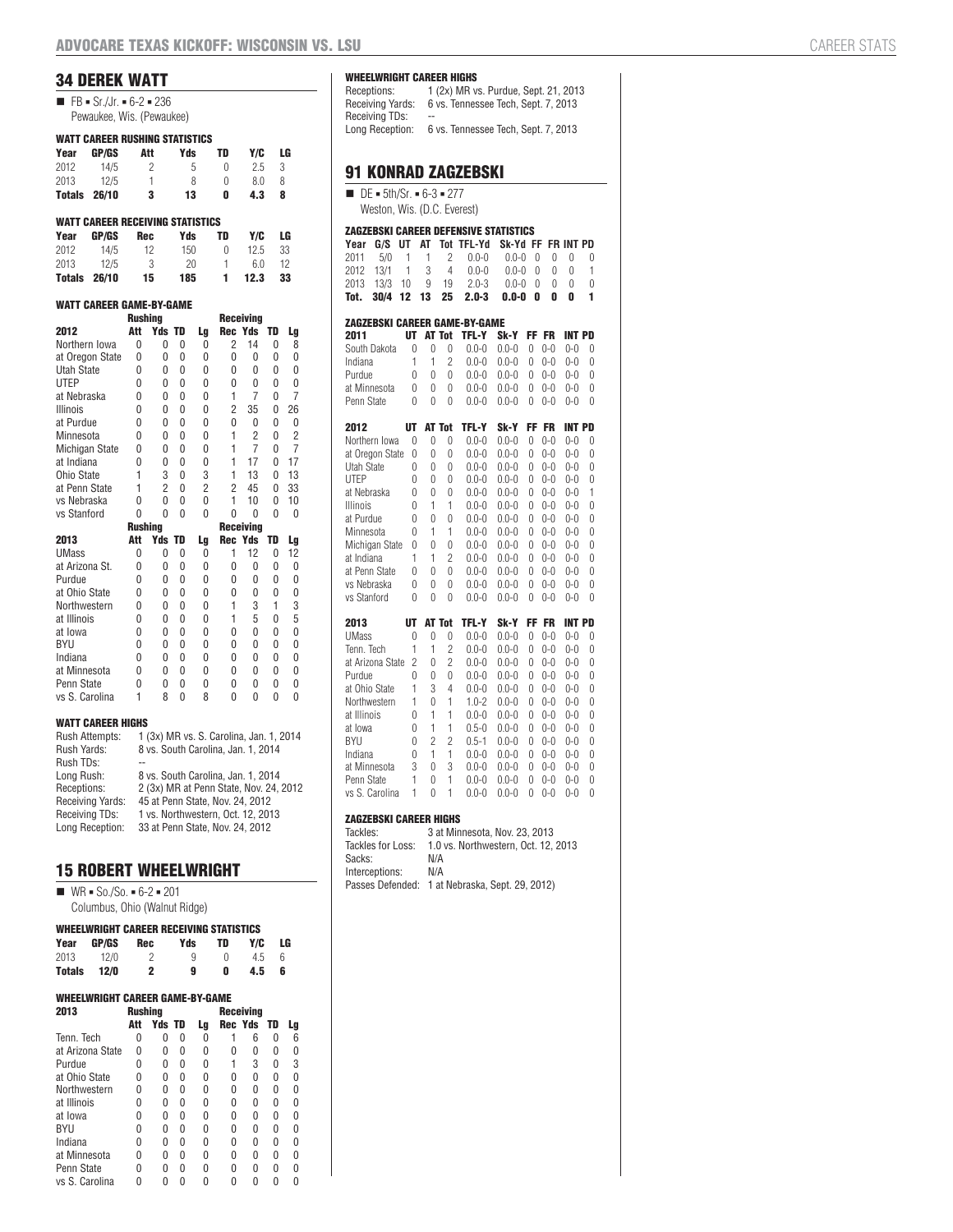## 34 DEREK WATT

- FB • Sr./Jr. • 6-2 • 236
  Pewaukee, Wis. (Pewaukee)

### WATT CAREER RUSHING STATISTICS

| Year | GP/GS | Att | Yds | TD | Y/C | LG |
|---|---|---|---|---|---|---|
| 2012 | 14/5 | 2 | 5 | 0 | 2.5 | 3 |
| 2013 | 12/5 | 1 | 8 | 0 | 8.0 | 8 |
| **Totals** | **26/10** | **3** | **13** | **0** | **4.3** | **8** |

### WATT CAREER RECEIVING STATISTICS

| Year | GP/GS | Rec | Yds | TD | Y/C | LG |
|---|---|---|---|---|---|---|
| 2012 | 14/5 | 12 | 150 | 0 | 12.5 | 33 |
| 2013 | 12/5 | 3 | 20 | 1 | 6.0 | 12 |
| **Totals** | **26/10** | **15** | **185** | **1** | **12.3** | **33** |

### WATT CAREER GAME-BY-GAME

| | Rushing | | | | Receiving | | | |
|---|---|---|---|---|---|---|---|---|
| **2012** | **Att** | **Yds** | **TD** | **Lg** | **Rec** | **Yds** | **TD** | **Lg** |
| Northern Iowa | 0 | 0 | 0 | 0 | 2 | 14 | 0 | 8 |
| at Oregon State | 0 | 0 | 0 | 0 | 0 | 0 | 0 | 0 |
| Utah State | 0 | 0 | 0 | 0 | 0 | 0 | 0 | 0 |
| UTEP | 0 | 0 | 0 | 0 | 0 | 0 | 0 | 0 |
| at Nebraska | 0 | 0 | 0 | 0 | 1 | 7 | 0 | 7 |
| Illinois | 0 | 0 | 0 | 0 | 2 | 35 | 0 | 26 |
| at Purdue | 0 | 0 | 0 | 0 | 0 | 0 | 0 | 0 |
| Minnesota | 0 | 0 | 0 | 0 | 1 | 2 | 0 | 2 |
| Michigan State | 0 | 0 | 0 | 0 | 1 | 7 | 0 | 7 |
| at Indiana | 0 | 0 | 0 | 0 | 1 | 17 | 0 | 17 |
| Ohio State | 1 | 3 | 0 | 3 | 1 | 13 | 0 | 13 |
| at Penn State | 1 | 2 | 0 | 2 | 2 | 45 | 0 | 33 |
| vs Nebraska | 0 | 0 | 0 | 0 | 1 | 10 | 0 | 10 |
| vs Stanford | 0 | 0 | 0 | 0 | 0 | 0 | 0 | 0 |

| | Rushing | | | | Receiving | | | |
|---|---|---|---|---|---|---|---|---|
| **2013** | **Att** | **Yds** | **TD** | **Lg** | **Rec** | **Yds** | **TD** | **Lg** |
| UMass | 0 | 0 | 0 | 0 | 1 | 12 | 0 | 12 |
| at Arizona St. | 0 | 0 | 0 | 0 | 0 | 0 | 0 | 0 |
| Purdue | 0 | 0 | 0 | 0 | 0 | 0 | 0 | 0 |
| at Ohio State | 0 | 0 | 0 | 0 | 0 | 0 | 0 | 0 |
| Northwestern | 0 | 0 | 0 | 0 | 1 | 3 | 1 | 3 |
| at Illinois | 0 | 0 | 0 | 0 | 1 | 5 | 0 | 5 |
| at Iowa | 0 | 0 | 0 | 0 | 0 | 0 | 0 | 0 |
| BYU | 0 | 0 | 0 | 0 | 0 | 0 | 0 | 0 |
| Indiana | 0 | 0 | 0 | 0 | 0 | 0 | 0 | 0 |
| at Minnesota | 0 | 0 | 0 | 0 | 0 | 0 | 0 | 0 |
| Penn State | 0 | 0 | 0 | 0 | 0 | 0 | 0 | 0 |
| vs S. Carolina | 1 | 8 | 0 | 8 | 0 | 0 | 0 | 0 |

### WATT CAREER HIGHS

| | |
|---|---|
| Rush Attempts: | 1 (3x) MR vs. S. Carolina, Jan. 1, 2014 |
| Rush Yards: | 8 vs. South Carolina, Jan. 1, 2014 |
| Rush TDs: | -- |
| Long Rush: | 8 vs. South Carolina, Jan. 1, 2014 |
| Receptions: | 2 (3x) MR at Penn State, Nov. 24, 2012 |
| Receiving Yards: | 45 at Penn State, Nov. 24, 2012 |
| Receiving TDs: | 1 vs. Northwestern, Oct. 12, 2013 |
| Long Reception: | 33 at Penn State, Nov. 24, 2012 |

## 15 ROBERT WHEELWRIGHT

- WR • So./So. • 6-2 • 201
  Columbus, Ohio (Walnut Ridge)

### WHEELWRIGHT CAREER RECEIVING STATISTICS

| Year | GP/GS | Rec | Yds | TD | Y/C | LG |
|---|---|---|---|---|---|---|
| 2013 | 12/0 | 2 | 9 | 0 | 4.5 | 6 |
| **Totals** | **12/0** | **2** | **9** | **0** | **4.5** | **6** |

### WHEELWRIGHT CAREER GAME-BY-GAME

| 2013 | Rushing | | | | Receiving | | | |
|---|---|---|---|---|---|---|---|---|
| | **Att** | **Yds** | **TD** | **Lg** | **Rec** | **Yds** | **TD** | **Lg** |
| Tenn. Tech | 0 | 0 | 0 | 0 | 1 | 6 | 0 | 6 |
| at Arizona State | 0 | 0 | 0 | 0 | 0 | 0 | 0 | 0 |
| Purdue | 0 | 0 | 0 | 0 | 1 | 3 | 0 | 3 |
| at Ohio State | 0 | 0 | 0 | 0 | 0 | 0 | 0 | 0 |
| Northwestern | 0 | 0 | 0 | 0 | 0 | 0 | 0 | 0 |
| at Illinois | 0 | 0 | 0 | 0 | 0 | 0 | 0 | 0 |
| at Iowa | 0 | 0 | 0 | 0 | 0 | 0 | 0 | 0 |
| BYU | 0 | 0 | 0 | 0 | 0 | 0 | 0 | 0 |
| Indiana | 0 | 0 | 0 | 0 | 0 | 0 | 0 | 0 |
| at Minnesota | 0 | 0 | 0 | 0 | 0 | 0 | 0 | 0 |
| Penn State | 0 | 0 | 0 | 0 | 0 | 0 | 0 | 0 |
| vs S. Carolina | 0 | 0 | 0 | 0 | 0 | 0 | 0 | 0 |

### WHEELWRIGHT CAREER HIGHS

| | |
|---|---|
| Receptions: | 1 (2x) MR vs. Purdue, Sept. 21, 2013 |
| Receiving Yards: | 6 vs. Tennessee Tech, Sept. 7, 2013 |
| Receiving TDs: | -- |
| Long Reception: | 6 vs. Tennessee Tech, Sept. 7, 2013 |

## 91 KONRAD ZAGZEBSKI

- DE • 5th/Sr. • 6-3 • 277
  Weston, Wis. (D.C. Everest)

### ZAGZEBSKI CAREER DEFENSIVE STATISTICS

| Year | G/S | UT | AT | Tot | TFL-Yd | Sk-Yd | FF | FR | INT | PD |
|---|---|---|---|---|---|---|---|---|---|---|
| 2011 | 5/0 | 1 | 1 | 2 | 0.0-0 | 0.0-0 | 0 | 0 | 0 | 0 |
| 2012 | 13/1 | 1 | 3 | 4 | 0.0-0 | 0.0-0 | 0 | 0 | 0 | 1 |
| 2013 | 13/3 | 10 | 9 | 19 | 2.0-3 | 0.0-0 | 0 | 0 | 0 | 0 |
| **Tot.** | **30/4** | **12** | **13** | **25** | **2.0-3** | **0.0-0** | **0** | **0** | **0** | **1** |

### ZAGZEBSKI CAREER GAME-BY-GAME

| 2011 | UT | AT | Tot | TFL-Y | Sk-Y | FF | FR | INT | PD |
|---|---|---|---|---|---|---|---|---|---|
| South Dakota | 0 | 0 | 0 | 0.0-0 | 0.0-0 | 0 | 0-0 | 0-0 | 0 |
| Indiana | 1 | 1 | 2 | 0.0-0 | 0.0-0 | 0 | 0-0 | 0-0 | 0 |
| Purdue | 0 | 0 | 0 | 0.0-0 | 0.0-0 | 0 | 0-0 | 0-0 | 0 |
| at Minnesota | 0 | 0 | 0 | 0.0-0 | 0.0-0 | 0 | 0-0 | 0-0 | 0 |
| Penn State | 0 | 0 | 0 | 0.0-0 | 0.0-0 | 0 | 0-0 | 0-0 | 0 |

| 2012 | UT | AT | Tot | TFL-Y | Sk-Y | FF | FR | INT | PD |
|---|---|---|---|---|---|---|---|---|---|
| Northern Iowa | 0 | 0 | 0 | 0.0-0 | 0.0-0 | 0 | 0-0 | 0-0 | 0 |
| at Oregon State | 0 | 0 | 0 | 0.0-0 | 0.0-0 | 0 | 0-0 | 0-0 | 0 |
| Utah State | 0 | 0 | 0 | 0.0-0 | 0.0-0 | 0 | 0-0 | 0-0 | 0 |
| UTEP | 0 | 0 | 0 | 0.0-0 | 0.0-0 | 0 | 0-0 | 0-0 | 0 |
| at Nebraska | 0 | 0 | 0 | 0.0-0 | 0.0-0 | 0 | 0-0 | 0-0 | 1 |
| Illinois | 0 | 1 | 1 | 0.0-0 | 0.0-0 | 0 | 0-0 | 0-0 | 0 |
| at Purdue | 0 | 0 | 0 | 0.0-0 | 0.0-0 | 0 | 0-0 | 0-0 | 0 |
| Minnesota | 0 | 1 | 1 | 0.0-0 | 0.0-0 | 0 | 0-0 | 0-0 | 0 |
| Michigan State | 0 | 0 | 0 | 0.0-0 | 0.0-0 | 0 | 0-0 | 0-0 | 0 |
| at Indiana | 1 | 1 | 2 | 0.0-0 | 0.0-0 | 0 | 0-0 | 0-0 | 0 |
| at Penn State | 0 | 0 | 0 | 0.0-0 | 0.0-0 | 0 | 0-0 | 0-0 | 0 |
| vs Nebraska | 0 | 0 | 0 | 0.0-0 | 0.0-0 | 0 | 0-0 | 0-0 | 0 |
| vs Stanford | 0 | 0 | 0 | 0.0-0 | 0.0-0 | 0 | 0-0 | 0-0 | 0 |

| 2013 | UT | AT | Tot | TFL-Y | Sk-Y | FF | FR | INT | PD |
|---|---|---|---|---|---|---|---|---|---|
| UMass | 0 | 0 | 0 | 0.0-0 | 0.0-0 | 0 | 0-0 | 0-0 | 0 |
| Tenn. Tech | 1 | 1 | 2 | 0.0-0 | 0.0-0 | 0 | 0-0 | 0-0 | 0 |
| at Arizona State | 2 | 0 | 2 | 0.0-0 | 0.0-0 | 0 | 0-0 | 0-0 | 0 |
| Purdue | 0 | 0 | 0 | 0.0-0 | 0.0-0 | 0 | 0-0 | 0-0 | 0 |
| at Ohio State | 1 | 3 | 4 | 0.0-0 | 0.0-0 | 0 | 0-0 | 0-0 | 0 |
| Northwestern | 1 | 0 | 1 | 1.0-2 | 0.0-0 | 0 | 0-0 | 0-0 | 0 |
| at Illinois | 0 | 1 | 1 | 0.0-0 | 0.0-0 | 0 | 0-0 | 0-0 | 0 |
| at Iowa | 0 | 1 | 1 | 0.5-0 | 0.0-0 | 0 | 0-0 | 0-0 | 0 |
| BYU | 0 | 2 | 2 | 0.5-1 | 0.0-0 | 0 | 0-0 | 0-0 | 0 |
| Indiana | 0 | 1 | 1 | 0.0-0 | 0.0-0 | 0 | 0-0 | 0-0 | 0 |
| at Minnesota | 3 | 0 | 3 | 0.0-0 | 0.0-0 | 0 | 0-0 | 0-0 | 0 |
| Penn State | 1 | 0 | 1 | 0.0-0 | 0.0-0 | 0 | 0-0 | 0-0 | 0 |
| vs S. Carolina | 1 | 0 | 1 | 0.0-0 | 0.0-0 | 0 | 0-0 | 0-0 | 0 |

### ZAGZEBSKI CAREER HIGHS

| | |
|---|---|
| Tackles: | 3 at Minnesota, Nov. 23, 2013 |
| Tackles for Loss: | 1.0 vs. Northwestern, Oct. 12, 2013 |
| Sacks: | N/A |
| Interceptions: | N/A |
| Passes Defended: | 1 at Nebraska, Sept. 29, 2012) |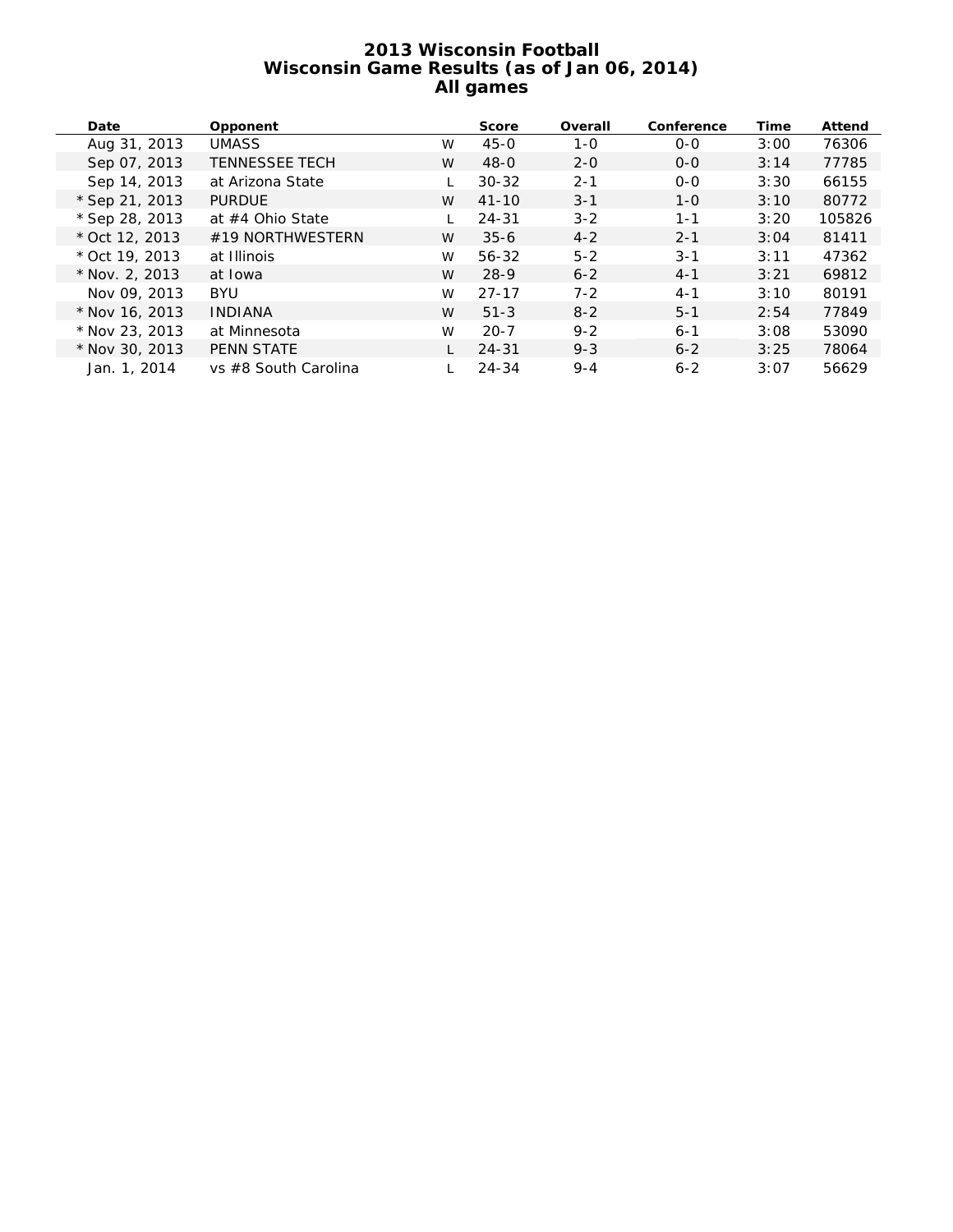# 2013 Wisconsin Football
## Wisconsin Game Results (as of Jan 06, 2014)
### All games

| Date | Opponent | | Score | Overall | Conference | Time | Attend |
|---|---|---|---|---|---|---|---|
| Aug 31, 2013 | UMASS | W | 45-0 | 1-0 | 0-0 | 3:00 | 76306 |
| Sep 07, 2013 | TENNESSEE TECH | W | 48-0 | 2-0 | 0-0 | 3:14 | 77785 |
| Sep 14, 2013 | at Arizona State | L | 30-32 | 2-1 | 0-0 | 3:30 | 66155 |
| * Sep 21, 2013 | PURDUE | W | 41-10 | 3-1 | 1-0 | 3:10 | 80772 |
| * Sep 28, 2013 | at #4 Ohio State | L | 24-31 | 3-2 | 1-1 | 3:20 | 105826 |
| * Oct 12, 2013 | #19 NORTHWESTERN | W | 35-6 | 4-2 | 2-1 | 3:04 | 81411 |
| * Oct 19, 2013 | at Illinois | W | 56-32 | 5-2 | 3-1 | 3:11 | 47362 |
| * Nov. 2, 2013 | at Iowa | W | 28-9 | 6-2 | 4-1 | 3:21 | 69812 |
| Nov 09, 2013 | BYU | W | 27-17 | 7-2 | 4-1 | 3:10 | 80191 |
| * Nov 16, 2013 | INDIANA | W | 51-3 | 8-2 | 5-1 | 2:54 | 77849 |
| * Nov 23, 2013 | at Minnesota | W | 20-7 | 9-2 | 6-1 | 3:08 | 53090 |
| * Nov 30, 2013 | PENN STATE | L | 24-31 | 9-3 | 6-2 | 3:25 | 78064 |
| Jan. 1, 2014 | vs #8 South Carolina | L | 24-34 | 9-4 | 6-2 | 3:07 | 56629 |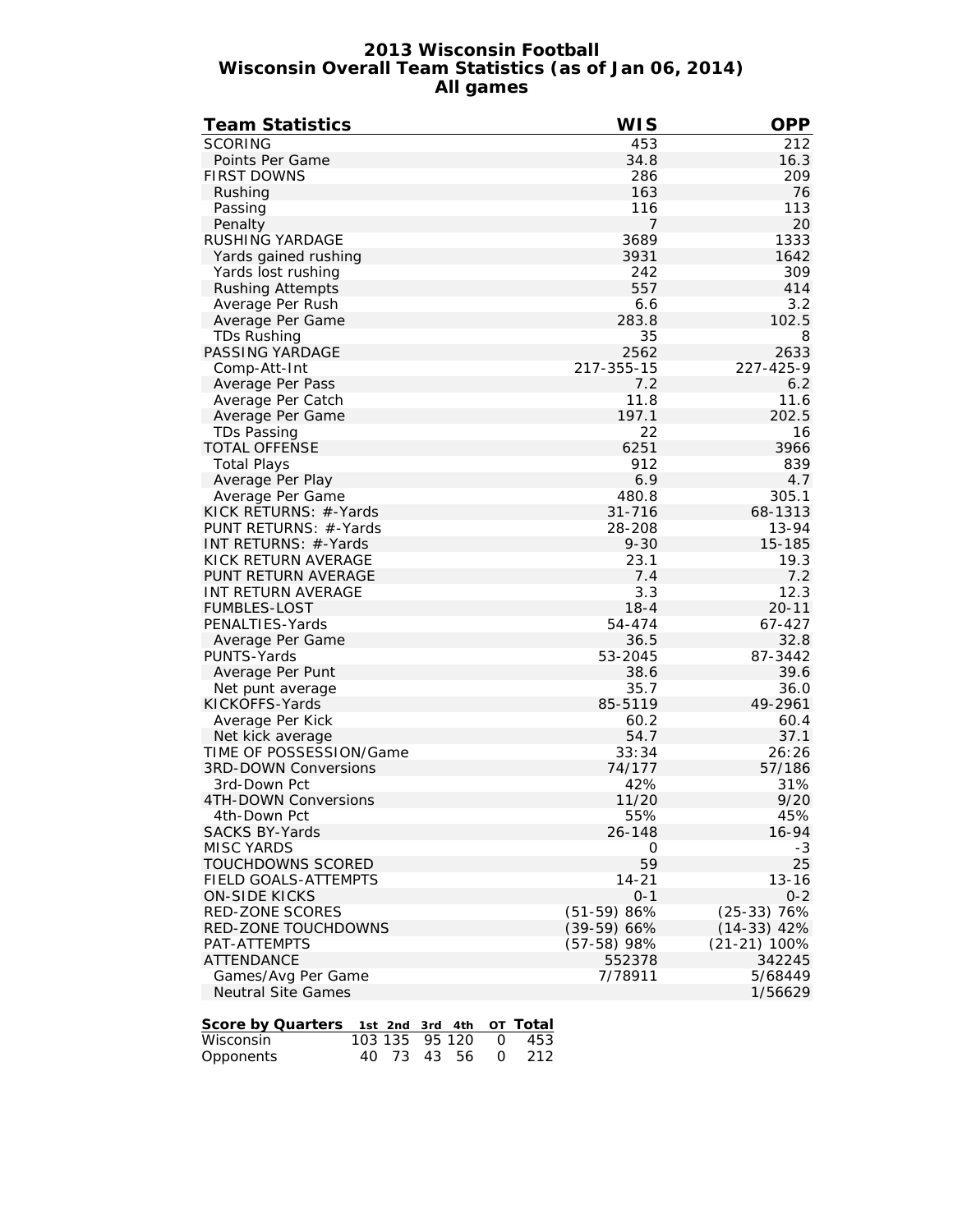# 2013 Wisconsin Football
## Wisconsin Overall Team Statistics (as of Jan 06, 2014)
### All games

| Team Statistics | WIS | OPP |
|---|---|---|
| SCORING | 453 | 212 |
| Points Per Game | 34.8 | 16.3 |
| FIRST DOWNS | 286 | 209 |
| Rushing | 163 | 76 |
| Passing | 116 | 113 |
| Penalty | 7 | 20 |
| RUSHING YARDAGE | 3689 | 1333 |
| Yards gained rushing | 3931 | 1642 |
| Yards lost rushing | 242 | 309 |
| Rushing Attempts | 557 | 414 |
| Average Per Rush | 6.6 | 3.2 |
| Average Per Game | 283.8 | 102.5 |
| TDs Rushing | 35 | 8 |
| PASSING YARDAGE | 2562 | 2633 |
| Comp-Att-Int | 217-355-15 | 227-425-9 |
| Average Per Pass | 7.2 | 6.2 |
| Average Per Catch | 11.8 | 11.6 |
| Average Per Game | 197.1 | 202.5 |
| TDs Passing | 22 | 16 |
| TOTAL OFFENSE | 6251 | 3966 |
| Total Plays | 912 | 839 |
| Average Per Play | 6.9 | 4.7 |
| Average Per Game | 480.8 | 305.1 |
| KICK RETURNS: #-Yards | 31-716 | 68-1313 |
| PUNT RETURNS: #-Yards | 28-208 | 13-94 |
| INT RETURNS: #-Yards | 9-30 | 15-185 |
| KICK RETURN AVERAGE | 23.1 | 19.3 |
| PUNT RETURN AVERAGE | 7.4 | 7.2 |
| INT RETURN AVERAGE | 3.3 | 12.3 |
| FUMBLES-LOST | 18-4 | 20-11 |
| PENALTIES-Yards | 54-474 | 67-427 |
| Average Per Game | 36.5 | 32.8 |
| PUNTS-Yards | 53-2045 | 87-3442 |
| Average Per Punt | 38.6 | 39.6 |
| Net punt average | 35.7 | 36.0 |
| KICKOFFS-Yards | 85-5119 | 49-2961 |
| Average Per Kick | 60.2 | 60.4 |
| Net kick average | 54.7 | 37.1 |
| TIME OF POSSESSION/Game | 33:34 | 26:26 |
| 3RD-DOWN Conversions | 74/177 | 57/186 |
| 3rd-Down Pct | 42% | 31% |
| 4TH-DOWN Conversions | 11/20 | 9/20 |
| 4th-Down Pct | 55% | 45% |
| SACKS BY-Yards | 26-148 | 16-94 |
| MISC YARDS | 0 | -3 |
| TOUCHDOWNS SCORED | 59 | 25 |
| FIELD GOALS-ATTEMPTS | 14-21 | 13-16 |
| ON-SIDE KICKS | 0-1 | 0-2 |
| RED-ZONE SCORES | (51-59) 86% | (25-33) 76% |
| RED-ZONE TOUCHDOWNS | (39-59) 66% | (14-33) 42% |
| PAT-ATTEMPTS | (57-58) 98% | (21-21) 100% |
| ATTENDANCE | 552378 | 342245 |
| Games/Avg Per Game | 7/78911 | 5/68449 |
| Neutral Site Games | | 1/56629 |

| Score by Quarters | 1st | 2nd | 3rd | 4th | OT | Total |
|---|---|---|---|---|---|---|
| Wisconsin | 103 | 135 | 95 | 120 | 0 | 453 |
| Opponents | 40 | 73 | 43 | 56 | 0 | 212 |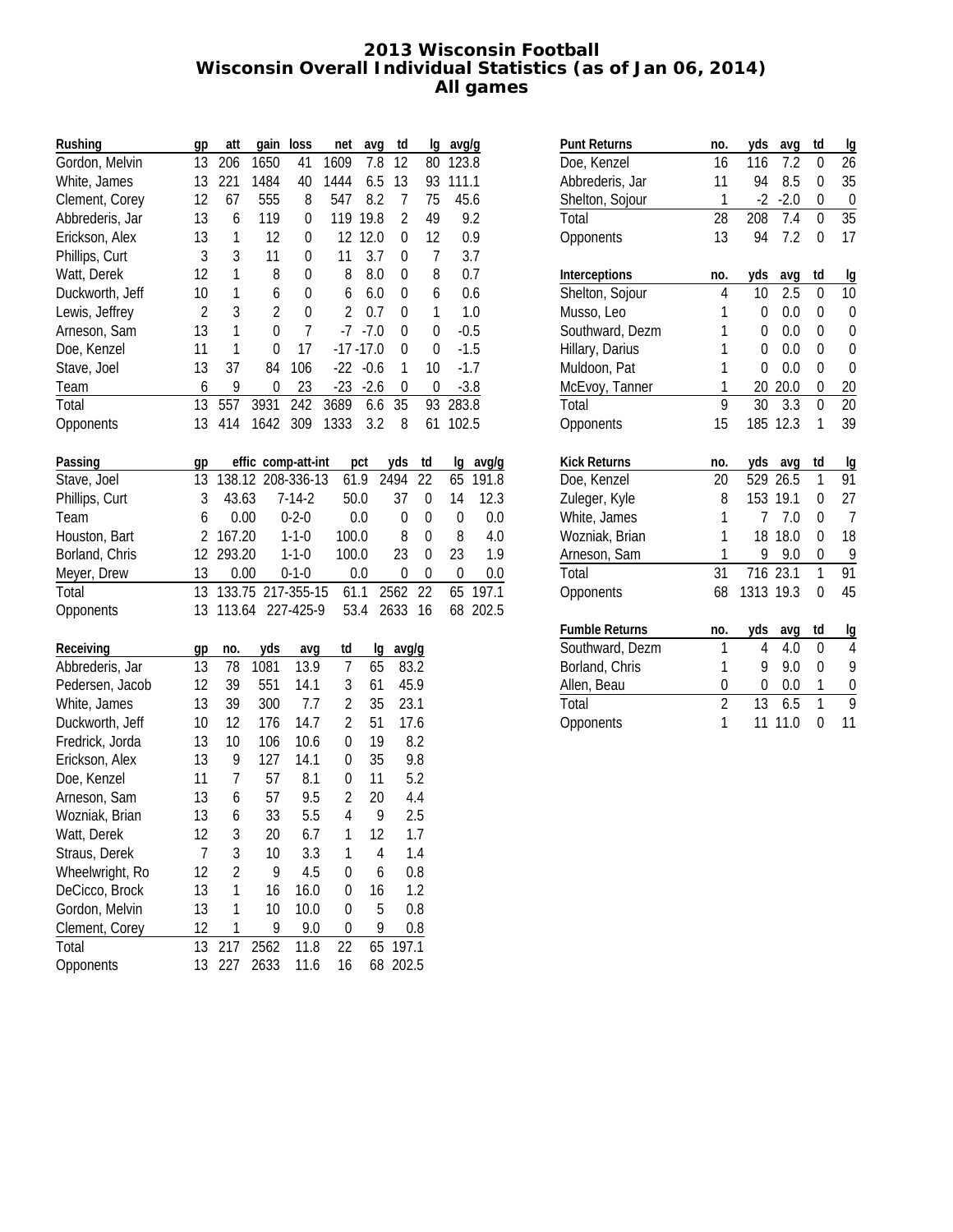# 2013 Wisconsin Football
## Wisconsin Overall Individual Statistics (as of Jan 06, 2014)
## All games

| Rushing | gp | att | gain | loss | net | avg | td | lg | avg/g |
|---|---|---|---|---|---|---|---|---|---|
| Gordon, Melvin | 13 | 206 | 1650 | 41 | 1609 | 7.8 | 12 | 80 | 123.8 |
| White, James | 13 | 221 | 1484 | 40 | 1444 | 6.5 | 13 | 93 | 111.1 |
| Clement, Corey | 12 | 67 | 555 | 8 | 547 | 8.2 | 7 | 75 | 45.6 |
| Abbrederis, Jar | 13 | 6 | 119 | 0 | 119 | 19.8 | 2 | 49 | 9.2 |
| Erickson, Alex | 13 | 1 | 12 | 0 | 12 | 12.0 | 0 | 12 | 0.9 |
| Phillips, Curt | 3 | 3 | 11 | 0 | 11 | 3.7 | 0 | 7 | 3.7 |
| Watt, Derek | 12 | 1 | 8 | 0 | 8 | 8.0 | 0 | 8 | 0.7 |
| Duckworth, Jeff | 10 | 1 | 6 | 0 | 6 | 6.0 | 0 | 6 | 0.6 |
| Lewis, Jeffrey | 2 | 3 | 2 | 0 | 2 | 0.7 | 0 | 1 | 1.0 |
| Arneson, Sam | 13 | 1 | 0 | 7 | -7 | -7.0 | 0 | 0 | -0.5 |
| Doe, Kenzel | 11 | 1 | 0 | 17 | -17 | -17.0 | 0 | 0 | -1.5 |
| Stave, Joel | 13 | 37 | 84 | 106 | -22 | -0.6 | 1 | 10 | -1.7 |
| Team | 6 | 9 | 0 | 23 | -23 | -2.6 | 0 | 0 | -3.8 |
| Total | 13 | 557 | 3931 | 242 | 3689 | 6.6 | 35 | 93 | 283.8 |
| Opponents | 13 | 414 | 1642 | 309 | 1333 | 3.2 | 8 | 61 | 102.5 |

| Passing | gp | effic | comp-att-int | pct | yds | td | lg | avg/g |
|---|---|---|---|---|---|---|---|---|
| Stave, Joel | 13 | 138.12 | 208-336-13 | 61.9 | 2494 | 22 | 65 | 191.8 |
| Phillips, Curt | 3 | 43.63 | 7-14-2 | 50.0 | 37 | 0 | 14 | 12.3 |
| Team | 6 | 0.00 | 0-2-0 | 0.0 | 0 | 0 | 0 | 0.0 |
| Houston, Bart | 2 | 167.20 | 1-1-0 | 100.0 | 8 | 0 | 8 | 4.0 |
| Borland, Chris | 12 | 293.20 | 1-1-0 | 100.0 | 23 | 0 | 23 | 1.9 |
| Meyer, Drew | 13 | 0.00 | 0-1-0 | 0.0 | 0 | 0 | 0 | 0.0 |
| Total | 13 | 133.75 | 217-355-15 | 61.1 | 2562 | 22 | 65 | 197.1 |
| Opponents | 13 | 113.64 | 227-425-9 | 53.4 | 2633 | 16 | 68 | 202.5 |

| Receiving | gp | no. | yds | avg | td | lg | avg/g |
|---|---|---|---|---|---|---|---|
| Abbrederis, Jar | 13 | 78 | 1081 | 13.9 | 7 | 65 | 83.2 |
| Pedersen, Jacob | 12 | 39 | 551 | 14.1 | 3 | 61 | 45.9 |
| White, James | 13 | 39 | 300 | 7.7 | 2 | 35 | 23.1 |
| Duckworth, Jeff | 10 | 12 | 176 | 14.7 | 2 | 51 | 17.6 |
| Fredrick, Jorda | 13 | 10 | 106 | 10.6 | 0 | 19 | 8.2 |
| Erickson, Alex | 13 | 9 | 127 | 14.1 | 0 | 35 | 9.8 |
| Doe, Kenzel | 11 | 7 | 57 | 8.1 | 0 | 11 | 5.2 |
| Arneson, Sam | 13 | 6 | 57 | 9.5 | 2 | 20 | 4.4 |
| Wozniak, Brian | 13 | 6 | 33 | 5.5 | 4 | 9 | 2.5 |
| Watt, Derek | 12 | 3 | 20 | 6.7 | 1 | 12 | 1.7 |
| Straus, Derek | 7 | 3 | 10 | 3.3 | 1 | 4 | 1.4 |
| Wheelwright, Ro | 12 | 2 | 9 | 4.5 | 0 | 6 | 0.8 |
| DeCicco, Brock | 13 | 1 | 16 | 16.0 | 0 | 16 | 1.2 |
| Gordon, Melvin | 13 | 1 | 10 | 10.0 | 0 | 5 | 0.8 |
| Clement, Corey | 12 | 1 | 9 | 9.0 | 0 | 9 | 0.8 |
| Total | 13 | 217 | 2562 | 11.8 | 22 | 65 | 197.1 |
| Opponents | 13 | 227 | 2633 | 11.6 | 16 | 68 | 202.5 |

| Punt Returns | no. | yds | avg | td | lg |
|---|---|---|---|---|---|
| Doe, Kenzel | 16 | 116 | 7.2 | 0 | 26 |
| Abbrederis, Jar | 11 | 94 | 8.5 | 0 | 35 |
| Shelton, Sojour | 1 | -2 | -2.0 | 0 | 0 |
| Total | 28 | 208 | 7.4 | 0 | 35 |
| Opponents | 13 | 94 | 7.2 | 0 | 17 |

| Interceptions | no. | yds | avg | td | lg |
|---|---|---|---|---|---|
| Shelton, Sojour | 4 | 10 | 2.5 | 0 | 10 |
| Musso, Leo | 1 | 0 | 0.0 | 0 | 0 |
| Southward, Dezm | 1 | 0 | 0.0 | 0 | 0 |
| Hillary, Darius | 1 | 0 | 0.0 | 0 | 0 |
| Muldoon, Pat | 1 | 0 | 0.0 | 0 | 0 |
| McEvoy, Tanner | 1 | 20 | 20.0 | 0 | 20 |
| Total | 9 | 30 | 3.3 | 0 | 20 |
| Opponents | 15 | 185 | 12.3 | 1 | 39 |

| Kick Returns | no. | yds | avg | td | lg |
|---|---|---|---|---|---|
| Doe, Kenzel | 20 | 529 | 26.5 | 1 | 91 |
| Zuleger, Kyle | 8 | 153 | 19.1 | 0 | 27 |
| White, James | 1 | 7 | 7.0 | 0 | 7 |
| Wozniak, Brian | 1 | 18 | 18.0 | 0 | 18 |
| Arneson, Sam | 1 | 9 | 9.0 | 0 | 9 |
| Total | 31 | 716 | 23.1 | 1 | 91 |
| Opponents | 68 | 1313 | 19.3 | 0 | 45 |

| Fumble Returns | no. | yds | avg | td | lg |
|---|---|---|---|---|---|
| Southward, Dezm | 1 | 4 | 4.0 | 0 | 4 |
| Borland, Chris | 1 | 9 | 9.0 | 0 | 9 |
| Allen, Beau | 0 | 0 | 0.0 | 1 | 0 |
| Total | 2 | 13 | 6.5 | 1 | 9 |
| Opponents | 1 | 11 | 11.0 | 0 | 11 |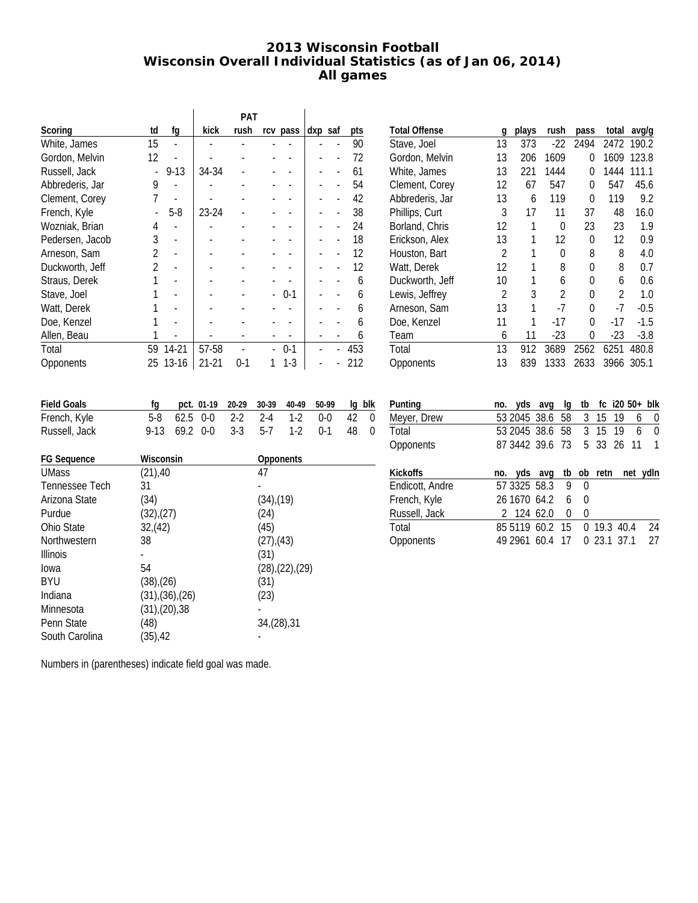# 2013 Wisconsin Football
## Wisconsin Overall Individual Statistics (as of Jan 06, 2014)
## All games

| | | | PAT | | | | | | |
|---|---|---|---|---|---|---|---|---|---|
| Scoring | td | fg | kick | rush | rcv | pass | dxp | saf | pts |
| White, James | 15 | - | - | - | - | - | - | - | 90 |
| Gordon, Melvin | 12 | - | - | - | - | - | - | - | 72 |
| Russell, Jack | - | 9-13 | 34-34 | - | - | - | - | - | 61 |
| Abbrederis, Jar | 9 | - | - | - | - | - | - | - | 54 |
| Clement, Corey | 7 | - | - | - | - | - | - | - | 42 |
| French, Kyle | - | 5-8 | 23-24 | - | - | - | - | - | 38 |
| Wozniak, Brian | 4 | - | - | - | - | - | - | - | 24 |
| Pedersen, Jacob | 3 | - | - | - | - | - | - | - | 18 |
| Arneson, Sam | 2 | - | - | - | - | - | - | - | 12 |
| Duckworth, Jeff | 2 | - | - | - | - | - | - | - | 12 |
| Straus, Derek | 1 | - | - | - | - | - | - | - | 6 |
| Stave, Joel | 1 | - | - | - | - | 0-1 | - | - | 6 |
| Watt, Derek | 1 | - | - | - | - | - | - | - | 6 |
| Doe, Kenzel | 1 | - | - | - | - | - | - | - | 6 |
| Allen, Beau | 1 | - | - | - | - | - | - | - | 6 |
| Total | 59 | 14-21 | 57-58 | - | - | 0-1 | - | - | 453 |
| Opponents | 25 | 13-16 | 21-21 | 0-1 | 1 | 1-3 | - | - | 212 |

| Total Offense | g | plays | rush | pass | total | avg/g |
|---|---|---|---|---|---|---|
| Stave, Joel | 13 | 373 | -22 | 2494 | 2472 | 190.2 |
| Gordon, Melvin | 13 | 206 | 1609 | 0 | 1609 | 123.8 |
| White, James | 13 | 221 | 1444 | 0 | 1444 | 111.1 |
| Clement, Corey | 12 | 67 | 547 | 0 | 547 | 45.6 |
| Abbrederis, Jar | 13 | 6 | 119 | 0 | 119 | 9.2 |
| Phillips, Curt | 3 | 17 | 11 | 37 | 48 | 16.0 |
| Borland, Chris | 12 | 1 | 0 | 23 | 23 | 1.9 |
| Erickson, Alex | 13 | 1 | 12 | 0 | 12 | 0.9 |
| Houston, Bart | 2 | 1 | 0 | 8 | 8 | 4.0 |
| Watt, Derek | 12 | 1 | 8 | 0 | 8 | 0.7 |
| Duckworth, Jeff | 10 | 1 | 6 | 0 | 6 | 0.6 |
| Lewis, Jeffrey | 2 | 3 | 2 | 0 | 2 | 1.0 |
| Arneson, Sam | 13 | 1 | -7 | 0 | -7 | -0.5 |
| Doe, Kenzel | 11 | 1 | -17 | 0 | -17 | -1.5 |
| Team | 6 | 11 | -23 | 0 | -23 | -3.8 |
| Total | 13 | 912 | 3689 | 2562 | 6251 | 480.8 |
| Opponents | 13 | 839 | 1333 | 2633 | 3966 | 305.1 |

| Field Goals | fg | pct. | 01-19 | 20-29 | 30-39 | 40-49 | 50-99 | lg | blk |
|---|---|---|---|---|---|---|---|---|---|
| French, Kyle | 5-8 | 62.5 | 0-0 | 2-2 | 2-4 | 1-2 | 0-0 | 42 | 0 |
| Russell, Jack | 9-13 | 69.2 | 0-0 | 3-3 | 5-7 | 1-2 | 0-1 | 48 | 0 |

| FG Sequence | Wisconsin | Opponents |
|---|---|---|
| UMass | (21),40 | 47 |
| Tennessee Tech | 31 | - |
| Arizona State | (34) | (34),(19) |
| Purdue | (32),(27) | (24) |
| Ohio State | 32,(42) | (45) |
| Northwestern | 38 | (27),(43) |
| Illinois | - | (31) |
| Iowa | 54 | (28),(22),(29) |
| BYU | (38),(26) | (31) |
| Indiana | (31),(36),(26) | (23) |
| Minnesota | (31),(20),38 | - |
| Penn State | (48) | 34,(28),31 |
| South Carolina | (35),42 | - |

Numbers in (parentheses) indicate field goal was made.

| Punting | no. | yds | avg | lg | tb | fc | i20 | 50+ | blk |
|---|---|---|---|---|---|---|---|---|---|
| Meyer, Drew | 53 | 2045 | 38.6 | 58 | 3 | 15 | 19 | 6 | 0 |
| Total | 53 | 2045 | 38.6 | 58 | 3 | 15 | 19 | 6 | 0 |
| Opponents | 87 | 3442 | 39.6 | 73 | 5 | 33 | 26 | 11 | 1 |

| Kickoffs | no. | yds | avg | tb | ob | retn | net | ydln |
|---|---|---|---|---|---|---|---|---|
| Endicott, Andre | 57 | 3325 | 58.3 | 9 | 0 | | | |
| French, Kyle | 26 | 1670 | 64.2 | 6 | 0 | | | |
| Russell, Jack | 2 | 124 | 62.0 | 0 | 0 | | | |
| Total | 85 | 5119 | 60.2 | 15 | 0 | 19.3 | 40.4 | 24 |
| Opponents | 49 | 2961 | 60.4 | 17 | 0 | 23.1 | 37.1 | 27 |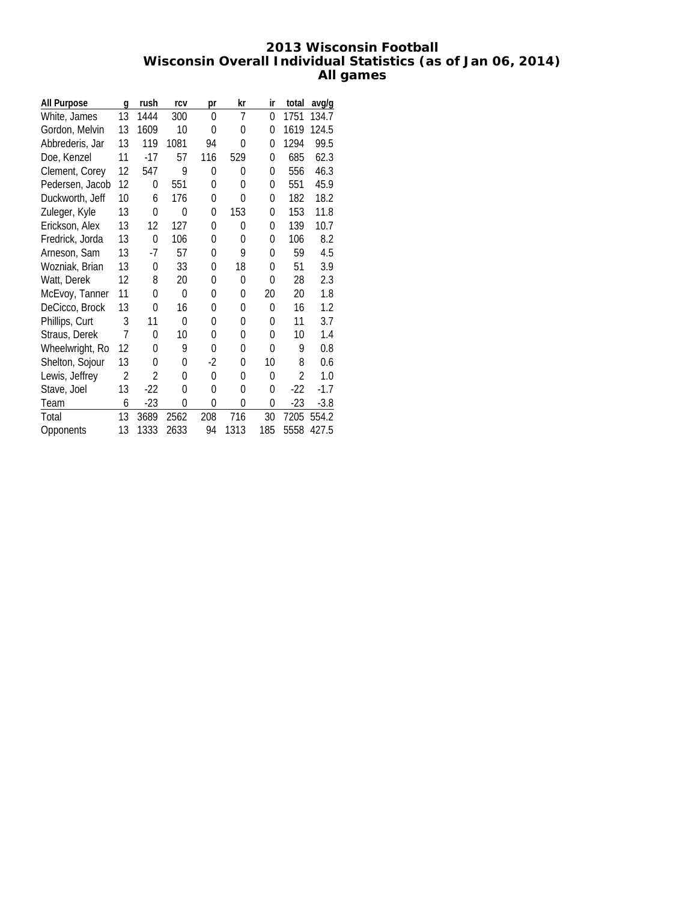# 2013 Wisconsin Football
## Wisconsin Overall Individual Statistics (as of Jan 06, 2014)
### All games

| All Purpose | g | rush | rcv | pr | kr | ir | total | avg/g |
|---|---|---|---|---|---|---|---|---|
| White, James | 13 | 1444 | 300 | 0 | 7 | 0 | 1751 | 134.7 |
| Gordon, Melvin | 13 | 1609 | 10 | 0 | 0 | 0 | 1619 | 124.5 |
| Abbrederis, Jar | 13 | 119 | 1081 | 94 | 0 | 0 | 1294 | 99.5 |
| Doe, Kenzel | 11 | -17 | 57 | 116 | 529 | 0 | 685 | 62.3 |
| Clement, Corey | 12 | 547 | 9 | 0 | 0 | 0 | 556 | 46.3 |
| Pedersen, Jacob | 12 | 0 | 551 | 0 | 0 | 0 | 551 | 45.9 |
| Duckworth, Jeff | 10 | 6 | 176 | 0 | 0 | 0 | 182 | 18.2 |
| Zuleger, Kyle | 13 | 0 | 0 | 0 | 153 | 0 | 153 | 11.8 |
| Erickson, Alex | 13 | 12 | 127 | 0 | 0 | 0 | 139 | 10.7 |
| Fredrick, Jorda | 13 | 0 | 106 | 0 | 0 | 0 | 106 | 8.2 |
| Arneson, Sam | 13 | -7 | 57 | 0 | 9 | 0 | 59 | 4.5 |
| Wozniak, Brian | 13 | 0 | 33 | 0 | 18 | 0 | 51 | 3.9 |
| Watt, Derek | 12 | 8 | 20 | 0 | 0 | 0 | 28 | 2.3 |
| McEvoy, Tanner | 11 | 0 | 0 | 0 | 0 | 20 | 20 | 1.8 |
| DeCicco, Brock | 13 | 0 | 16 | 0 | 0 | 0 | 16 | 1.2 |
| Phillips, Curt | 3 | 11 | 0 | 0 | 0 | 0 | 11 | 3.7 |
| Straus, Derek | 7 | 0 | 10 | 0 | 0 | 0 | 10 | 1.4 |
| Wheelwright, Ro | 12 | 0 | 9 | 0 | 0 | 0 | 9 | 0.8 |
| Shelton, Sojour | 13 | 0 | 0 | -2 | 0 | 10 | 8 | 0.6 |
| Lewis, Jeffrey | 2 | 2 | 0 | 0 | 0 | 0 | 2 | 1.0 |
| Stave, Joel | 13 | -22 | 0 | 0 | 0 | 0 | -22 | -1.7 |
| Team | 6 | -23 | 0 | 0 | 0 | 0 | -23 | -3.8 |
| Total | 13 | 3689 | 2562 | 208 | 716 | 30 | 7205 | 554.2 |
| Opponents | 13 | 1333 | 2633 | 94 | 1313 | 185 | 5558 | 427.5 |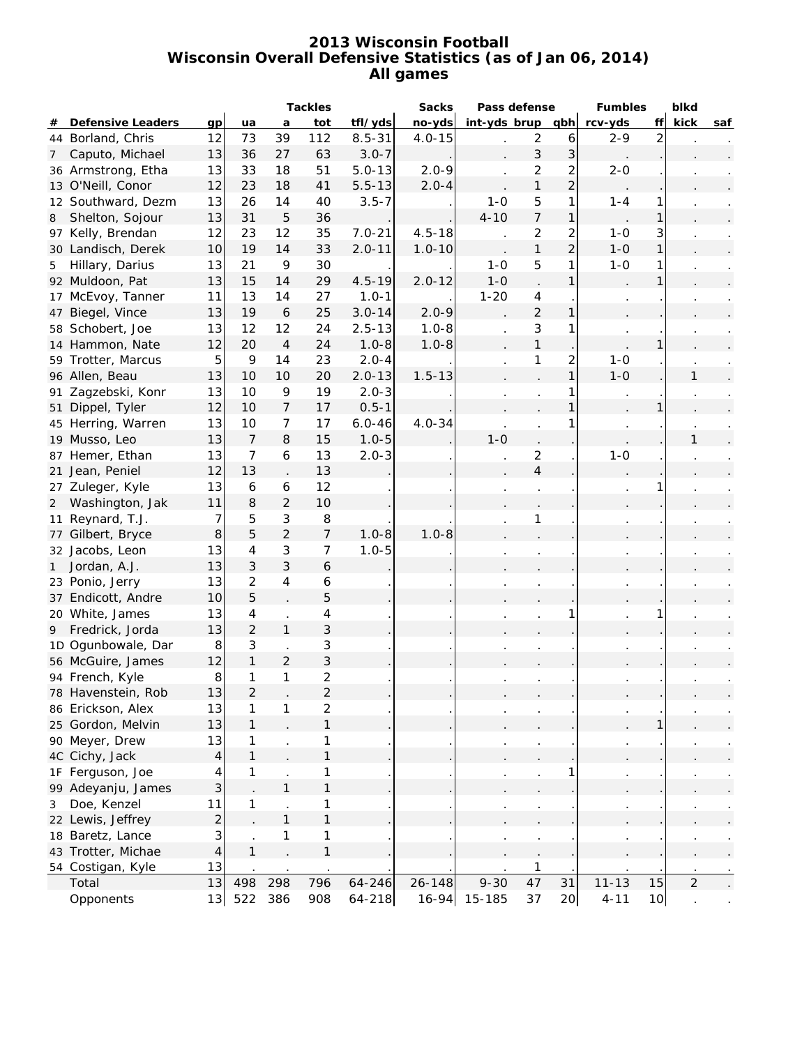# 2013 Wisconsin Football
## Wisconsin Overall Defensive Statistics (as of Jan 06, 2014)
### All games

| # | Defensive Leaders | gp | Tackles ua | a | tot | tfl/yds | Sacks no-yds | Pass defense int-yds | brup | qbh | Fumbles rcv-yds | ff | blkd kick | saf |
|---|---|---|---|---|---|---|---|---|---|---|---|---|---|---|
| 44 | Borland, Chris | 12 | 73 | 39 | 112 | 8.5-31 | 4.0-15 | . | 2 | 6 | 2-9 | 2 | . | . |
| 7 | Caputo, Michael | 13 | 36 | 27 | 63 | 3.0-7 | . | . | 3 | 3 | . | . | . | . |
| 36 | Armstrong, Etha | 13 | 33 | 18 | 51 | 5.0-13 | 2.0-9 | . | 2 | 2 | 2-0 | . | . | . |
| 13 | O'Neill, Conor | 12 | 23 | 18 | 41 | 5.5-13 | 2.0-4 | . | 1 | 2 | . | . | . | . |
| 12 | Southward, Dezm | 13 | 26 | 14 | 40 | 3.5-7 | . | 1-0 | 5 | 1 | 1-4 | 1 | . | . |
| 8 | Shelton, Sojour | 13 | 31 | 5 | 36 | . | . | 4-10 | 7 | 1 | . | 1 | . | . |
| 97 | Kelly, Brendan | 12 | 23 | 12 | 35 | 7.0-21 | 4.5-18 | . | 2 | 2 | 1-0 | 3 | . | . |
| 30 | Landisch, Derek | 10 | 19 | 14 | 33 | 2.0-11 | 1.0-10 | . | 1 | 2 | 1-0 | 1 | . | . |
| 5 | Hillary, Darius | 13 | 21 | 9 | 30 | . | . | 1-0 | 5 | 1 | 1-0 | 1 | . | . |
| 92 | Muldoon, Pat | 13 | 15 | 14 | 29 | 4.5-19 | 2.0-12 | 1-0 | . | 1 | . | 1 | . | . |
| 17 | McEvoy, Tanner | 11 | 13 | 14 | 27 | 1.0-1 | . | 1-20 | 4 | . | . | . | . | . |
| 47 | Biegel, Vince | 13 | 19 | 6 | 25 | 3.0-14 | 2.0-9 | . | 2 | 1 | . | . | . | . |
| 58 | Schobert, Joe | 13 | 12 | 12 | 24 | 2.5-13 | 1.0-8 | . | 3 | 1 | . | . | . | . |
| 14 | Hammon, Nate | 12 | 20 | 4 | 24 | 1.0-8 | 1.0-8 | . | 1 | . | . | 1 | . | . |
| 59 | Trotter, Marcus | 5 | 9 | 14 | 23 | 2.0-4 | . | . | 1 | 2 | 1-0 | . | . | . |
| 96 | Allen, Beau | 13 | 10 | 10 | 20 | 2.0-13 | 1.5-13 | . | . | 1 | 1-0 | . | 1 | . |
| 91 | Zagzebski, Konr | 13 | 10 | 9 | 19 | 2.0-3 | . | . | . | 1 | . | . | . | . |
| 51 | Dippel, Tyler | 12 | 10 | 7 | 17 | 0.5-1 | . | . | . | 1 | . | 1 | . | . |
| 45 | Herring, Warren | 13 | 10 | 7 | 17 | 6.0-46 | 4.0-34 | . | . | 1 | . | . | . | . |
| 19 | Musso, Leo | 13 | 7 | 8 | 15 | 1.0-5 | . | 1-0 | . | . | . | . | 1 | . |
| 87 | Hemer, Ethan | 13 | 7 | 6 | 13 | 2.0-3 | . | . | 2 | . | 1-0 | . | . | . |
| 21 | Jean, Peniel | 12 | 13 | . | 13 | . | . | . | 4 | . | . | . | . | . |
| 27 | Zuleger, Kyle | 13 | 6 | 6 | 12 | . | . | . | . | . | . | 1 | . | . |
| 2 | Washington, Jak | 11 | 8 | 2 | 10 | . | . | . | . | . | . | . | . | . |
| 11 | Reynard, T.J. | 7 | 5 | 3 | 8 | . | . | . | 1 | . | . | . | . | . |
| 77 | Gilbert, Bryce | 8 | 5 | 2 | 7 | 1.0-8 | 1.0-8 | . | . | . | . | . | . | . |
| 32 | Jacobs, Leon | 13 | 4 | 3 | 7 | 1.0-5 | . | . | . | . | . | . | . | . |
| 1 | Jordan, A.J. | 13 | 3 | 3 | 6 | . | . | . | . | . | . | . | . | . |
| 23 | Ponio, Jerry | 13 | 2 | 4 | 6 | . | . | . | . | . | . | . | . | . |
| 37 | Endicott, Andre | 10 | 5 | . | 5 | . | . | . | . | . | . | . | . | . |
| 20 | White, James | 13 | 4 | . | 4 | . | . | . | . | 1 | . | 1 | . | . |
| 9 | Fredrick, Jorda | 13 | 2 | 1 | 3 | . | . | . | . | . | . | . | . | . |
| 1D | Ogunbowale, Dar | 8 | 3 | . | 3 | . | . | . | . | . | . | . | . | . |
| 56 | McGuire, James | 12 | 1 | 2 | 3 | . | . | . | . | . | . | . | . | . |
| 94 | French, Kyle | 8 | 1 | 1 | 2 | . | . | . | . | . | . | . | . | . |
| 78 | Havenstein, Rob | 13 | 2 | . | 2 | . | . | . | . | . | . | . | . | . |
| 86 | Erickson, Alex | 13 | 1 | 1 | 2 | . | . | . | . | . | . | . | . | . |
| 25 | Gordon, Melvin | 13 | 1 | . | 1 | . | . | . | . | . | . | 1 | . | . |
| 90 | Meyer, Drew | 13 | 1 | . | 1 | . | . | . | . | . | . | . | . | . |
| 4C | Cichy, Jack | 4 | 1 | . | 1 | . | . | . | . | . | . | . | . | . |
| 1F | Ferguson, Joe | 4 | 1 | . | 1 | . | . | . | . | 1 | . | . | . | . |
| 99 | Adeyanju, James | 3 | . | 1 | 1 | . | . | . | . | . | . | . | . | . |
| 3 | Doe, Kenzel | 11 | 1 | . | 1 | . | . | . | . | . | . | . | . | . |
| 22 | Lewis, Jeffrey | 2 | . | 1 | 1 | . | . | . | . | . | . | . | . | . |
| 18 | Baretz, Lance | 3 | . | 1 | 1 | . | . | . | . | . | . | . | . | . |
| 43 | Trotter, Michae | 4 | 1 | . | 1 | . | . | . | . | . | . | . | . | . |
| 54 | Costigan, Kyle | 13 | . | . | . | . | . | . | 1 | . | . | . | . | . |
| | Total | 13 | 498 | 298 | 796 | 64-246 | 26-148 | 9-30 | 47 | 31 | 11-13 | 15 | 2 | . |
| | Opponents | 13 | 522 | 386 | 908 | 64-218 | 16-94 | 15-185 | 37 | 20 | 4-11 | 10 | . | . |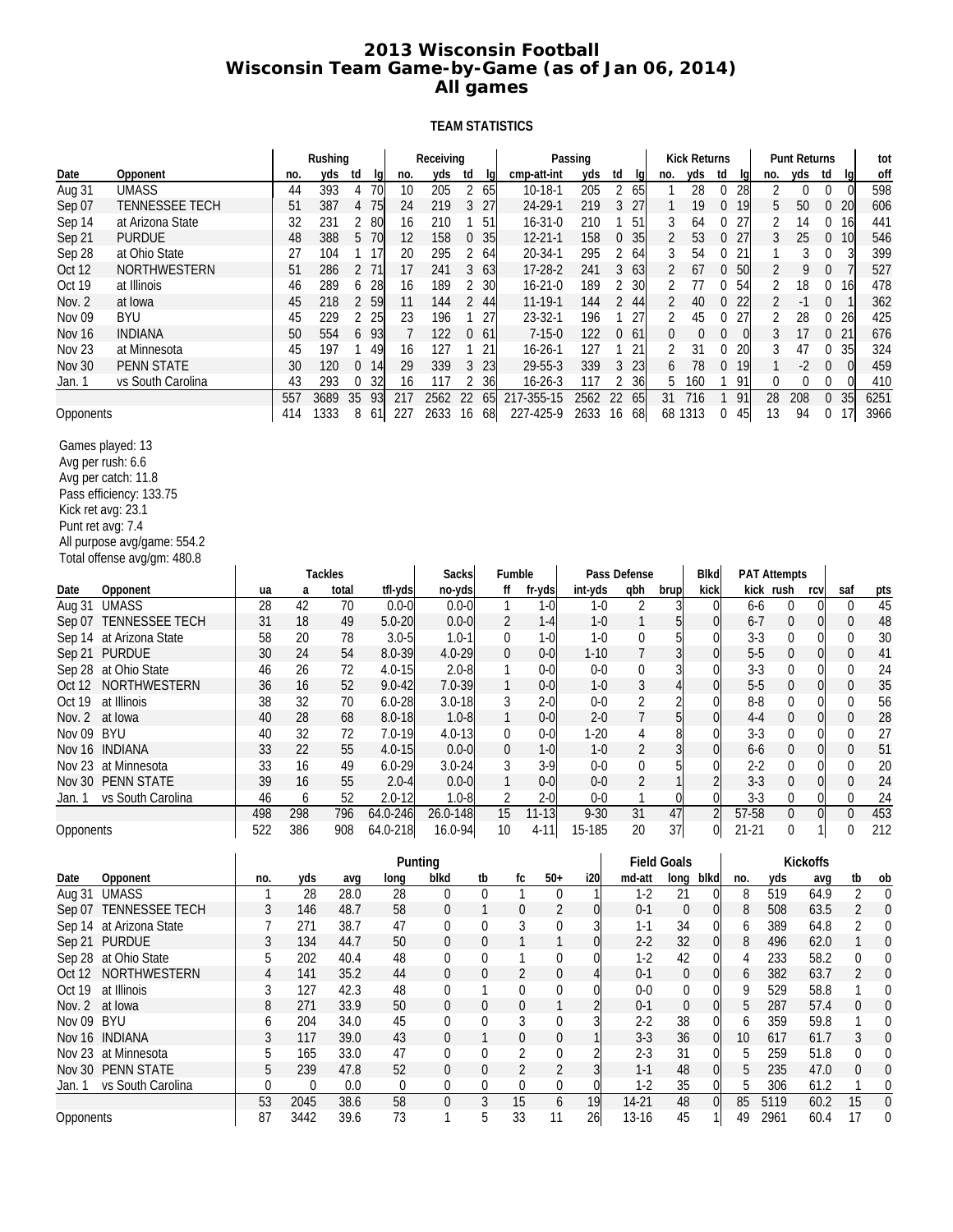# 2013 Wisconsin Football
# Wisconsin Team Game-by-Game (as of Jan 06, 2014)
# All games

### TEAM STATISTICS

| | | Rushing | | | | Receiving | | | | Passing | | | | Kick Returns | | | | Punt Returns | | | | tot |
|---|---|---|---|---|---|---|---|---|---|---|---|---|---|---|---|---|---|---|---|---|---|---|
| Date | Opponent | no. | yds | td | lg | no. | yds | td | lg | cmp-att-int | yds | td | lg | no. | yds | td | lg | no. | yds | td | lg | off |
| Aug 31 | UMASS | 44 | 393 | 4 | 70 | 10 | 205 | 2 | 65 | 10-18-1 | 205 | 2 | 65 | 1 | 28 | 0 | 28 | 2 | 0 | 0 | 0 | 598 |
| Sep 07 | TENNESSEE TECH | 51 | 387 | 4 | 75 | 24 | 219 | 3 | 27 | 24-29-1 | 219 | 3 | 27 | 1 | 19 | 0 | 19 | 5 | 50 | 0 | 20 | 606 |
| Sep 14 | at Arizona State | 32 | 231 | 2 | 80 | 16 | 210 | 1 | 51 | 16-31-0 | 210 | 1 | 51 | 3 | 64 | 0 | 27 | 2 | 14 | 0 | 16 | 441 |
| Sep 21 | PURDUE | 48 | 388 | 5 | 70 | 12 | 158 | 0 | 35 | 12-21-1 | 158 | 0 | 35 | 2 | 53 | 0 | 27 | 3 | 25 | 0 | 10 | 546 |
| Sep 28 | at Ohio State | 27 | 104 | 1 | 17 | 20 | 295 | 2 | 64 | 20-34-1 | 295 | 2 | 64 | 3 | 54 | 0 | 21 | 1 | 3 | 0 | 3 | 399 |
| Oct 12 | NORTHWESTERN | 51 | 286 | 2 | 71 | 17 | 241 | 3 | 63 | 17-28-2 | 241 | 3 | 63 | 2 | 67 | 0 | 50 | 2 | 9 | 0 | 7 | 527 |
| Oct 19 | at Illinois | 46 | 289 | 6 | 28 | 16 | 189 | 2 | 30 | 16-21-0 | 189 | 2 | 30 | 2 | 77 | 0 | 54 | 2 | 18 | 0 | 16 | 478 |
| Nov. 2 | at Iowa | 45 | 218 | 2 | 59 | 11 | 144 | 2 | 44 | 11-19-1 | 144 | 2 | 44 | 2 | 40 | 0 | 22 | 2 | -1 | 0 | 1 | 362 |
| Nov 09 | BYU | 45 | 229 | 2 | 25 | 23 | 196 | 1 | 27 | 23-32-1 | 196 | 1 | 27 | 2 | 45 | 0 | 27 | 2 | 28 | 0 | 26 | 425 |
| Nov 16 | INDIANA | 50 | 554 | 6 | 93 | 7 | 122 | 0 | 61 | 7-15-0 | 122 | 0 | 61 | 0 | 0 | 0 | 0 | 3 | 17 | 0 | 21 | 676 |
| Nov 23 | at Minnesota | 45 | 197 | 1 | 49 | 16 | 127 | 1 | 21 | 16-26-1 | 127 | 1 | 21 | 2 | 31 | 0 | 20 | 3 | 47 | 0 | 35 | 324 |
| Nov 30 | PENN STATE | 30 | 120 | 0 | 14 | 29 | 339 | 3 | 23 | 29-55-3 | 339 | 3 | 23 | 6 | 78 | 0 | 19 | 1 | -2 | 0 | 0 | 459 |
| Jan. 1 | vs South Carolina | 43 | 293 | 0 | 32 | 16 | 117 | 2 | 36 | 16-26-3 | 117 | 2 | 36 | 5 | 160 | 1 | 91 | 0 | 0 | 0 | 0 | 410 |
| | | 557 | 3689 | 35 | 93 | 217 | 2562 | 22 | 65 | 217-355-15 | 2562 | 22 | 65 | 31 | 716 | 1 | 91 | 28 | 208 | 0 | 35 | 6251 |
| Opponents | | 414 | 1333 | 8 | 61 | 227 | 2633 | 16 | 68 | 227-425-9 | 2633 | 16 | 68 | 68 | 1313 | 0 | 45 | 13 | 94 | 0 | 17 | 3966 |

Games played: 13
Avg per rush: 6.6
Avg per catch: 11.8
Pass efficiency: 133.75
Kick ret avg: 23.1
Punt ret avg: 7.4
All purpose avg/game: 554.2
Total offense avg/gm: 480.8

| | | Tackles | | | | Sacks | Fumble | | Pass Defense | | | Blkd | PAT Attempts | | | | |
|---|---|---|---|---|---|---|---|---|---|---|---|---|---|---|---|---|---|
| Date | Opponent | ua | a | total | tfl-yds | no-yds | ff | fr-yds | int-yds | qbh | brup | kick | kick | rush | rcv | saf | pts |
| Aug 31 | UMASS | 28 | 42 | 70 | 0.0-0 | 0.0-0 | 1 | 1-0 | 1-0 | 2 | 3 | 0 | 6-6 | 0 | 0 | 0 | 45 |
| Sep 07 | TENNESSEE TECH | 31 | 18 | 49 | 5.0-20 | 0.0-0 | 2 | 1-4 | 1-0 | 1 | 5 | 0 | 6-7 | 0 | 0 | 0 | 48 |
| Sep 14 | at Arizona State | 58 | 20 | 78 | 3.0-5 | 1.0-1 | 0 | 1-0 | 1-0 | 0 | 5 | 0 | 3-3 | 0 | 0 | 0 | 30 |
| Sep 21 | PURDUE | 30 | 24 | 54 | 8.0-39 | 4.0-29 | 0 | 0-0 | 1-10 | 7 | 3 | 0 | 5-5 | 0 | 0 | 0 | 41 |
| Sep 28 | at Ohio State | 46 | 26 | 72 | 4.0-15 | 2.0-8 | 1 | 0-0 | 0-0 | 0 | 3 | 0 | 3-3 | 0 | 0 | 0 | 24 |
| Oct 12 | NORTHWESTERN | 36 | 16 | 52 | 9.0-42 | 7.0-39 | 1 | 0-0 | 1-0 | 3 | 4 | 0 | 5-5 | 0 | 0 | 0 | 35 |
| Oct 19 | at Illinois | 38 | 32 | 70 | 6.0-28 | 3.0-18 | 3 | 2-0 | 0-0 | 2 | 2 | 0 | 8-8 | 0 | 0 | 0 | 56 |
| Nov. 2 | at Iowa | 40 | 28 | 68 | 8.0-18 | 1.0-8 | 1 | 0-0 | 2-0 | 7 | 5 | 0 | 4-4 | 0 | 0 | 0 | 28 |
| Nov 09 | BYU | 40 | 32 | 72 | 7.0-19 | 4.0-13 | 0 | 0-0 | 1-20 | 4 | 8 | 0 | 3-3 | 0 | 0 | 0 | 27 |
| Nov 16 | INDIANA | 33 | 22 | 55 | 4.0-15 | 0.0-0 | 0 | 1-0 | 1-0 | 2 | 3 | 0 | 6-6 | 0 | 0 | 0 | 51 |
| Nov 23 | at Minnesota | 33 | 16 | 49 | 6.0-29 | 3.0-24 | 3 | 3-9 | 0-0 | 0 | 5 | 0 | 2-2 | 0 | 0 | 0 | 20 |
| Nov 30 | PENN STATE | 39 | 16 | 55 | 2.0-4 | 0.0-0 | 1 | 0-0 | 0-0 | 2 | 1 | 2 | 3-3 | 0 | 0 | 0 | 24 |
| Jan. 1 | vs South Carolina | 46 | 6 | 52 | 2.0-12 | 1.0-8 | 2 | 2-0 | 0-0 | 1 | 0 | 0 | 3-3 | 0 | 0 | 0 | 24 |
| | | 498 | 298 | 796 | 64.0-246 | 26.0-148 | 15 | 11-13 | 9-30 | 31 | 47 | 2 | 57-58 | 0 | 0 | 0 | 453 |
| Opponents | | 522 | 386 | 908 | 64.0-218 | 16.0-94 | 10 | 4-11 | 15-185 | 20 | 37 | 0 | 21-21 | 0 | 1 | 0 | 212 |

| | | Punting | | | | | | | | | Field Goals | | | Kickoffs | | | | |
|---|---|---|---|---|---|---|---|---|---|---|---|---|---|---|---|---|---|---|
| Date | Opponent | no. | yds | avg | long | blkd | tb | fc | 50+ | i20 | md-att | long | blkd | no. | yds | avg | tb | ob |
| Aug 31 | UMASS | 1 | 28 | 28.0 | 28 | 0 | 0 | 1 | 0 | 1 | 1-2 | 21 | 0 | 8 | 519 | 64.9 | 2 | 0 |
| Sep 07 | TENNESSEE TECH | 3 | 146 | 48.7 | 58 | 0 | 1 | 0 | 2 | 0 | 0-1 | 0 | 0 | 8 | 508 | 63.5 | 2 | 0 |
| Sep 14 | at Arizona State | 7 | 271 | 38.7 | 47 | 0 | 0 | 3 | 0 | 3 | 1-1 | 34 | 0 | 6 | 389 | 64.8 | 2 | 0 |
| Sep 21 | PURDUE | 3 | 134 | 44.7 | 50 | 0 | 0 | 1 | 1 | 0 | 2-2 | 32 | 0 | 8 | 496 | 62.0 | 1 | 0 |
| Sep 28 | at Ohio State | 5 | 202 | 40.4 | 48 | 0 | 0 | 1 | 0 | 0 | 1-2 | 42 | 0 | 4 | 233 | 58.2 | 0 | 0 |
| Oct 12 | NORTHWESTERN | 4 | 141 | 35.2 | 44 | 0 | 0 | 2 | 0 | 4 | 0-1 | 0 | 0 | 6 | 382 | 63.7 | 2 | 0 |
| Oct 19 | at Illinois | 3 | 127 | 42.3 | 48 | 0 | 1 | 0 | 0 | 0 | 0-0 | 0 | 0 | 9 | 529 | 58.8 | 1 | 0 |
| Nov. 2 | at Iowa | 8 | 271 | 33.9 | 50 | 0 | 0 | 0 | 1 | 2 | 0-1 | 0 | 0 | 5 | 287 | 57.4 | 0 | 0 |
| Nov 09 | BYU | 6 | 204 | 34.0 | 45 | 0 | 0 | 3 | 0 | 3 | 2-2 | 38 | 0 | 6 | 359 | 59.8 | 1 | 0 |
| Nov 16 | INDIANA | 3 | 117 | 39.0 | 43 | 0 | 1 | 0 | 0 | 1 | 3-3 | 36 | 0 | 10 | 617 | 61.7 | 3 | 0 |
| Nov 23 | at Minnesota | 5 | 165 | 33.0 | 47 | 0 | 0 | 2 | 0 | 2 | 2-3 | 31 | 0 | 5 | 259 | 51.8 | 0 | 0 |
| Nov 30 | PENN STATE | 5 | 239 | 47.8 | 52 | 0 | 0 | 2 | 2 | 3 | 1-1 | 48 | 0 | 5 | 235 | 47.0 | 0 | 0 |
| Jan. 1 | vs South Carolina | 0 | 0 | 0.0 | 0 | 0 | 0 | 0 | 0 | 0 | 1-2 | 35 | 0 | 5 | 306 | 61.2 | 1 | 0 |
| | | 53 | 2045 | 38.6 | 58 | 0 | 3 | 15 | 6 | 19 | 14-21 | 48 | 0 | 85 | 5119 | 60.2 | 15 | 0 |
| Opponents | | 87 | 3442 | 39.6 | 73 | 1 | 5 | 33 | 11 | 26 | 13-16 | 45 | 1 | 49 | 2961 | 60.4 | 17 | 0 |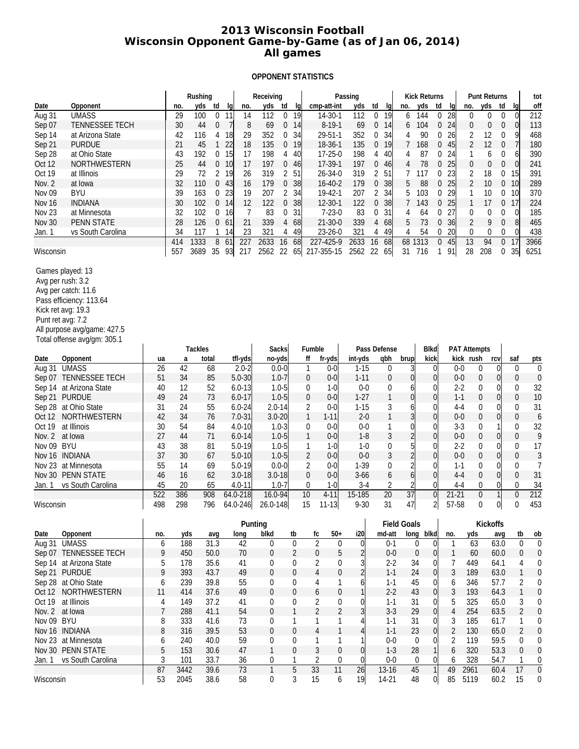# 2013 Wisconsin Football
# Wisconsin Opponent Game-by-Game (as of Jan 06, 2014)
# All games

**OPPONENT STATISTICS**

| | | Rushing | | | | Receiving | | | | Passing | | | | Kick Returns | | | | Punt Returns | | | | tot |
|---|---|---|---|---|---|---|---|---|---|---|---|---|---|---|---|---|---|---|---|---|---|---|
| Date | Opponent | no. | yds | td | lg | no. | yds | td | lg | cmp-att-int | yds | td | lg | no. | yds | td | lg | no. | yds | td | lg | off |
| Aug 31 | UMASS | 29 | 100 | 0 | 11 | 14 | 112 | 0 | 19 | 14-30-1 | 112 | 0 | 19 | 6 | 144 | 0 | 28 | 0 | 0 | 0 | 0 | 212 |
| Sep 07 | TENNESSEE TECH | 30 | 44 | 0 | 7 | 8 | 69 | 0 | 14 | 8-19-1 | 69 | 0 | 14 | 6 | 104 | 0 | 24 | 0 | 0 | 0 | 0 | 113 |
| Sep 14 | at Arizona State | 42 | 116 | 4 | 18 | 29 | 352 | 0 | 34 | 29-51-1 | 352 | 0 | 34 | 4 | 90 | 0 | 26 | 2 | 12 | 0 | 9 | 468 |
| Sep 21 | PURDUE | 21 | 45 | 1 | 22 | 18 | 135 | 0 | 19 | 18-36-1 | 135 | 0 | 19 | 7 | 168 | 0 | 45 | 2 | 12 | 0 | 7 | 180 |
| Sep 28 | at Ohio State | 43 | 192 | 0 | 15 | 17 | 198 | 4 | 40 | 17-25-0 | 198 | 4 | 40 | 4 | 87 | 0 | 24 | 1 | 6 | 0 | 6 | 390 |
| Oct 12 | NORTHWESTERN | 25 | 44 | 0 | 10 | 17 | 197 | 0 | 46 | 17-39-1 | 197 | 0 | 46 | 4 | 78 | 0 | 25 | 0 | 0 | 0 | 0 | 241 |
| Oct 19 | at Illinois | 29 | 72 | 2 | 19 | 26 | 319 | 2 | 51 | 26-34-0 | 319 | 2 | 51 | 7 | 117 | 0 | 23 | 2 | 18 | 0 | 15 | 391 |
| Nov. 2 | at Iowa | 32 | 110 | 0 | 43 | 16 | 179 | 0 | 38 | 16-40-2 | 179 | 0 | 38 | 5 | 88 | 0 | 25 | 2 | 10 | 0 | 10 | 289 |
| Nov 09 | BYU | 39 | 163 | 0 | 23 | 19 | 207 | 2 | 34 | 19-42-1 | 207 | 2 | 34 | 5 | 103 | 0 | 29 | 1 | 10 | 0 | 10 | 370 |
| Nov 16 | INDIANA | 30 | 102 | 0 | 14 | 12 | 122 | 0 | 38 | 12-30-1 | 122 | 0 | 38 | 7 | 143 | 0 | 25 | 1 | 17 | 0 | 17 | 224 |
| Nov 23 | at Minnesota | 32 | 102 | 0 | 16 | 7 | 83 | 0 | 31 | 7-23-0 | 83 | 0 | 31 | 4 | 64 | 0 | 27 | 0 | 0 | 0 | 0 | 185 |
| Nov 30 | PENN STATE | 28 | 126 | 0 | 61 | 21 | 339 | 4 | 68 | 21-30-0 | 339 | 4 | 68 | 5 | 73 | 0 | 36 | 2 | 9 | 0 | 8 | 465 |
| Jan. 1 | vs South Carolina | 34 | 117 | 1 | 14 | 23 | 321 | 4 | 49 | 23-26-0 | 321 | 4 | 49 | 4 | 54 | 0 | 20 | 0 | 0 | 0 | 0 | 438 |
| | | 414 | 1333 | 8 | 61 | 227 | 2633 | 16 | 68 | 227-425-9 | 2633 | 16 | 68 | 68 | 1313 | 0 | 45 | 13 | 94 | 0 | 17 | 3966 |
| Wisconsin | | 557 | 3689 | 35 | 93 | 217 | 2562 | 22 | 65 | 217-355-15 | 2562 | 22 | 65 | 31 | 716 | 1 | 91 | 28 | 208 | 0 | 35 | 6251 |

Games played: 13
Avg per rush: 3.2
Avg per catch: 11.6
Pass efficiency: 113.64
Kick ret avg: 19.3
Punt ret avg: 7.2
All purpose avg/game: 427.5
Total offense avg/gm: 305.1

| | | Tackles | | | | Sacks | Fumble | | Pass Defense | | | Blkd | PAT Attempts | | | | |
|---|---|---|---|---|---|---|---|---|---|---|---|---|---|---|---|---|---|
| Date | Opponent | ua | a | total | tfl-yds | no-yds | ff | fr-yds | int-yds | qbh | brup | kick | kick | rush | rcv | saf | pts |
| Aug 31 | UMASS | 26 | 42 | 68 | 2.0-2 | 0.0-0 | 1 | 0-0 | 1-15 | 0 | 3 | 0 | 0-0 | 0 | 0 | 0 | 0 |
| Sep 07 | TENNESSEE TECH | 51 | 34 | 85 | 5.0-30 | 1.0-7 | 0 | 0-0 | 1-11 | 0 | 0 | 0 | 0-0 | 0 | 0 | 0 | 0 |
| Sep 14 | at Arizona State | 40 | 12 | 52 | 6.0-13 | 1.0-5 | 0 | 1-0 | 0-0 | 0 | 6 | 0 | 2-2 | 0 | 0 | 0 | 32 |
| Sep 21 | PURDUE | 49 | 24 | 73 | 6.0-17 | 1.0-5 | 0 | 0-0 | 1-27 | 1 | 0 | 0 | 1-1 | 0 | 0 | 0 | 10 |
| Sep 28 | at Ohio State | 31 | 24 | 55 | 6.0-24 | 2.0-14 | 2 | 0-0 | 1-15 | 3 | 6 | 0 | 4-4 | 0 | 0 | 0 | 31 |
| Oct 12 | NORTHWESTERN | 42 | 34 | 76 | 7.0-31 | 3.0-20 | 1 | 1-11 | 2-0 | 1 | 3 | 0 | 0-0 | 0 | 0 | 0 | 6 |
| Oct 19 | at Illinois | 30 | 54 | 84 | 4.0-10 | 1.0-3 | 0 | 0-0 | 0-0 | 1 | 0 | 0 | 3-3 | 0 | 1 | 0 | 32 |
| Nov. 2 | at Iowa | 27 | 44 | 71 | 6.0-14 | 1.0-5 | 1 | 0-0 | 1-8 | 3 | 2 | 0 | 0-0 | 0 | 0 | 0 | 9 |
| Nov 09 | BYU | 43 | 38 | 81 | 5.0-19 | 1.0-5 | 1 | 1-0 | 1-0 | 0 | 5 | 0 | 2-2 | 0 | 0 | 0 | 17 |
| Nov 16 | INDIANA | 37 | 30 | 67 | 5.0-10 | 1.0-5 | 2 | 0-0 | 0-0 | 3 | 2 | 0 | 0-0 | 0 | 0 | 0 | 3 |
| Nov 23 | at Minnesota | 55 | 14 | 69 | 5.0-19 | 0.0-0 | 2 | 0-0 | 1-39 | 0 | 2 | 0 | 1-1 | 0 | 0 | 0 | 7 |
| Nov 30 | PENN STATE | 46 | 16 | 62 | 3.0-18 | 3.0-18 | 0 | 0-0 | 3-66 | 6 | 6 | 0 | 4-4 | 0 | 0 | 0 | 31 |
| Jan. 1 | vs South Carolina | 45 | 20 | 65 | 4.0-11 | 1.0-7 | 0 | 1-0 | 3-4 | 2 | 2 | 0 | 4-4 | 0 | 0 | 0 | 34 |
| | | 522 | 386 | 908 | 64.0-218 | 16.0-94 | 10 | 4-11 | 15-185 | 20 | 37 | 0 | 21-21 | 0 | 1 | 0 | 212 |
| Wisconsin | | 498 | 298 | 796 | 64.0-246 | 26.0-148 | 15 | 11-13 | 9-30 | 31 | 47 | 2 | 57-58 | 0 | 0 | 0 | 453 |

| | | Punting | | | | | | | | | Field Goals | | | Kickoffs | | | | |
|---|---|---|---|---|---|---|---|---|---|---|---|---|---|---|---|---|---|---|
| Date | Opponent | no. | yds | avg | long | blkd | tb | fc | 50+ | i20 | md-att | long | blkd | no. | yds | avg | tb | ob |
| Aug 31 | UMASS | 6 | 188 | 31.3 | 42 | 0 | 0 | 2 | 0 | 0 | 0-1 | 0 | 0 | 1 | 63 | 63.0 | 0 | 0 |
| Sep 07 | TENNESSEE TECH | 9 | 450 | 50.0 | 70 | 0 | 2 | 0 | 5 | 2 | 0-0 | 0 | 0 | 1 | 60 | 60.0 | 0 | 0 |
| Sep 14 | at Arizona State | 5 | 178 | 35.6 | 41 | 0 | 0 | 2 | 0 | 3 | 2-2 | 34 | 0 | 7 | 449 | 64.1 | 4 | 0 |
| Sep 21 | PURDUE | 9 | 393 | 43.7 | 49 | 0 | 0 | 4 | 0 | 2 | 1-1 | 24 | 0 | 3 | 189 | 63.0 | 1 | 0 |
| Sep 28 | at Ohio State | 6 | 239 | 39.8 | 55 | 0 | 0 | 4 | 1 | 6 | 1-1 | 45 | 0 | 6 | 346 | 57.7 | 2 | 0 |
| Oct 12 | NORTHWESTERN | 11 | 414 | 37.6 | 49 | 0 | 0 | 6 | 0 | 1 | 2-2 | 43 | 0 | 3 | 193 | 64.3 | 1 | 0 |
| Oct 19 | at Illinois | 4 | 149 | 37.2 | 41 | 0 | 0 | 2 | 0 | 0 | 1-1 | 31 | 0 | 5 | 325 | 65.0 | 3 | 0 |
| Nov. 2 | at Iowa | 7 | 288 | 41.1 | 54 | 0 | 1 | 2 | 2 | 3 | 3-3 | 29 | 0 | 4 | 254 | 63.5 | 2 | 0 |
| Nov 09 | BYU | 8 | 333 | 41.6 | 73 | 0 | 1 | 1 | 1 | 4 | 1-1 | 31 | 0 | 3 | 185 | 61.7 | 1 | 0 |
| Nov 16 | INDIANA | 8 | 316 | 39.5 | 53 | 0 | 0 | 4 | 1 | 4 | 1-1 | 23 | 0 | 2 | 130 | 65.0 | 2 | 0 |
| Nov 23 | at Minnesota | 6 | 240 | 40.0 | 59 | 0 | 0 | 1 | 1 | 1 | 0-0 | 0 | 0 | 2 | 119 | 59.5 | 0 | 0 |
| Nov 30 | PENN STATE | 5 | 153 | 30.6 | 47 | 1 | 0 | 3 | 0 | 0 | 1-3 | 28 | 1 | 6 | 320 | 53.3 | 0 | 0 |
| Jan. 1 | vs South Carolina | 3 | 101 | 33.7 | 36 | 0 | 1 | 2 | 0 | 0 | 0-0 | 0 | 0 | 6 | 328 | 54.7 | 1 | 0 |
| | | 87 | 3442 | 39.6 | 73 | 1 | 5 | 33 | 11 | 26 | 13-16 | 45 | 1 | 49 | 2961 | 60.4 | 17 | 0 |
| Wisconsin | | 53 | 2045 | 38.6 | 58 | 0 | 3 | 15 | 6 | 19 | 14-21 | 48 | 0 | 85 | 5119 | 60.2 | 15 | 0 |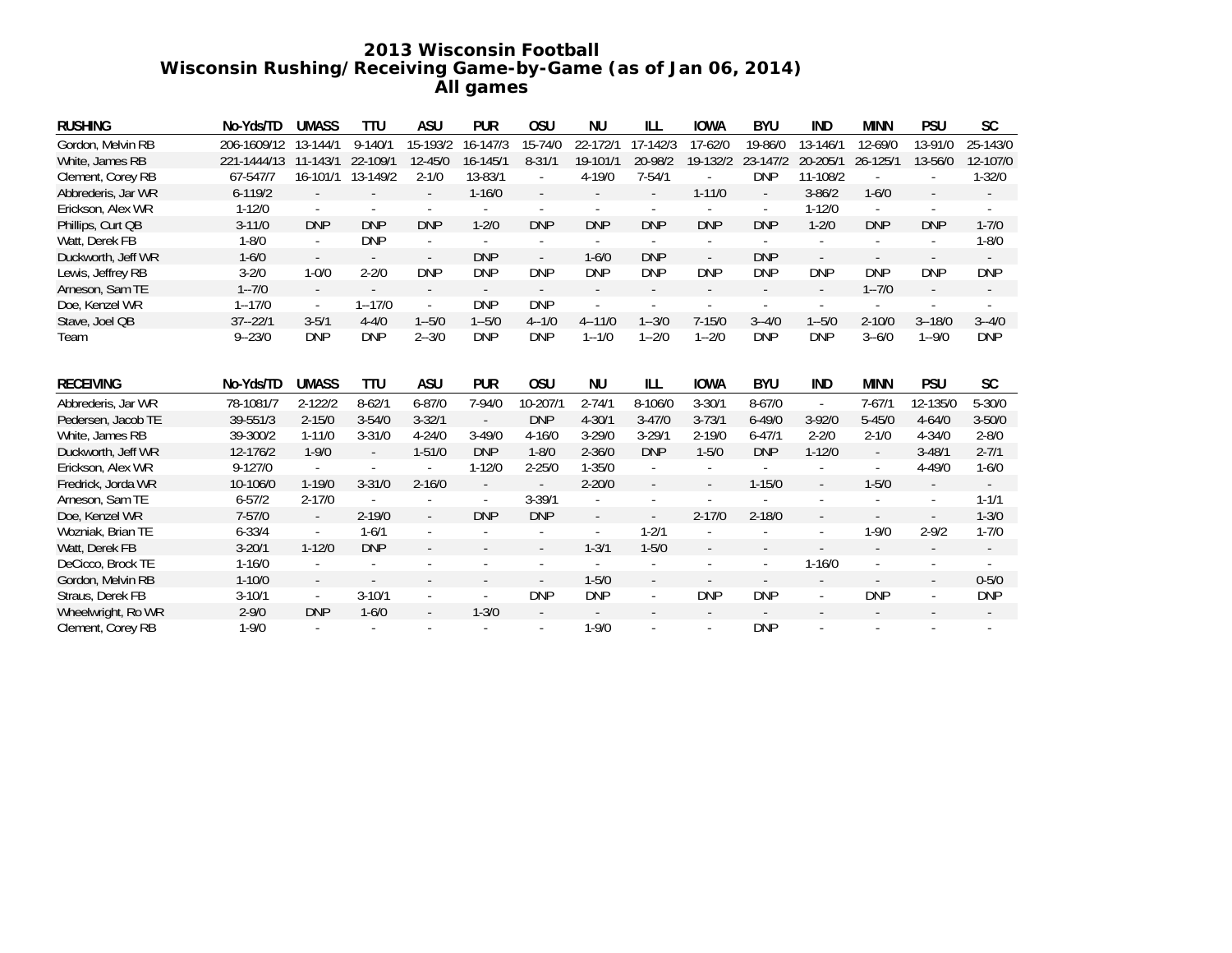# 2013 Wisconsin Football
## Wisconsin Rushing/Receiving Game-by-Game (as of Jan 06, 2014)
### All games

| RUSHING | No-Yds/TD | UMASS | TTU | ASU | PUR | OSU | NU | ILL | IOWA | BYU | IND | MINN | PSU | SC |
|---|---|---|---|---|---|---|---|---|---|---|---|---|---|---|
| Gordon, Melvin RB | 206-1609/12 | 13-144/1 | 9-140/1 | 15-193/2 | 16-147/3 | 15-74/0 | 22-172/1 | 17-142/3 | 17-62/0 | 19-86/0 | 13-146/1 | 12-69/0 | 13-91/0 | 25-143/0 |
| White, James RB | 221-1444/13 | 11-143/1 | 22-109/1 | 12-45/0 | 16-145/1 | 8-31/1 | 19-101/1 | 20-98/2 | 19-132/2 | 23-147/2 | 20-205/1 | 26-125/1 | 13-56/0 | 12-107/0 |
| Clement, Corey RB | 67-547/7 | 16-101/1 | 13-149/2 | 2-1/0 | 13-83/1 | - | 4-19/0 | 7-54/1 | - | DNP | 11-108/2 | - | - | 1-32/0 |
| Abbrederis, Jar WR | 6-119/2 | - | - | - | 1-16/0 | - | - | - | 1-11/0 | - | 3-86/2 | 1-6/0 | - | - |
| Erickson, Alex WR | 1-12/0 | - | - | - | - | - | - | - | - | - | 1-12/0 | - | - | - |
| Phillips, Curt QB | 3-11/0 | DNP | DNP | DNP | 1-2/0 | DNP | DNP | DNP | DNP | DNP | 1-2/0 | DNP | DNP | 1-7/0 |
| Watt, Derek FB | 1-8/0 | - | DNP | - | - | - | - | - | - | - | - | - | - | 1-8/0 |
| Duckworth, Jeff WR | 1-6/0 | - | - | - | DNP | - | 1-6/0 | DNP | - | DNP | - | - | - | - |
| Lewis, Jeffrey RB | 3-2/0 | 1-0/0 | 2-2/0 | DNP | DNP | DNP | DNP | DNP | DNP | DNP | DNP | DNP | DNP | DNP |
| Arneson, Sam TE | 1--7/0 | - | - | - | - | - | - | - | - | - | - | 1--7/0 | - | - |
| Doe, Kenzel WR | 1--17/0 | - | 1--17/0 | - | DNP | DNP | - | - | - | - | - | - | - | - |
| Stave, Joel QB | 37--22/1 | 3-5/1 | 4-4/0 | 1--5/0 | 1--5/0 | 4--1/0 | 4--11/0 | 1--3/0 | 7-15/0 | 3--4/0 | 1--5/0 | 2-10/0 | 3--18/0 | 3--4/0 |
| Team | 9--23/0 | DNP | DNP | 2--3/0 | DNP | DNP | 1--1/0 | 1--2/0 | 1--2/0 | DNP | DNP | 3--6/0 | 1--9/0 | DNP |

| RECEIVING | No-Yds/TD | UMASS | TTU | ASU | PUR | OSU | NU | ILL | IOWA | BYU | IND | MINN | PSU | SC |
|---|---|---|---|---|---|---|---|---|---|---|---|---|---|---|
| Abbrederis, Jar WR | 78-1081/7 | 2-122/2 | 8-62/1 | 6-87/0 | 7-94/0 | 10-207/1 | 2-74/1 | 8-106/0 | 3-30/1 | 8-67/0 | - | 7-67/1 | 12-135/0 | 5-30/0 |
| Pedersen, Jacob TE | 39-551/3 | 2-15/0 | 3-54/0 | 3-32/1 | - | DNP | 4-30/1 | 3-47/0 | 3-73/1 | 6-49/0 | 3-92/0 | 5-45/0 | 4-64/0 | 3-50/0 |
| White, James RB | 39-300/2 | 1-11/0 | 3-31/0 | 4-24/0 | 3-49/0 | 4-16/0 | 3-29/0 | 3-29/1 | 2-19/0 | 6-47/1 | 2-2/0 | 2-1/0 | 4-34/0 | 2-8/0 |
| Duckworth, Jeff WR | 12-176/2 | 1-9/0 | - | 1-51/0 | DNP | 1-8/0 | 2-36/0 | DNP | 1-5/0 | DNP | 1-12/0 | - | 3-48/1 | 2-7/1 |
| Erickson, Alex WR | 9-127/0 | - | - | - | 1-12/0 | 2-25/0 | 1-35/0 | - | - | - | - | - | 4-49/0 | 1-6/0 |
| Fredrick, Jorda WR | 10-106/0 | 1-19/0 | 3-31/0 | 2-16/0 | - | - | 2-20/0 | - | - | 1-15/0 | - | 1-5/0 | - | - |
| Arneson, Sam TE | 6-57/2 | 2-17/0 | - | - | - | 3-39/1 | - | - | - | - | - | - | - | 1-1/1 |
| Doe, Kenzel WR | 7-57/0 | - | 2-19/0 | - | DNP | DNP | - | - | 2-17/0 | 2-18/0 | - | - | - | 1-3/0 |
| Wozniak, Brian TE | 6-33/4 | - | 1-6/1 | - | - | - | - | 1-2/1 | - | - | - | 1-9/0 | 2-9/2 | 1-7/0 |
| Watt, Derek FB | 3-20/1 | 1-12/0 | DNP | - | - | - | 1-3/1 | 1-5/0 | - | - | - | - | - | - |
| DeCicco, Brock TE | 1-16/0 | - | - | - | - | - | - | - | - | - | 1-16/0 | - | - | - |
| Gordon, Melvin RB | 1-10/0 | - | - | - | - | - | 1-5/0 | - | - | - | - | - | - | 0-5/0 |
| Straus, Derek FB | 3-10/1 | - | 3-10/1 | - | - | DNP | DNP | - | DNP | DNP | - | DNP | - | DNP |
| Wheelwright, Ro WR | 2-9/0 | DNP | 1-6/0 | - | 1-3/0 | - | - | - | - | - | - | - | - | - |
| Clement, Corey RB | 1-9/0 | - | - | - | - | - | 1-9/0 | - | - | DNP | - | - | - | - |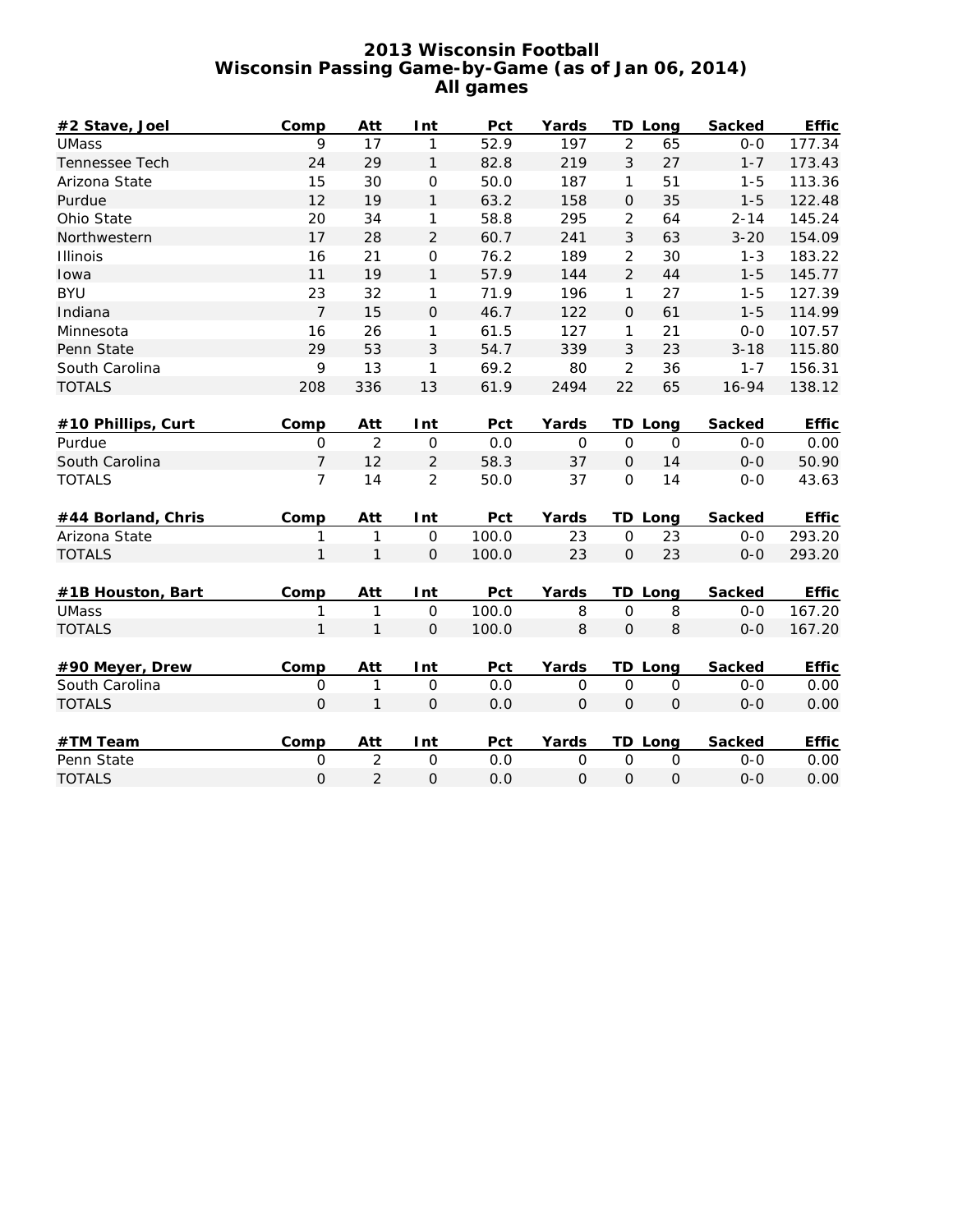# 2013 Wisconsin Football
## Wisconsin Passing Game-by-Game (as of Jan 06, 2014)
### All games

| #2 Stave, Joel | Comp | Att | Int | Pct | Yards | TD | Long | Sacked | Effic |
|---|---|---|---|---|---|---|---|---|---|
| UMass | 9 | 17 | 1 | 52.9 | 197 | 2 | 65 | 0-0 | 177.34 |
| Tennessee Tech | 24 | 29 | 1 | 82.8 | 219 | 3 | 27 | 1-7 | 173.43 |
| Arizona State | 15 | 30 | 0 | 50.0 | 187 | 1 | 51 | 1-5 | 113.36 |
| Purdue | 12 | 19 | 1 | 63.2 | 158 | 0 | 35 | 1-5 | 122.48 |
| Ohio State | 20 | 34 | 1 | 58.8 | 295 | 2 | 64 | 2-14 | 145.24 |
| Northwestern | 17 | 28 | 2 | 60.7 | 241 | 3 | 63 | 3-20 | 154.09 |
| Illinois | 16 | 21 | 0 | 76.2 | 189 | 2 | 30 | 1-3 | 183.22 |
| Iowa | 11 | 19 | 1 | 57.9 | 144 | 2 | 44 | 1-5 | 145.77 |
| BYU | 23 | 32 | 1 | 71.9 | 196 | 1 | 27 | 1-5 | 127.39 |
| Indiana | 7 | 15 | 0 | 46.7 | 122 | 0 | 61 | 1-5 | 114.99 |
| Minnesota | 16 | 26 | 1 | 61.5 | 127 | 1 | 21 | 0-0 | 107.57 |
| Penn State | 29 | 53 | 3 | 54.7 | 339 | 3 | 23 | 3-18 | 115.80 |
| South Carolina | 9 | 13 | 1 | 69.2 | 80 | 2 | 36 | 1-7 | 156.31 |
| TOTALS | 208 | 336 | 13 | 61.9 | 2494 | 22 | 65 | 16-94 | 138.12 |

| #10 Phillips, Curt | Comp | Att | Int | Pct | Yards | TD | Long | Sacked | Effic |
|---|---|---|---|---|---|---|---|---|---|
| Purdue | 0 | 2 | 0 | 0.0 | 0 | 0 | 0 | 0-0 | 0.00 |
| South Carolina | 7 | 12 | 2 | 58.3 | 37 | 0 | 14 | 0-0 | 50.90 |
| TOTALS | 7 | 14 | 2 | 50.0 | 37 | 0 | 14 | 0-0 | 43.63 |

| #44 Borland, Chris | Comp | Att | Int | Pct | Yards | TD | Long | Sacked | Effic |
|---|---|---|---|---|---|---|---|---|---|
| Arizona State | 1 | 1 | 0 | 100.0 | 23 | 0 | 23 | 0-0 | 293.20 |
| TOTALS | 1 | 1 | 0 | 100.0 | 23 | 0 | 23 | 0-0 | 293.20 |

| #1B Houston, Bart | Comp | Att | Int | Pct | Yards | TD | Long | Sacked | Effic |
|---|---|---|---|---|---|---|---|---|---|
| UMass | 1 | 1 | 0 | 100.0 | 8 | 0 | 8 | 0-0 | 167.20 |
| TOTALS | 1 | 1 | 0 | 100.0 | 8 | 0 | 8 | 0-0 | 167.20 |

| #90 Meyer, Drew | Comp | Att | Int | Pct | Yards | TD | Long | Sacked | Effic |
|---|---|---|---|---|---|---|---|---|---|
| South Carolina | 0 | 1 | 0 | 0.0 | 0 | 0 | 0 | 0-0 | 0.00 |
| TOTALS | 0 | 1 | 0 | 0.0 | 0 | 0 | 0 | 0-0 | 0.00 |

| #TM Team | Comp | Att | Int | Pct | Yards | TD | Long | Sacked | Effic |
|---|---|---|---|---|---|---|---|---|---|
| Penn State | 0 | 2 | 0 | 0.0 | 0 | 0 | 0 | 0-0 | 0.00 |
| TOTALS | 0 | 2 | 0 | 0.0 | 0 | 0 | 0 | 0-0 | 0.00 |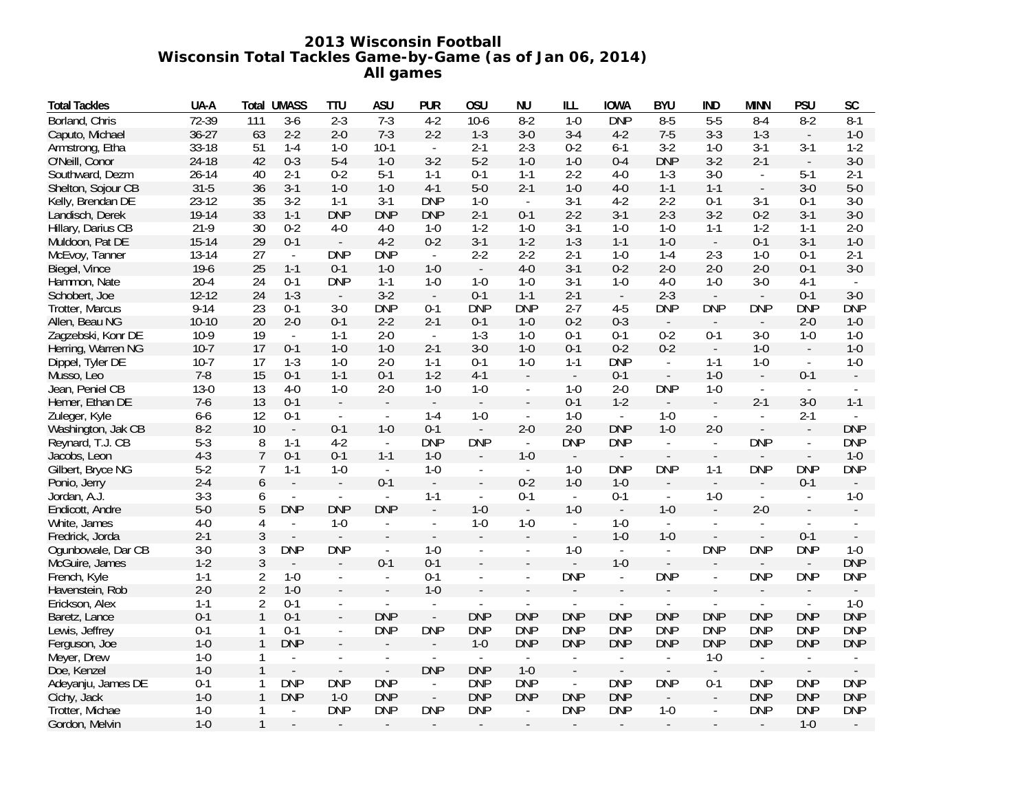## 2013 Wisconsin Football
## Wisconsin Total Tackles Game-by-Game (as of Jan 06, 2014)
## All games

| Total Tackles | UA-A | Total | UMASS | TTU | ASU | PUR | OSU | NU | ILL | IOWA | BYU | IND | MINN | PSU | SC |
|---|---|---|---|---|---|---|---|---|---|---|---|---|---|---|---|
| Borland, Chris | 72-39 | 111 | 3-6 | 2-3 | 7-3 | 4-2 | 10-6 | 8-2 | 1-0 | DNP | 8-5 | 5-5 | 8-4 | 8-2 | 8-1 |
| Caputo, Michael | 36-27 | 63 | 2-2 | 2-0 | 7-3 | 2-2 | 1-3 | 3-0 | 3-4 | 4-2 | 7-5 | 3-3 | 1-3 | - | 1-0 |
| Armstrong, Etha | 33-18 | 51 | 1-4 | 1-0 | 10-1 | - | 2-1 | 2-3 | 0-2 | 6-1 | 3-2 | 1-0 | 3-1 | 3-1 | 1-2 |
| O'Neill, Conor | 24-18 | 42 | 0-3 | 5-4 | 1-0 | 3-2 | 5-2 | 1-0 | 1-0 | 0-4 | DNP | 3-2 | 2-1 | - | 3-0 |
| Southward, Dezm | 26-14 | 40 | 2-1 | 0-2 | 5-1 | 1-1 | 0-1 | 1-1 | 2-2 | 4-0 | 1-3 | 3-0 | - | 5-1 | 2-1 |
| Shelton, Sojour CB | 31-5 | 36 | 3-1 | 1-0 | 1-0 | 4-1 | 5-0 | 2-1 | 1-0 | 4-0 | 1-1 | 1-1 | - | 3-0 | 5-0 |
| Kelly, Brendan DE | 23-12 | 35 | 3-2 | 1-1 | 3-1 | DNP | 1-0 | - | 3-1 | 4-2 | 2-2 | 0-1 | 3-1 | 0-1 | 3-0 |
| Landisch, Derek | 19-14 | 33 | 1-1 | DNP | DNP | DNP | 2-1 | 0-1 | 2-2 | 3-1 | 2-3 | 3-2 | 0-2 | 3-1 | 3-0 |
| Hillary, Darius CB | 21-9 | 30 | 0-2 | 4-0 | 4-0 | 1-0 | 1-2 | 1-0 | 3-1 | 1-0 | 1-0 | 1-1 | 1-2 | 1-1 | 2-0 |
| Muldoon, Pat DE | 15-14 | 29 | 0-1 | - | 4-2 | 0-2 | 3-1 | 1-2 | 1-3 | 1-1 | 1-0 | - | 0-1 | 3-1 | 1-0 |
| McEvoy, Tanner | 13-14 | 27 | - | DNP | DNP | - | 2-2 | 2-2 | 2-1 | 1-0 | 1-4 | 2-3 | 1-0 | 0-1 | 2-1 |
| Biegel, Vince | 19-6 | 25 | 1-1 | 0-1 | 1-0 | 1-0 | - | 4-0 | 3-1 | 0-2 | 2-0 | 2-0 | 2-0 | 0-1 | 3-0 |
| Hammon, Nate | 20-4 | 24 | 0-1 | DNP | 1-1 | 1-0 | 1-0 | 1-0 | 3-1 | 1-0 | 4-0 | 1-0 | 3-0 | 4-1 | - |
| Schobert, Joe | 12-12 | 24 | 1-3 | - | 3-2 | - | 0-1 | 1-1 | 2-1 | - | 2-3 | - | - | 0-1 | 3-0 |
| Trotter, Marcus | 9-14 | 23 | 0-1 | 3-0 | DNP | 0-1 | DNP | DNP | 2-7 | 4-5 | DNP | DNP | DNP | DNP | DNP |
| Allen, Beau NG | 10-10 | 20 | 2-0 | 0-1 | 2-2 | 2-1 | 0-1 | 1-0 | 0-2 | 0-3 | - | - | - | 2-0 | 1-0 |
| Zagzebski, Konr DE | 10-9 | 19 | - | 1-1 | 2-0 | - | 1-3 | 1-0 | 0-1 | 0-1 | 0-2 | 0-1 | 3-0 | 1-0 | 1-0 |
| Herring, Warren NG | 10-7 | 17 | 0-1 | 1-0 | 1-0 | 2-1 | 3-0 | 1-0 | 0-1 | 0-2 | 0-2 | - | 1-0 | - | 1-0 |
| Dippel, Tyler DE | 10-7 | 17 | 1-3 | 1-0 | 2-0 | 1-1 | 0-1 | 1-0 | 1-1 | DNP | - | 1-1 | 1-0 | - | 1-0 |
| Musso, Leo | 7-8 | 15 | 0-1 | 1-1 | 0-1 | 1-2 | 4-1 | - | - | 0-1 | - | 1-0 | - | 0-1 | - |
| Jean, Peniel CB | 13-0 | 13 | 4-0 | 1-0 | 2-0 | 1-0 | 1-0 | - | 1-0 | 2-0 | DNP | 1-0 | - | - | - |
| Hemer, Ethan DE | 7-6 | 13 | 0-1 | - | - | - | - | - | 0-1 | 1-2 | - | - | 2-1 | 3-0 | 1-1 |
| Zuleger, Kyle | 6-6 | 12 | 0-1 | - | - | 1-4 | 1-0 | - | 1-0 | - | 1-0 | - | - | 2-1 | - |
| Washington, Jak CB | 8-2 | 10 | - | 0-1 | 1-0 | 0-1 | - | 2-0 | 2-0 | DNP | 1-0 | 2-0 | - | - | DNP |
| Reynard, T.J. CB | 5-3 | 8 | 1-1 | 4-2 | - | DNP | DNP | - | DNP | DNP | - | - | DNP | - | DNP |
| Jacobs, Leon | 4-3 | 7 | 0-1 | 0-1 | 1-1 | 1-0 | - | 1-0 | - | - | - | - | - | - | 1-0 |
| Gilbert, Bryce NG | 5-2 | 7 | 1-1 | 1-0 | - | 1-0 | - | - | 1-0 | DNP | DNP | 1-1 | DNP | DNP | DNP |
| Ponio, Jerry | 2-4 | 6 | - | - | 0-1 | - | - | 0-2 | 1-0 | 1-0 | - | - | - | 0-1 | - |
| Jordan, A.J. | 3-3 | 6 | - | - | - | 1-1 | - | 0-1 | - | 0-1 | - | 1-0 | - | - | 1-0 |
| Endicott, Andre | 5-0 | 5 | DNP | DNP | DNP | - | 1-0 | - | 1-0 | - | 1-0 | - | 2-0 | - | - |
| White, James | 4-0 | 4 | - | 1-0 | - | - | 1-0 | 1-0 | - | 1-0 | - | - | - | - | - |
| Fredrick, Jorda | 2-1 | 3 | - | - | - | - | - | - | - | 1-0 | 1-0 | - | - | 0-1 | - |
| Ogunbowale, Dar CB | 3-0 | 3 | DNP | DNP | - | 1-0 | - | - | 1-0 | - | - | DNP | DNP | DNP | 1-0 |
| McGuire, James | 1-2 | 3 | - | - | 0-1 | 0-1 | - | - | - | 1-0 | - | - | - | - | DNP |
| French, Kyle | 1-1 | 2 | 1-0 | - | - | 0-1 | - | - | DNP | - | DNP | - | DNP | DNP | DNP |
| Havenstein, Rob | 2-0 | 2 | 1-0 | - | - | 1-0 | - | - | - | - | - | - | - | - | - |
| Erickson, Alex | 1-1 | 2 | 0-1 | - | - | - | - | - | - | - | - | - | - | - | 1-0 |
| Baretz, Lance | 0-1 | 1 | 0-1 | - | DNP | - | DNP | DNP | DNP | DNP | DNP | DNP | DNP | DNP | DNP |
| Lewis, Jeffrey | 0-1 | 1 | 0-1 | - | DNP | DNP | DNP | DNP | DNP | DNP | DNP | DNP | DNP | DNP | DNP |
| Ferguson, Joe | 1-0 | 1 | DNP | - | - | - | 1-0 | DNP | DNP | DNP | DNP | DNP | DNP | DNP | DNP |
| Meyer, Drew | 1-0 | 1 | - | - | - | - | - | - | - | - | - | 1-0 | - | - | - |
| Doe, Kenzel | 1-0 | 1 | - | - | - | DNP | DNP | 1-0 | - | - | - | - | - | - | - |
| Adeyanju, James DE | 0-1 | 1 | DNP | DNP | DNP | - | DNP | DNP | - | DNP | DNP | 0-1 | DNP | DNP | DNP |
| Cichy, Jack | 1-0 | 1 | DNP | 1-0 | DNP | - | DNP | DNP | DNP | DNP | - | - | DNP | DNP | DNP |
| Trotter, Michae | 1-0 | 1 | - | DNP | DNP | DNP | DNP | - | DNP | DNP | 1-0 | - | DNP | DNP | DNP |
| Gordon, Melvin | 1-0 | 1 | - | - | - | - | - | - | - | - | - | - | - | 1-0 | - |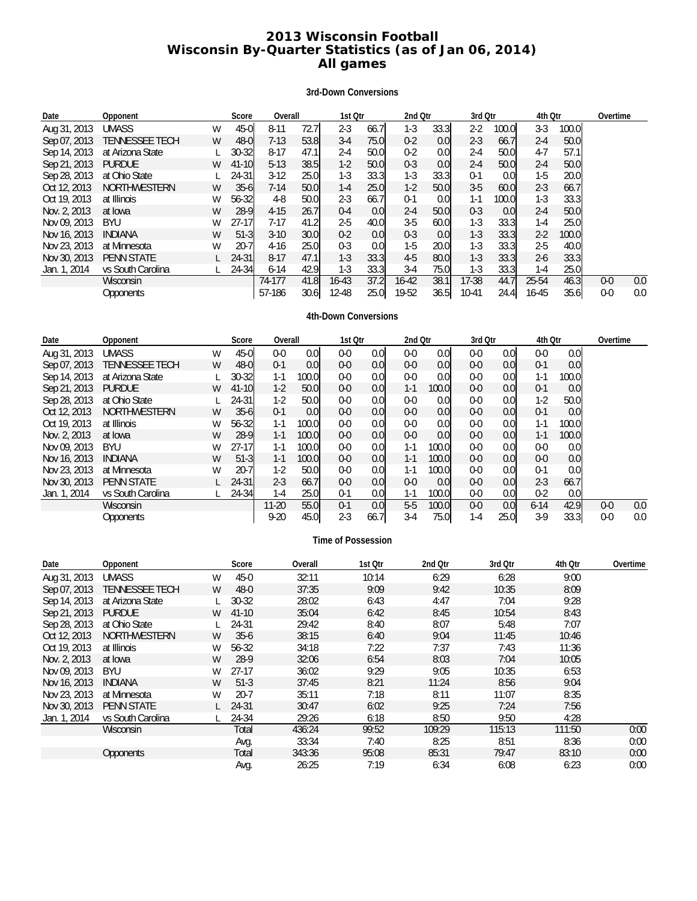# 2013 Wisconsin Football
# Wisconsin By-Quarter Statistics (as of Jan 06, 2014)
# All games

### 3rd-Down Conversions

| Date | Opponent | | Score | Overall | | 1st Qtr | | 2nd Qtr | | 3rd Qtr | | 4th Qtr | | Overtime | |
|---|---|---|---|---|---|---|---|---|---|---|---|---|---|---|---|
| Aug 31, 2013 | UMASS | W | 45-0 | 8-11 | 72.7 | 2-3 | 66.7 | 1-3 | 33.3 | 2-2 | 100.0 | 3-3 | 100.0 | | |
| Sep 07, 2013 | TENNESSEE TECH | W | 48-0 | 7-13 | 53.8 | 3-4 | 75.0 | 0-2 | 0.0 | 2-3 | 66.7 | 2-4 | 50.0 | | |
| Sep 14, 2013 | at Arizona State | L | 30-32 | 8-17 | 47.1 | 2-4 | 50.0 | 0-2 | 0.0 | 2-4 | 50.0 | 4-7 | 57.1 | | |
| Sep 21, 2013 | PURDUE | W | 41-10 | 5-13 | 38.5 | 1-2 | 50.0 | 0-3 | 0.0 | 2-4 | 50.0 | 2-4 | 50.0 | | |
| Sep 28, 2013 | at Ohio State | L | 24-31 | 3-12 | 25.0 | 1-3 | 33.3 | 1-3 | 33.3 | 0-1 | 0.0 | 1-5 | 20.0 | | |
| Oct 12, 2013 | NORTHWESTERN | W | 35-6 | 7-14 | 50.0 | 1-4 | 25.0 | 1-2 | 50.0 | 3-5 | 60.0 | 2-3 | 66.7 | | |
| Oct 19, 2013 | at Illinois | W | 56-32 | 4-8 | 50.0 | 2-3 | 66.7 | 0-1 | 0.0 | 1-1 | 100.0 | 1-3 | 33.3 | | |
| Nov. 2, 2013 | at Iowa | W | 28-9 | 4-15 | 26.7 | 0-4 | 0.0 | 2-4 | 50.0 | 0-3 | 0.0 | 2-4 | 50.0 | | |
| Nov 09, 2013 | BYU | W | 27-17 | 7-17 | 41.2 | 2-5 | 40.0 | 3-5 | 60.0 | 1-3 | 33.3 | 1-4 | 25.0 | | |
| Nov 16, 2013 | INDIANA | W | 51-3 | 3-10 | 30.0 | 0-2 | 0.0 | 0-3 | 0.0 | 1-3 | 33.3 | 2-2 | 100.0 | | |
| Nov 23, 2013 | at Minnesota | W | 20-7 | 4-16 | 25.0 | 0-3 | 0.0 | 1-5 | 20.0 | 1-3 | 33.3 | 2-5 | 40.0 | | |
| Nov 30, 2013 | PENN STATE | L | 24-31 | 8-17 | 47.1 | 1-3 | 33.3 | 4-5 | 80.0 | 1-3 | 33.3 | 2-6 | 33.3 | | |
| Jan. 1, 2014 | vs South Carolina | L | 24-34 | 6-14 | 42.9 | 1-3 | 33.3 | 3-4 | 75.0 | 1-3 | 33.3 | 1-4 | 25.0 | | |
| | Wisconsin | | | 74-177 | 41.8 | 16-43 | 37.2 | 16-42 | 38.1 | 17-38 | 44.7 | 25-54 | 46.3 | 0-0 | 0.0 |
| | Opponents | | | 57-186 | 30.6 | 12-48 | 25.0 | 19-52 | 36.5 | 10-41 | 24.4 | 16-45 | 35.6 | 0-0 | 0.0 |

### 4th-Down Conversions

| Date | Opponent | | Score | Overall | | 1st Qtr | | 2nd Qtr | | 3rd Qtr | | 4th Qtr | | Overtime | |
|---|---|---|---|---|---|---|---|---|---|---|---|---|---|---|---|
| Aug 31, 2013 | UMASS | W | 45-0 | 0-0 | 0.0 | 0-0 | 0.0 | 0-0 | 0.0 | 0-0 | 0.0 | 0-0 | 0.0 | | |
| Sep 07, 2013 | TENNESSEE TECH | W | 48-0 | 0-1 | 0.0 | 0-0 | 0.0 | 0-0 | 0.0 | 0-0 | 0.0 | 0-1 | 0.0 | | |
| Sep 14, 2013 | at Arizona State | L | 30-32 | 1-1 | 100.0 | 0-0 | 0.0 | 0-0 | 0.0 | 0-0 | 0.0 | 1-1 | 100.0 | | |
| Sep 21, 2013 | PURDUE | W | 41-10 | 1-2 | 50.0 | 0-0 | 0.0 | 1-1 | 100.0 | 0-0 | 0.0 | 0-1 | 0.0 | | |
| Sep 28, 2013 | at Ohio State | L | 24-31 | 1-2 | 50.0 | 0-0 | 0.0 | 0-0 | 0.0 | 0-0 | 0.0 | 1-2 | 50.0 | | |
| Oct 12, 2013 | NORTHWESTERN | W | 35-6 | 0-1 | 0.0 | 0-0 | 0.0 | 0-0 | 0.0 | 0-0 | 0.0 | 0-1 | 0.0 | | |
| Oct 19, 2013 | at Illinois | W | 56-32 | 1-1 | 100.0 | 0-0 | 0.0 | 0-0 | 0.0 | 0-0 | 0.0 | 1-1 | 100.0 | | |
| Nov. 2, 2013 | at Iowa | W | 28-9 | 1-1 | 100.0 | 0-0 | 0.0 | 0-0 | 0.0 | 0-0 | 0.0 | 1-1 | 100.0 | | |
| Nov 09, 2013 | BYU | W | 27-17 | 1-1 | 100.0 | 0-0 | 0.0 | 1-1 | 100.0 | 0-0 | 0.0 | 0-0 | 0.0 | | |
| Nov 16, 2013 | INDIANA | W | 51-3 | 1-1 | 100.0 | 0-0 | 0.0 | 1-1 | 100.0 | 0-0 | 0.0 | 0-0 | 0.0 | | |
| Nov 23, 2013 | at Minnesota | W | 20-7 | 1-2 | 50.0 | 0-0 | 0.0 | 1-1 | 100.0 | 0-0 | 0.0 | 0-1 | 0.0 | | |
| Nov 30, 2013 | PENN STATE | L | 24-31 | 2-3 | 66.7 | 0-0 | 0.0 | 0-0 | 0.0 | 0-0 | 0.0 | 2-3 | 66.7 | | |
| Jan. 1, 2014 | vs South Carolina | L | 24-34 | 1-4 | 25.0 | 0-1 | 0.0 | 1-1 | 100.0 | 0-0 | 0.0 | 0-2 | 0.0 | | |
| | Wisconsin | | | 11-20 | 55.0 | 0-1 | 0.0 | 5-5 | 100.0 | 0-0 | 0.0 | 6-14 | 42.9 | 0-0 | 0.0 |
| | Opponents | | | 9-20 | 45.0 | 2-3 | 66.7 | 3-4 | 75.0 | 1-4 | 25.0 | 3-9 | 33.3 | 0-0 | 0.0 |

### Time of Possession

| Date | Opponent | | Score | Overall | 1st Qtr | 2nd Qtr | 3rd Qtr | 4th Qtr | Overtime |
|---|---|---|---|---|---|---|---|---|---|
| Aug 31, 2013 | UMASS | W | 45-0 | 32:11 | 10:14 | 6:29 | 6:28 | 9:00 | |
| Sep 07, 2013 | TENNESSEE TECH | W | 48-0 | 37:35 | 9:09 | 9:42 | 10:35 | 8:09 | |
| Sep 14, 2013 | at Arizona State | L | 30-32 | 28:02 | 6:43 | 4:47 | 7:04 | 9:28 | |
| Sep 21, 2013 | PURDUE | W | 41-10 | 35:04 | 6:42 | 8:45 | 10:54 | 8:43 | |
| Sep 28, 2013 | at Ohio State | L | 24-31 | 29:42 | 8:40 | 8:07 | 5:48 | 7:07 | |
| Oct 12, 2013 | NORTHWESTERN | W | 35-6 | 38:15 | 6:40 | 9:04 | 11:45 | 10:46 | |
| Oct 19, 2013 | at Illinois | W | 56-32 | 34:18 | 7:22 | 7:37 | 7:43 | 11:36 | |
| Nov. 2, 2013 | at Iowa | W | 28-9 | 32:06 | 6:54 | 8:03 | 7:04 | 10:05 | |
| Nov 09, 2013 | BYU | W | 27-17 | 36:02 | 9:29 | 9:05 | 10:35 | 6:53 | |
| Nov 16, 2013 | INDIANA | W | 51-3 | 37:45 | 8:21 | 11:24 | 8:56 | 9:04 | |
| Nov 23, 2013 | at Minnesota | W | 20-7 | 35:11 | 7:18 | 8:11 | 11:07 | 8:35 | |
| Nov 30, 2013 | PENN STATE | L | 24-31 | 30:47 | 6:02 | 9:25 | 7:24 | 7:56 | |
| Jan. 1, 2014 | vs South Carolina | L | 24-34 | 29:26 | 6:18 | 8:50 | 9:50 | 4:28 | |
| | Wisconsin | | Total | 436:24 | 99:52 | 109:29 | 115:13 | 111:50 | 0:00 |
| | | | Avg. | 33:34 | 7:40 | 8:25 | 8:51 | 8:36 | 0:00 |
| | Opponents | | Total | 343:36 | 95:08 | 85:31 | 79:47 | 83:10 | 0:00 |
| | | | Avg. | 26:25 | 7:19 | 6:34 | 6:08 | 6:23 | 0:00 |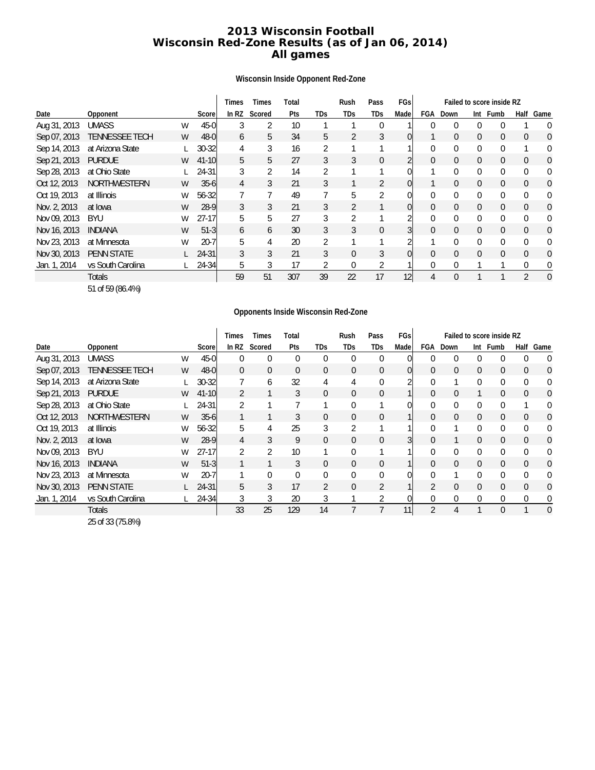# 2013 Wisconsin Football
# Wisconsin Red-Zone Results (as of Jan 06, 2014)
# All games

### Wisconsin Inside Opponent Red-Zone

| | | | | Times | Times | Total | | Rush | Pass | FGs | Failed to score inside RZ | | | | | |
|---|---|---|---|---|---|---|---|---|---|---|---|---|---|---|---|---|
| Date | Opponent | | Score | In RZ | Scored | Pts | TDs | TDs | TDs | Made | FGA | Down | Int | Fumb | Half | Game |
| Aug 31, 2013 | UMASS | W | 45-0 | 3 | 2 | 10 | 1 | 1 | 0 | 1 | 0 | 0 | 0 | 0 | 1 | 0 |
| Sep 07, 2013 | TENNESSEE TECH | W | 48-0 | 6 | 5 | 34 | 5 | 2 | 3 | 0 | 1 | 0 | 0 | 0 | 0 | 0 |
| Sep 14, 2013 | at Arizona State | L | 30-32 | 4 | 3 | 16 | 2 | 1 | 1 | 1 | 0 | 0 | 0 | 0 | 1 | 0 |
| Sep 21, 2013 | PURDUE | W | 41-10 | 5 | 5 | 27 | 3 | 3 | 0 | 2 | 0 | 0 | 0 | 0 | 0 | 0 |
| Sep 28, 2013 | at Ohio State | L | 24-31 | 3 | 2 | 14 | 2 | 1 | 1 | 0 | 1 | 0 | 0 | 0 | 0 | 0 |
| Oct 12, 2013 | NORTHWESTERN | W | 35-6 | 4 | 3 | 21 | 3 | 1 | 2 | 0 | 1 | 0 | 0 | 0 | 0 | 0 |
| Oct 19, 2013 | at Illinois | W | 56-32 | 7 | 7 | 49 | 7 | 5 | 2 | 0 | 0 | 0 | 0 | 0 | 0 | 0 |
| Nov. 2, 2013 | at Iowa | W | 28-9 | 3 | 3 | 21 | 3 | 2 | 1 | 0 | 0 | 0 | 0 | 0 | 0 | 0 |
| Nov 09, 2013 | BYU | W | 27-17 | 5 | 5 | 27 | 3 | 2 | 1 | 2 | 0 | 0 | 0 | 0 | 0 | 0 |
| Nov 16, 2013 | INDIANA | W | 51-3 | 6 | 6 | 30 | 3 | 3 | 0 | 3 | 0 | 0 | 0 | 0 | 0 | 0 |
| Nov 23, 2013 | at Minnesota | W | 20-7 | 5 | 4 | 20 | 2 | 1 | 1 | 2 | 1 | 0 | 0 | 0 | 0 | 0 |
| Nov 30, 2013 | PENN STATE | L | 24-31 | 3 | 3 | 21 | 3 | 0 | 3 | 0 | 0 | 0 | 0 | 0 | 0 | 0 |
| Jan. 1, 2014 | vs South Carolina | L | 24-34 | 5 | 3 | 17 | 2 | 0 | 2 | 1 | 0 | 0 | 1 | 1 | 0 | 0 |
| | Totals | | | 59 | 51 | 307 | 39 | 22 | 17 | 12 | 4 | 0 | 1 | 1 | 2 | 0 |

51 of 59 (86.4%)

### Opponents Inside Wisconsin Red-Zone

| | | | | Times | Times | Total | | Rush | Pass | FGs | Failed to score inside RZ | | | | | |
|---|---|---|---|---|---|---|---|---|---|---|---|---|---|---|---|---|
| Date | Opponent | | Score | In RZ | Scored | Pts | TDs | TDs | TDs | Made | FGA | Down | Int | Fumb | Half | Game |
| Aug 31, 2013 | UMASS | W | 45-0 | 0 | 0 | 0 | 0 | 0 | 0 | 0 | 0 | 0 | 0 | 0 | 0 | 0 |
| Sep 07, 2013 | TENNESSEE TECH | W | 48-0 | 0 | 0 | 0 | 0 | 0 | 0 | 0 | 0 | 0 | 0 | 0 | 0 | 0 |
| Sep 14, 2013 | at Arizona State | L | 30-32 | 7 | 6 | 32 | 4 | 4 | 0 | 2 | 0 | 1 | 0 | 0 | 0 | 0 |
| Sep 21, 2013 | PURDUE | W | 41-10 | 2 | 1 | 3 | 0 | 0 | 0 | 1 | 0 | 0 | 1 | 0 | 0 | 0 |
| Sep 28, 2013 | at Ohio State | L | 24-31 | 2 | 1 | 7 | 1 | 0 | 1 | 0 | 0 | 0 | 0 | 0 | 1 | 0 |
| Oct 12, 2013 | NORTHWESTERN | W | 35-6 | 1 | 1 | 3 | 0 | 0 | 0 | 1 | 0 | 0 | 0 | 0 | 0 | 0 |
| Oct 19, 2013 | at Illinois | W | 56-32 | 5 | 4 | 25 | 3 | 2 | 1 | 1 | 0 | 1 | 0 | 0 | 0 | 0 |
| Nov. 2, 2013 | at Iowa | W | 28-9 | 4 | 3 | 9 | 0 | 0 | 0 | 3 | 0 | 1 | 0 | 0 | 0 | 0 |
| Nov 09, 2013 | BYU | W | 27-17 | 2 | 2 | 10 | 1 | 0 | 1 | 1 | 0 | 0 | 0 | 0 | 0 | 0 |
| Nov 16, 2013 | INDIANA | W | 51-3 | 1 | 1 | 3 | 0 | 0 | 0 | 1 | 0 | 0 | 0 | 0 | 0 | 0 |
| Nov 23, 2013 | at Minnesota | W | 20-7 | 1 | 0 | 0 | 0 | 0 | 0 | 0 | 0 | 1 | 0 | 0 | 0 | 0 |
| Nov 30, 2013 | PENN STATE | L | 24-31 | 5 | 3 | 17 | 2 | 0 | 2 | 1 | 2 | 0 | 0 | 0 | 0 | 0 |
| Jan. 1, 2014 | vs South Carolina | L | 24-34 | 3 | 3 | 20 | 3 | 1 | 2 | 0 | 0 | 0 | 0 | 0 | 0 | 0 |
| | Totals | | | 33 | 25 | 129 | 14 | 7 | 7 | 11 | 2 | 4 | 1 | 0 | 1 | 0 |

25 of 33 (75.8%)